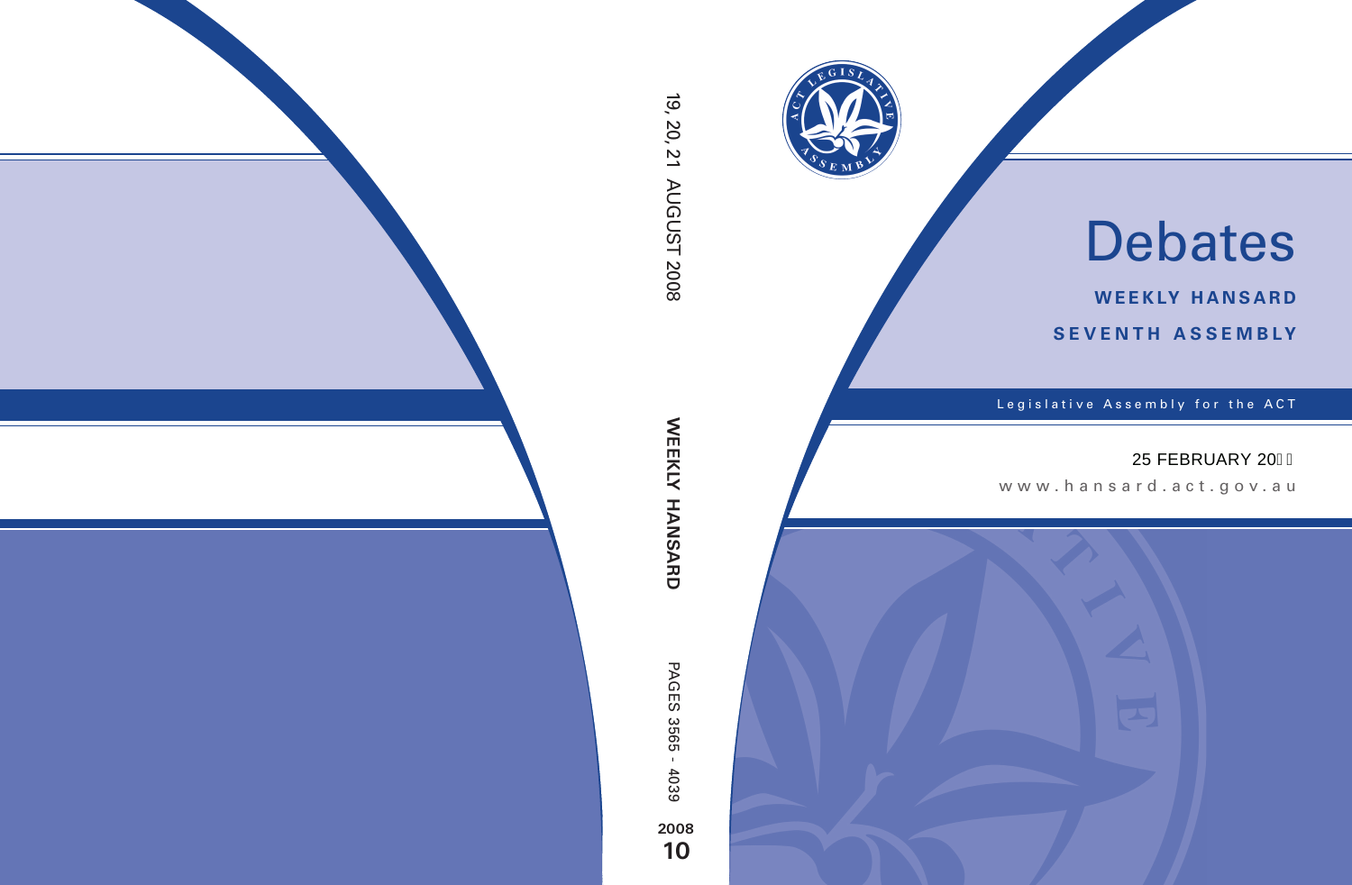# Debates

**WEEKLY HANSARD**

**SEVENTH ASSEMBLY**

Legislative Assembly for the ACT

25 FEBRUARY 20

www.hansard.act.gov.au

19, 20, 21 AUGUST 2008

**WEEKLY HANSARD**

PAGES 3565 - 4039

**2008**

**10**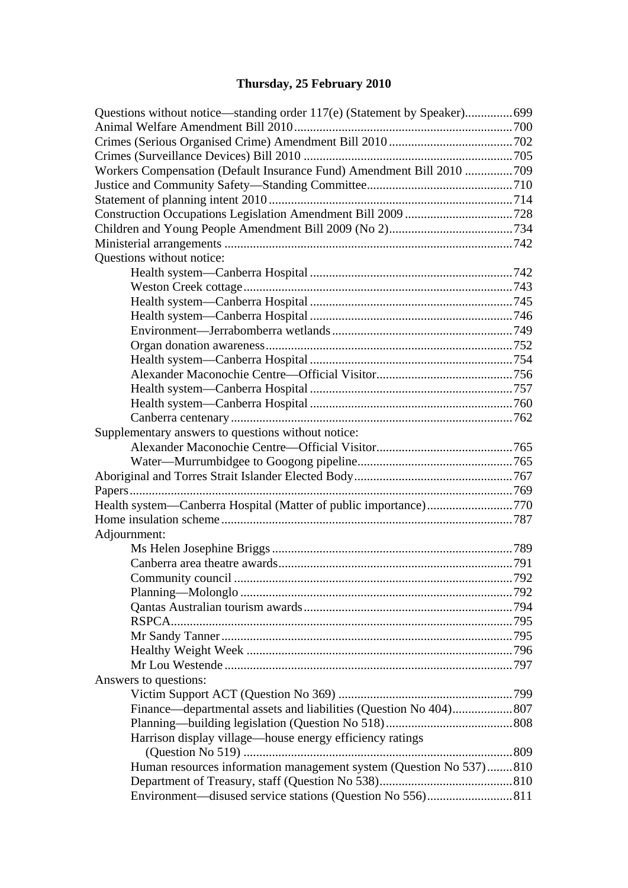## Thursday, 25 February 2010

Questions without notice—standing order 117(e) (Statement by Speaker)...............699
Animal Welfare Amendment Bill 2010....................................................................700
Crimes (Serious Organised Crime) Amendment Bill 2010.......................................702
Crimes (Surveillance Devices) Bill 2010 .................................................................705
Workers Compensation (Default Insurance Fund) Amendment Bill 2010 ...............709
Justice and Community Safety—Standing Committee.............................................710
Statement of planning intent 2010............................................................................714
Construction Occupations Legislation Amendment Bill 2009 .................................728
Children and Young People Amendment Bill 2009 (No 2).......................................734
Ministerial arrangements ..........................................................................................742
Questions without notice:

- Health system—Canberra Hospital ...............................................................742
- Weston Creek cottage.....................................................................................743
- Health system—Canberra Hospital ...............................................................745
- Health system—Canberra Hospital ...............................................................746
- Environment—Jerrabomberra wetlands.........................................................749
- Organ donation awareness.............................................................................752
- Health system—Canberra Hospital ...............................................................754
- Alexander Maconochie Centre—Official Visitor...........................................756
- Health system—Canberra Hospital ...............................................................757
- Health system—Canberra Hospital ...............................................................760
- Canberra centenary........................................................................................762

Supplementary answers to questions without notice:

- Alexander Maconochie Centre—Official Visitor...........................................765
- Water—Murrumbidgee to Googong pipeline................................................765

Aboriginal and Torres Strait Islander Elected Body..................................................767
Papers........................................................................................................................769
Health system—Canberra Hospital (Matter of public importance)...........................770
Home insulation scheme...........................................................................................787
Adjournment:

- Ms Helen Josephine Briggs ...........................................................................789
- Canberra area theatre awards.........................................................................791
- Community council .......................................................................................792
- Planning—Molonglo .....................................................................................792
- Qantas Australian tourism awards.................................................................794
- RSPCA..........................................................................................................795
- Mr Sandy Tanner...........................................................................................795
- Healthy Weight Week ...................................................................................796
- Mr Lou Westende ..........................................................................................797

Answers to questions:

- Victim Support ACT (Question No 369) .......................................................799
- Finance—departmental assets and liabilities (Question No 404)...................807
- Planning—building legislation (Question No 518)........................................808
- Harrison display village—house energy efficiency ratings (Question No 519) ....................................................................................809
- Human resources information management system (Question No 537)........810
- Department of Treasury, staff (Question No 538)..........................................810
- Environment—disused service stations (Question No 556)...........................811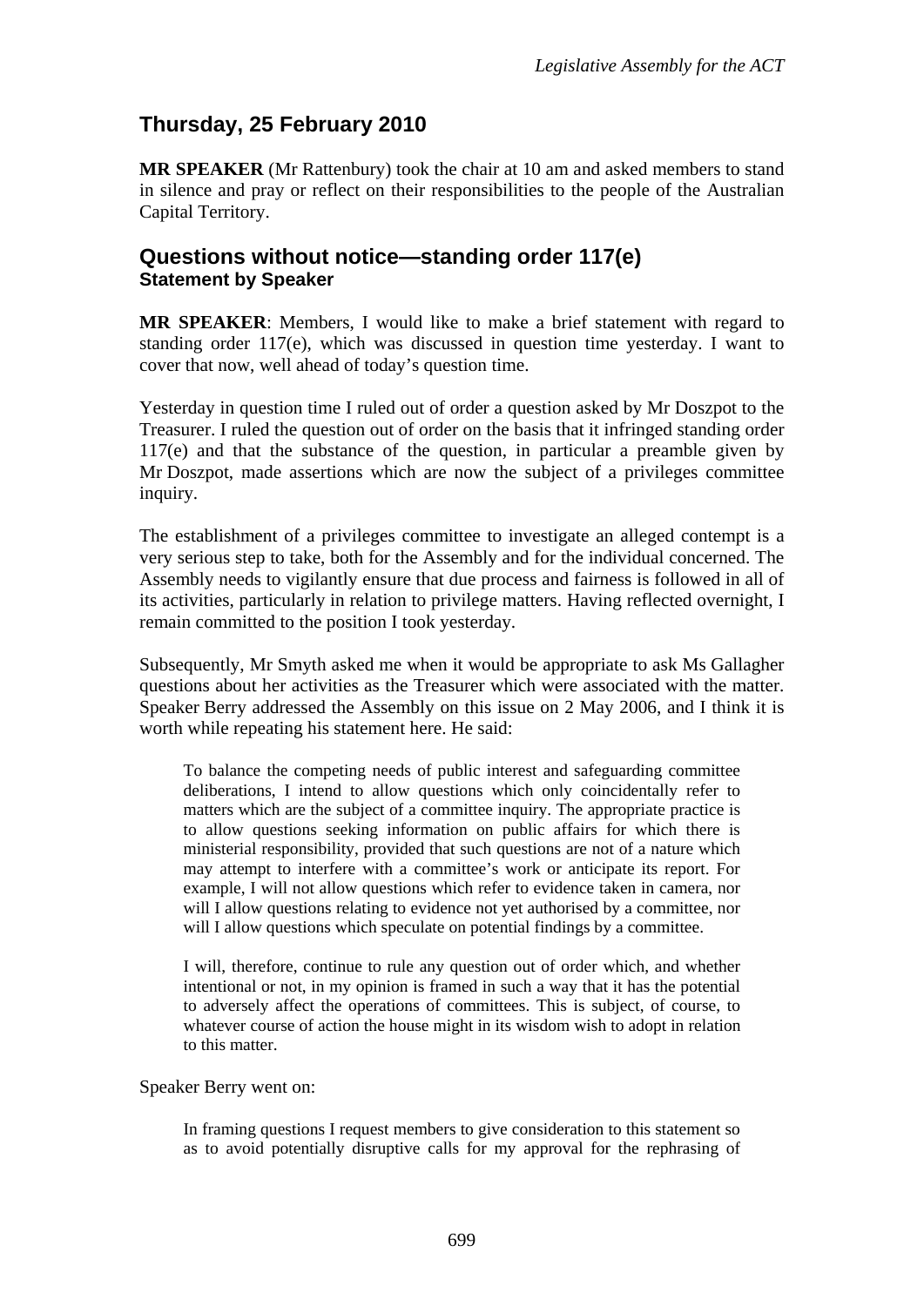## Thursday, 25 February 2010

**MR SPEAKER** (Mr Rattenbury) took the chair at 10 am and asked members to stand in silence and pray or reflect on their responsibilities to the people of the Australian Capital Territory.

## Questions without notice—standing order 117(e)
### Statement by Speaker

**MR SPEAKER**: Members, I would like to make a brief statement with regard to standing order 117(e), which was discussed in question time yesterday. I want to cover that now, well ahead of today's question time.

Yesterday in question time I ruled out of order a question asked by Mr Doszpot to the Treasurer. I ruled the question out of order on the basis that it infringed standing order 117(e) and that the substance of the question, in particular a preamble given by Mr Doszpot, made assertions which are now the subject of a privileges committee inquiry.

The establishment of a privileges committee to investigate an alleged contempt is a very serious step to take, both for the Assembly and for the individual concerned. The Assembly needs to vigilantly ensure that due process and fairness is followed in all of its activities, particularly in relation to privilege matters. Having reflected overnight, I remain committed to the position I took yesterday.

Subsequently, Mr Smyth asked me when it would be appropriate to ask Ms Gallagher questions about her activities as the Treasurer which were associated with the matter. Speaker Berry addressed the Assembly on this issue on 2 May 2006, and I think it is worth while repeating his statement here. He said:

> To balance the competing needs of public interest and safeguarding committee deliberations, I intend to allow questions which only coincidentally refer to matters which are the subject of a committee inquiry. The appropriate practice is to allow questions seeking information on public affairs for which there is ministerial responsibility, provided that such questions are not of a nature which may attempt to interfere with a committee's work or anticipate its report. For example, I will not allow questions which refer to evidence taken in camera, nor will I allow questions relating to evidence not yet authorised by a committee, nor will I allow questions which speculate on potential findings by a committee.
>
> I will, therefore, continue to rule any question out of order which, and whether intentional or not, in my opinion is framed in such a way that it has the potential to adversely affect the operations of committees. This is subject, of course, to whatever course of action the house might in its wisdom wish to adopt in relation to this matter.

Speaker Berry went on:

> In framing questions I request members to give consideration to this statement so as to avoid potentially disruptive calls for my approval for the rephrasing of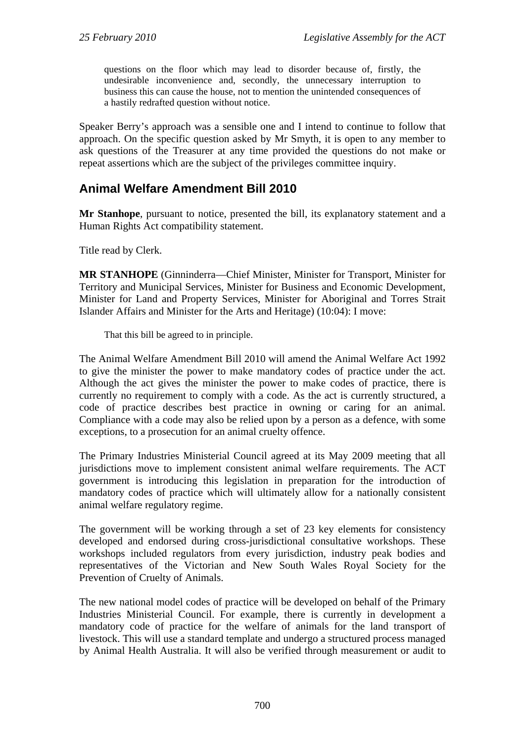> questions on the floor which may lead to disorder because of, firstly, the undesirable inconvenience and, secondly, the unnecessary interruption to business this can cause the house, not to mention the unintended consequences of a hastily redrafted question without notice.

Speaker Berry's approach was a sensible one and I intend to continue to follow that approach. On the specific question asked by Mr Smyth, it is open to any member to ask questions of the Treasurer at any time provided the questions do not make or repeat assertions which are the subject of the privileges committee inquiry.

## Animal Welfare Amendment Bill 2010

**Mr Stanhope**, pursuant to notice, presented the bill, its explanatory statement and a Human Rights Act compatibility statement.

Title read by Clerk.

**MR STANHOPE** (Ginninderra—Chief Minister, Minister for Transport, Minister for Territory and Municipal Services, Minister for Business and Economic Development, Minister for Land and Property Services, Minister for Aboriginal and Torres Strait Islander Affairs and Minister for the Arts and Heritage) (10:04): I move:

> That this bill be agreed to in principle.

The Animal Welfare Amendment Bill 2010 will amend the Animal Welfare Act 1992 to give the minister the power to make mandatory codes of practice under the act. Although the act gives the minister the power to make codes of practice, there is currently no requirement to comply with a code. As the act is currently structured, a code of practice describes best practice in owning or caring for an animal. Compliance with a code may also be relied upon by a person as a defence, with some exceptions, to a prosecution for an animal cruelty offence.

The Primary Industries Ministerial Council agreed at its May 2009 meeting that all jurisdictions move to implement consistent animal welfare requirements. The ACT government is introducing this legislation in preparation for the introduction of mandatory codes of practice which will ultimately allow for a nationally consistent animal welfare regulatory regime.

The government will be working through a set of 23 key elements for consistency developed and endorsed during cross-jurisdictional consultative workshops. These workshops included regulators from every jurisdiction, industry peak bodies and representatives of the Victorian and New South Wales Royal Society for the Prevention of Cruelty of Animals.

The new national model codes of practice will be developed on behalf of the Primary Industries Ministerial Council. For example, there is currently in development a mandatory code of practice for the welfare of animals for the land transport of livestock. This will use a standard template and undergo a structured process managed by Animal Health Australia. It will also be verified through measurement or audit to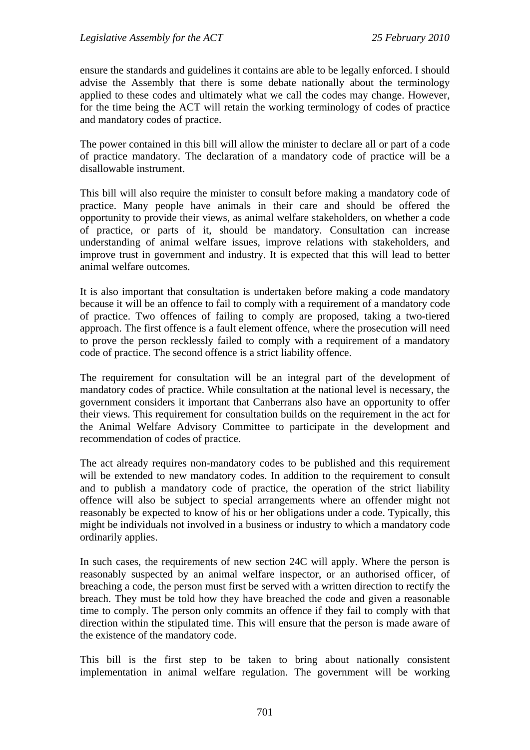ensure the standards and guidelines it contains are able to be legally enforced. I should advise the Assembly that there is some debate nationally about the terminology applied to these codes and ultimately what we call the codes may change. However, for the time being the ACT will retain the working terminology of codes of practice and mandatory codes of practice.

The power contained in this bill will allow the minister to declare all or part of a code of practice mandatory. The declaration of a mandatory code of practice will be a disallowable instrument.

This bill will also require the minister to consult before making a mandatory code of practice. Many people have animals in their care and should be offered the opportunity to provide their views, as animal welfare stakeholders, on whether a code of practice, or parts of it, should be mandatory. Consultation can increase understanding of animal welfare issues, improve relations with stakeholders, and improve trust in government and industry. It is expected that this will lead to better animal welfare outcomes.

It is also important that consultation is undertaken before making a code mandatory because it will be an offence to fail to comply with a requirement of a mandatory code of practice. Two offences of failing to comply are proposed, taking a two-tiered approach. The first offence is a fault element offence, where the prosecution will need to prove the person recklessly failed to comply with a requirement of a mandatory code of practice. The second offence is a strict liability offence.

The requirement for consultation will be an integral part of the development of mandatory codes of practice. While consultation at the national level is necessary, the government considers it important that Canberrans also have an opportunity to offer their views. This requirement for consultation builds on the requirement in the act for the Animal Welfare Advisory Committee to participate in the development and recommendation of codes of practice.

The act already requires non-mandatory codes to be published and this requirement will be extended to new mandatory codes. In addition to the requirement to consult and to publish a mandatory code of practice, the operation of the strict liability offence will also be subject to special arrangements where an offender might not reasonably be expected to know of his or her obligations under a code. Typically, this might be individuals not involved in a business or industry to which a mandatory code ordinarily applies.

In such cases, the requirements of new section 24C will apply. Where the person is reasonably suspected by an animal welfare inspector, or an authorised officer, of breaching a code, the person must first be served with a written direction to rectify the breach. They must be told how they have breached the code and given a reasonable time to comply. The person only commits an offence if they fail to comply with that direction within the stipulated time. This will ensure that the person is made aware of the existence of the mandatory code.

This bill is the first step to be taken to bring about nationally consistent implementation in animal welfare regulation. The government will be working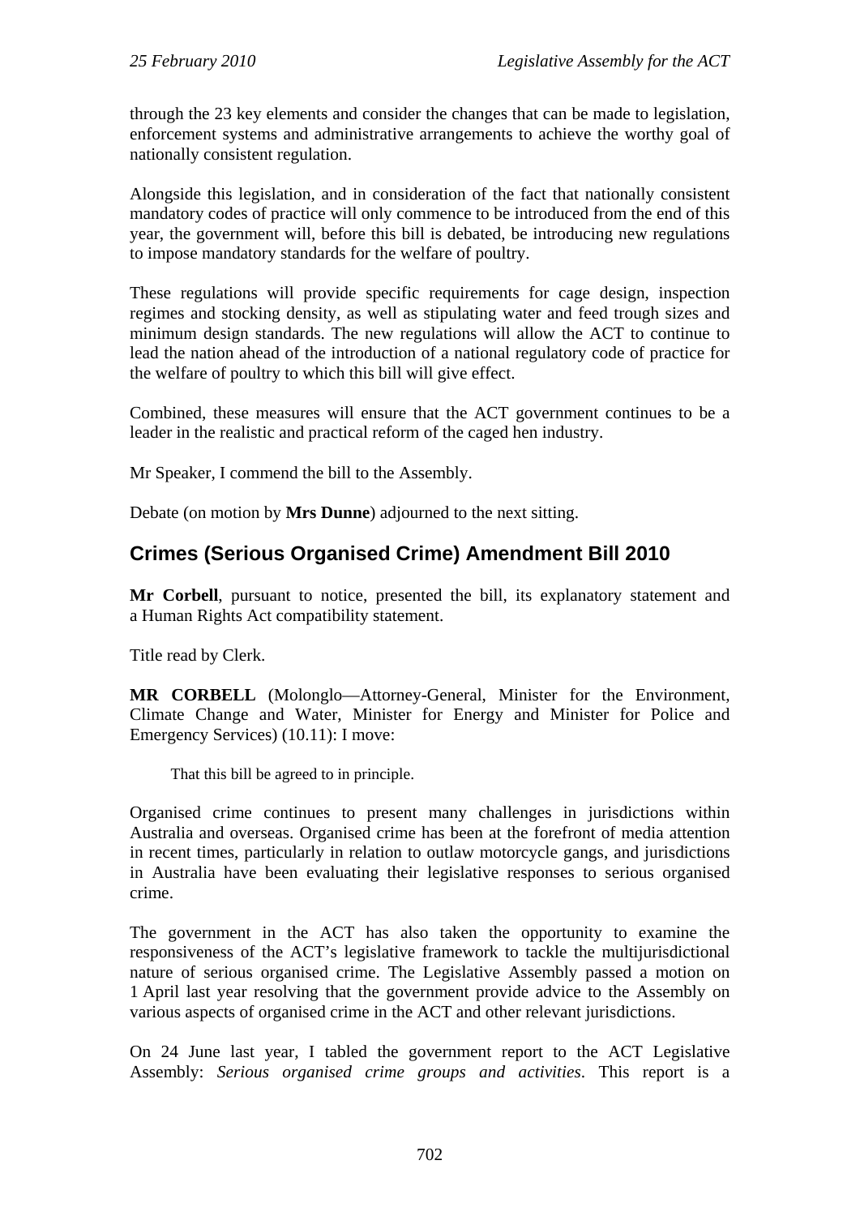through the 23 key elements and consider the changes that can be made to legislation, enforcement systems and administrative arrangements to achieve the worthy goal of nationally consistent regulation.

Alongside this legislation, and in consideration of the fact that nationally consistent mandatory codes of practice will only commence to be introduced from the end of this year, the government will, before this bill is debated, be introducing new regulations to impose mandatory standards for the welfare of poultry.

These regulations will provide specific requirements for cage design, inspection regimes and stocking density, as well as stipulating water and feed trough sizes and minimum design standards. The new regulations will allow the ACT to continue to lead the nation ahead of the introduction of a national regulatory code of practice for the welfare of poultry to which this bill will give effect.

Combined, these measures will ensure that the ACT government continues to be a leader in the realistic and practical reform of the caged hen industry.

Mr Speaker, I commend the bill to the Assembly.

Debate (on motion by **Mrs Dunne**) adjourned to the next sitting.

## Crimes (Serious Organised Crime) Amendment Bill 2010

**Mr Corbell**, pursuant to notice, presented the bill, its explanatory statement and a Human Rights Act compatibility statement.

Title read by Clerk.

**MR CORBELL** (Molonglo—Attorney-General, Minister for the Environment, Climate Change and Water, Minister for Energy and Minister for Police and Emergency Services) (10.11): I move:

> That this bill be agreed to in principle.

Organised crime continues to present many challenges in jurisdictions within Australia and overseas. Organised crime has been at the forefront of media attention in recent times, particularly in relation to outlaw motorcycle gangs, and jurisdictions in Australia have been evaluating their legislative responses to serious organised crime.

The government in the ACT has also taken the opportunity to examine the responsiveness of the ACT's legislative framework to tackle the multijurisdictional nature of serious organised crime. The Legislative Assembly passed a motion on 1 April last year resolving that the government provide advice to the Assembly on various aspects of organised crime in the ACT and other relevant jurisdictions.

On 24 June last year, I tabled the government report to the ACT Legislative Assembly: *Serious organised crime groups and activities*. This report is a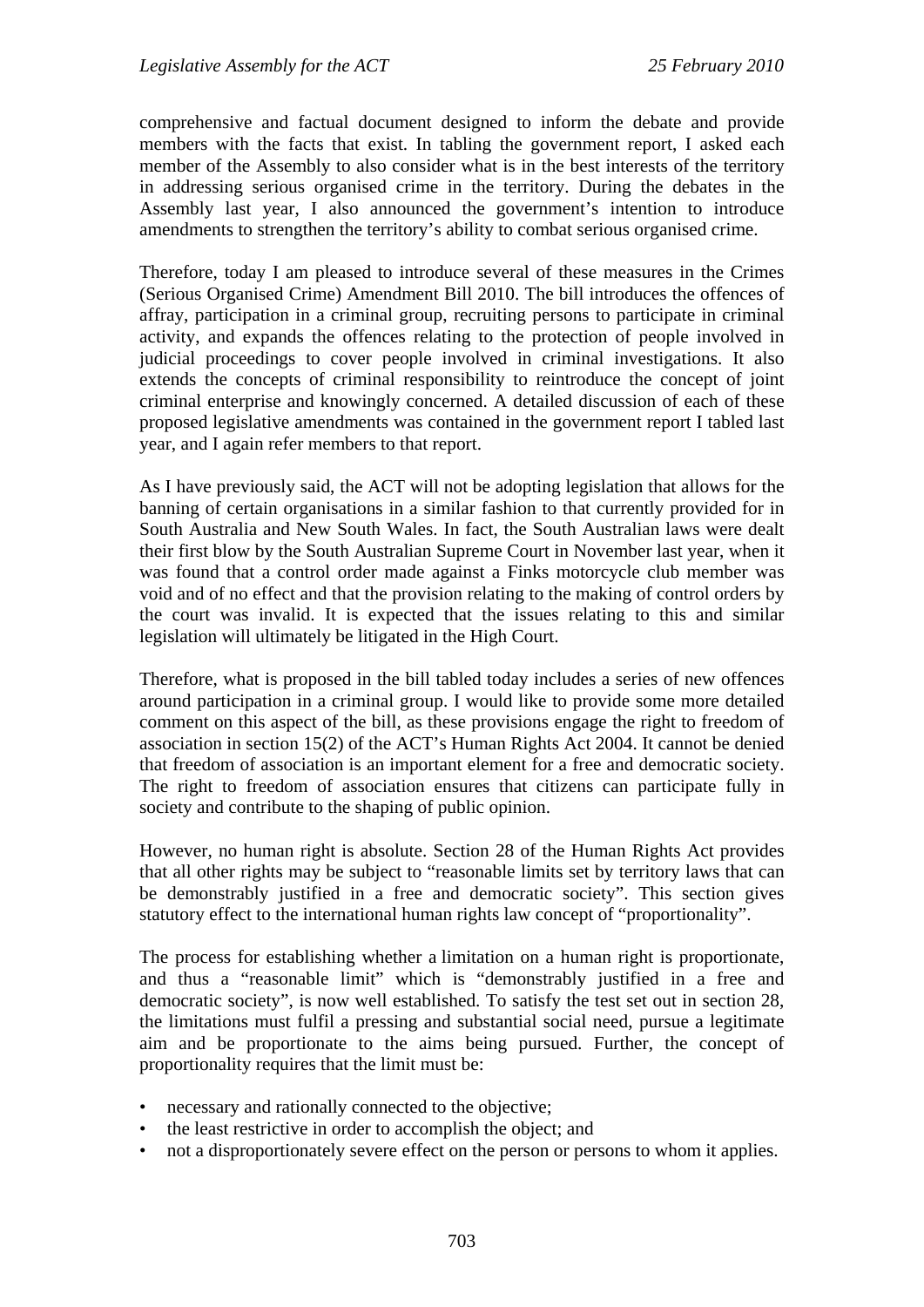comprehensive and factual document designed to inform the debate and provide members with the facts that exist. In tabling the government report, I asked each member of the Assembly to also consider what is in the best interests of the territory in addressing serious organised crime in the territory. During the debates in the Assembly last year, I also announced the government's intention to introduce amendments to strengthen the territory's ability to combat serious organised crime.

Therefore, today I am pleased to introduce several of these measures in the Crimes (Serious Organised Crime) Amendment Bill 2010. The bill introduces the offences of affray, participation in a criminal group, recruiting persons to participate in criminal activity, and expands the offences relating to the protection of people involved in judicial proceedings to cover people involved in criminal investigations. It also extends the concepts of criminal responsibility to reintroduce the concept of joint criminal enterprise and knowingly concerned. A detailed discussion of each of these proposed legislative amendments was contained in the government report I tabled last year, and I again refer members to that report.

As I have previously said, the ACT will not be adopting legislation that allows for the banning of certain organisations in a similar fashion to that currently provided for in South Australia and New South Wales. In fact, the South Australian laws were dealt their first blow by the South Australian Supreme Court in November last year, when it was found that a control order made against a Finks motorcycle club member was void and of no effect and that the provision relating to the making of control orders by the court was invalid. It is expected that the issues relating to this and similar legislation will ultimately be litigated in the High Court.

Therefore, what is proposed in the bill tabled today includes a series of new offences around participation in a criminal group. I would like to provide some more detailed comment on this aspect of the bill, as these provisions engage the right to freedom of association in section 15(2) of the ACT's Human Rights Act 2004. It cannot be denied that freedom of association is an important element for a free and democratic society. The right to freedom of association ensures that citizens can participate fully in society and contribute to the shaping of public opinion.

However, no human right is absolute. Section 28 of the Human Rights Act provides that all other rights may be subject to "reasonable limits set by territory laws that can be demonstrably justified in a free and democratic society". This section gives statutory effect to the international human rights law concept of "proportionality".

The process for establishing whether a limitation on a human right is proportionate, and thus a "reasonable limit" which is "demonstrably justified in a free and democratic society", is now well established. To satisfy the test set out in section 28, the limitations must fulfil a pressing and substantial social need, pursue a legitimate aim and be proportionate to the aims being pursued. Further, the concept of proportionality requires that the limit must be:

- necessary and rationally connected to the objective;
- the least restrictive in order to accomplish the object; and
- not a disproportionately severe effect on the person or persons to whom it applies.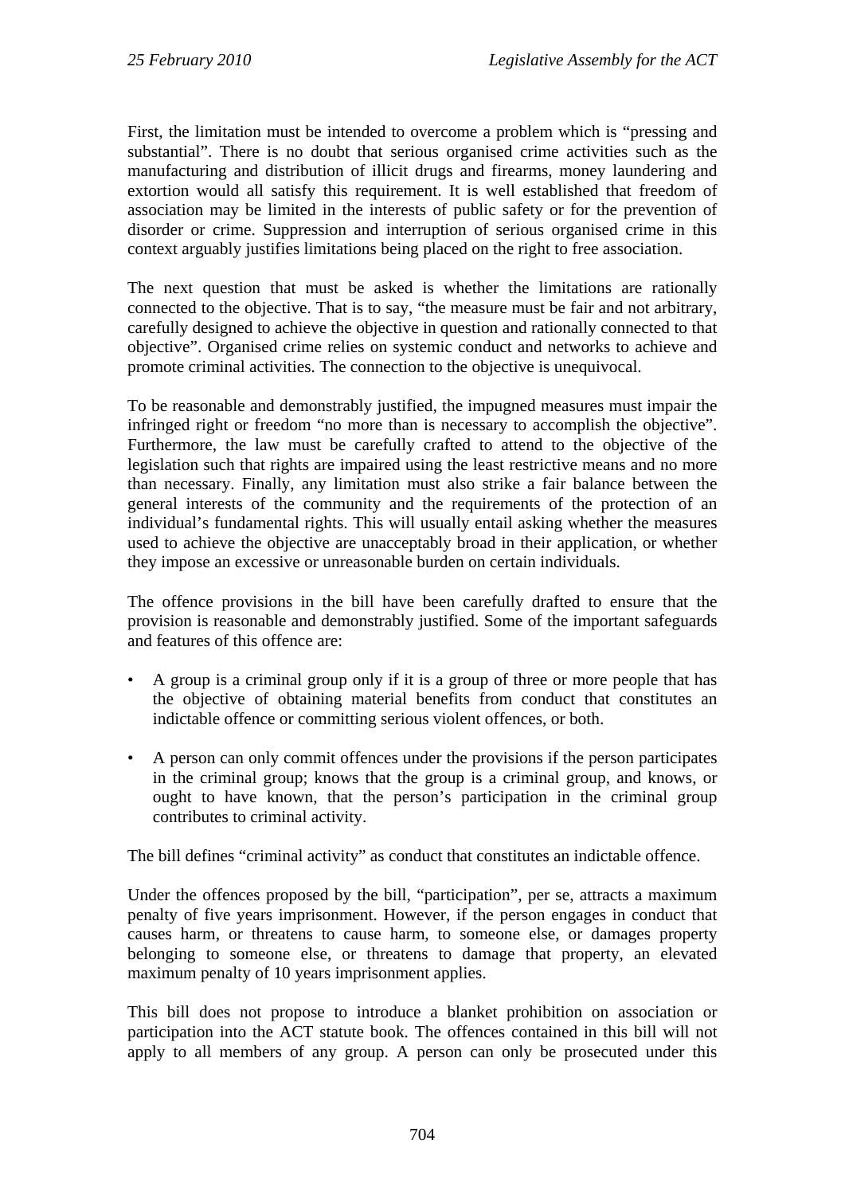First, the limitation must be intended to overcome a problem which is "pressing and substantial". There is no doubt that serious organised crime activities such as the manufacturing and distribution of illicit drugs and firearms, money laundering and extortion would all satisfy this requirement. It is well established that freedom of association may be limited in the interests of public safety or for the prevention of disorder or crime. Suppression and interruption of serious organised crime in this context arguably justifies limitations being placed on the right to free association.

The next question that must be asked is whether the limitations are rationally connected to the objective. That is to say, "the measure must be fair and not arbitrary, carefully designed to achieve the objective in question and rationally connected to that objective". Organised crime relies on systemic conduct and networks to achieve and promote criminal activities. The connection to the objective is unequivocal.

To be reasonable and demonstrably justified, the impugned measures must impair the infringed right or freedom "no more than is necessary to accomplish the objective". Furthermore, the law must be carefully crafted to attend to the objective of the legislation such that rights are impaired using the least restrictive means and no more than necessary. Finally, any limitation must also strike a fair balance between the general interests of the community and the requirements of the protection of an individual's fundamental rights. This will usually entail asking whether the measures used to achieve the objective are unacceptably broad in their application, or whether they impose an excessive or unreasonable burden on certain individuals.

The offence provisions in the bill have been carefully drafted to ensure that the provision is reasonable and demonstrably justified. Some of the important safeguards and features of this offence are:

- A group is a criminal group only if it is a group of three or more people that has the objective of obtaining material benefits from conduct that constitutes an indictable offence or committing serious violent offences, or both.
- A person can only commit offences under the provisions if the person participates in the criminal group; knows that the group is a criminal group, and knows, or ought to have known, that the person's participation in the criminal group contributes to criminal activity.

The bill defines "criminal activity" as conduct that constitutes an indictable offence.

Under the offences proposed by the bill, "participation", per se, attracts a maximum penalty of five years imprisonment. However, if the person engages in conduct that causes harm, or threatens to cause harm, to someone else, or damages property belonging to someone else, or threatens to damage that property, an elevated maximum penalty of 10 years imprisonment applies.

This bill does not propose to introduce a blanket prohibition on association or participation into the ACT statute book. The offences contained in this bill will not apply to all members of any group. A person can only be prosecuted under this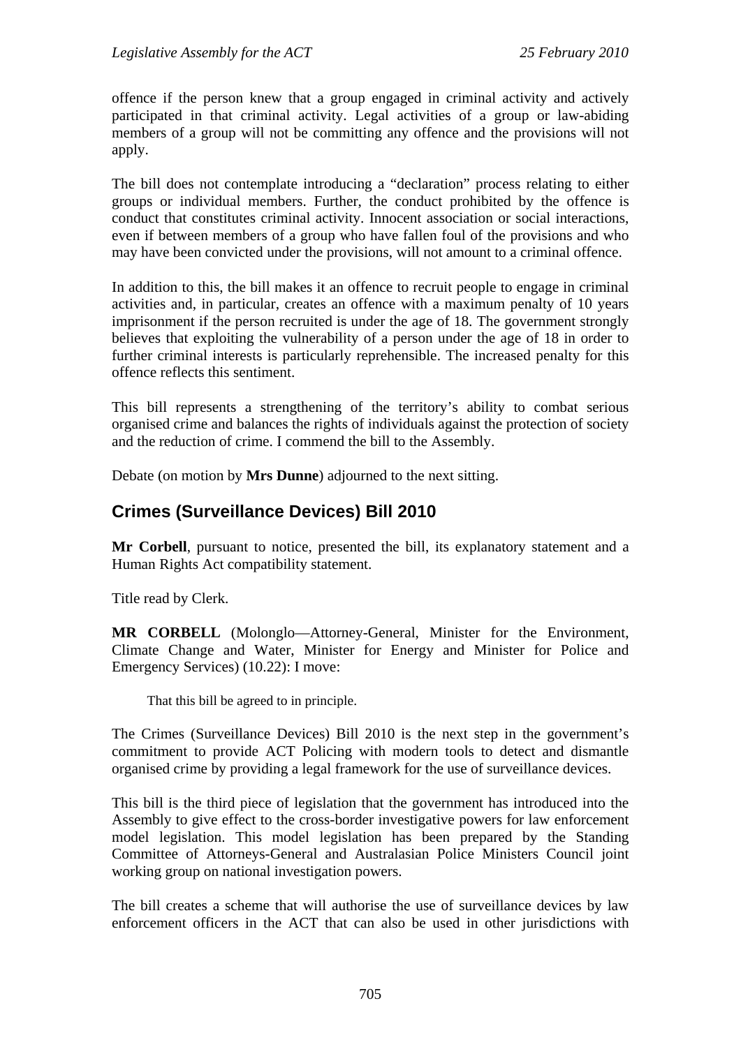offence if the person knew that a group engaged in criminal activity and actively participated in that criminal activity. Legal activities of a group or law-abiding members of a group will not be committing any offence and the provisions will not apply.

The bill does not contemplate introducing a "declaration" process relating to either groups or individual members. Further, the conduct prohibited by the offence is conduct that constitutes criminal activity. Innocent association or social interactions, even if between members of a group who have fallen foul of the provisions and who may have been convicted under the provisions, will not amount to a criminal offence.

In addition to this, the bill makes it an offence to recruit people to engage in criminal activities and, in particular, creates an offence with a maximum penalty of 10 years imprisonment if the person recruited is under the age of 18. The government strongly believes that exploiting the vulnerability of a person under the age of 18 in order to further criminal interests is particularly reprehensible. The increased penalty for this offence reflects this sentiment.

This bill represents a strengthening of the territory's ability to combat serious organised crime and balances the rights of individuals against the protection of society and the reduction of crime. I commend the bill to the Assembly.

Debate (on motion by **Mrs Dunne**) adjourned to the next sitting.

## Crimes (Surveillance Devices) Bill 2010

**Mr Corbell**, pursuant to notice, presented the bill, its explanatory statement and a Human Rights Act compatibility statement.

Title read by Clerk.

**MR CORBELL** (Molonglo—Attorney-General, Minister for the Environment, Climate Change and Water, Minister for Energy and Minister for Police and Emergency Services) (10.22): I move:

> That this bill be agreed to in principle.

The Crimes (Surveillance Devices) Bill 2010 is the next step in the government's commitment to provide ACT Policing with modern tools to detect and dismantle organised crime by providing a legal framework for the use of surveillance devices.

This bill is the third piece of legislation that the government has introduced into the Assembly to give effect to the cross-border investigative powers for law enforcement model legislation. This model legislation has been prepared by the Standing Committee of Attorneys-General and Australasian Police Ministers Council joint working group on national investigation powers.

The bill creates a scheme that will authorise the use of surveillance devices by law enforcement officers in the ACT that can also be used in other jurisdictions with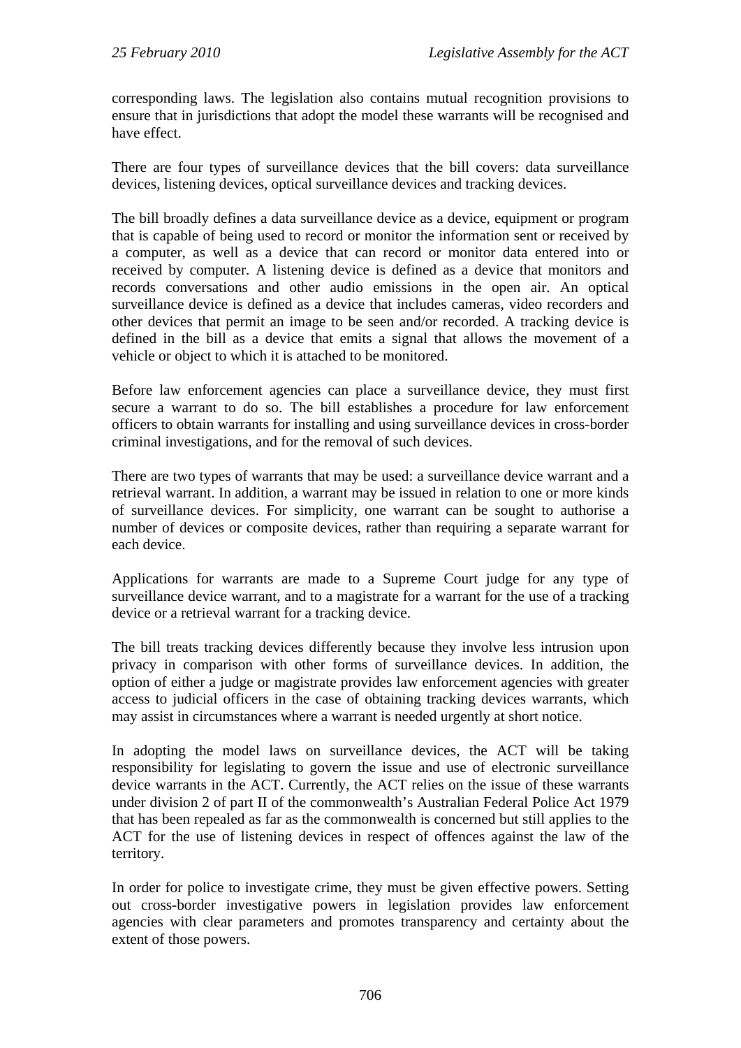corresponding laws. The legislation also contains mutual recognition provisions to ensure that in jurisdictions that adopt the model these warrants will be recognised and have effect.

There are four types of surveillance devices that the bill covers: data surveillance devices, listening devices, optical surveillance devices and tracking devices.

The bill broadly defines a data surveillance device as a device, equipment or program that is capable of being used to record or monitor the information sent or received by a computer, as well as a device that can record or monitor data entered into or received by computer. A listening device is defined as a device that monitors and records conversations and other audio emissions in the open air. An optical surveillance device is defined as a device that includes cameras, video recorders and other devices that permit an image to be seen and/or recorded. A tracking device is defined in the bill as a device that emits a signal that allows the movement of a vehicle or object to which it is attached to be monitored.

Before law enforcement agencies can place a surveillance device, they must first secure a warrant to do so. The bill establishes a procedure for law enforcement officers to obtain warrants for installing and using surveillance devices in cross-border criminal investigations, and for the removal of such devices.

There are two types of warrants that may be used: a surveillance device warrant and a retrieval warrant. In addition, a warrant may be issued in relation to one or more kinds of surveillance devices. For simplicity, one warrant can be sought to authorise a number of devices or composite devices, rather than requiring a separate warrant for each device.

Applications for warrants are made to a Supreme Court judge for any type of surveillance device warrant, and to a magistrate for a warrant for the use of a tracking device or a retrieval warrant for a tracking device.

The bill treats tracking devices differently because they involve less intrusion upon privacy in comparison with other forms of surveillance devices. In addition, the option of either a judge or magistrate provides law enforcement agencies with greater access to judicial officers in the case of obtaining tracking devices warrants, which may assist in circumstances where a warrant is needed urgently at short notice.

In adopting the model laws on surveillance devices, the ACT will be taking responsibility for legislating to govern the issue and use of electronic surveillance device warrants in the ACT. Currently, the ACT relies on the issue of these warrants under division 2 of part II of the commonwealth's Australian Federal Police Act 1979 that has been repealed as far as the commonwealth is concerned but still applies to the ACT for the use of listening devices in respect of offences against the law of the territory.

In order for police to investigate crime, they must be given effective powers. Setting out cross-border investigative powers in legislation provides law enforcement agencies with clear parameters and promotes transparency and certainty about the extent of those powers.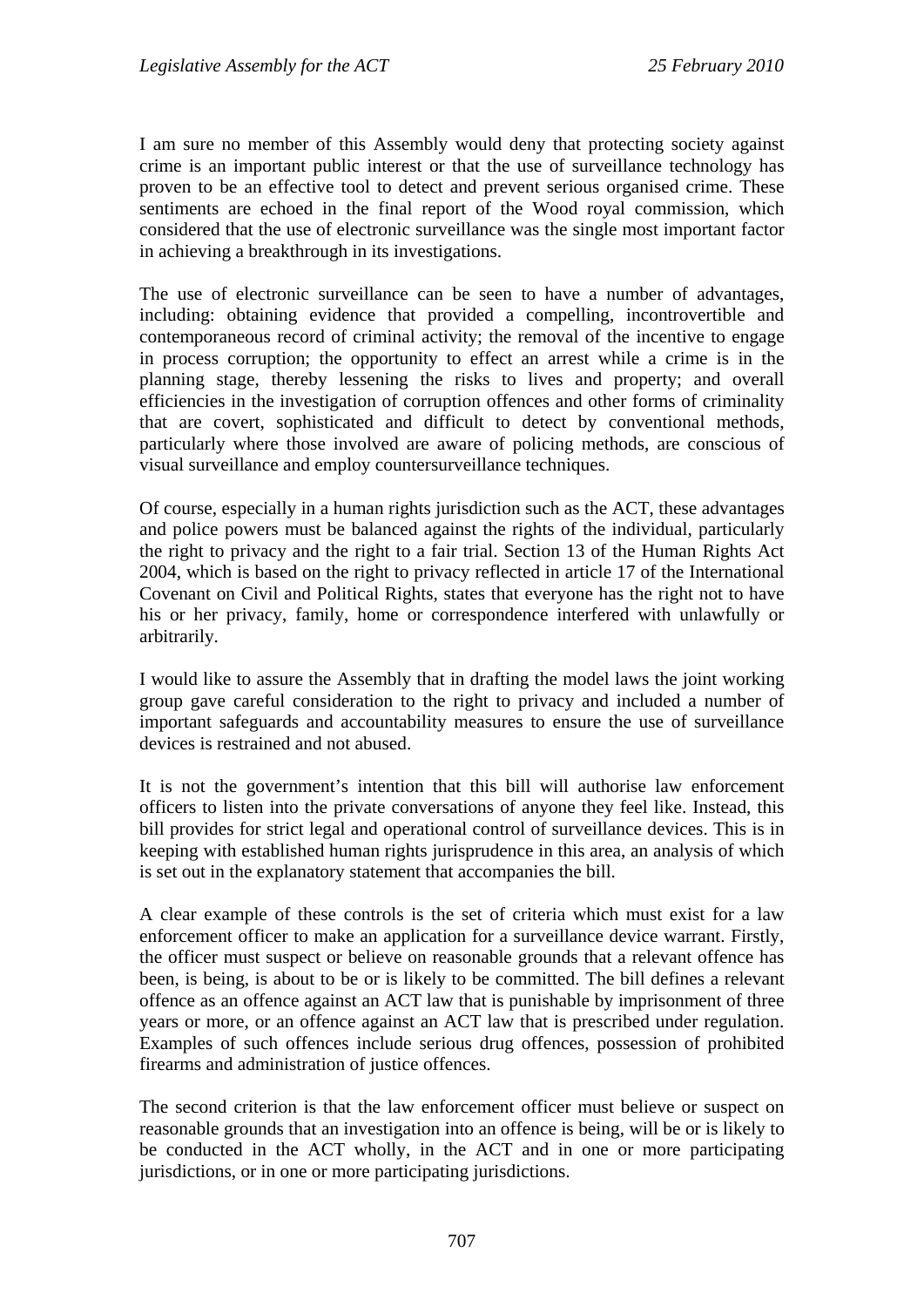I am sure no member of this Assembly would deny that protecting society against crime is an important public interest or that the use of surveillance technology has proven to be an effective tool to detect and prevent serious organised crime. These sentiments are echoed in the final report of the Wood royal commission, which considered that the use of electronic surveillance was the single most important factor in achieving a breakthrough in its investigations.

The use of electronic surveillance can be seen to have a number of advantages, including: obtaining evidence that provided a compelling, incontrovertible and contemporaneous record of criminal activity; the removal of the incentive to engage in process corruption; the opportunity to effect an arrest while a crime is in the planning stage, thereby lessening the risks to lives and property; and overall efficiencies in the investigation of corruption offences and other forms of criminality that are covert, sophisticated and difficult to detect by conventional methods, particularly where those involved are aware of policing methods, are conscious of visual surveillance and employ countersurveillance techniques.

Of course, especially in a human rights jurisdiction such as the ACT, these advantages and police powers must be balanced against the rights of the individual, particularly the right to privacy and the right to a fair trial. Section 13 of the Human Rights Act 2004, which is based on the right to privacy reflected in article 17 of the International Covenant on Civil and Political Rights, states that everyone has the right not to have his or her privacy, family, home or correspondence interfered with unlawfully or arbitrarily.

I would like to assure the Assembly that in drafting the model laws the joint working group gave careful consideration to the right to privacy and included a number of important safeguards and accountability measures to ensure the use of surveillance devices is restrained and not abused.

It is not the government's intention that this bill will authorise law enforcement officers to listen into the private conversations of anyone they feel like. Instead, this bill provides for strict legal and operational control of surveillance devices. This is in keeping with established human rights jurisprudence in this area, an analysis of which is set out in the explanatory statement that accompanies the bill.

A clear example of these controls is the set of criteria which must exist for a law enforcement officer to make an application for a surveillance device warrant. Firstly, the officer must suspect or believe on reasonable grounds that a relevant offence has been, is being, is about to be or is likely to be committed. The bill defines a relevant offence as an offence against an ACT law that is punishable by imprisonment of three years or more, or an offence against an ACT law that is prescribed under regulation. Examples of such offences include serious drug offences, possession of prohibited firearms and administration of justice offences.

The second criterion is that the law enforcement officer must believe or suspect on reasonable grounds that an investigation into an offence is being, will be or is likely to be conducted in the ACT wholly, in the ACT and in one or more participating jurisdictions, or in one or more participating jurisdictions.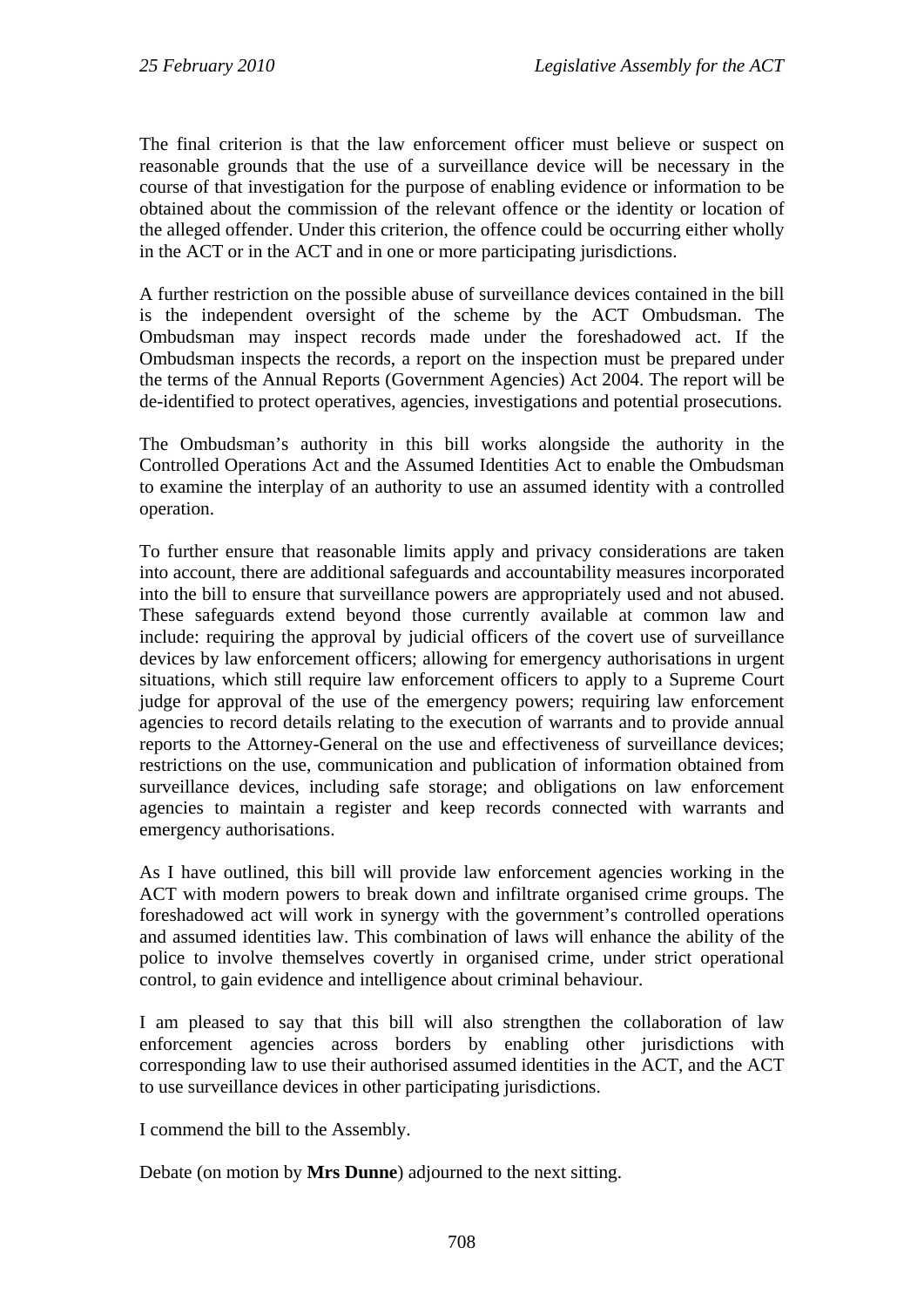The final criterion is that the law enforcement officer must believe or suspect on reasonable grounds that the use of a surveillance device will be necessary in the course of that investigation for the purpose of enabling evidence or information to be obtained about the commission of the relevant offence or the identity or location of the alleged offender. Under this criterion, the offence could be occurring either wholly in the ACT or in the ACT and in one or more participating jurisdictions.

A further restriction on the possible abuse of surveillance devices contained in the bill is the independent oversight of the scheme by the ACT Ombudsman. The Ombudsman may inspect records made under the foreshadowed act. If the Ombudsman inspects the records, a report on the inspection must be prepared under the terms of the Annual Reports (Government Agencies) Act 2004. The report will be de-identified to protect operatives, agencies, investigations and potential prosecutions.

The Ombudsman's authority in this bill works alongside the authority in the Controlled Operations Act and the Assumed Identities Act to enable the Ombudsman to examine the interplay of an authority to use an assumed identity with a controlled operation.

To further ensure that reasonable limits apply and privacy considerations are taken into account, there are additional safeguards and accountability measures incorporated into the bill to ensure that surveillance powers are appropriately used and not abused. These safeguards extend beyond those currently available at common law and include: requiring the approval by judicial officers of the covert use of surveillance devices by law enforcement officers; allowing for emergency authorisations in urgent situations, which still require law enforcement officers to apply to a Supreme Court judge for approval of the use of the emergency powers; requiring law enforcement agencies to record details relating to the execution of warrants and to provide annual reports to the Attorney-General on the use and effectiveness of surveillance devices; restrictions on the use, communication and publication of information obtained from surveillance devices, including safe storage; and obligations on law enforcement agencies to maintain a register and keep records connected with warrants and emergency authorisations.

As I have outlined, this bill will provide law enforcement agencies working in the ACT with modern powers to break down and infiltrate organised crime groups. The foreshadowed act will work in synergy with the government's controlled operations and assumed identities law. This combination of laws will enhance the ability of the police to involve themselves covertly in organised crime, under strict operational control, to gain evidence and intelligence about criminal behaviour.

I am pleased to say that this bill will also strengthen the collaboration of law enforcement agencies across borders by enabling other jurisdictions with corresponding law to use their authorised assumed identities in the ACT, and the ACT to use surveillance devices in other participating jurisdictions.

I commend the bill to the Assembly.

Debate (on motion by **Mrs Dunne**) adjourned to the next sitting.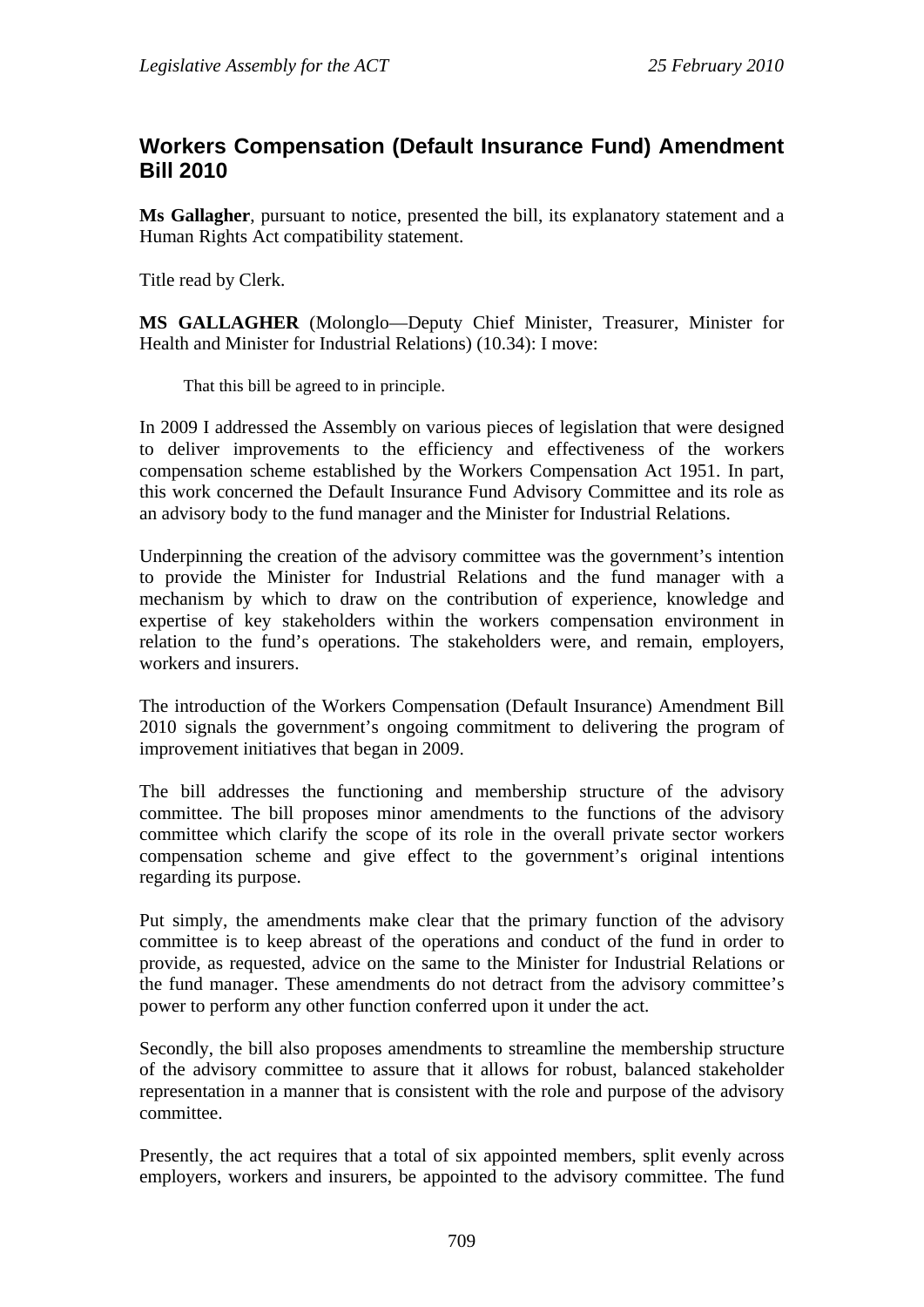## Workers Compensation (Default Insurance Fund) Amendment Bill 2010

**Ms Gallagher**, pursuant to notice, presented the bill, its explanatory statement and a Human Rights Act compatibility statement.

Title read by Clerk.

**MS GALLAGHER** (Molonglo—Deputy Chief Minister, Treasurer, Minister for Health and Minister for Industrial Relations) (10.34): I move:

> That this bill be agreed to in principle.

In 2009 I addressed the Assembly on various pieces of legislation that were designed to deliver improvements to the efficiency and effectiveness of the workers compensation scheme established by the Workers Compensation Act 1951. In part, this work concerned the Default Insurance Fund Advisory Committee and its role as an advisory body to the fund manager and the Minister for Industrial Relations.

Underpinning the creation of the advisory committee was the government's intention to provide the Minister for Industrial Relations and the fund manager with a mechanism by which to draw on the contribution of experience, knowledge and expertise of key stakeholders within the workers compensation environment in relation to the fund's operations. The stakeholders were, and remain, employers, workers and insurers.

The introduction of the Workers Compensation (Default Insurance) Amendment Bill 2010 signals the government's ongoing commitment to delivering the program of improvement initiatives that began in 2009.

The bill addresses the functioning and membership structure of the advisory committee. The bill proposes minor amendments to the functions of the advisory committee which clarify the scope of its role in the overall private sector workers compensation scheme and give effect to the government's original intentions regarding its purpose.

Put simply, the amendments make clear that the primary function of the advisory committee is to keep abreast of the operations and conduct of the fund in order to provide, as requested, advice on the same to the Minister for Industrial Relations or the fund manager. These amendments do not detract from the advisory committee's power to perform any other function conferred upon it under the act.

Secondly, the bill also proposes amendments to streamline the membership structure of the advisory committee to assure that it allows for robust, balanced stakeholder representation in a manner that is consistent with the role and purpose of the advisory committee.

Presently, the act requires that a total of six appointed members, split evenly across employers, workers and insurers, be appointed to the advisory committee. The fund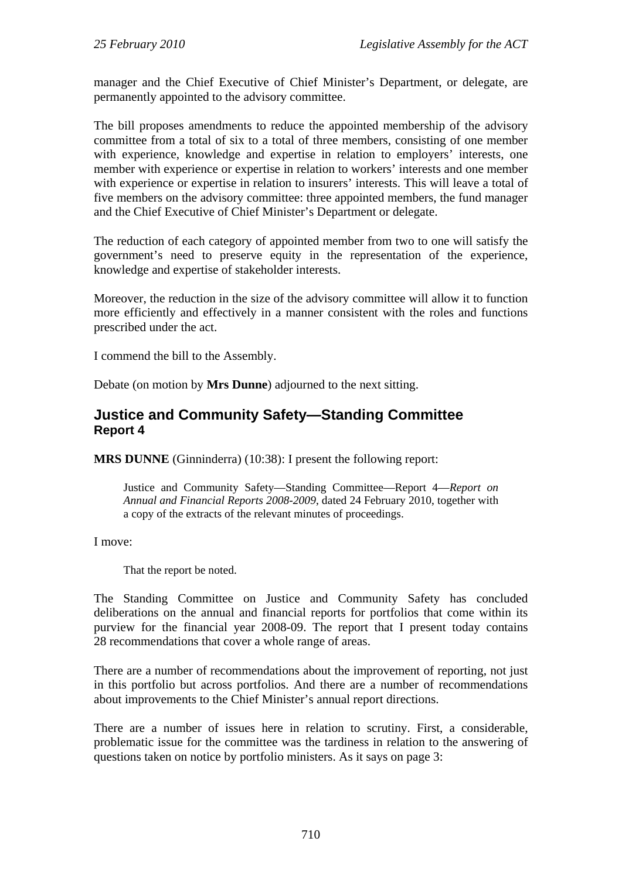manager and the Chief Executive of Chief Minister's Department, or delegate, are permanently appointed to the advisory committee.

The bill proposes amendments to reduce the appointed membership of the advisory committee from a total of six to a total of three members, consisting of one member with experience, knowledge and expertise in relation to employers' interests, one member with experience or expertise in relation to workers' interests and one member with experience or expertise in relation to insurers' interests. This will leave a total of five members on the advisory committee: three appointed members, the fund manager and the Chief Executive of Chief Minister's Department or delegate.

The reduction of each category of appointed member from two to one will satisfy the government's need to preserve equity in the representation of the experience, knowledge and expertise of stakeholder interests.

Moreover, the reduction in the size of the advisory committee will allow it to function more efficiently and effectively in a manner consistent with the roles and functions prescribed under the act.

I commend the bill to the Assembly.

Debate (on motion by **Mrs Dunne**) adjourned to the next sitting.

## Justice and Community Safety—Standing Committee
### Report 4

**MRS DUNNE** (Ginninderra) (10:38): I present the following report:

> Justice and Community Safety—Standing Committee—Report 4—*Report on Annual and Financial Reports 2008-2009*, dated 24 February 2010, together with a copy of the extracts of the relevant minutes of proceedings.

I move:

> That the report be noted.

The Standing Committee on Justice and Community Safety has concluded deliberations on the annual and financial reports for portfolios that come within its purview for the financial year 2008-09. The report that I present today contains 28 recommendations that cover a whole range of areas.

There are a number of recommendations about the improvement of reporting, not just in this portfolio but across portfolios. And there are a number of recommendations about improvements to the Chief Minister's annual report directions.

There are a number of issues here in relation to scrutiny. First, a considerable, problematic issue for the committee was the tardiness in relation to the answering of questions taken on notice by portfolio ministers. As it says on page 3: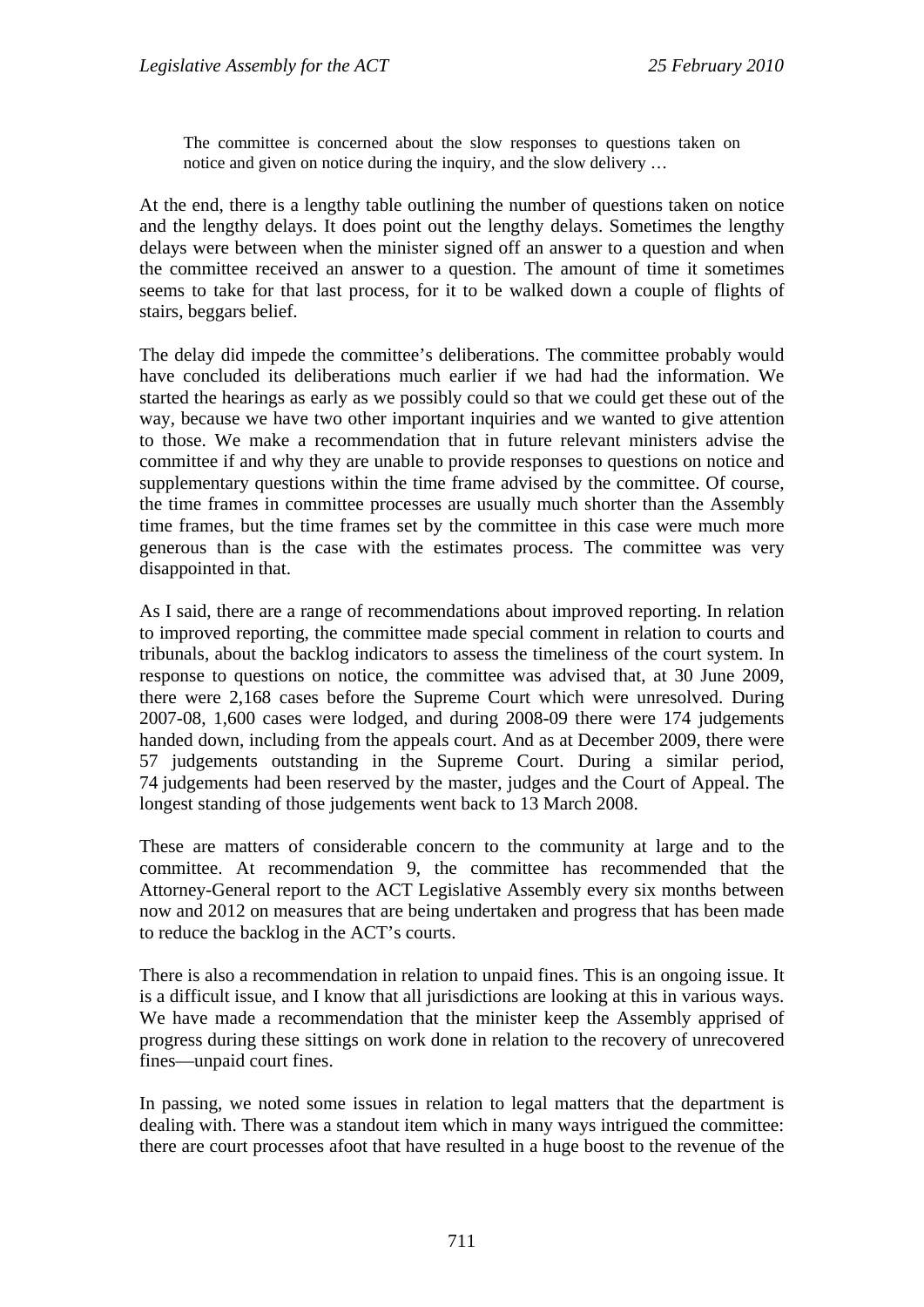> The committee is concerned about the slow responses to questions taken on notice and given on notice during the inquiry, and the slow delivery …

At the end, there is a lengthy table outlining the number of questions taken on notice and the lengthy delays. It does point out the lengthy delays. Sometimes the lengthy delays were between when the minister signed off an answer to a question and when the committee received an answer to a question. The amount of time it sometimes seems to take for that last process, for it to be walked down a couple of flights of stairs, beggars belief.

The delay did impede the committee's deliberations. The committee probably would have concluded its deliberations much earlier if we had had the information. We started the hearings as early as we possibly could so that we could get these out of the way, because we have two other important inquiries and we wanted to give attention to those. We make a recommendation that in future relevant ministers advise the committee if and why they are unable to provide responses to questions on notice and supplementary questions within the time frame advised by the committee. Of course, the time frames in committee processes are usually much shorter than the Assembly time frames, but the time frames set by the committee in this case were much more generous than is the case with the estimates process. The committee was very disappointed in that.

As I said, there are a range of recommendations about improved reporting. In relation to improved reporting, the committee made special comment in relation to courts and tribunals, about the backlog indicators to assess the timeliness of the court system. In response to questions on notice, the committee was advised that, at 30 June 2009, there were 2,168 cases before the Supreme Court which were unresolved. During 2007-08, 1,600 cases were lodged, and during 2008-09 there were 174 judgements handed down, including from the appeals court. And as at December 2009, there were 57 judgements outstanding in the Supreme Court. During a similar period, 74 judgements had been reserved by the master, judges and the Court of Appeal. The longest standing of those judgements went back to 13 March 2008.

These are matters of considerable concern to the community at large and to the committee. At recommendation 9, the committee has recommended that the Attorney-General report to the ACT Legislative Assembly every six months between now and 2012 on measures that are being undertaken and progress that has been made to reduce the backlog in the ACT's courts.

There is also a recommendation in relation to unpaid fines. This is an ongoing issue. It is a difficult issue, and I know that all jurisdictions are looking at this in various ways. We have made a recommendation that the minister keep the Assembly apprised of progress during these sittings on work done in relation to the recovery of unrecovered fines—unpaid court fines.

In passing, we noted some issues in relation to legal matters that the department is dealing with. There was a standout item which in many ways intrigued the committee: there are court processes afoot that have resulted in a huge boost to the revenue of the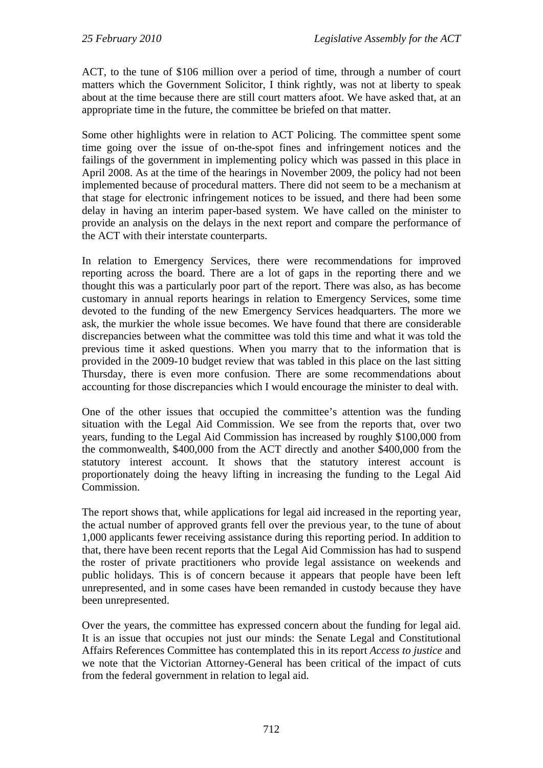ACT, to the tune of $106 million over a period of time, through a number of court matters which the Government Solicitor, I think rightly, was not at liberty to speak about at the time because there are still court matters afoot. We have asked that, at an appropriate time in the future, the committee be briefed on that matter.

Some other highlights were in relation to ACT Policing. The committee spent some time going over the issue of on-the-spot fines and infringement notices and the failings of the government in implementing policy which was passed in this place in April 2008. As at the time of the hearings in November 2009, the policy had not been implemented because of procedural matters. There did not seem to be a mechanism at that stage for electronic infringement notices to be issued, and there had been some delay in having an interim paper-based system. We have called on the minister to provide an analysis on the delays in the next report and compare the performance of the ACT with their interstate counterparts.

In relation to Emergency Services, there were recommendations for improved reporting across the board. There are a lot of gaps in the reporting there and we thought this was a particularly poor part of the report. There was also, as has become customary in annual reports hearings in relation to Emergency Services, some time devoted to the funding of the new Emergency Services headquarters. The more we ask, the murkier the whole issue becomes. We have found that there are considerable discrepancies between what the committee was told this time and what it was told the previous time it asked questions. When you marry that to the information that is provided in the 2009-10 budget review that was tabled in this place on the last sitting Thursday, there is even more confusion. There are some recommendations about accounting for those discrepancies which I would encourage the minister to deal with.

One of the other issues that occupied the committee's attention was the funding situation with the Legal Aid Commission. We see from the reports that, over two years, funding to the Legal Aid Commission has increased by roughly $100,000 from the commonwealth, $400,000 from the ACT directly and another $400,000 from the statutory interest account. It shows that the statutory interest account is proportionately doing the heavy lifting in increasing the funding to the Legal Aid Commission.

The report shows that, while applications for legal aid increased in the reporting year, the actual number of approved grants fell over the previous year, to the tune of about 1,000 applicants fewer receiving assistance during this reporting period. In addition to that, there have been recent reports that the Legal Aid Commission has had to suspend the roster of private practitioners who provide legal assistance on weekends and public holidays. This is of concern because it appears that people have been left unrepresented, and in some cases have been remanded in custody because they have been unrepresented.

Over the years, the committee has expressed concern about the funding for legal aid. It is an issue that occupies not just our minds: the Senate Legal and Constitutional Affairs References Committee has contemplated this in its report *Access to justice* and we note that the Victorian Attorney-General has been critical of the impact of cuts from the federal government in relation to legal aid.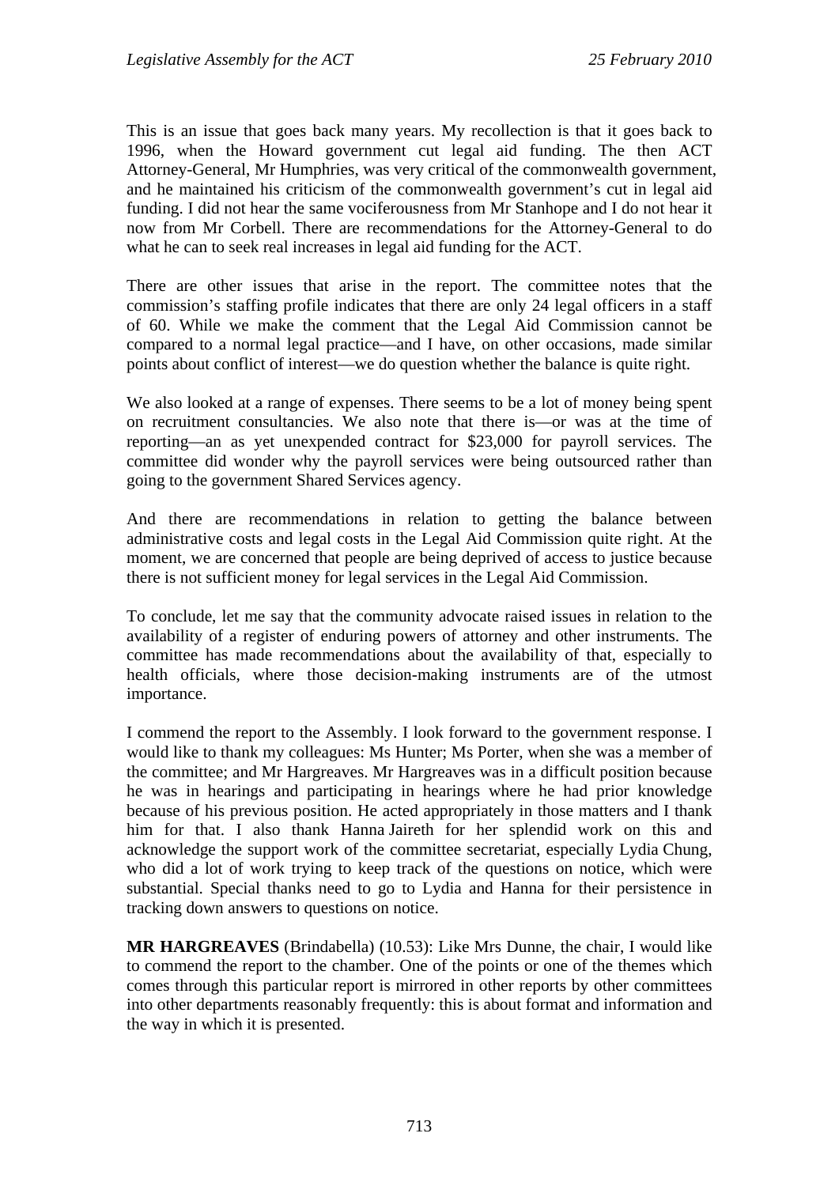This is an issue that goes back many years. My recollection is that it goes back to 1996, when the Howard government cut legal aid funding. The then ACT Attorney-General, Mr Humphries, was very critical of the commonwealth government, and he maintained his criticism of the commonwealth government's cut in legal aid funding. I did not hear the same vociferousness from Mr Stanhope and I do not hear it now from Mr Corbell. There are recommendations for the Attorney-General to do what he can to seek real increases in legal aid funding for the ACT.

There are other issues that arise in the report. The committee notes that the commission's staffing profile indicates that there are only 24 legal officers in a staff of 60. While we make the comment that the Legal Aid Commission cannot be compared to a normal legal practice—and I have, on other occasions, made similar points about conflict of interest—we do question whether the balance is quite right.

We also looked at a range of expenses. There seems to be a lot of money being spent on recruitment consultancies. We also note that there is—or was at the time of reporting—an as yet unexpended contract for $23,000 for payroll services. The committee did wonder why the payroll services were being outsourced rather than going to the government Shared Services agency.

And there are recommendations in relation to getting the balance between administrative costs and legal costs in the Legal Aid Commission quite right. At the moment, we are concerned that people are being deprived of access to justice because there is not sufficient money for legal services in the Legal Aid Commission.

To conclude, let me say that the community advocate raised issues in relation to the availability of a register of enduring powers of attorney and other instruments. The committee has made recommendations about the availability of that, especially to health officials, where those decision-making instruments are of the utmost importance.

I commend the report to the Assembly. I look forward to the government response. I would like to thank my colleagues: Ms Hunter; Ms Porter, when she was a member of the committee; and Mr Hargreaves. Mr Hargreaves was in a difficult position because he was in hearings and participating in hearings where he had prior knowledge because of his previous position. He acted appropriately in those matters and I thank him for that. I also thank Hanna Jaireth for her splendid work on this and acknowledge the support work of the committee secretariat, especially Lydia Chung, who did a lot of work trying to keep track of the questions on notice, which were substantial. Special thanks need to go to Lydia and Hanna for their persistence in tracking down answers to questions on notice.

**MR HARGREAVES** (Brindabella) (10.53): Like Mrs Dunne, the chair, I would like to commend the report to the chamber. One of the points or one of the themes which comes through this particular report is mirrored in other reports by other committees into other departments reasonably frequently: this is about format and information and the way in which it is presented.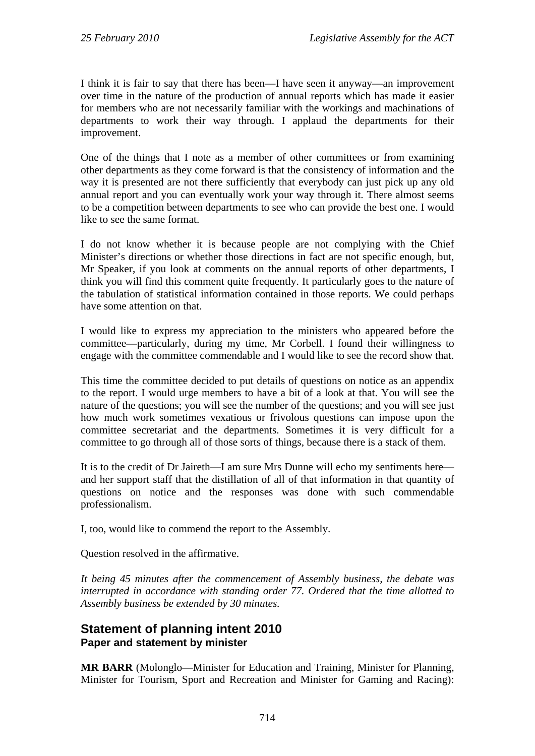I think it is fair to say that there has been—I have seen it anyway—an improvement over time in the nature of the production of annual reports which has made it easier for members who are not necessarily familiar with the workings and machinations of departments to work their way through. I applaud the departments for their improvement.

One of the things that I note as a member of other committees or from examining other departments as they come forward is that the consistency of information and the way it is presented are not there sufficiently that everybody can just pick up any old annual report and you can eventually work your way through it. There almost seems to be a competition between departments to see who can provide the best one. I would like to see the same format.

I do not know whether it is because people are not complying with the Chief Minister's directions or whether those directions in fact are not specific enough, but, Mr Speaker, if you look at comments on the annual reports of other departments, I think you will find this comment quite frequently. It particularly goes to the nature of the tabulation of statistical information contained in those reports. We could perhaps have some attention on that.

I would like to express my appreciation to the ministers who appeared before the committee—particularly, during my time, Mr Corbell. I found their willingness to engage with the committee commendable and I would like to see the record show that.

This time the committee decided to put details of questions on notice as an appendix to the report. I would urge members to have a bit of a look at that. You will see the nature of the questions; you will see the number of the questions; and you will see just how much work sometimes vexatious or frivolous questions can impose upon the committee secretariat and the departments. Sometimes it is very difficult for a committee to go through all of those sorts of things, because there is a stack of them.

It is to the credit of Dr Jaireth—I am sure Mrs Dunne will echo my sentiments here—and her support staff that the distillation of all of that information in that quantity of questions on notice and the responses was done with such commendable professionalism.

I, too, would like to commend the report to the Assembly.

Question resolved in the affirmative.

*It being 45 minutes after the commencement of Assembly business, the debate was interrupted in accordance with standing order 77. Ordered that the time allotted to Assembly business be extended by 30 minutes.*

## Statement of planning intent 2010

### Paper and statement by minister

**MR BARR** (Molonglo—Minister for Education and Training, Minister for Planning, Minister for Tourism, Sport and Recreation and Minister for Gaming and Racing):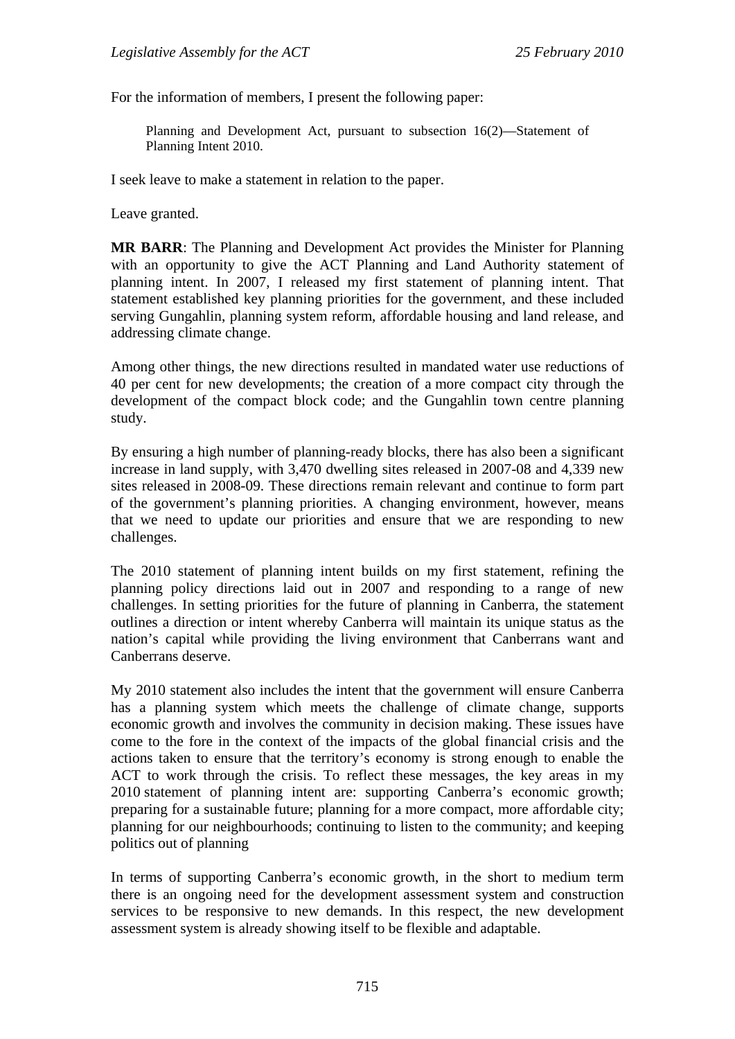For the information of members, I present the following paper:

> Planning and Development Act, pursuant to subsection 16(2)—Statement of Planning Intent 2010.

I seek leave to make a statement in relation to the paper.

Leave granted.

**MR BARR**: The Planning and Development Act provides the Minister for Planning with an opportunity to give the ACT Planning and Land Authority statement of planning intent. In 2007, I released my first statement of planning intent. That statement established key planning priorities for the government, and these included serving Gungahlin, planning system reform, affordable housing and land release, and addressing climate change.

Among other things, the new directions resulted in mandated water use reductions of 40 per cent for new developments; the creation of a more compact city through the development of the compact block code; and the Gungahlin town centre planning study.

By ensuring a high number of planning-ready blocks, there has also been a significant increase in land supply, with 3,470 dwelling sites released in 2007-08 and 4,339 new sites released in 2008-09. These directions remain relevant and continue to form part of the government's planning priorities. A changing environment, however, means that we need to update our priorities and ensure that we are responding to new challenges.

The 2010 statement of planning intent builds on my first statement, refining the planning policy directions laid out in 2007 and responding to a range of new challenges. In setting priorities for the future of planning in Canberra, the statement outlines a direction or intent whereby Canberra will maintain its unique status as the nation's capital while providing the living environment that Canberrans want and Canberrans deserve.

My 2010 statement also includes the intent that the government will ensure Canberra has a planning system which meets the challenge of climate change, supports economic growth and involves the community in decision making. These issues have come to the fore in the context of the impacts of the global financial crisis and the actions taken to ensure that the territory's economy is strong enough to enable the ACT to work through the crisis. To reflect these messages, the key areas in my 2010 statement of planning intent are: supporting Canberra's economic growth; preparing for a sustainable future; planning for a more compact, more affordable city; planning for our neighbourhoods; continuing to listen to the community; and keeping politics out of planning

In terms of supporting Canberra's economic growth, in the short to medium term there is an ongoing need for the development assessment system and construction services to be responsive to new demands. In this respect, the new development assessment system is already showing itself to be flexible and adaptable.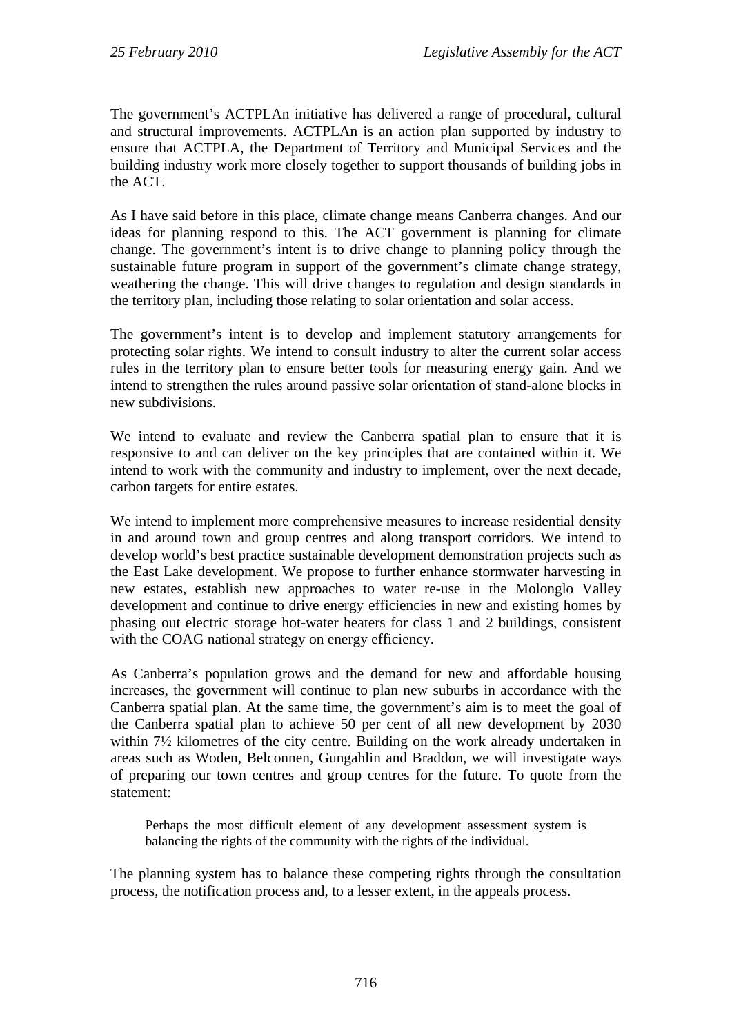The government's ACTPLAn initiative has delivered a range of procedural, cultural and structural improvements. ACTPLAn is an action plan supported by industry to ensure that ACTPLA, the Department of Territory and Municipal Services and the building industry work more closely together to support thousands of building jobs in the ACT.

As I have said before in this place, climate change means Canberra changes. And our ideas for planning respond to this. The ACT government is planning for climate change. The government's intent is to drive change to planning policy through the sustainable future program in support of the government's climate change strategy, weathering the change. This will drive changes to regulation and design standards in the territory plan, including those relating to solar orientation and solar access.

The government's intent is to develop and implement statutory arrangements for protecting solar rights. We intend to consult industry to alter the current solar access rules in the territory plan to ensure better tools for measuring energy gain. And we intend to strengthen the rules around passive solar orientation of stand-alone blocks in new subdivisions.

We intend to evaluate and review the Canberra spatial plan to ensure that it is responsive to and can deliver on the key principles that are contained within it. We intend to work with the community and industry to implement, over the next decade, carbon targets for entire estates.

We intend to implement more comprehensive measures to increase residential density in and around town and group centres and along transport corridors. We intend to develop world's best practice sustainable development demonstration projects such as the East Lake development. We propose to further enhance stormwater harvesting in new estates, establish new approaches to water re-use in the Molonglo Valley development and continue to drive energy efficiencies in new and existing homes by phasing out electric storage hot-water heaters for class 1 and 2 buildings, consistent with the COAG national strategy on energy efficiency.

As Canberra's population grows and the demand for new and affordable housing increases, the government will continue to plan new suburbs in accordance with the Canberra spatial plan. At the same time, the government's aim is to meet the goal of the Canberra spatial plan to achieve 50 per cent of all new development by 2030 within 7½ kilometres of the city centre. Building on the work already undertaken in areas such as Woden, Belconnen, Gungahlin and Braddon, we will investigate ways of preparing our town centres and group centres for the future. To quote from the statement:

> Perhaps the most difficult element of any development assessment system is balancing the rights of the community with the rights of the individual.

The planning system has to balance these competing rights through the consultation process, the notification process and, to a lesser extent, in the appeals process.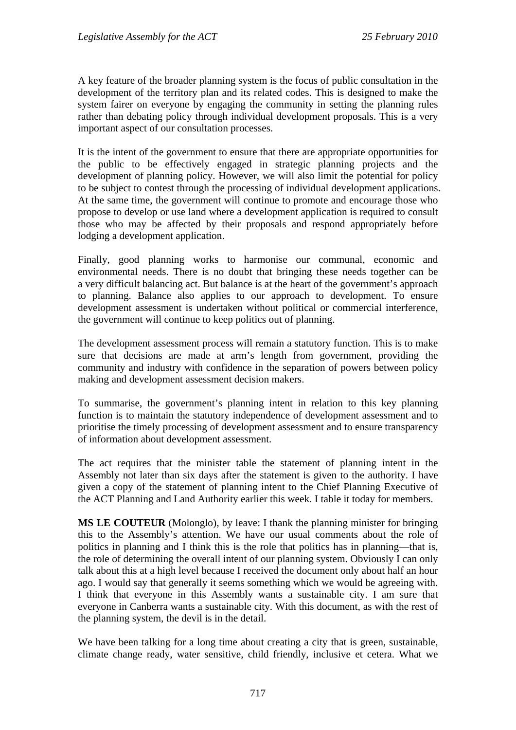A key feature of the broader planning system is the focus of public consultation in the development of the territory plan and its related codes. This is designed to make the system fairer on everyone by engaging the community in setting the planning rules rather than debating policy through individual development proposals. This is a very important aspect of our consultation processes.

It is the intent of the government to ensure that there are appropriate opportunities for the public to be effectively engaged in strategic planning projects and the development of planning policy. However, we will also limit the potential for policy to be subject to contest through the processing of individual development applications. At the same time, the government will continue to promote and encourage those who propose to develop or use land where a development application is required to consult those who may be affected by their proposals and respond appropriately before lodging a development application.

Finally, good planning works to harmonise our communal, economic and environmental needs. There is no doubt that bringing these needs together can be a very difficult balancing act. But balance is at the heart of the government's approach to planning. Balance also applies to our approach to development. To ensure development assessment is undertaken without political or commercial interference, the government will continue to keep politics out of planning.

The development assessment process will remain a statutory function. This is to make sure that decisions are made at arm's length from government, providing the community and industry with confidence in the separation of powers between policy making and development assessment decision makers.

To summarise, the government's planning intent in relation to this key planning function is to maintain the statutory independence of development assessment and to prioritise the timely processing of development assessment and to ensure transparency of information about development assessment.

The act requires that the minister table the statement of planning intent in the Assembly not later than six days after the statement is given to the authority. I have given a copy of the statement of planning intent to the Chief Planning Executive of the ACT Planning and Land Authority earlier this week. I table it today for members.

**MS LE COUTEUR** (Molonglo), by leave: I thank the planning minister for bringing this to the Assembly's attention. We have our usual comments about the role of politics in planning and I think this is the role that politics has in planning—that is, the role of determining the overall intent of our planning system. Obviously I can only talk about this at a high level because I received the document only about half an hour ago. I would say that generally it seems something which we would be agreeing with. I think that everyone in this Assembly wants a sustainable city. I am sure that everyone in Canberra wants a sustainable city. With this document, as with the rest of the planning system, the devil is in the detail.

We have been talking for a long time about creating a city that is green, sustainable, climate change ready, water sensitive, child friendly, inclusive et cetera. What we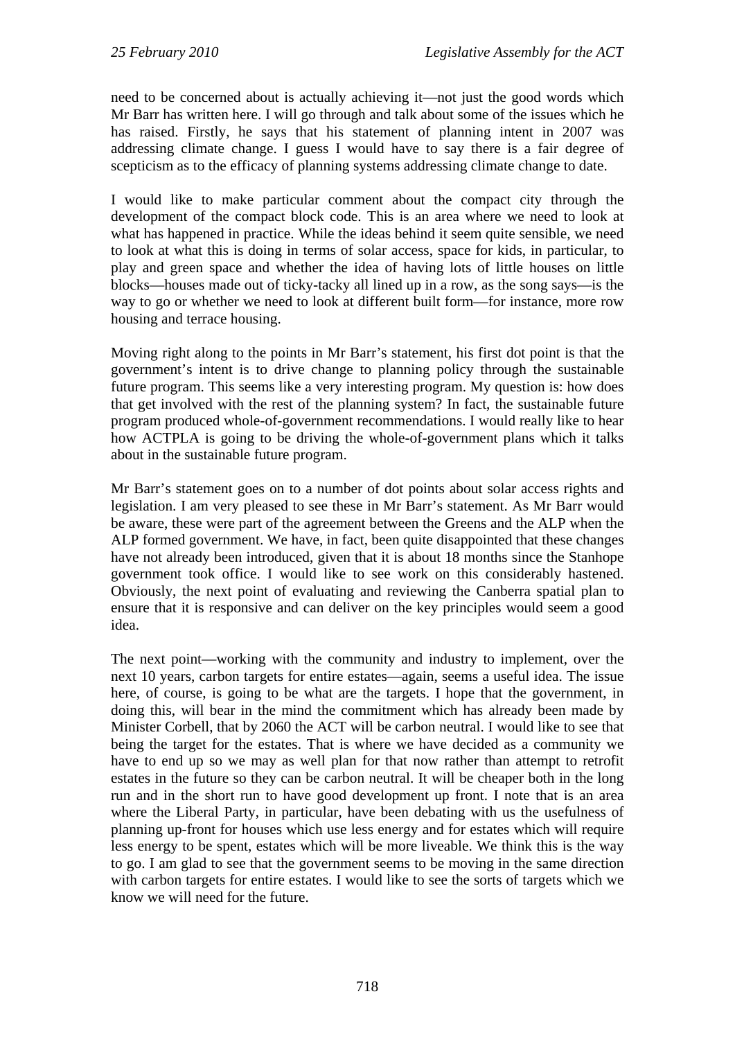need to be concerned about is actually achieving it—not just the good words which Mr Barr has written here. I will go through and talk about some of the issues which he has raised. Firstly, he says that his statement of planning intent in 2007 was addressing climate change. I guess I would have to say there is a fair degree of scepticism as to the efficacy of planning systems addressing climate change to date.

I would like to make particular comment about the compact city through the development of the compact block code. This is an area where we need to look at what has happened in practice. While the ideas behind it seem quite sensible, we need to look at what this is doing in terms of solar access, space for kids, in particular, to play and green space and whether the idea of having lots of little houses on little blocks—houses made out of ticky-tacky all lined up in a row, as the song says—is the way to go or whether we need to look at different built form—for instance, more row housing and terrace housing.

Moving right along to the points in Mr Barr's statement, his first dot point is that the government's intent is to drive change to planning policy through the sustainable future program. This seems like a very interesting program. My question is: how does that get involved with the rest of the planning system? In fact, the sustainable future program produced whole-of-government recommendations. I would really like to hear how ACTPLA is going to be driving the whole-of-government plans which it talks about in the sustainable future program.

Mr Barr's statement goes on to a number of dot points about solar access rights and legislation. I am very pleased to see these in Mr Barr's statement. As Mr Barr would be aware, these were part of the agreement between the Greens and the ALP when the ALP formed government. We have, in fact, been quite disappointed that these changes have not already been introduced, given that it is about 18 months since the Stanhope government took office. I would like to see work on this considerably hastened. Obviously, the next point of evaluating and reviewing the Canberra spatial plan to ensure that it is responsive and can deliver on the key principles would seem a good idea.

The next point—working with the community and industry to implement, over the next 10 years, carbon targets for entire estates—again, seems a useful idea. The issue here, of course, is going to be what are the targets. I hope that the government, in doing this, will bear in the mind the commitment which has already been made by Minister Corbell, that by 2060 the ACT will be carbon neutral. I would like to see that being the target for the estates. That is where we have decided as a community we have to end up so we may as well plan for that now rather than attempt to retrofit estates in the future so they can be carbon neutral. It will be cheaper both in the long run and in the short run to have good development up front. I note that is an area where the Liberal Party, in particular, have been debating with us the usefulness of planning up-front for houses which use less energy and for estates which will require less energy to be spent, estates which will be more liveable. We think this is the way to go. I am glad to see that the government seems to be moving in the same direction with carbon targets for entire estates. I would like to see the sorts of targets which we know we will need for the future.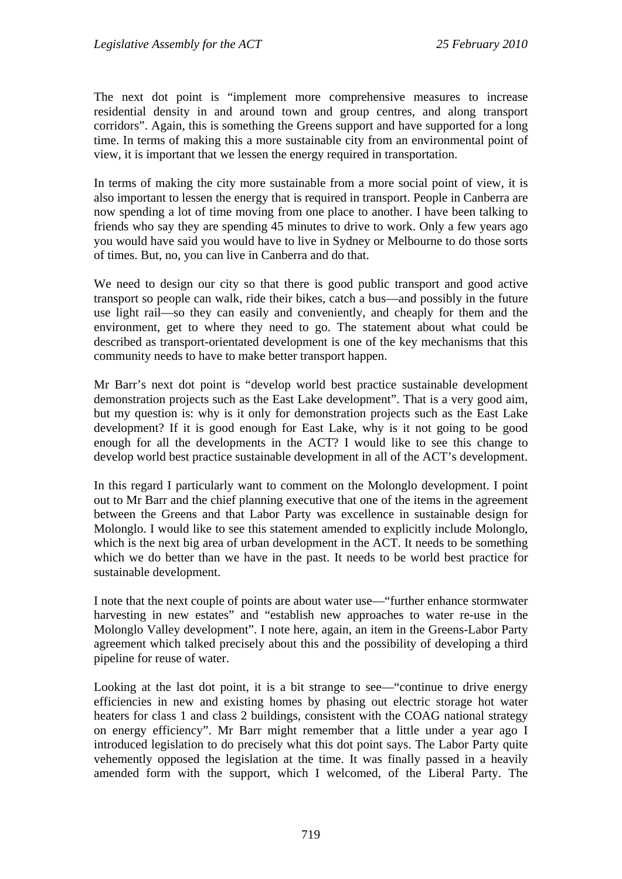The next dot point is "implement more comprehensive measures to increase residential density in and around town and group centres, and along transport corridors". Again, this is something the Greens support and have supported for a long time. In terms of making this a more sustainable city from an environmental point of view, it is important that we lessen the energy required in transportation.

In terms of making the city more sustainable from a more social point of view, it is also important to lessen the energy that is required in transport. People in Canberra are now spending a lot of time moving from one place to another. I have been talking to friends who say they are spending 45 minutes to drive to work. Only a few years ago you would have said you would have to live in Sydney or Melbourne to do those sorts of times. But, no, you can live in Canberra and do that.

We need to design our city so that there is good public transport and good active transport so people can walk, ride their bikes, catch a bus—and possibly in the future use light rail—so they can easily and conveniently, and cheaply for them and the environment, get to where they need to go. The statement about what could be described as transport-orientated development is one of the key mechanisms that this community needs to have to make better transport happen.

Mr Barr's next dot point is "develop world best practice sustainable development demonstration projects such as the East Lake development". That is a very good aim, but my question is: why is it only for demonstration projects such as the East Lake development? If it is good enough for East Lake, why is it not going to be good enough for all the developments in the ACT? I would like to see this change to develop world best practice sustainable development in all of the ACT's development.

In this regard I particularly want to comment on the Molonglo development. I point out to Mr Barr and the chief planning executive that one of the items in the agreement between the Greens and that Labor Party was excellence in sustainable design for Molonglo. I would like to see this statement amended to explicitly include Molonglo, which is the next big area of urban development in the ACT. It needs to be something which we do better than we have in the past. It needs to be world best practice for sustainable development.

I note that the next couple of points are about water use—"further enhance stormwater harvesting in new estates" and "establish new approaches to water re-use in the Molonglo Valley development". I note here, again, an item in the Greens-Labor Party agreement which talked precisely about this and the possibility of developing a third pipeline for reuse of water.

Looking at the last dot point, it is a bit strange to see—"continue to drive energy efficiencies in new and existing homes by phasing out electric storage hot water heaters for class 1 and class 2 buildings, consistent with the COAG national strategy on energy efficiency". Mr Barr might remember that a little under a year ago I introduced legislation to do precisely what this dot point says. The Labor Party quite vehemently opposed the legislation at the time. It was finally passed in a heavily amended form with the support, which I welcomed, of the Liberal Party. The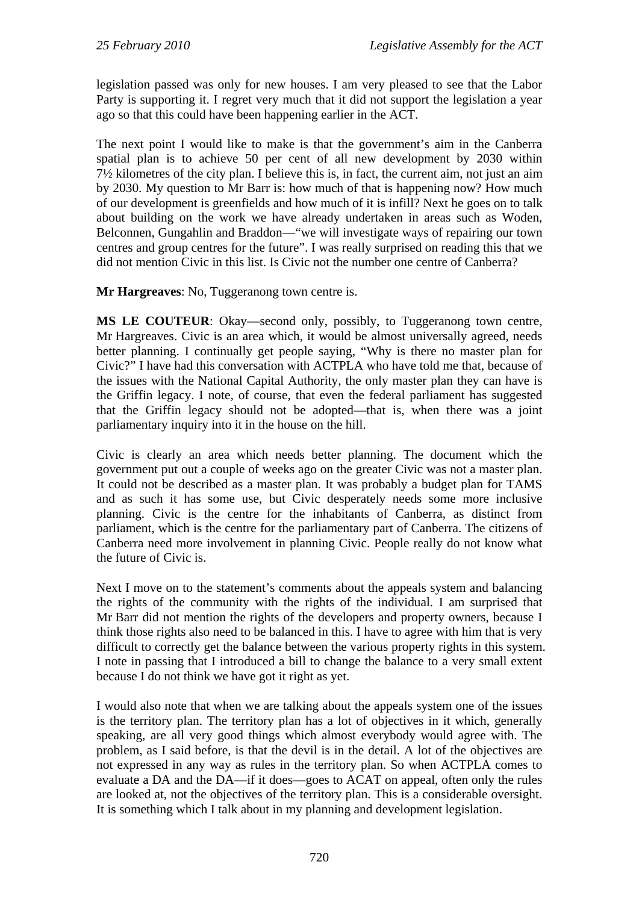legislation passed was only for new houses. I am very pleased to see that the Labor Party is supporting it. I regret very much that it did not support the legislation a year ago so that this could have been happening earlier in the ACT.

The next point I would like to make is that the government's aim in the Canberra spatial plan is to achieve 50 per cent of all new development by 2030 within 7½ kilometres of the city plan. I believe this is, in fact, the current aim, not just an aim by 2030. My question to Mr Barr is: how much of that is happening now? How much of our development is greenfields and how much of it is infill? Next he goes on to talk about building on the work we have already undertaken in areas such as Woden, Belconnen, Gungahlin and Braddon—"we will investigate ways of repairing our town centres and group centres for the future". I was really surprised on reading this that we did not mention Civic in this list. Is Civic not the number one centre of Canberra?

**Mr Hargreaves**: No, Tuggeranong town centre is.

**MS LE COUTEUR**: Okay—second only, possibly, to Tuggeranong town centre, Mr Hargreaves. Civic is an area which, it would be almost universally agreed, needs better planning. I continually get people saying, "Why is there no master plan for Civic?" I have had this conversation with ACTPLA who have told me that, because of the issues with the National Capital Authority, the only master plan they can have is the Griffin legacy. I note, of course, that even the federal parliament has suggested that the Griffin legacy should not be adopted—that is, when there was a joint parliamentary inquiry into it in the house on the hill.

Civic is clearly an area which needs better planning. The document which the government put out a couple of weeks ago on the greater Civic was not a master plan. It could not be described as a master plan. It was probably a budget plan for TAMS and as such it has some use, but Civic desperately needs some more inclusive planning. Civic is the centre for the inhabitants of Canberra, as distinct from parliament, which is the centre for the parliamentary part of Canberra. The citizens of Canberra need more involvement in planning Civic. People really do not know what the future of Civic is.

Next I move on to the statement's comments about the appeals system and balancing the rights of the community with the rights of the individual. I am surprised that Mr Barr did not mention the rights of the developers and property owners, because I think those rights also need to be balanced in this. I have to agree with him that is very difficult to correctly get the balance between the various property rights in this system. I note in passing that I introduced a bill to change the balance to a very small extent because I do not think we have got it right as yet.

I would also note that when we are talking about the appeals system one of the issues is the territory plan. The territory plan has a lot of objectives in it which, generally speaking, are all very good things which almost everybody would agree with. The problem, as I said before, is that the devil is in the detail. A lot of the objectives are not expressed in any way as rules in the territory plan. So when ACTPLA comes to evaluate a DA and the DA—if it does—goes to ACAT on appeal, often only the rules are looked at, not the objectives of the territory plan. This is a considerable oversight. It is something which I talk about in my planning and development legislation.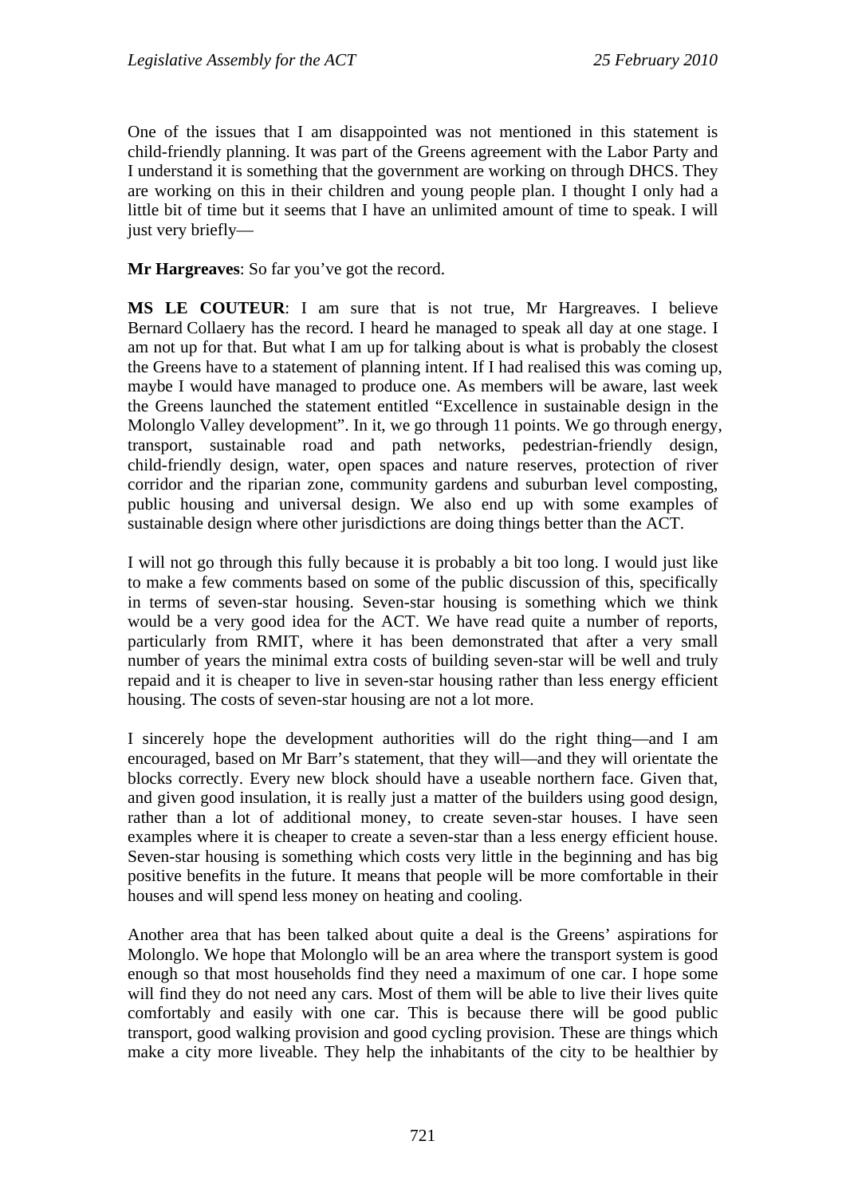One of the issues that I am disappointed was not mentioned in this statement is child-friendly planning. It was part of the Greens agreement with the Labor Party and I understand it is something that the government are working on through DHCS. They are working on this in their children and young people plan. I thought I only had a little bit of time but it seems that I have an unlimited amount of time to speak. I will just very briefly—

**Mr Hargreaves**: So far you've got the record.

**MS LE COUTEUR**: I am sure that is not true, Mr Hargreaves. I believe Bernard Collaery has the record. I heard he managed to speak all day at one stage. I am not up for that. But what I am up for talking about is what is probably the closest the Greens have to a statement of planning intent. If I had realised this was coming up, maybe I would have managed to produce one. As members will be aware, last week the Greens launched the statement entitled "Excellence in sustainable design in the Molonglo Valley development". In it, we go through 11 points. We go through energy, transport, sustainable road and path networks, pedestrian-friendly design, child-friendly design, water, open spaces and nature reserves, protection of river corridor and the riparian zone, community gardens and suburban level composting, public housing and universal design. We also end up with some examples of sustainable design where other jurisdictions are doing things better than the ACT.

I will not go through this fully because it is probably a bit too long. I would just like to make a few comments based on some of the public discussion of this, specifically in terms of seven-star housing. Seven-star housing is something which we think would be a very good idea for the ACT. We have read quite a number of reports, particularly from RMIT, where it has been demonstrated that after a very small number of years the minimal extra costs of building seven-star will be well and truly repaid and it is cheaper to live in seven-star housing rather than less energy efficient housing. The costs of seven-star housing are not a lot more.

I sincerely hope the development authorities will do the right thing—and I am encouraged, based on Mr Barr's statement, that they will—and they will orientate the blocks correctly. Every new block should have a useable northern face. Given that, and given good insulation, it is really just a matter of the builders using good design, rather than a lot of additional money, to create seven-star houses. I have seen examples where it is cheaper to create a seven-star than a less energy efficient house. Seven-star housing is something which costs very little in the beginning and has big positive benefits in the future. It means that people will be more comfortable in their houses and will spend less money on heating and cooling.

Another area that has been talked about quite a deal is the Greens' aspirations for Molonglo. We hope that Molonglo will be an area where the transport system is good enough so that most households find they need a maximum of one car. I hope some will find they do not need any cars. Most of them will be able to live their lives quite comfortably and easily with one car. This is because there will be good public transport, good walking provision and good cycling provision. These are things which make a city more liveable. They help the inhabitants of the city to be healthier by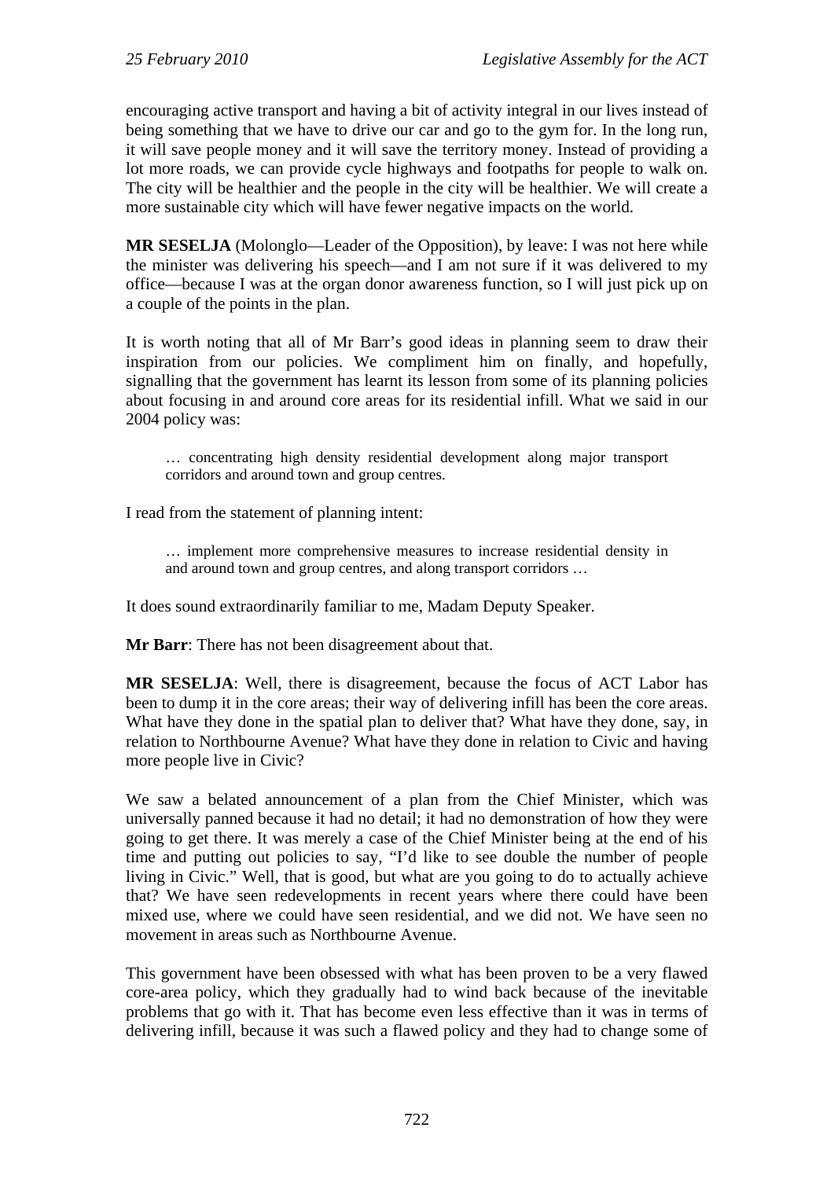encouraging active transport and having a bit of activity integral in our lives instead of being something that we have to drive our car and go to the gym for. In the long run, it will save people money and it will save the territory money. Instead of providing a lot more roads, we can provide cycle highways and footpaths for people to walk on. The city will be healthier and the people in the city will be healthier. We will create a more sustainable city which will have fewer negative impacts on the world.

**MR SESELJA** (Molonglo—Leader of the Opposition), by leave: I was not here while the minister was delivering his speech—and I am not sure if it was delivered to my office—because I was at the organ donor awareness function, so I will just pick up on a couple of the points in the plan.

It is worth noting that all of Mr Barr's good ideas in planning seem to draw their inspiration from our policies. We compliment him on finally, and hopefully, signalling that the government has learnt its lesson from some of its planning policies about focusing in and around core areas for its residential infill. What we said in our 2004 policy was:

> … concentrating high density residential development along major transport corridors and around town and group centres.

I read from the statement of planning intent:

> … implement more comprehensive measures to increase residential density in and around town and group centres, and along transport corridors …

It does sound extraordinarily familiar to me, Madam Deputy Speaker.

**Mr Barr**: There has not been disagreement about that.

**MR SESELJA**: Well, there is disagreement, because the focus of ACT Labor has been to dump it in the core areas; their way of delivering infill has been the core areas. What have they done in the spatial plan to deliver that? What have they done, say, in relation to Northbourne Avenue? What have they done in relation to Civic and having more people live in Civic?

We saw a belated announcement of a plan from the Chief Minister, which was universally panned because it had no detail; it had no demonstration of how they were going to get there. It was merely a case of the Chief Minister being at the end of his time and putting out policies to say, "I'd like to see double the number of people living in Civic." Well, that is good, but what are you going to do to actually achieve that? We have seen redevelopments in recent years where there could have been mixed use, where we could have seen residential, and we did not. We have seen no movement in areas such as Northbourne Avenue.

This government have been obsessed with what has been proven to be a very flawed core-area policy, which they gradually had to wind back because of the inevitable problems that go with it. That has become even less effective than it was in terms of delivering infill, because it was such a flawed policy and they had to change some of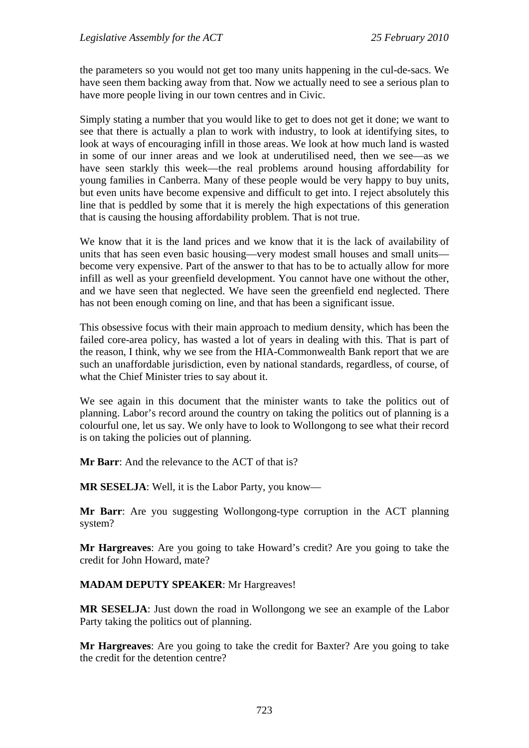the parameters so you would not get too many units happening in the cul-de-sacs. We have seen them backing away from that. Now we actually need to see a serious plan to have more people living in our town centres and in Civic.

Simply stating a number that you would like to get to does not get it done; we want to see that there is actually a plan to work with industry, to look at identifying sites, to look at ways of encouraging infill in those areas. We look at how much land is wasted in some of our inner areas and we look at underutilised need, then we see—as we have seen starkly this week—the real problems around housing affordability for young families in Canberra. Many of these people would be very happy to buy units, but even units have become expensive and difficult to get into. I reject absolutely this line that is peddled by some that it is merely the high expectations of this generation that is causing the housing affordability problem. That is not true.

We know that it is the land prices and we know that it is the lack of availability of units that has seen even basic housing—very modest small houses and small units—become very expensive. Part of the answer to that has to be to actually allow for more infill as well as your greenfield development. You cannot have one without the other, and we have seen that neglected. We have seen the greenfield end neglected. There has not been enough coming on line, and that has been a significant issue.

This obsessive focus with their main approach to medium density, which has been the failed core-area policy, has wasted a lot of years in dealing with this. That is part of the reason, I think, why we see from the HIA-Commonwealth Bank report that we are such an unaffordable jurisdiction, even by national standards, regardless, of course, of what the Chief Minister tries to say about it.

We see again in this document that the minister wants to take the politics out of planning. Labor's record around the country on taking the politics out of planning is a colourful one, let us say. We only have to look to Wollongong to see what their record is on taking the policies out of planning.

**Mr Barr**: And the relevance to the ACT of that is?

**MR SESELJA**: Well, it is the Labor Party, you know—

**Mr Barr**: Are you suggesting Wollongong-type corruption in the ACT planning system?

**Mr Hargreaves**: Are you going to take Howard's credit? Are you going to take the credit for John Howard, mate?

**MADAM DEPUTY SPEAKER**: Mr Hargreaves!

**MR SESELJA**: Just down the road in Wollongong we see an example of the Labor Party taking the politics out of planning.

**Mr Hargreaves**: Are you going to take the credit for Baxter? Are you going to take the credit for the detention centre?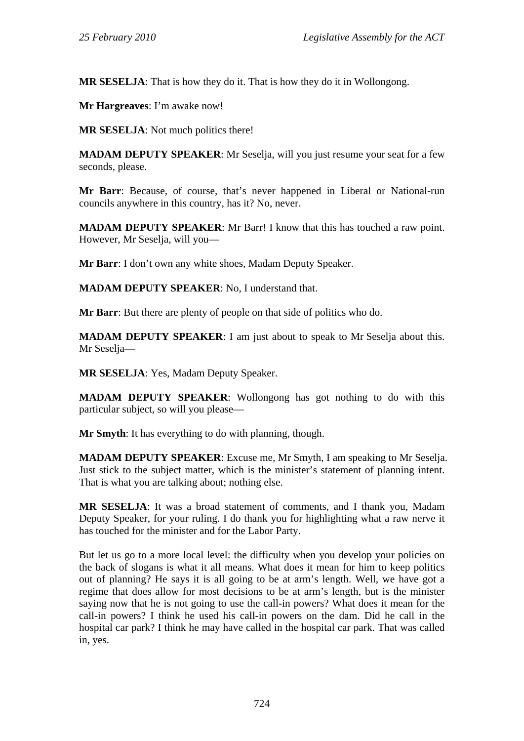**MR SESELJA**: That is how they do it. That is how they do it in Wollongong.

**Mr Hargreaves**: I'm awake now!

**MR SESELJA**: Not much politics there!

**MADAM DEPUTY SPEAKER**: Mr Seselja, will you just resume your seat for a few seconds, please.

**Mr Barr**: Because, of course, that's never happened in Liberal or National-run councils anywhere in this country, has it? No, never.

**MADAM DEPUTY SPEAKER**: Mr Barr! I know that this has touched a raw point. However, Mr Seselja, will you—

**Mr Barr**: I don't own any white shoes, Madam Deputy Speaker.

**MADAM DEPUTY SPEAKER**: No, I understand that.

**Mr Barr**: But there are plenty of people on that side of politics who do.

**MADAM DEPUTY SPEAKER**: I am just about to speak to Mr Seselja about this. Mr Seselja—

**MR SESELJA**: Yes, Madam Deputy Speaker.

**MADAM DEPUTY SPEAKER**: Wollongong has got nothing to do with this particular subject, so will you please—

**Mr Smyth**: It has everything to do with planning, though.

**MADAM DEPUTY SPEAKER**: Excuse me, Mr Smyth, I am speaking to Mr Seselja. Just stick to the subject matter, which is the minister's statement of planning intent. That is what you are talking about; nothing else.

**MR SESELJA**: It was a broad statement of comments, and I thank you, Madam Deputy Speaker, for your ruling. I do thank you for highlighting what a raw nerve it has touched for the minister and for the Labor Party.

But let us go to a more local level: the difficulty when you develop your policies on the back of slogans is what it all means. What does it mean for him to keep politics out of planning? He says it is all going to be at arm's length. Well, we have got a regime that does allow for most decisions to be at arm's length, but is the minister saying now that he is not going to use the call-in powers? What does it mean for the call-in powers? I think he used his call-in powers on the dam. Did he call in the hospital car park? I think he may have called in the hospital car park. That was called in, yes.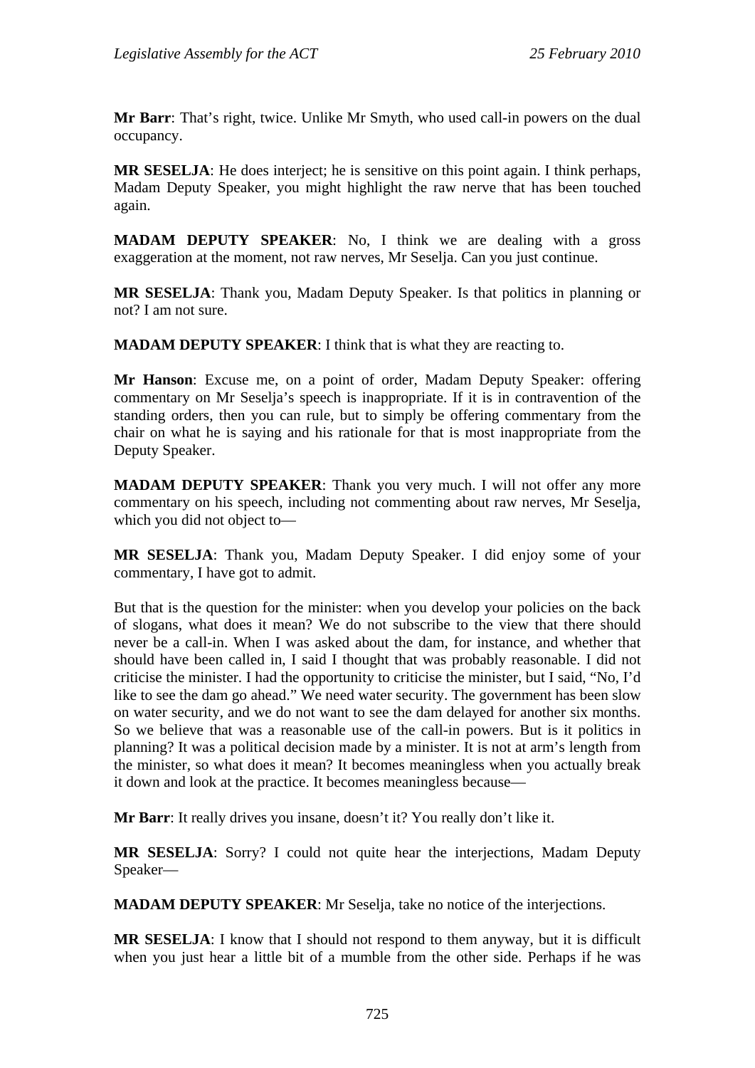**Mr Barr**: That's right, twice. Unlike Mr Smyth, who used call-in powers on the dual occupancy.

**MR SESELJA**: He does interject; he is sensitive on this point again. I think perhaps, Madam Deputy Speaker, you might highlight the raw nerve that has been touched again.

**MADAM DEPUTY SPEAKER**: No, I think we are dealing with a gross exaggeration at the moment, not raw nerves, Mr Seselja. Can you just continue.

**MR SESELJA**: Thank you, Madam Deputy Speaker. Is that politics in planning or not? I am not sure.

**MADAM DEPUTY SPEAKER**: I think that is what they are reacting to.

**Mr Hanson**: Excuse me, on a point of order, Madam Deputy Speaker: offering commentary on Mr Seselja's speech is inappropriate. If it is in contravention of the standing orders, then you can rule, but to simply be offering commentary from the chair on what he is saying and his rationale for that is most inappropriate from the Deputy Speaker.

**MADAM DEPUTY SPEAKER**: Thank you very much. I will not offer any more commentary on his speech, including not commenting about raw nerves, Mr Seselja, which you did not object to—

**MR SESELJA**: Thank you, Madam Deputy Speaker. I did enjoy some of your commentary, I have got to admit.

But that is the question for the minister: when you develop your policies on the back of slogans, what does it mean? We do not subscribe to the view that there should never be a call-in. When I was asked about the dam, for instance, and whether that should have been called in, I said I thought that was probably reasonable. I did not criticise the minister. I had the opportunity to criticise the minister, but I said, "No, I'd like to see the dam go ahead." We need water security. The government has been slow on water security, and we do not want to see the dam delayed for another six months. So we believe that was a reasonable use of the call-in powers. But is it politics in planning? It was a political decision made by a minister. It is not at arm's length from the minister, so what does it mean? It becomes meaningless when you actually break it down and look at the practice. It becomes meaningless because—

**Mr Barr**: It really drives you insane, doesn't it? You really don't like it.

**MR SESELJA**: Sorry? I could not quite hear the interjections, Madam Deputy Speaker—

**MADAM DEPUTY SPEAKER**: Mr Seselja, take no notice of the interjections.

**MR SESELJA**: I know that I should not respond to them anyway, but it is difficult when you just hear a little bit of a mumble from the other side. Perhaps if he was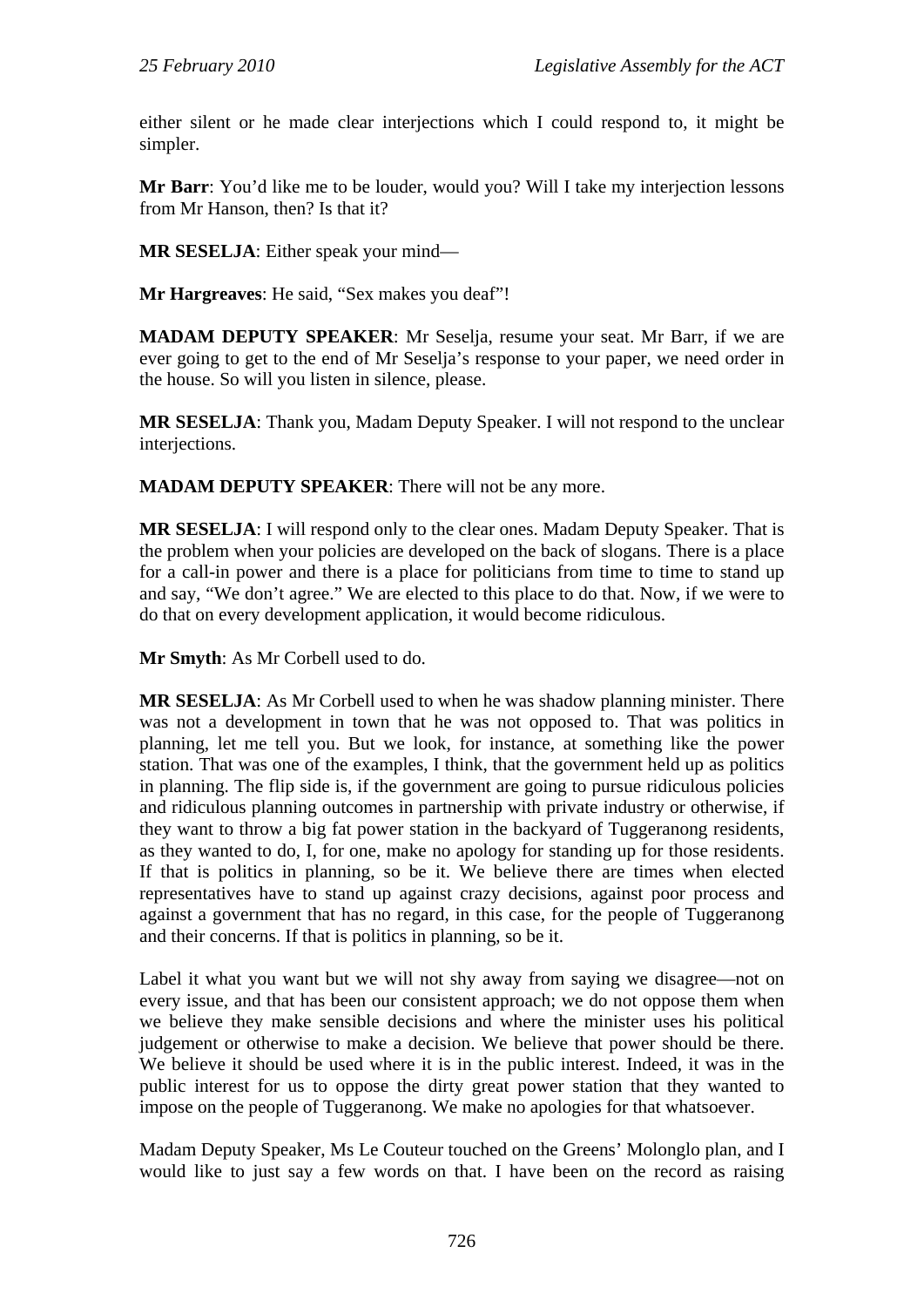either silent or he made clear interjections which I could respond to, it might be simpler.

**Mr Barr**: You'd like me to be louder, would you? Will I take my interjection lessons from Mr Hanson, then? Is that it?

**MR SESELJA**: Either speak your mind—

**Mr Hargreaves**: He said, "Sex makes you deaf"!

**MADAM DEPUTY SPEAKER**: Mr Seselja, resume your seat. Mr Barr, if we are ever going to get to the end of Mr Seselja's response to your paper, we need order in the house. So will you listen in silence, please.

**MR SESELJA**: Thank you, Madam Deputy Speaker. I will not respond to the unclear interjections.

**MADAM DEPUTY SPEAKER**: There will not be any more.

**MR SESELJA**: I will respond only to the clear ones. Madam Deputy Speaker. That is the problem when your policies are developed on the back of slogans. There is a place for a call-in power and there is a place for politicians from time to time to stand up and say, "We don't agree." We are elected to this place to do that. Now, if we were to do that on every development application, it would become ridiculous.

**Mr Smyth**: As Mr Corbell used to do.

**MR SESELJA**: As Mr Corbell used to when he was shadow planning minister. There was not a development in town that he was not opposed to. That was politics in planning, let me tell you. But we look, for instance, at something like the power station. That was one of the examples, I think, that the government held up as politics in planning. The flip side is, if the government are going to pursue ridiculous policies and ridiculous planning outcomes in partnership with private industry or otherwise, if they want to throw a big fat power station in the backyard of Tuggeranong residents, as they wanted to do, I, for one, make no apology for standing up for those residents. If that is politics in planning, so be it. We believe there are times when elected representatives have to stand up against crazy decisions, against poor process and against a government that has no regard, in this case, for the people of Tuggeranong and their concerns. If that is politics in planning, so be it.

Label it what you want but we will not shy away from saying we disagree—not on every issue, and that has been our consistent approach; we do not oppose them when we believe they make sensible decisions and where the minister uses his political judgement or otherwise to make a decision. We believe that power should be there. We believe it should be used where it is in the public interest. Indeed, it was in the public interest for us to oppose the dirty great power station that they wanted to impose on the people of Tuggeranong. We make no apologies for that whatsoever.

Madam Deputy Speaker, Ms Le Couteur touched on the Greens' Molonglo plan, and I would like to just say a few words on that. I have been on the record as raising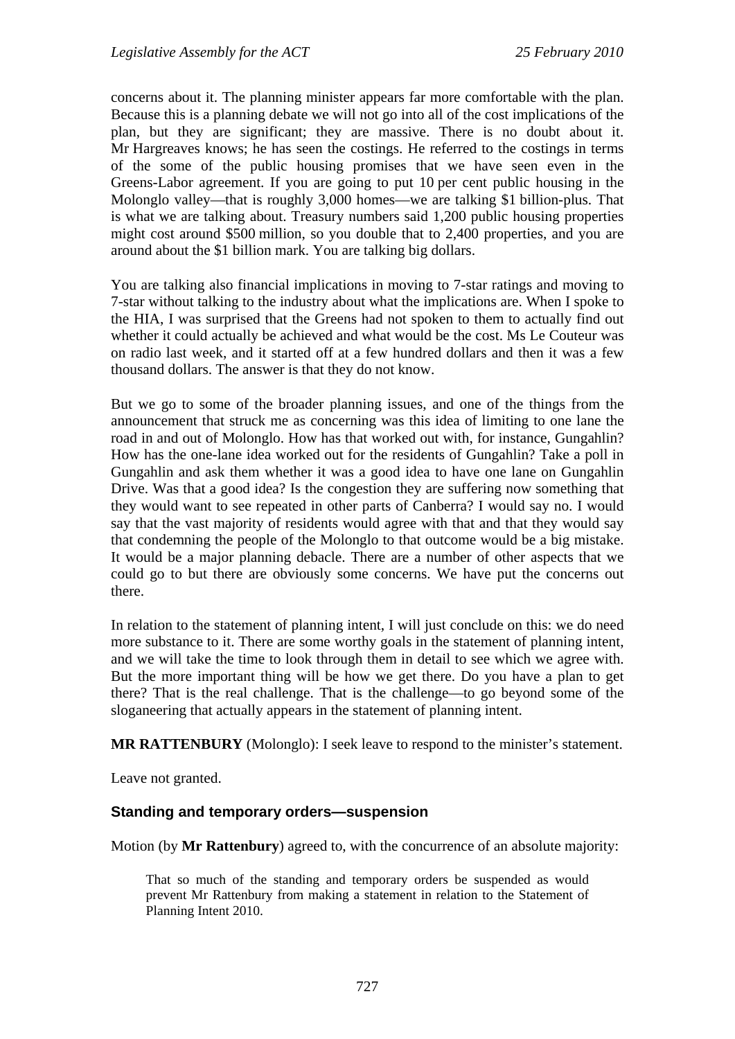concerns about it. The planning minister appears far more comfortable with the plan. Because this is a planning debate we will not go into all of the cost implications of the plan, but they are significant; they are massive. There is no doubt about it. Mr Hargreaves knows; he has seen the costings. He referred to the costings in terms of the some of the public housing promises that we have seen even in the Greens-Labor agreement. If you are going to put 10 per cent public housing in the Molonglo valley—that is roughly 3,000 homes—we are talking $1 billion-plus. That is what we are talking about. Treasury numbers said 1,200 public housing properties might cost around $500 million, so you double that to 2,400 properties, and you are around about the $1 billion mark. You are talking big dollars.

You are talking also financial implications in moving to 7-star ratings and moving to 7-star without talking to the industry about what the implications are. When I spoke to the HIA, I was surprised that the Greens had not spoken to them to actually find out whether it could actually be achieved and what would be the cost. Ms Le Couteur was on radio last week, and it started off at a few hundred dollars and then it was a few thousand dollars. The answer is that they do not know.

But we go to some of the broader planning issues, and one of the things from the announcement that struck me as concerning was this idea of limiting to one lane the road in and out of Molonglo. How has that worked out with, for instance, Gungahlin? How has the one-lane idea worked out for the residents of Gungahlin? Take a poll in Gungahlin and ask them whether it was a good idea to have one lane on Gungahlin Drive. Was that a good idea? Is the congestion they are suffering now something that they would want to see repeated in other parts of Canberra? I would say no. I would say that the vast majority of residents would agree with that and that they would say that condemning the people of the Molonglo to that outcome would be a big mistake. It would be a major planning debacle. There are a number of other aspects that we could go to but there are obviously some concerns. We have put the concerns out there.

In relation to the statement of planning intent, I will just conclude on this: we do need more substance to it. There are some worthy goals in the statement of planning intent, and we will take the time to look through them in detail to see which we agree with. But the more important thing will be how we get there. Do you have a plan to get there? That is the real challenge. That is the challenge—to go beyond some of the sloganeering that actually appears in the statement of planning intent.

**MR RATTENBURY** (Molonglo): I seek leave to respond to the minister's statement.

Leave not granted.

### Standing and temporary orders—suspension

Motion (by **Mr Rattenbury**) agreed to, with the concurrence of an absolute majority:

> That so much of the standing and temporary orders be suspended as would prevent Mr Rattenbury from making a statement in relation to the Statement of Planning Intent 2010.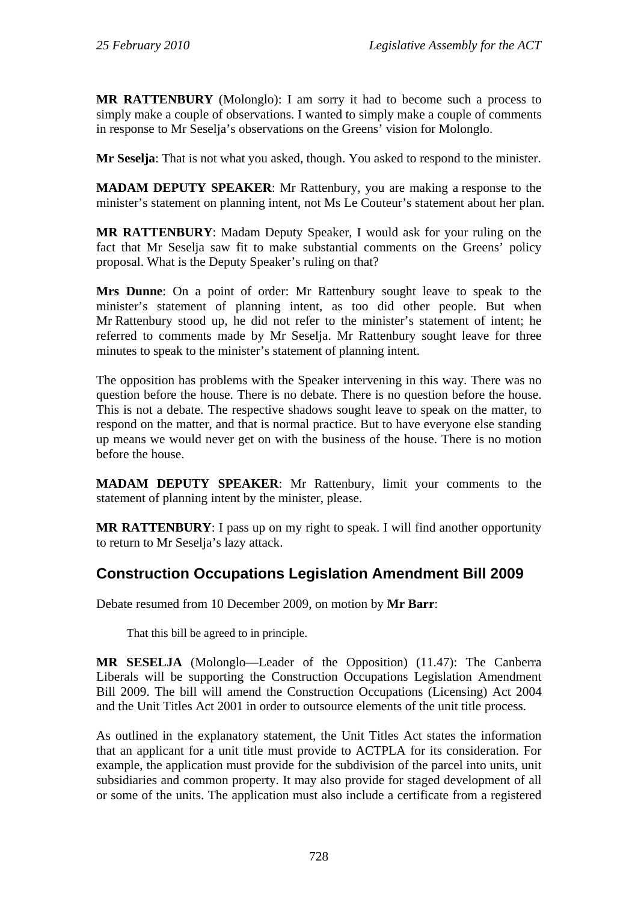**MR RATTENBURY** (Molonglo): I am sorry it had to become such a process to simply make a couple of observations. I wanted to simply make a couple of comments in response to Mr Seselja's observations on the Greens' vision for Molonglo.

**Mr Seselja**: That is not what you asked, though. You asked to respond to the minister.

**MADAM DEPUTY SPEAKER**: Mr Rattenbury, you are making a response to the minister's statement on planning intent, not Ms Le Couteur's statement about her plan.

**MR RATTENBURY**: Madam Deputy Speaker, I would ask for your ruling on the fact that Mr Seselja saw fit to make substantial comments on the Greens' policy proposal. What is the Deputy Speaker's ruling on that?

**Mrs Dunne**: On a point of order: Mr Rattenbury sought leave to speak to the minister's statement of planning intent, as too did other people. But when Mr Rattenbury stood up, he did not refer to the minister's statement of intent; he referred to comments made by Mr Seselja. Mr Rattenbury sought leave for three minutes to speak to the minister's statement of planning intent.

The opposition has problems with the Speaker intervening in this way. There was no question before the house. There is no debate. There is no question before the house. This is not a debate. The respective shadows sought leave to speak on the matter, to respond on the matter, and that is normal practice. But to have everyone else standing up means we would never get on with the business of the house. There is no motion before the house.

**MADAM DEPUTY SPEAKER**: Mr Rattenbury, limit your comments to the statement of planning intent by the minister, please.

**MR RATTENBURY**: I pass up on my right to speak. I will find another opportunity to return to Mr Seselja's lazy attack.

## Construction Occupations Legislation Amendment Bill 2009

Debate resumed from 10 December 2009, on motion by **Mr Barr**:

> That this bill be agreed to in principle.

**MR SESELJA** (Molonglo—Leader of the Opposition) (11.47): The Canberra Liberals will be supporting the Construction Occupations Legislation Amendment Bill 2009. The bill will amend the Construction Occupations (Licensing) Act 2004 and the Unit Titles Act 2001 in order to outsource elements of the unit title process.

As outlined in the explanatory statement, the Unit Titles Act states the information that an applicant for a unit title must provide to ACTPLA for its consideration. For example, the application must provide for the subdivision of the parcel into units, unit subsidiaries and common property. It may also provide for staged development of all or some of the units. The application must also include a certificate from a registered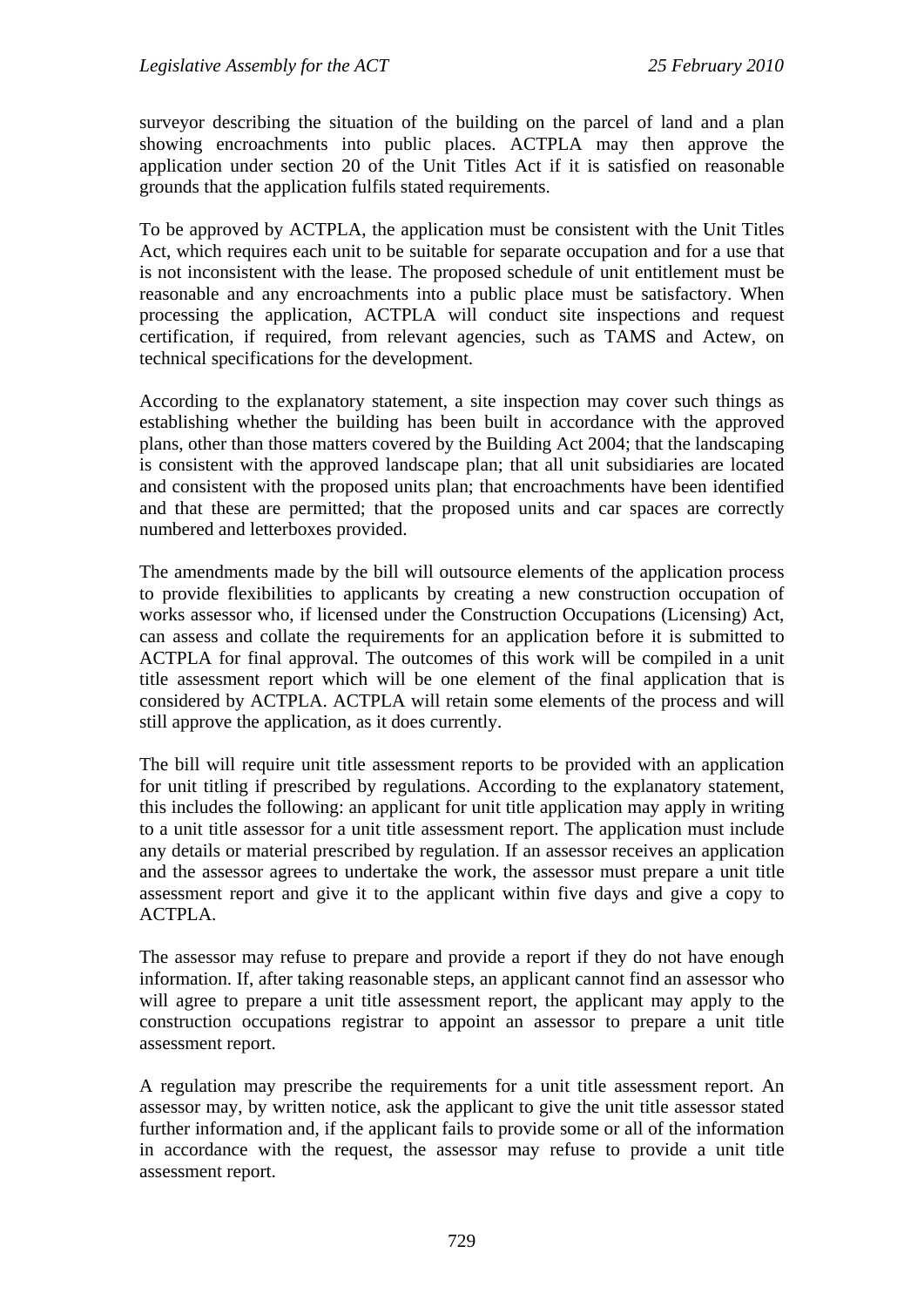surveyor describing the situation of the building on the parcel of land and a plan showing encroachments into public places. ACTPLA may then approve the application under section 20 of the Unit Titles Act if it is satisfied on reasonable grounds that the application fulfils stated requirements.

To be approved by ACTPLA, the application must be consistent with the Unit Titles Act, which requires each unit to be suitable for separate occupation and for a use that is not inconsistent with the lease. The proposed schedule of unit entitlement must be reasonable and any encroachments into a public place must be satisfactory. When processing the application, ACTPLA will conduct site inspections and request certification, if required, from relevant agencies, such as TAMS and Actew, on technical specifications for the development.

According to the explanatory statement, a site inspection may cover such things as establishing whether the building has been built in accordance with the approved plans, other than those matters covered by the Building Act 2004; that the landscaping is consistent with the approved landscape plan; that all unit subsidiaries are located and consistent with the proposed units plan; that encroachments have been identified and that these are permitted; that the proposed units and car spaces are correctly numbered and letterboxes provided.

The amendments made by the bill will outsource elements of the application process to provide flexibilities to applicants by creating a new construction occupation of works assessor who, if licensed under the Construction Occupations (Licensing) Act, can assess and collate the requirements for an application before it is submitted to ACTPLA for final approval. The outcomes of this work will be compiled in a unit title assessment report which will be one element of the final application that is considered by ACTPLA. ACTPLA will retain some elements of the process and will still approve the application, as it does currently.

The bill will require unit title assessment reports to be provided with an application for unit titling if prescribed by regulations. According to the explanatory statement, this includes the following: an applicant for unit title application may apply in writing to a unit title assessor for a unit title assessment report. The application must include any details or material prescribed by regulation. If an assessor receives an application and the assessor agrees to undertake the work, the assessor must prepare a unit title assessment report and give it to the applicant within five days and give a copy to ACTPLA.

The assessor may refuse to prepare and provide a report if they do not have enough information. If, after taking reasonable steps, an applicant cannot find an assessor who will agree to prepare a unit title assessment report, the applicant may apply to the construction occupations registrar to appoint an assessor to prepare a unit title assessment report.

A regulation may prescribe the requirements for a unit title assessment report. An assessor may, by written notice, ask the applicant to give the unit title assessor stated further information and, if the applicant fails to provide some or all of the information in accordance with the request, the assessor may refuse to provide a unit title assessment report.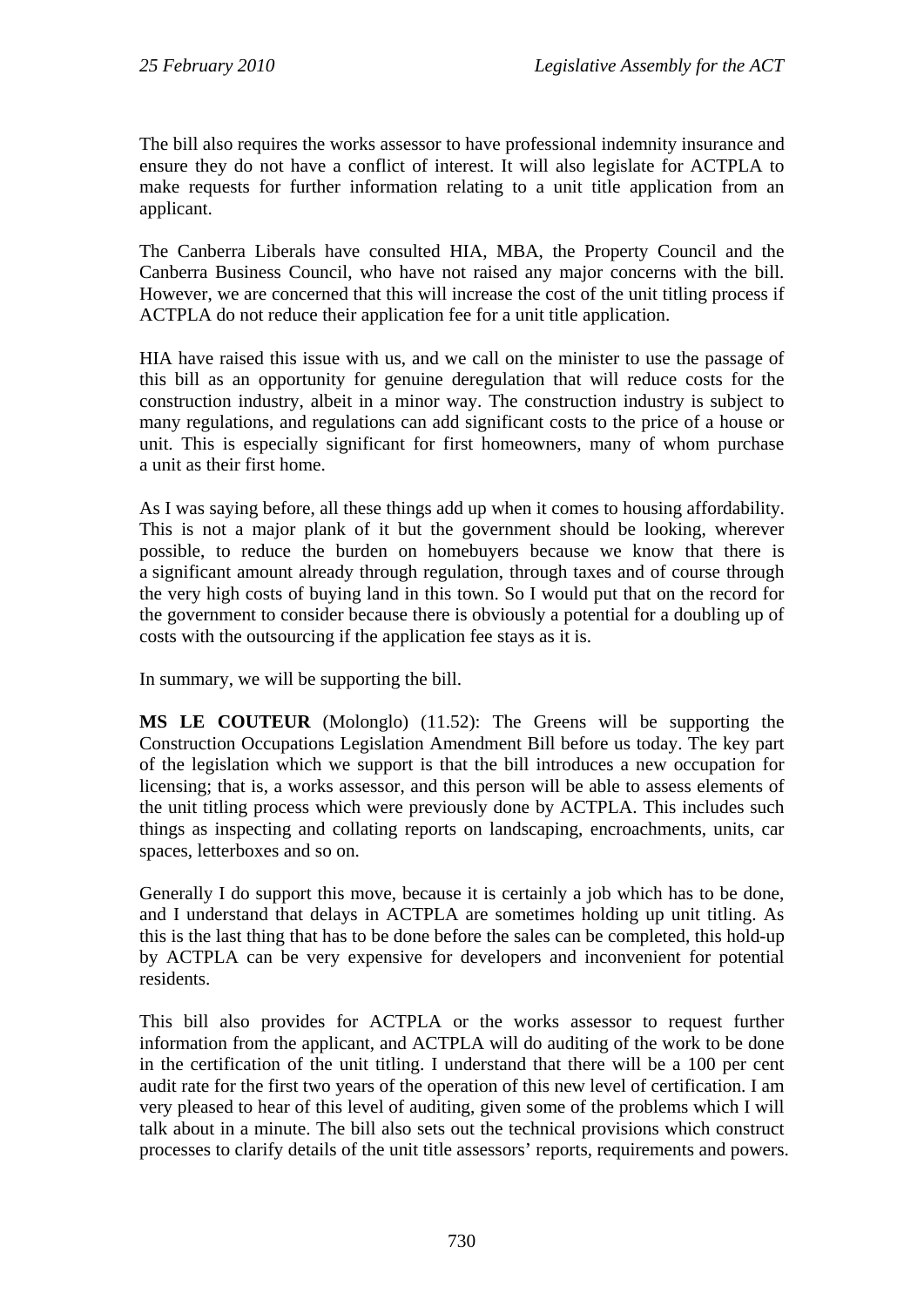The bill also requires the works assessor to have professional indemnity insurance and ensure they do not have a conflict of interest. It will also legislate for ACTPLA to make requests for further information relating to a unit title application from an applicant.

The Canberra Liberals have consulted HIA, MBA, the Property Council and the Canberra Business Council, who have not raised any major concerns with the bill. However, we are concerned that this will increase the cost of the unit titling process if ACTPLA do not reduce their application fee for a unit title application.

HIA have raised this issue with us, and we call on the minister to use the passage of this bill as an opportunity for genuine deregulation that will reduce costs for the construction industry, albeit in a minor way. The construction industry is subject to many regulations, and regulations can add significant costs to the price of a house or unit. This is especially significant for first homeowners, many of whom purchase a unit as their first home.

As I was saying before, all these things add up when it comes to housing affordability. This is not a major plank of it but the government should be looking, wherever possible, to reduce the burden on homebuyers because we know that there is a significant amount already through regulation, through taxes and of course through the very high costs of buying land in this town. So I would put that on the record for the government to consider because there is obviously a potential for a doubling up of costs with the outsourcing if the application fee stays as it is.

In summary, we will be supporting the bill.

**MS LE COUTEUR** (Molonglo) (11.52): The Greens will be supporting the Construction Occupations Legislation Amendment Bill before us today. The key part of the legislation which we support is that the bill introduces a new occupation for licensing; that is, a works assessor, and this person will be able to assess elements of the unit titling process which were previously done by ACTPLA. This includes such things as inspecting and collating reports on landscaping, encroachments, units, car spaces, letterboxes and so on.

Generally I do support this move, because it is certainly a job which has to be done, and I understand that delays in ACTPLA are sometimes holding up unit titling. As this is the last thing that has to be done before the sales can be completed, this hold-up by ACTPLA can be very expensive for developers and inconvenient for potential residents.

This bill also provides for ACTPLA or the works assessor to request further information from the applicant, and ACTPLA will do auditing of the work to be done in the certification of the unit titling. I understand that there will be a 100 per cent audit rate for the first two years of the operation of this new level of certification. I am very pleased to hear of this level of auditing, given some of the problems which I will talk about in a minute. The bill also sets out the technical provisions which construct processes to clarify details of the unit title assessors' reports, requirements and powers.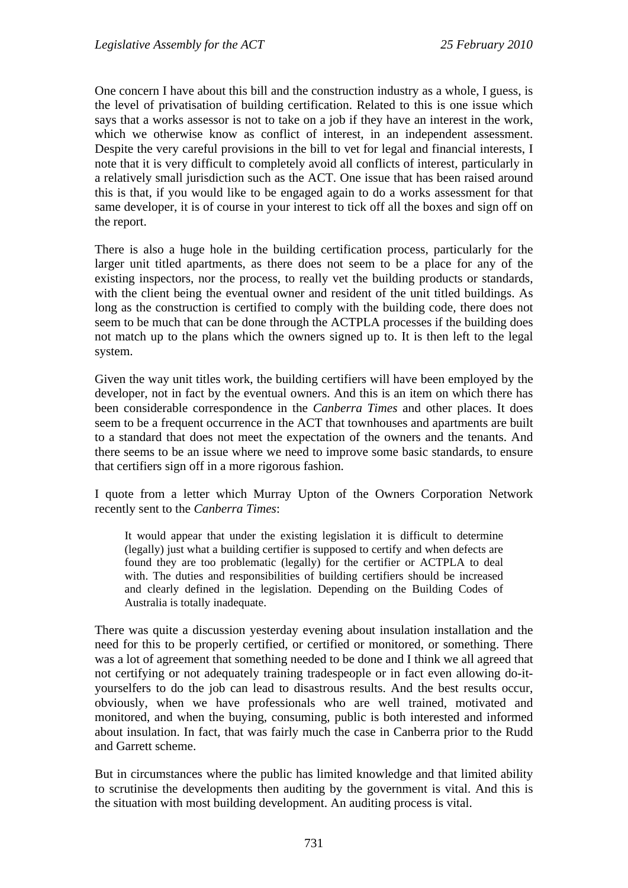One concern I have about this bill and the construction industry as a whole, I guess, is the level of privatisation of building certification. Related to this is one issue which says that a works assessor is not to take on a job if they have an interest in the work, which we otherwise know as conflict of interest, in an independent assessment. Despite the very careful provisions in the bill to vet for legal and financial interests, I note that it is very difficult to completely avoid all conflicts of interest, particularly in a relatively small jurisdiction such as the ACT. One issue that has been raised around this is that, if you would like to be engaged again to do a works assessment for that same developer, it is of course in your interest to tick off all the boxes and sign off on the report.

There is also a huge hole in the building certification process, particularly for the larger unit titled apartments, as there does not seem to be a place for any of the existing inspectors, nor the process, to really vet the building products or standards, with the client being the eventual owner and resident of the unit titled buildings. As long as the construction is certified to comply with the building code, there does not seem to be much that can be done through the ACTPLA processes if the building does not match up to the plans which the owners signed up to. It is then left to the legal system.

Given the way unit titles work, the building certifiers will have been employed by the developer, not in fact by the eventual owners. And this is an item on which there has been considerable correspondence in the *Canberra Times* and other places. It does seem to be a frequent occurrence in the ACT that townhouses and apartments are built to a standard that does not meet the expectation of the owners and the tenants. And there seems to be an issue where we need to improve some basic standards, to ensure that certifiers sign off in a more rigorous fashion.

I quote from a letter which Murray Upton of the Owners Corporation Network recently sent to the *Canberra Times*:

> It would appear that under the existing legislation it is difficult to determine (legally) just what a building certifier is supposed to certify and when defects are found they are too problematic (legally) for the certifier or ACTPLA to deal with. The duties and responsibilities of building certifiers should be increased and clearly defined in the legislation. Depending on the Building Codes of Australia is totally inadequate.

There was quite a discussion yesterday evening about insulation installation and the need for this to be properly certified, or certified or monitored, or something. There was a lot of agreement that something needed to be done and I think we all agreed that not certifying or not adequately training tradespeople or in fact even allowing do-it-yourselfers to do the job can lead to disastrous results. And the best results occur, obviously, when we have professionals who are well trained, motivated and monitored, and when the buying, consuming, public is both interested and informed about insulation. In fact, that was fairly much the case in Canberra prior to the Rudd and Garrett scheme.

But in circumstances where the public has limited knowledge and that limited ability to scrutinise the developments then auditing by the government is vital. And this is the situation with most building development. An auditing process is vital.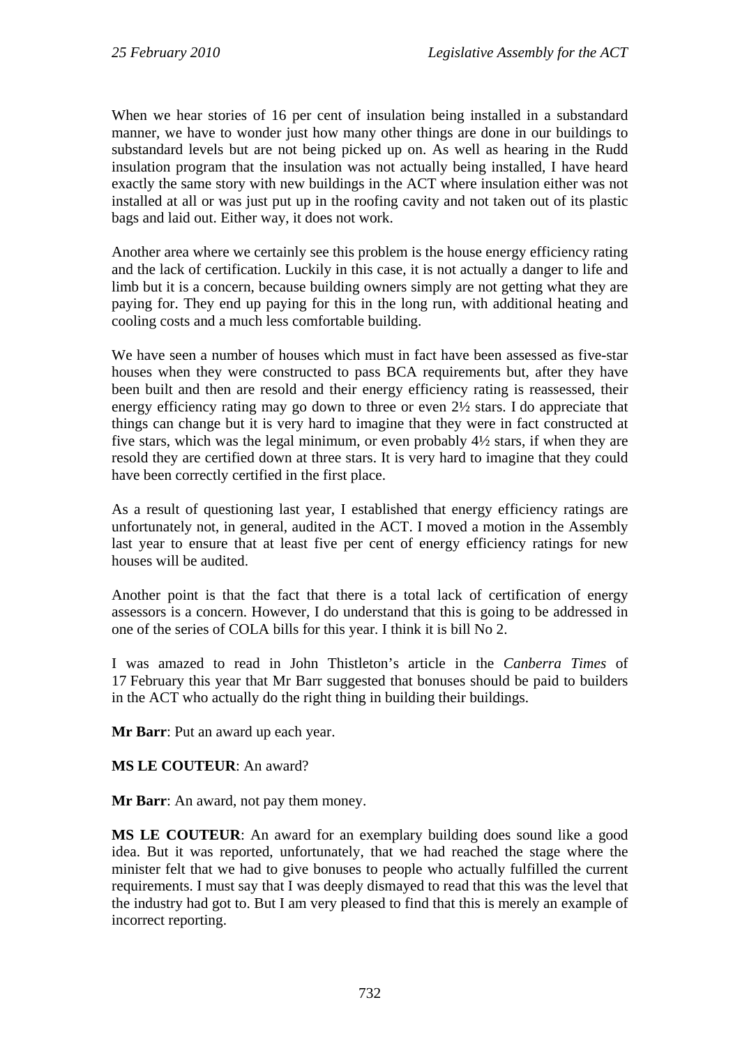When we hear stories of 16 per cent of insulation being installed in a substandard manner, we have to wonder just how many other things are done in our buildings to substandard levels but are not being picked up on. As well as hearing in the Rudd insulation program that the insulation was not actually being installed, I have heard exactly the same story with new buildings in the ACT where insulation either was not installed at all or was just put up in the roofing cavity and not taken out of its plastic bags and laid out. Either way, it does not work.

Another area where we certainly see this problem is the house energy efficiency rating and the lack of certification. Luckily in this case, it is not actually a danger to life and limb but it is a concern, because building owners simply are not getting what they are paying for. They end up paying for this in the long run, with additional heating and cooling costs and a much less comfortable building.

We have seen a number of houses which must in fact have been assessed as five-star houses when they were constructed to pass BCA requirements but, after they have been built and then are resold and their energy efficiency rating is reassessed, their energy efficiency rating may go down to three or even 2½ stars. I do appreciate that things can change but it is very hard to imagine that they were in fact constructed at five stars, which was the legal minimum, or even probably 4½ stars, if when they are resold they are certified down at three stars. It is very hard to imagine that they could have been correctly certified in the first place.

As a result of questioning last year, I established that energy efficiency ratings are unfortunately not, in general, audited in the ACT. I moved a motion in the Assembly last year to ensure that at least five per cent of energy efficiency ratings for new houses will be audited.

Another point is that the fact that there is a total lack of certification of energy assessors is a concern. However, I do understand that this is going to be addressed in one of the series of COLA bills for this year. I think it is bill No 2.

I was amazed to read in John Thistleton's article in the *Canberra Times* of 17 February this year that Mr Barr suggested that bonuses should be paid to builders in the ACT who actually do the right thing in building their buildings.

**Mr Barr**: Put an award up each year.

**MS LE COUTEUR**: An award?

**Mr Barr**: An award, not pay them money.

**MS LE COUTEUR**: An award for an exemplary building does sound like a good idea. But it was reported, unfortunately, that we had reached the stage where the minister felt that we had to give bonuses to people who actually fulfilled the current requirements. I must say that I was deeply dismayed to read that this was the level that the industry had got to. But I am very pleased to find that this is merely an example of incorrect reporting.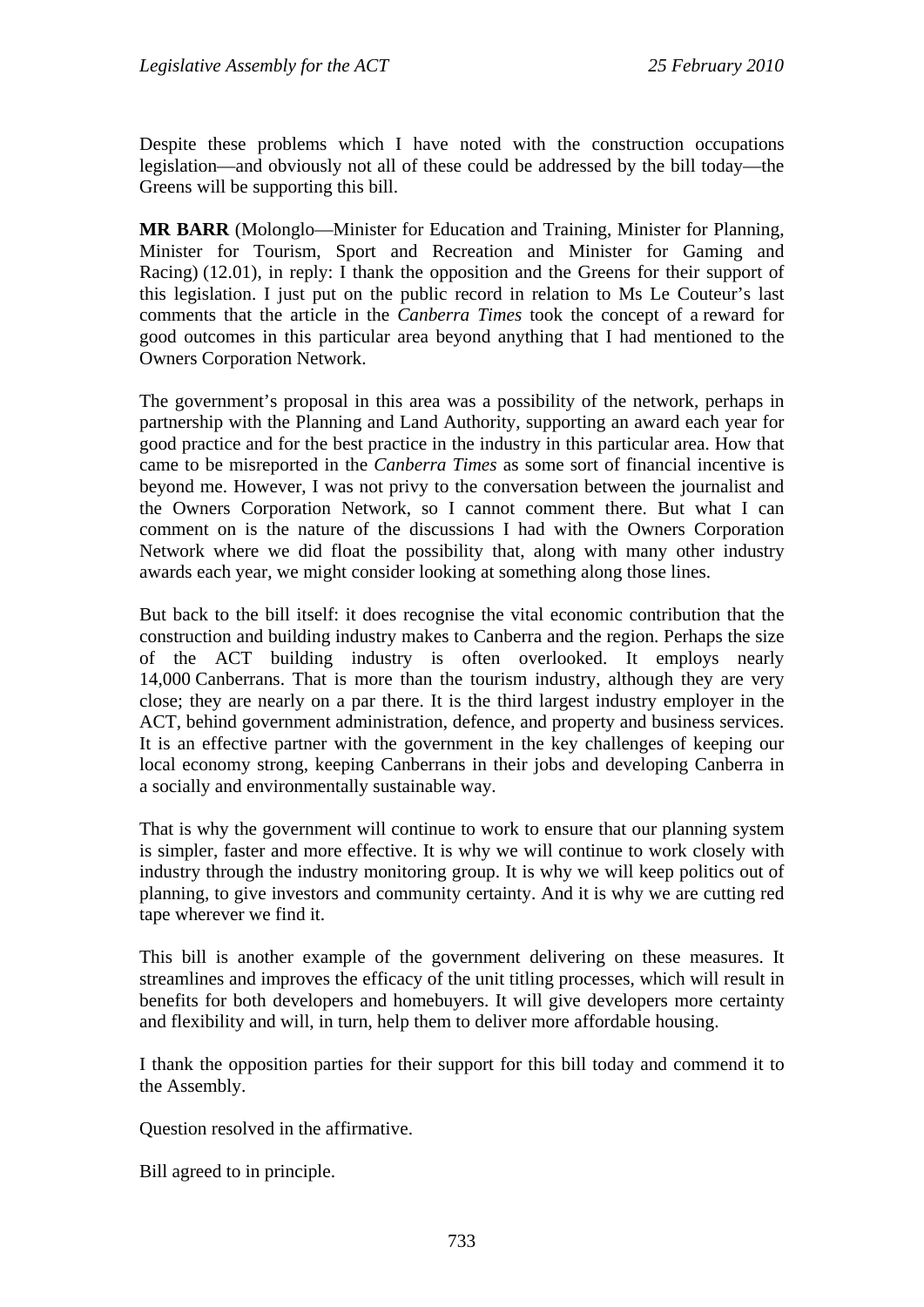Despite these problems which I have noted with the construction occupations legislation—and obviously not all of these could be addressed by the bill today—the Greens will be supporting this bill.

**MR BARR** (Molonglo—Minister for Education and Training, Minister for Planning, Minister for Tourism, Sport and Recreation and Minister for Gaming and Racing) (12.01), in reply: I thank the opposition and the Greens for their support of this legislation. I just put on the public record in relation to Ms Le Couteur's last comments that the article in the *Canberra Times* took the concept of a reward for good outcomes in this particular area beyond anything that I had mentioned to the Owners Corporation Network.

The government's proposal in this area was a possibility of the network, perhaps in partnership with the Planning and Land Authority, supporting an award each year for good practice and for the best practice in the industry in this particular area. How that came to be misreported in the *Canberra Times* as some sort of financial incentive is beyond me. However, I was not privy to the conversation between the journalist and the Owners Corporation Network, so I cannot comment there. But what I can comment on is the nature of the discussions I had with the Owners Corporation Network where we did float the possibility that, along with many other industry awards each year, we might consider looking at something along those lines.

But back to the bill itself: it does recognise the vital economic contribution that the construction and building industry makes to Canberra and the region. Perhaps the size of the ACT building industry is often overlooked. It employs nearly 14,000 Canberrans. That is more than the tourism industry, although they are very close; they are nearly on a par there. It is the third largest industry employer in the ACT, behind government administration, defence, and property and business services. It is an effective partner with the government in the key challenges of keeping our local economy strong, keeping Canberrans in their jobs and developing Canberra in a socially and environmentally sustainable way.

That is why the government will continue to work to ensure that our planning system is simpler, faster and more effective. It is why we will continue to work closely with industry through the industry monitoring group. It is why we will keep politics out of planning, to give investors and community certainty. And it is why we are cutting red tape wherever we find it.

This bill is another example of the government delivering on these measures. It streamlines and improves the efficacy of the unit titling processes, which will result in benefits for both developers and homebuyers. It will give developers more certainty and flexibility and will, in turn, help them to deliver more affordable housing.

I thank the opposition parties for their support for this bill today and commend it to the Assembly.

Question resolved in the affirmative.

Bill agreed to in principle.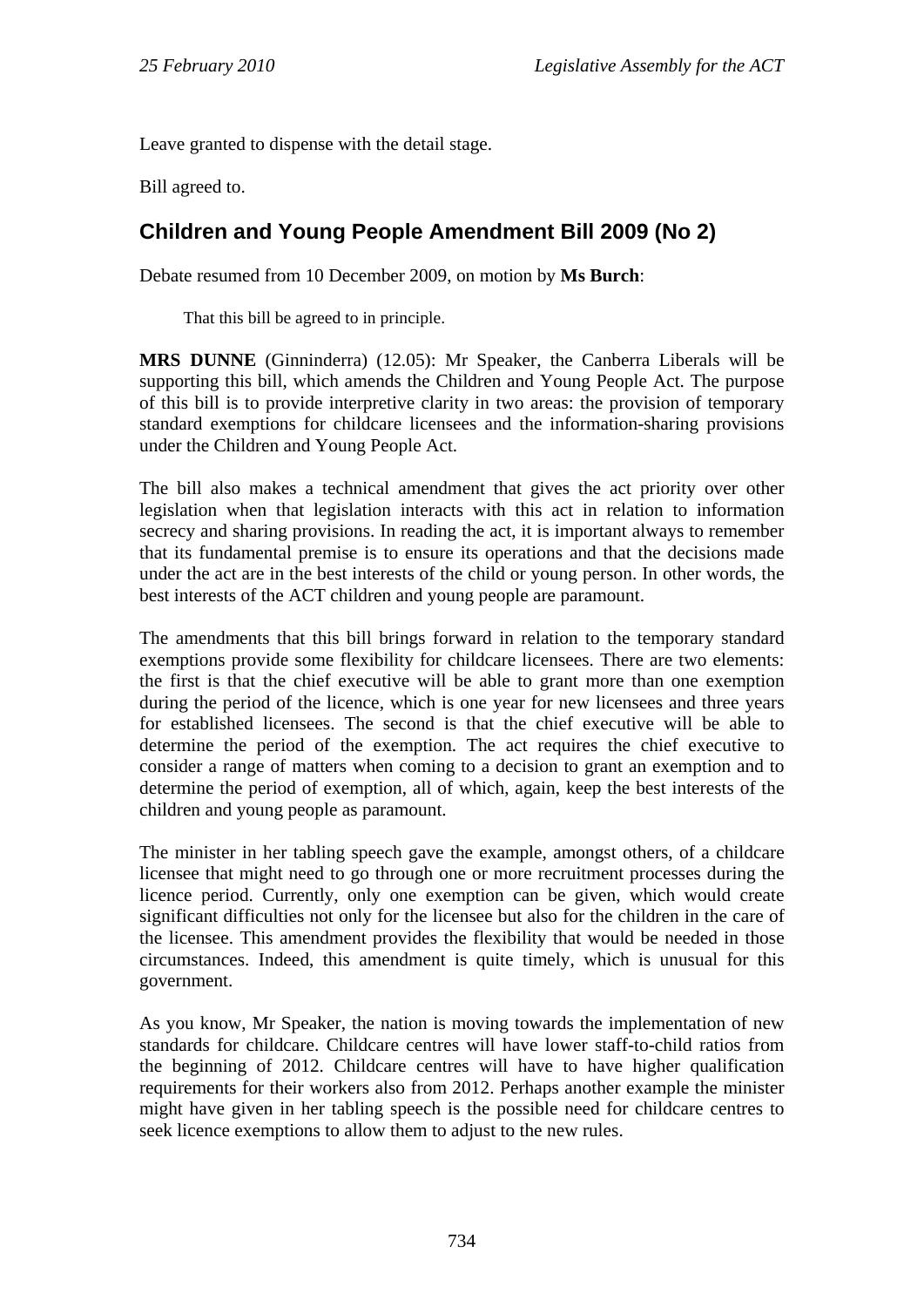Leave granted to dispense with the detail stage.

Bill agreed to.

## Children and Young People Amendment Bill 2009 (No 2)

Debate resumed from 10 December 2009, on motion by **Ms Burch**:

> That this bill be agreed to in principle.

**MRS DUNNE** (Ginninderra) (12.05): Mr Speaker, the Canberra Liberals will be supporting this bill, which amends the Children and Young People Act. The purpose of this bill is to provide interpretive clarity in two areas: the provision of temporary standard exemptions for childcare licensees and the information-sharing provisions under the Children and Young People Act.

The bill also makes a technical amendment that gives the act priority over other legislation when that legislation interacts with this act in relation to information secrecy and sharing provisions. In reading the act, it is important always to remember that its fundamental premise is to ensure its operations and that the decisions made under the act are in the best interests of the child or young person. In other words, the best interests of the ACT children and young people are paramount.

The amendments that this bill brings forward in relation to the temporary standard exemptions provide some flexibility for childcare licensees. There are two elements: the first is that the chief executive will be able to grant more than one exemption during the period of the licence, which is one year for new licensees and three years for established licensees. The second is that the chief executive will be able to determine the period of the exemption. The act requires the chief executive to consider a range of matters when coming to a decision to grant an exemption and to determine the period of exemption, all of which, again, keep the best interests of the children and young people as paramount.

The minister in her tabling speech gave the example, amongst others, of a childcare licensee that might need to go through one or more recruitment processes during the licence period. Currently, only one exemption can be given, which would create significant difficulties not only for the licensee but also for the children in the care of the licensee. This amendment provides the flexibility that would be needed in those circumstances. Indeed, this amendment is quite timely, which is unusual for this government.

As you know, Mr Speaker, the nation is moving towards the implementation of new standards for childcare. Childcare centres will have lower staff-to-child ratios from the beginning of 2012. Childcare centres will have to have higher qualification requirements for their workers also from 2012. Perhaps another example the minister might have given in her tabling speech is the possible need for childcare centres to seek licence exemptions to allow them to adjust to the new rules.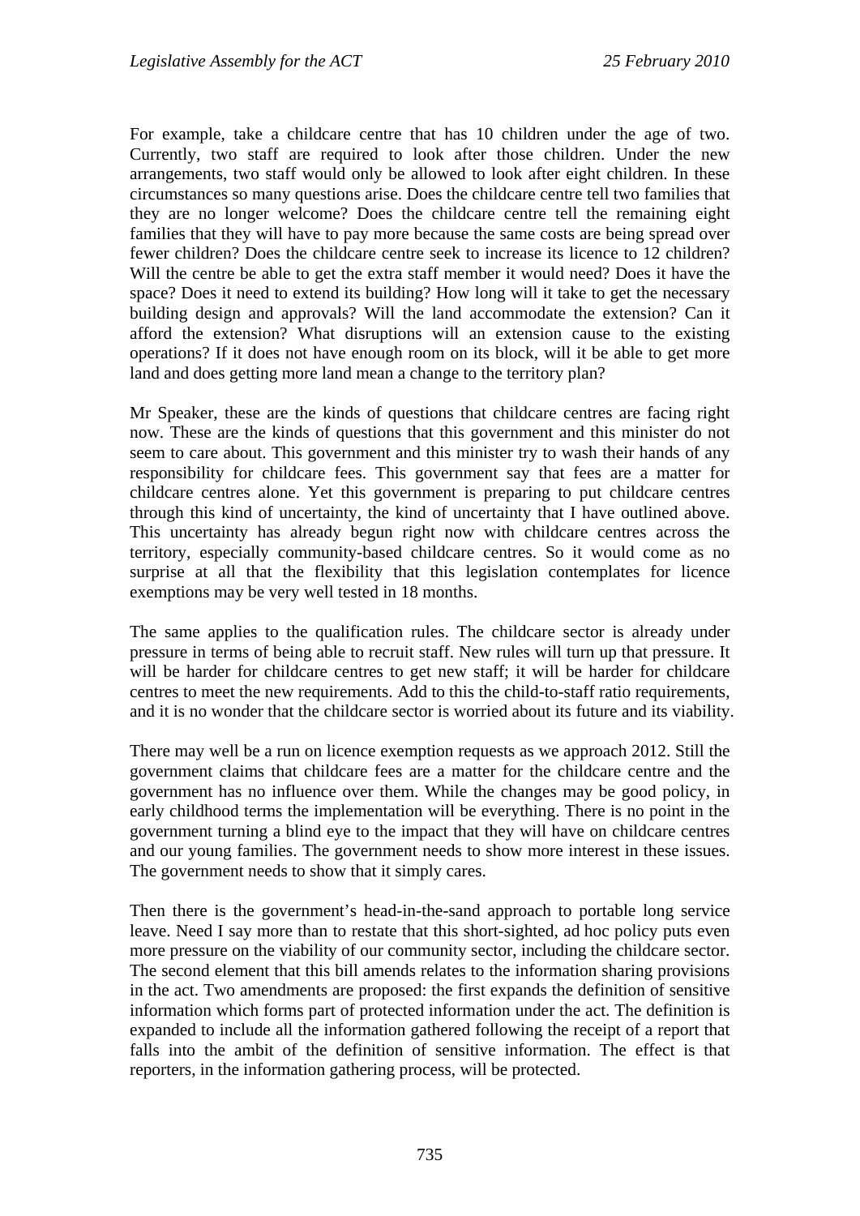For example, take a childcare centre that has 10 children under the age of two. Currently, two staff are required to look after those children. Under the new arrangements, two staff would only be allowed to look after eight children. In these circumstances so many questions arise. Does the childcare centre tell two families that they are no longer welcome? Does the childcare centre tell the remaining eight families that they will have to pay more because the same costs are being spread over fewer children? Does the childcare centre seek to increase its licence to 12 children? Will the centre be able to get the extra staff member it would need? Does it have the space? Does it need to extend its building? How long will it take to get the necessary building design and approvals? Will the land accommodate the extension? Can it afford the extension? What disruptions will an extension cause to the existing operations? If it does not have enough room on its block, will it be able to get more land and does getting more land mean a change to the territory plan?

Mr Speaker, these are the kinds of questions that childcare centres are facing right now. These are the kinds of questions that this government and this minister do not seem to care about. This government and this minister try to wash their hands of any responsibility for childcare fees. This government say that fees are a matter for childcare centres alone. Yet this government is preparing to put childcare centres through this kind of uncertainty, the kind of uncertainty that I have outlined above. This uncertainty has already begun right now with childcare centres across the territory, especially community-based childcare centres. So it would come as no surprise at all that the flexibility that this legislation contemplates for licence exemptions may be very well tested in 18 months.

The same applies to the qualification rules. The childcare sector is already under pressure in terms of being able to recruit staff. New rules will turn up that pressure. It will be harder for childcare centres to get new staff; it will be harder for childcare centres to meet the new requirements. Add to this the child-to-staff ratio requirements, and it is no wonder that the childcare sector is worried about its future and its viability.

There may well be a run on licence exemption requests as we approach 2012. Still the government claims that childcare fees are a matter for the childcare centre and the government has no influence over them. While the changes may be good policy, in early childhood terms the implementation will be everything. There is no point in the government turning a blind eye to the impact that they will have on childcare centres and our young families. The government needs to show more interest in these issues. The government needs to show that it simply cares.

Then there is the government's head-in-the-sand approach to portable long service leave. Need I say more than to restate that this short-sighted, ad hoc policy puts even more pressure on the viability of our community sector, including the childcare sector. The second element that this bill amends relates to the information sharing provisions in the act. Two amendments are proposed: the first expands the definition of sensitive information which forms part of protected information under the act. The definition is expanded to include all the information gathered following the receipt of a report that falls into the ambit of the definition of sensitive information. The effect is that reporters, in the information gathering process, will be protected.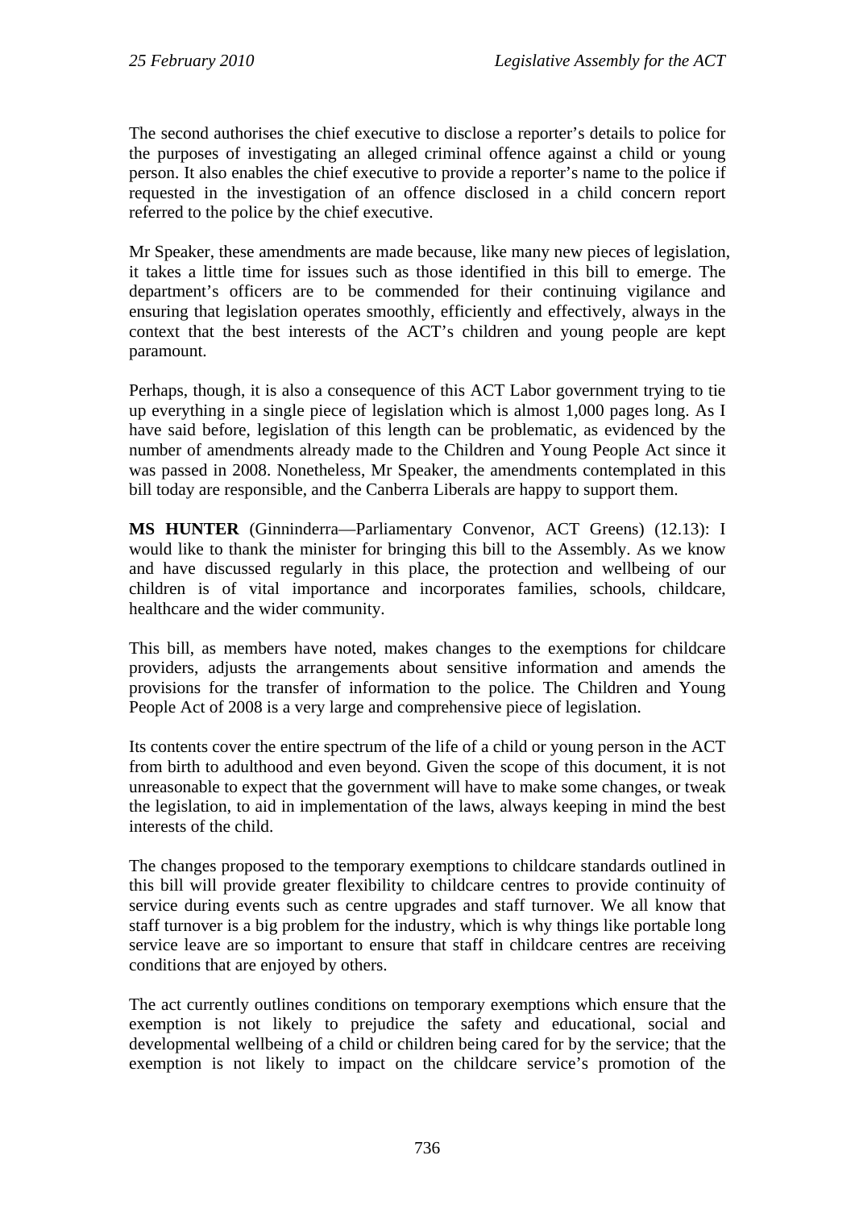The second authorises the chief executive to disclose a reporter's details to police for the purposes of investigating an alleged criminal offence against a child or young person. It also enables the chief executive to provide a reporter's name to the police if requested in the investigation of an offence disclosed in a child concern report referred to the police by the chief executive.

Mr Speaker, these amendments are made because, like many new pieces of legislation, it takes a little time for issues such as those identified in this bill to emerge. The department's officers are to be commended for their continuing vigilance and ensuring that legislation operates smoothly, efficiently and effectively, always in the context that the best interests of the ACT's children and young people are kept paramount.

Perhaps, though, it is also a consequence of this ACT Labor government trying to tie up everything in a single piece of legislation which is almost 1,000 pages long. As I have said before, legislation of this length can be problematic, as evidenced by the number of amendments already made to the Children and Young People Act since it was passed in 2008. Nonetheless, Mr Speaker, the amendments contemplated in this bill today are responsible, and the Canberra Liberals are happy to support them.

**MS HUNTER** (Ginninderra—Parliamentary Convenor, ACT Greens) (12.13): I would like to thank the minister for bringing this bill to the Assembly. As we know and have discussed regularly in this place, the protection and wellbeing of our children is of vital importance and incorporates families, schools, childcare, healthcare and the wider community.

This bill, as members have noted, makes changes to the exemptions for childcare providers, adjusts the arrangements about sensitive information and amends the provisions for the transfer of information to the police. The Children and Young People Act of 2008 is a very large and comprehensive piece of legislation.

Its contents cover the entire spectrum of the life of a child or young person in the ACT from birth to adulthood and even beyond. Given the scope of this document, it is not unreasonable to expect that the government will have to make some changes, or tweak the legislation, to aid in implementation of the laws, always keeping in mind the best interests of the child.

The changes proposed to the temporary exemptions to childcare standards outlined in this bill will provide greater flexibility to childcare centres to provide continuity of service during events such as centre upgrades and staff turnover. We all know that staff turnover is a big problem for the industry, which is why things like portable long service leave are so important to ensure that staff in childcare centres are receiving conditions that are enjoyed by others.

The act currently outlines conditions on temporary exemptions which ensure that the exemption is not likely to prejudice the safety and educational, social and developmental wellbeing of a child or children being cared for by the service; that the exemption is not likely to impact on the childcare service's promotion of the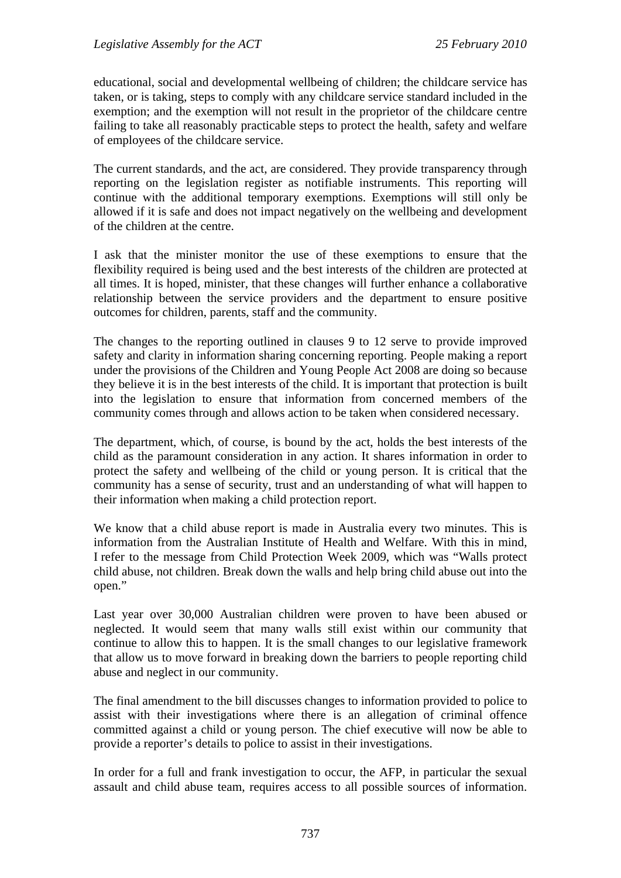educational, social and developmental wellbeing of children; the childcare service has taken, or is taking, steps to comply with any childcare service standard included in the exemption; and the exemption will not result in the proprietor of the childcare centre failing to take all reasonably practicable steps to protect the health, safety and welfare of employees of the childcare service.

The current standards, and the act, are considered. They provide transparency through reporting on the legislation register as notifiable instruments. This reporting will continue with the additional temporary exemptions. Exemptions will still only be allowed if it is safe and does not impact negatively on the wellbeing and development of the children at the centre.

I ask that the minister monitor the use of these exemptions to ensure that the flexibility required is being used and the best interests of the children are protected at all times. It is hoped, minister, that these changes will further enhance a collaborative relationship between the service providers and the department to ensure positive outcomes for children, parents, staff and the community.

The changes to the reporting outlined in clauses 9 to 12 serve to provide improved safety and clarity in information sharing concerning reporting. People making a report under the provisions of the Children and Young People Act 2008 are doing so because they believe it is in the best interests of the child. It is important that protection is built into the legislation to ensure that information from concerned members of the community comes through and allows action to be taken when considered necessary.

The department, which, of course, is bound by the act, holds the best interests of the child as the paramount consideration in any action. It shares information in order to protect the safety and wellbeing of the child or young person. It is critical that the community has a sense of security, trust and an understanding of what will happen to their information when making a child protection report.

We know that a child abuse report is made in Australia every two minutes. This is information from the Australian Institute of Health and Welfare. With this in mind, I refer to the message from Child Protection Week 2009, which was "Walls protect child abuse, not children. Break down the walls and help bring child abuse out into the open."

Last year over 30,000 Australian children were proven to have been abused or neglected. It would seem that many walls still exist within our community that continue to allow this to happen. It is the small changes to our legislative framework that allow us to move forward in breaking down the barriers to people reporting child abuse and neglect in our community.

The final amendment to the bill discusses changes to information provided to police to assist with their investigations where there is an allegation of criminal offence committed against a child or young person. The chief executive will now be able to provide a reporter's details to police to assist in their investigations.

In order for a full and frank investigation to occur, the AFP, in particular the sexual assault and child abuse team, requires access to all possible sources of information.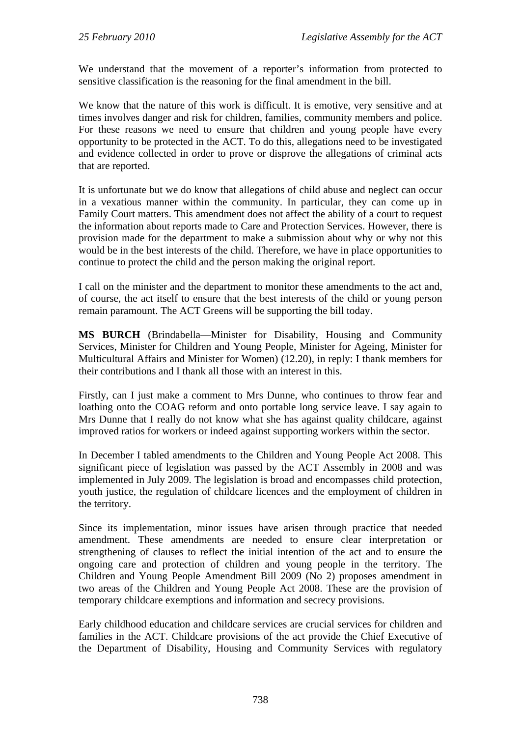We understand that the movement of a reporter's information from protected to sensitive classification is the reasoning for the final amendment in the bill.

We know that the nature of this work is difficult. It is emotive, very sensitive and at times involves danger and risk for children, families, community members and police. For these reasons we need to ensure that children and young people have every opportunity to be protected in the ACT. To do this, allegations need to be investigated and evidence collected in order to prove or disprove the allegations of criminal acts that are reported.

It is unfortunate but we do know that allegations of child abuse and neglect can occur in a vexatious manner within the community. In particular, they can come up in Family Court matters. This amendment does not affect the ability of a court to request the information about reports made to Care and Protection Services. However, there is provision made for the department to make a submission about why or why not this would be in the best interests of the child. Therefore, we have in place opportunities to continue to protect the child and the person making the original report.

I call on the minister and the department to monitor these amendments to the act and, of course, the act itself to ensure that the best interests of the child or young person remain paramount. The ACT Greens will be supporting the bill today.

**MS BURCH** (Brindabella—Minister for Disability, Housing and Community Services, Minister for Children and Young People, Minister for Ageing, Minister for Multicultural Affairs and Minister for Women) (12.20), in reply: I thank members for their contributions and I thank all those with an interest in this.

Firstly, can I just make a comment to Mrs Dunne, who continues to throw fear and loathing onto the COAG reform and onto portable long service leave. I say again to Mrs Dunne that I really do not know what she has against quality childcare, against improved ratios for workers or indeed against supporting workers within the sector.

In December I tabled amendments to the Children and Young People Act 2008. This significant piece of legislation was passed by the ACT Assembly in 2008 and was implemented in July 2009. The legislation is broad and encompasses child protection, youth justice, the regulation of childcare licences and the employment of children in the territory.

Since its implementation, minor issues have arisen through practice that needed amendment. These amendments are needed to ensure clear interpretation or strengthening of clauses to reflect the initial intention of the act and to ensure the ongoing care and protection of children and young people in the territory. The Children and Young People Amendment Bill 2009 (No 2) proposes amendment in two areas of the Children and Young People Act 2008. These are the provision of temporary childcare exemptions and information and secrecy provisions.

Early childhood education and childcare services are crucial services for children and families in the ACT. Childcare provisions of the act provide the Chief Executive of the Department of Disability, Housing and Community Services with regulatory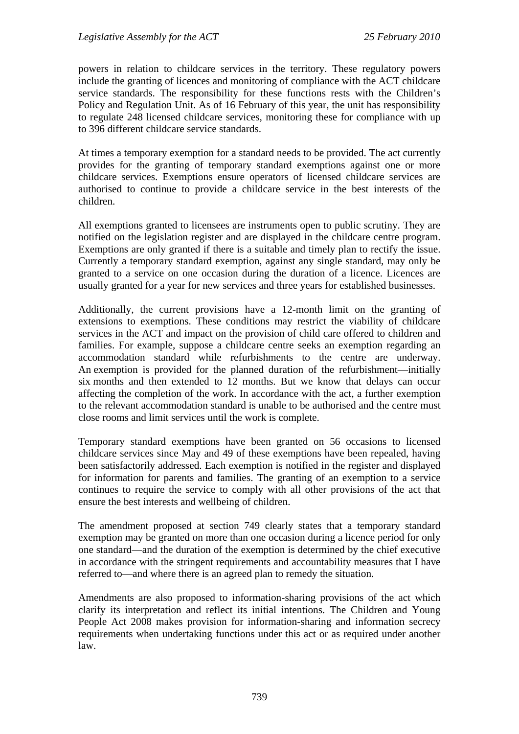powers in relation to childcare services in the territory. These regulatory powers include the granting of licences and monitoring of compliance with the ACT childcare service standards. The responsibility for these functions rests with the Children's Policy and Regulation Unit. As of 16 February of this year, the unit has responsibility to regulate 248 licensed childcare services, monitoring these for compliance with up to 396 different childcare service standards.

At times a temporary exemption for a standard needs to be provided. The act currently provides for the granting of temporary standard exemptions against one or more childcare services. Exemptions ensure operators of licensed childcare services are authorised to continue to provide a childcare service in the best interests of the children.

All exemptions granted to licensees are instruments open to public scrutiny. They are notified on the legislation register and are displayed in the childcare centre program. Exemptions are only granted if there is a suitable and timely plan to rectify the issue. Currently a temporary standard exemption, against any single standard, may only be granted to a service on one occasion during the duration of a licence. Licences are usually granted for a year for new services and three years for established businesses.

Additionally, the current provisions have a 12-month limit on the granting of extensions to exemptions. These conditions may restrict the viability of childcare services in the ACT and impact on the provision of child care offered to children and families. For example, suppose a childcare centre seeks an exemption regarding an accommodation standard while refurbishments to the centre are underway. An exemption is provided for the planned duration of the refurbishment—initially six months and then extended to 12 months. But we know that delays can occur affecting the completion of the work. In accordance with the act, a further exemption to the relevant accommodation standard is unable to be authorised and the centre must close rooms and limit services until the work is complete.

Temporary standard exemptions have been granted on 56 occasions to licensed childcare services since May and 49 of these exemptions have been repealed, having been satisfactorily addressed. Each exemption is notified in the register and displayed for information for parents and families. The granting of an exemption to a service continues to require the service to comply with all other provisions of the act that ensure the best interests and wellbeing of children.

The amendment proposed at section 749 clearly states that a temporary standard exemption may be granted on more than one occasion during a licence period for only one standard—and the duration of the exemption is determined by the chief executive in accordance with the stringent requirements and accountability measures that I have referred to—and where there is an agreed plan to remedy the situation.

Amendments are also proposed to information-sharing provisions of the act which clarify its interpretation and reflect its initial intentions. The Children and Young People Act 2008 makes provision for information-sharing and information secrecy requirements when undertaking functions under this act or as required under another law.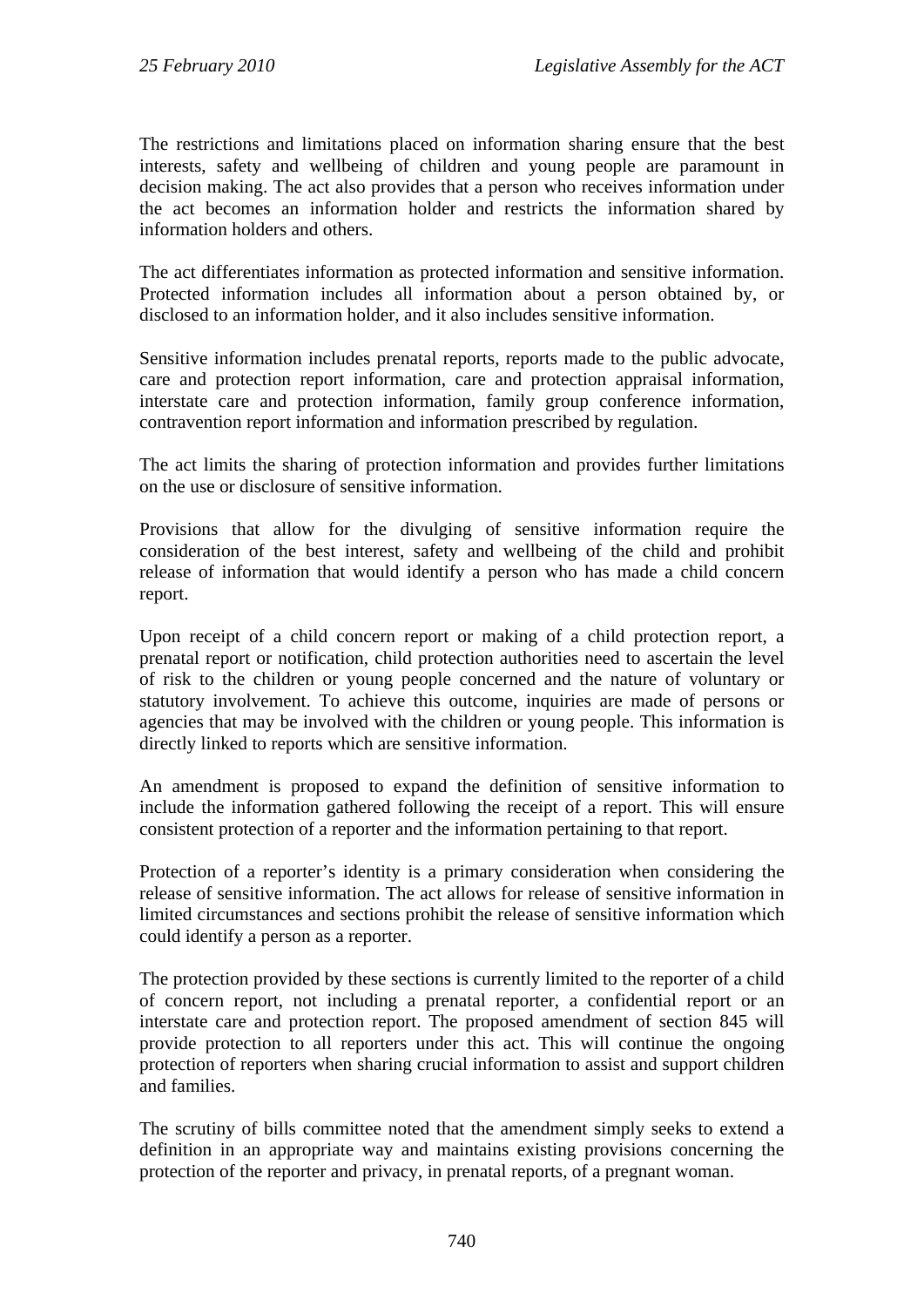The restrictions and limitations placed on information sharing ensure that the best interests, safety and wellbeing of children and young people are paramount in decision making. The act also provides that a person who receives information under the act becomes an information holder and restricts the information shared by information holders and others.

The act differentiates information as protected information and sensitive information. Protected information includes all information about a person obtained by, or disclosed to an information holder, and it also includes sensitive information.

Sensitive information includes prenatal reports, reports made to the public advocate, care and protection report information, care and protection appraisal information, interstate care and protection information, family group conference information, contravention report information and information prescribed by regulation.

The act limits the sharing of protection information and provides further limitations on the use or disclosure of sensitive information.

Provisions that allow for the divulging of sensitive information require the consideration of the best interest, safety and wellbeing of the child and prohibit release of information that would identify a person who has made a child concern report.

Upon receipt of a child concern report or making of a child protection report, a prenatal report or notification, child protection authorities need to ascertain the level of risk to the children or young people concerned and the nature of voluntary or statutory involvement. To achieve this outcome, inquiries are made of persons or agencies that may be involved with the children or young people. This information is directly linked to reports which are sensitive information.

An amendment is proposed to expand the definition of sensitive information to include the information gathered following the receipt of a report. This will ensure consistent protection of a reporter and the information pertaining to that report.

Protection of a reporter's identity is a primary consideration when considering the release of sensitive information. The act allows for release of sensitive information in limited circumstances and sections prohibit the release of sensitive information which could identify a person as a reporter.

The protection provided by these sections is currently limited to the reporter of a child of concern report, not including a prenatal reporter, a confidential report or an interstate care and protection report. The proposed amendment of section 845 will provide protection to all reporters under this act. This will continue the ongoing protection of reporters when sharing crucial information to assist and support children and families.

The scrutiny of bills committee noted that the amendment simply seeks to extend a definition in an appropriate way and maintains existing provisions concerning the protection of the reporter and privacy, in prenatal reports, of a pregnant woman.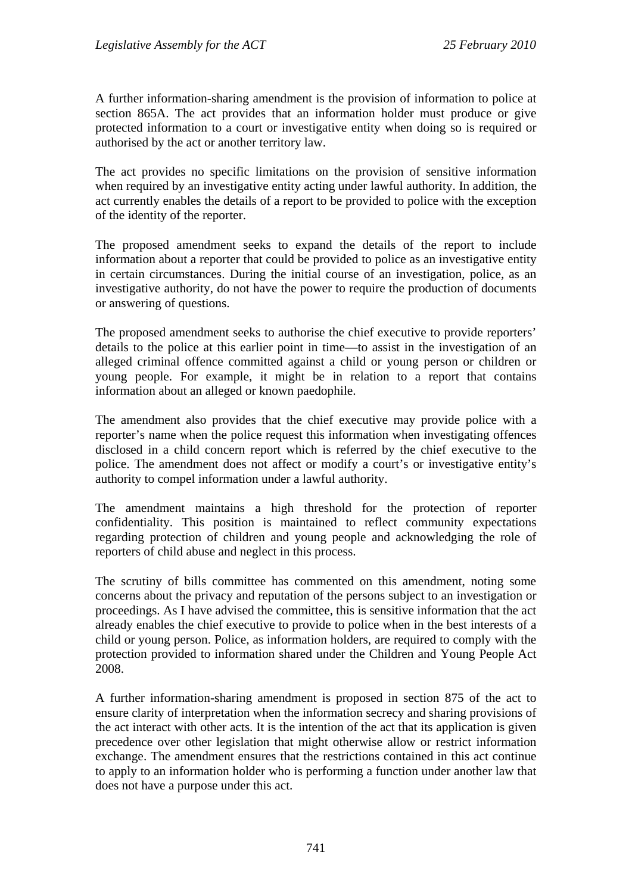A further information-sharing amendment is the provision of information to police at section 865A. The act provides that an information holder must produce or give protected information to a court or investigative entity when doing so is required or authorised by the act or another territory law.

The act provides no specific limitations on the provision of sensitive information when required by an investigative entity acting under lawful authority. In addition, the act currently enables the details of a report to be provided to police with the exception of the identity of the reporter.

The proposed amendment seeks to expand the details of the report to include information about a reporter that could be provided to police as an investigative entity in certain circumstances. During the initial course of an investigation, police, as an investigative authority, do not have the power to require the production of documents or answering of questions.

The proposed amendment seeks to authorise the chief executive to provide reporters' details to the police at this earlier point in time—to assist in the investigation of an alleged criminal offence committed against a child or young person or children or young people. For example, it might be in relation to a report that contains information about an alleged or known paedophile.

The amendment also provides that the chief executive may provide police with a reporter's name when the police request this information when investigating offences disclosed in a child concern report which is referred by the chief executive to the police. The amendment does not affect or modify a court's or investigative entity's authority to compel information under a lawful authority.

The amendment maintains a high threshold for the protection of reporter confidentiality. This position is maintained to reflect community expectations regarding protection of children and young people and acknowledging the role of reporters of child abuse and neglect in this process.

The scrutiny of bills committee has commented on this amendment, noting some concerns about the privacy and reputation of the persons subject to an investigation or proceedings. As I have advised the committee, this is sensitive information that the act already enables the chief executive to provide to police when in the best interests of a child or young person. Police, as information holders, are required to comply with the protection provided to information shared under the Children and Young People Act 2008.

A further information-sharing amendment is proposed in section 875 of the act to ensure clarity of interpretation when the information secrecy and sharing provisions of the act interact with other acts. It is the intention of the act that its application is given precedence over other legislation that might otherwise allow or restrict information exchange. The amendment ensures that the restrictions contained in this act continue to apply to an information holder who is performing a function under another law that does not have a purpose under this act.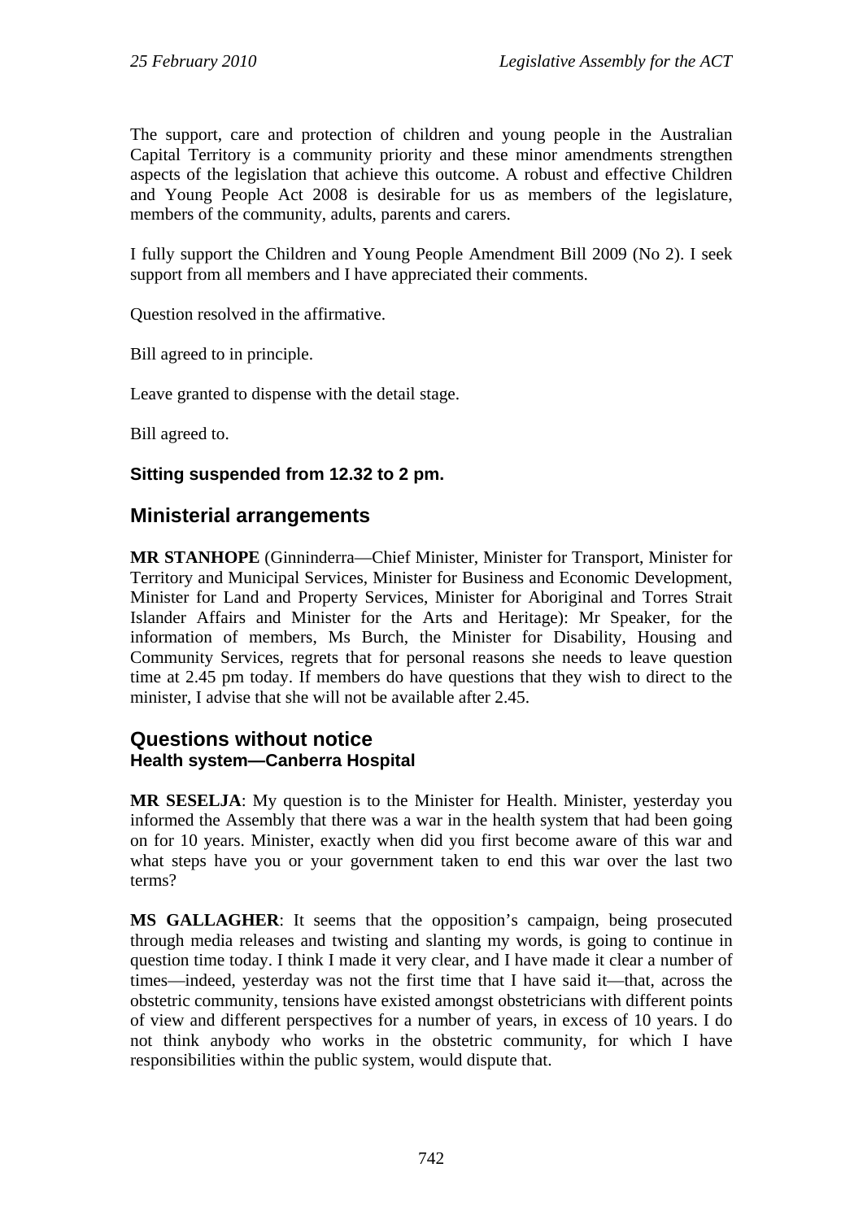The support, care and protection of children and young people in the Australian Capital Territory is a community priority and these minor amendments strengthen aspects of the legislation that achieve this outcome. A robust and effective Children and Young People Act 2008 is desirable for us as members of the legislature, members of the community, adults, parents and carers.

I fully support the Children and Young People Amendment Bill 2009 (No 2). I seek support from all members and I have appreciated their comments.

Question resolved in the affirmative.

Bill agreed to in principle.

Leave granted to dispense with the detail stage.

Bill agreed to.

**Sitting suspended from 12.32 to 2 pm.**

## Ministerial arrangements

**MR STANHOPE** (Ginninderra—Chief Minister, Minister for Transport, Minister for Territory and Municipal Services, Minister for Business and Economic Development, Minister for Land and Property Services, Minister for Aboriginal and Torres Strait Islander Affairs and Minister for the Arts and Heritage): Mr Speaker, for the information of members, Ms Burch, the Minister for Disability, Housing and Community Services, regrets that for personal reasons she needs to leave question time at 2.45 pm today. If members do have questions that they wish to direct to the minister, I advise that she will not be available after 2.45.

## Questions without notice
### Health system—Canberra Hospital

**MR SESELJA**: My question is to the Minister for Health. Minister, yesterday you informed the Assembly that there was a war in the health system that had been going on for 10 years. Minister, exactly when did you first become aware of this war and what steps have you or your government taken to end this war over the last two terms?

**MS GALLAGHER**: It seems that the opposition's campaign, being prosecuted through media releases and twisting and slanting my words, is going to continue in question time today. I think I made it very clear, and I have made it clear a number of times—indeed, yesterday was not the first time that I have said it—that, across the obstetric community, tensions have existed amongst obstetricians with different points of view and different perspectives for a number of years, in excess of 10 years. I do not think anybody who works in the obstetric community, for which I have responsibilities within the public system, would dispute that.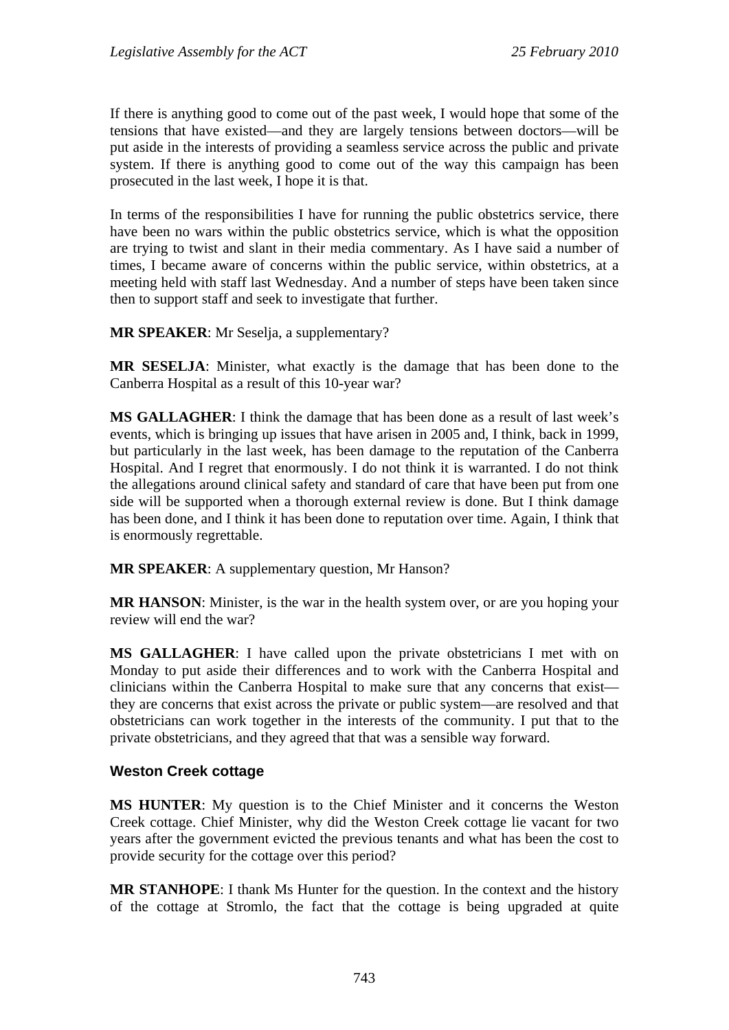If there is anything good to come out of the past week, I would hope that some of the tensions that have existed—and they are largely tensions between doctors—will be put aside in the interests of providing a seamless service across the public and private system. If there is anything good to come out of the way this campaign has been prosecuted in the last week, I hope it is that.

In terms of the responsibilities I have for running the public obstetrics service, there have been no wars within the public obstetrics service, which is what the opposition are trying to twist and slant in their media commentary. As I have said a number of times, I became aware of concerns within the public service, within obstetrics, at a meeting held with staff last Wednesday. And a number of steps have been taken since then to support staff and seek to investigate that further.

**MR SPEAKER**: Mr Seselja, a supplementary?

**MR SESELJA**: Minister, what exactly is the damage that has been done to the Canberra Hospital as a result of this 10-year war?

**MS GALLAGHER**: I think the damage that has been done as a result of last week's events, which is bringing up issues that have arisen in 2005 and, I think, back in 1999, but particularly in the last week, has been damage to the reputation of the Canberra Hospital. And I regret that enormously. I do not think it is warranted. I do not think the allegations around clinical safety and standard of care that have been put from one side will be supported when a thorough external review is done. But I think damage has been done, and I think it has been done to reputation over time. Again, I think that is enormously regrettable.

**MR SPEAKER**: A supplementary question, Mr Hanson?

**MR HANSON**: Minister, is the war in the health system over, or are you hoping your review will end the war?

**MS GALLAGHER**: I have called upon the private obstetricians I met with on Monday to put aside their differences and to work with the Canberra Hospital and clinicians within the Canberra Hospital to make sure that any concerns that exist—they are concerns that exist across the private or public system—are resolved and that obstetricians can work together in the interests of the community. I put that to the private obstetricians, and they agreed that that was a sensible way forward.

### Weston Creek cottage

**MS HUNTER**: My question is to the Chief Minister and it concerns the Weston Creek cottage. Chief Minister, why did the Weston Creek cottage lie vacant for two years after the government evicted the previous tenants and what has been the cost to provide security for the cottage over this period?

**MR STANHOPE**: I thank Ms Hunter for the question. In the context and the history of the cottage at Stromlo, the fact that the cottage is being upgraded at quite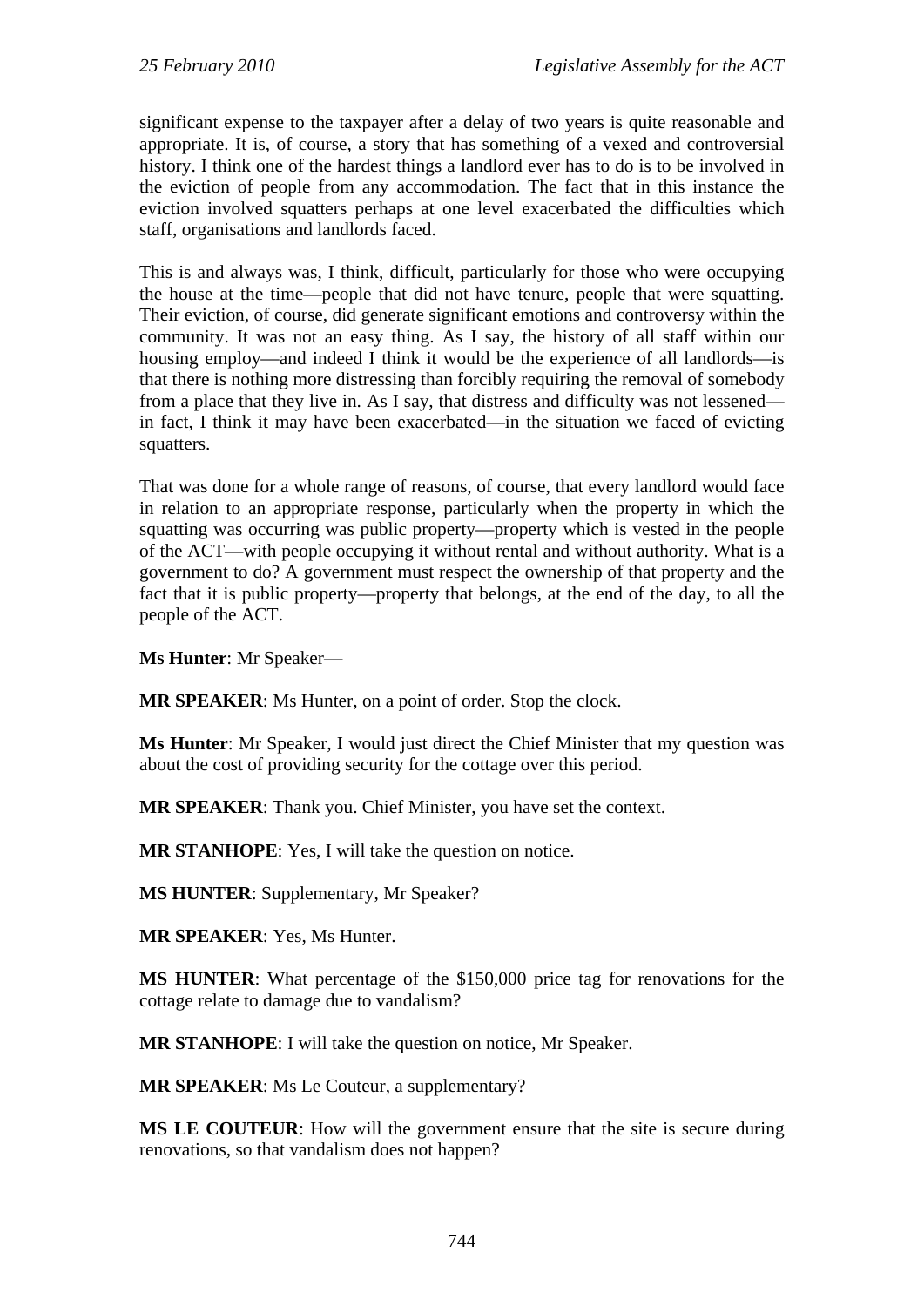significant expense to the taxpayer after a delay of two years is quite reasonable and appropriate. It is, of course, a story that has something of a vexed and controversial history. I think one of the hardest things a landlord ever has to do is to be involved in the eviction of people from any accommodation. The fact that in this instance the eviction involved squatters perhaps at one level exacerbated the difficulties which staff, organisations and landlords faced.

This is and always was, I think, difficult, particularly for those who were occupying the house at the time—people that did not have tenure, people that were squatting. Their eviction, of course, did generate significant emotions and controversy within the community. It was not an easy thing. As I say, the history of all staff within our housing employ—and indeed I think it would be the experience of all landlords—is that there is nothing more distressing than forcibly requiring the removal of somebody from a place that they live in. As I say, that distress and difficulty was not lessened—in fact, I think it may have been exacerbated—in the situation we faced of evicting squatters.

That was done for a whole range of reasons, of course, that every landlord would face in relation to an appropriate response, particularly when the property in which the squatting was occurring was public property—property which is vested in the people of the ACT—with people occupying it without rental and without authority. What is a government to do? A government must respect the ownership of that property and the fact that it is public property—property that belongs, at the end of the day, to all the people of the ACT.

**Ms Hunter**: Mr Speaker—

**MR SPEAKER**: Ms Hunter, on a point of order. Stop the clock.

**Ms Hunter**: Mr Speaker, I would just direct the Chief Minister that my question was about the cost of providing security for the cottage over this period.

**MR SPEAKER**: Thank you. Chief Minister, you have set the context.

**MR STANHOPE**: Yes, I will take the question on notice.

**MS HUNTER**: Supplementary, Mr Speaker?

**MR SPEAKER**: Yes, Ms Hunter.

**MS HUNTER**: What percentage of the $150,000 price tag for renovations for the cottage relate to damage due to vandalism?

**MR STANHOPE**: I will take the question on notice, Mr Speaker.

**MR SPEAKER**: Ms Le Couteur, a supplementary?

**MS LE COUTEUR**: How will the government ensure that the site is secure during renovations, so that vandalism does not happen?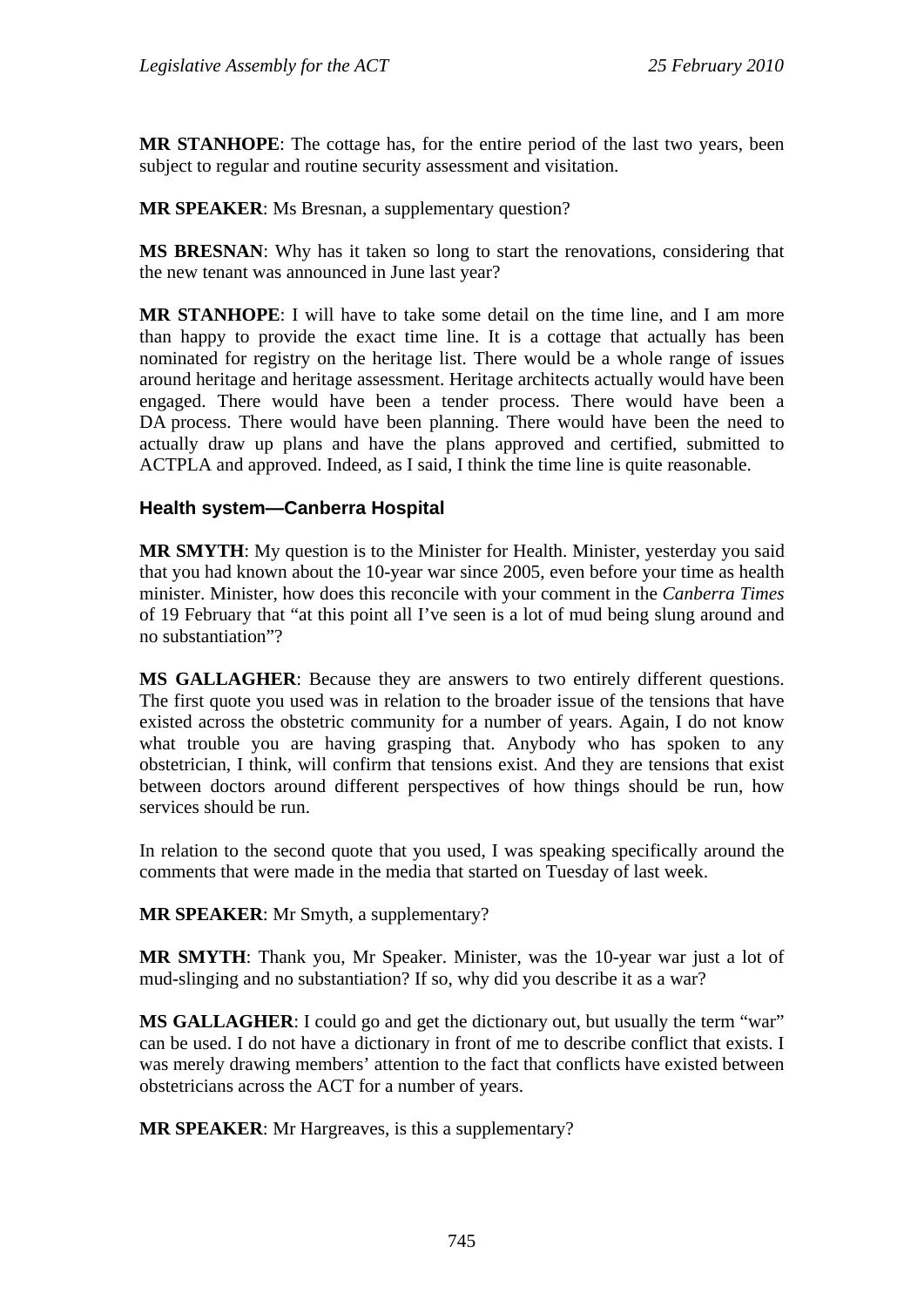**MR STANHOPE**: The cottage has, for the entire period of the last two years, been subject to regular and routine security assessment and visitation.

**MR SPEAKER**: Ms Bresnan, a supplementary question?

**MS BRESNAN**: Why has it taken so long to start the renovations, considering that the new tenant was announced in June last year?

**MR STANHOPE**: I will have to take some detail on the time line, and I am more than happy to provide the exact time line. It is a cottage that actually has been nominated for registry on the heritage list. There would be a whole range of issues around heritage and heritage assessment. Heritage architects actually would have been engaged. There would have been a tender process. There would have been a DA process. There would have been planning. There would have been the need to actually draw up plans and have the plans approved and certified, submitted to ACTPLA and approved. Indeed, as I said, I think the time line is quite reasonable.

### Health system—Canberra Hospital

**MR SMYTH**: My question is to the Minister for Health. Minister, yesterday you said that you had known about the 10-year war since 2005, even before your time as health minister. Minister, how does this reconcile with your comment in the *Canberra Times* of 19 February that "at this point all I've seen is a lot of mud being slung around and no substantiation"?

**MS GALLAGHER**: Because they are answers to two entirely different questions. The first quote you used was in relation to the broader issue of the tensions that have existed across the obstetric community for a number of years. Again, I do not know what trouble you are having grasping that. Anybody who has spoken to any obstetrician, I think, will confirm that tensions exist. And they are tensions that exist between doctors around different perspectives of how things should be run, how services should be run.

In relation to the second quote that you used, I was speaking specifically around the comments that were made in the media that started on Tuesday of last week.

**MR SPEAKER**: Mr Smyth, a supplementary?

**MR SMYTH**: Thank you, Mr Speaker. Minister, was the 10-year war just a lot of mud-slinging and no substantiation? If so, why did you describe it as a war?

**MS GALLAGHER**: I could go and get the dictionary out, but usually the term "war" can be used. I do not have a dictionary in front of me to describe conflict that exists. I was merely drawing members' attention to the fact that conflicts have existed between obstetricians across the ACT for a number of years.

**MR SPEAKER**: Mr Hargreaves, is this a supplementary?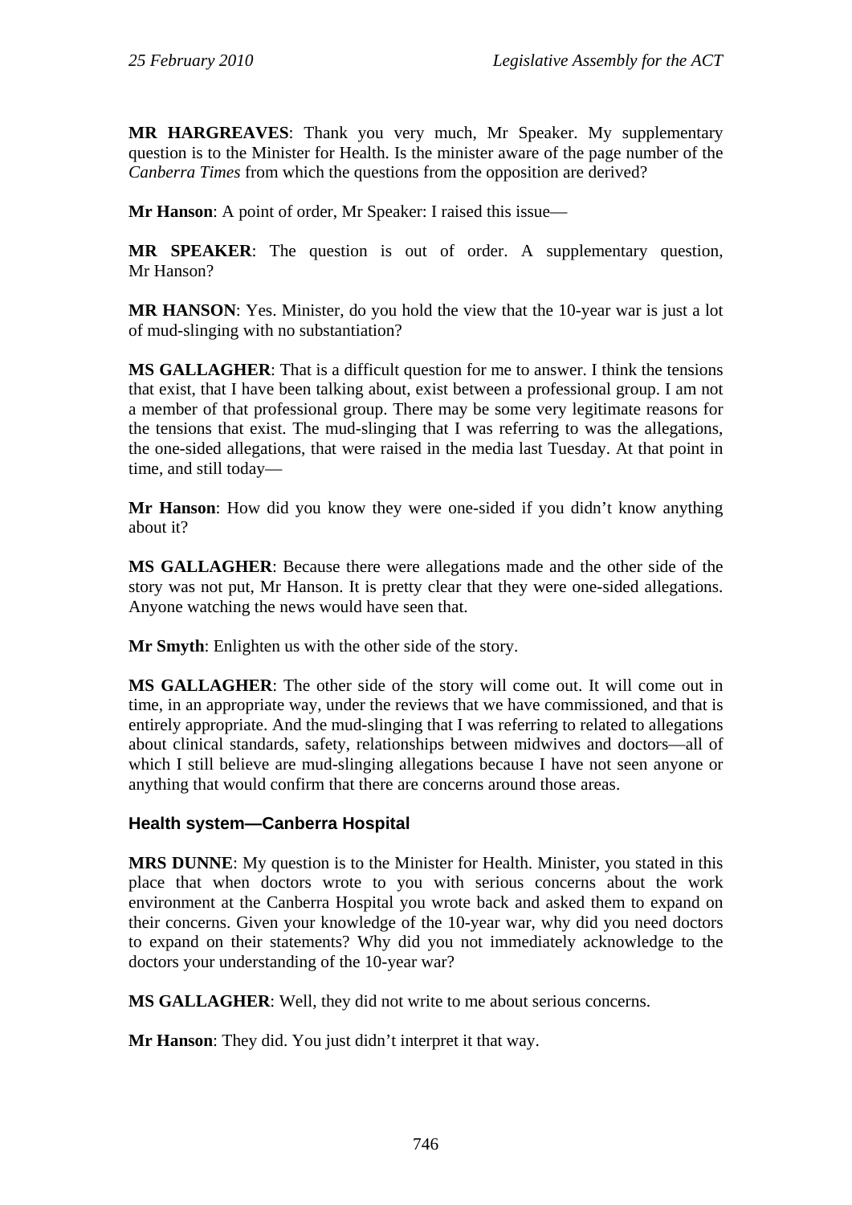**MR HARGREAVES**: Thank you very much, Mr Speaker. My supplementary question is to the Minister for Health. Is the minister aware of the page number of the *Canberra Times* from which the questions from the opposition are derived?

**Mr Hanson**: A point of order, Mr Speaker: I raised this issue—

**MR SPEAKER**: The question is out of order. A supplementary question, Mr Hanson?

**MR HANSON**: Yes. Minister, do you hold the view that the 10-year war is just a lot of mud-slinging with no substantiation?

**MS GALLAGHER**: That is a difficult question for me to answer. I think the tensions that exist, that I have been talking about, exist between a professional group. I am not a member of that professional group. There may be some very legitimate reasons for the tensions that exist. The mud-slinging that I was referring to was the allegations, the one-sided allegations, that were raised in the media last Tuesday. At that point in time, and still today—

**Mr Hanson**: How did you know they were one-sided if you didn't know anything about it?

**MS GALLAGHER**: Because there were allegations made and the other side of the story was not put, Mr Hanson. It is pretty clear that they were one-sided allegations. Anyone watching the news would have seen that.

**Mr Smyth**: Enlighten us with the other side of the story.

**MS GALLAGHER**: The other side of the story will come out. It will come out in time, in an appropriate way, under the reviews that we have commissioned, and that is entirely appropriate. And the mud-slinging that I was referring to related to allegations about clinical standards, safety, relationships between midwives and doctors—all of which I still believe are mud-slinging allegations because I have not seen anyone or anything that would confirm that there are concerns around those areas.

### Health system—Canberra Hospital

**MRS DUNNE**: My question is to the Minister for Health. Minister, you stated in this place that when doctors wrote to you with serious concerns about the work environment at the Canberra Hospital you wrote back and asked them to expand on their concerns. Given your knowledge of the 10-year war, why did you need doctors to expand on their statements? Why did you not immediately acknowledge to the doctors your understanding of the 10-year war?

**MS GALLAGHER**: Well, they did not write to me about serious concerns.

**Mr Hanson**: They did. You just didn't interpret it that way.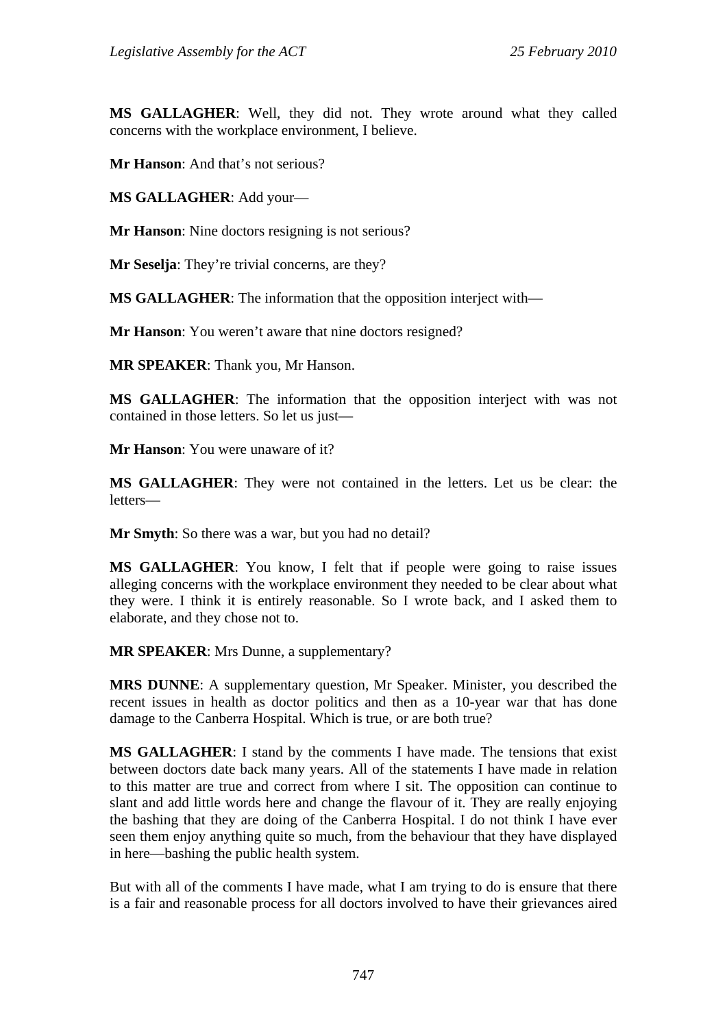**MS GALLAGHER**: Well, they did not. They wrote around what they called concerns with the workplace environment, I believe.

**Mr Hanson**: And that's not serious?

**MS GALLAGHER**: Add your—

**Mr Hanson**: Nine doctors resigning is not serious?

**Mr Seselja**: They're trivial concerns, are they?

**MS GALLAGHER**: The information that the opposition interject with—

**Mr Hanson**: You weren't aware that nine doctors resigned?

**MR SPEAKER**: Thank you, Mr Hanson.

**MS GALLAGHER**: The information that the opposition interject with was not contained in those letters. So let us just—

**Mr Hanson**: You were unaware of it?

**MS GALLAGHER**: They were not contained in the letters. Let us be clear: the letters—

**Mr Smyth**: So there was a war, but you had no detail?

**MS GALLAGHER**: You know, I felt that if people were going to raise issues alleging concerns with the workplace environment they needed to be clear about what they were. I think it is entirely reasonable. So I wrote back, and I asked them to elaborate, and they chose not to.

**MR SPEAKER**: Mrs Dunne, a supplementary?

**MRS DUNNE**: A supplementary question, Mr Speaker. Minister, you described the recent issues in health as doctor politics and then as a 10-year war that has done damage to the Canberra Hospital. Which is true, or are both true?

**MS GALLAGHER**: I stand by the comments I have made. The tensions that exist between doctors date back many years. All of the statements I have made in relation to this matter are true and correct from where I sit. The opposition can continue to slant and add little words here and change the flavour of it. They are really enjoying the bashing that they are doing of the Canberra Hospital. I do not think I have ever seen them enjoy anything quite so much, from the behaviour that they have displayed in here—bashing the public health system.

But with all of the comments I have made, what I am trying to do is ensure that there is a fair and reasonable process for all doctors involved to have their grievances aired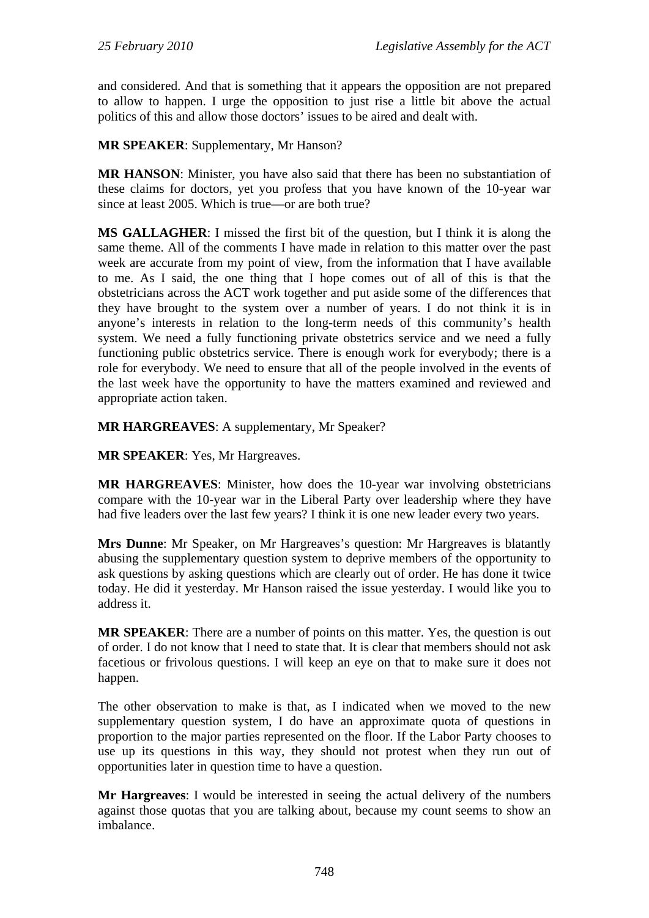and considered. And that is something that it appears the opposition are not prepared to allow to happen. I urge the opposition to just rise a little bit above the actual politics of this and allow those doctors' issues to be aired and dealt with.

**MR SPEAKER**: Supplementary, Mr Hanson?

**MR HANSON**: Minister, you have also said that there has been no substantiation of these claims for doctors, yet you profess that you have known of the 10-year war since at least 2005. Which is true—or are both true?

**MS GALLAGHER**: I missed the first bit of the question, but I think it is along the same theme. All of the comments I have made in relation to this matter over the past week are accurate from my point of view, from the information that I have available to me. As I said, the one thing that I hope comes out of all of this is that the obstetricians across the ACT work together and put aside some of the differences that they have brought to the system over a number of years. I do not think it is in anyone's interests in relation to the long-term needs of this community's health system. We need a fully functioning private obstetrics service and we need a fully functioning public obstetrics service. There is enough work for everybody; there is a role for everybody. We need to ensure that all of the people involved in the events of the last week have the opportunity to have the matters examined and reviewed and appropriate action taken.

**MR HARGREAVES**: A supplementary, Mr Speaker?

**MR SPEAKER**: Yes, Mr Hargreaves.

**MR HARGREAVES**: Minister, how does the 10-year war involving obstetricians compare with the 10-year war in the Liberal Party over leadership where they have had five leaders over the last few years? I think it is one new leader every two years.

**Mrs Dunne**: Mr Speaker, on Mr Hargreaves's question: Mr Hargreaves is blatantly abusing the supplementary question system to deprive members of the opportunity to ask questions by asking questions which are clearly out of order. He has done it twice today. He did it yesterday. Mr Hanson raised the issue yesterday. I would like you to address it.

**MR SPEAKER**: There are a number of points on this matter. Yes, the question is out of order. I do not know that I need to state that. It is clear that members should not ask facetious or frivolous questions. I will keep an eye on that to make sure it does not happen.

The other observation to make is that, as I indicated when we moved to the new supplementary question system, I do have an approximate quota of questions in proportion to the major parties represented on the floor. If the Labor Party chooses to use up its questions in this way, they should not protest when they run out of opportunities later in question time to have a question.

**Mr Hargreaves**: I would be interested in seeing the actual delivery of the numbers against those quotas that you are talking about, because my count seems to show an imbalance.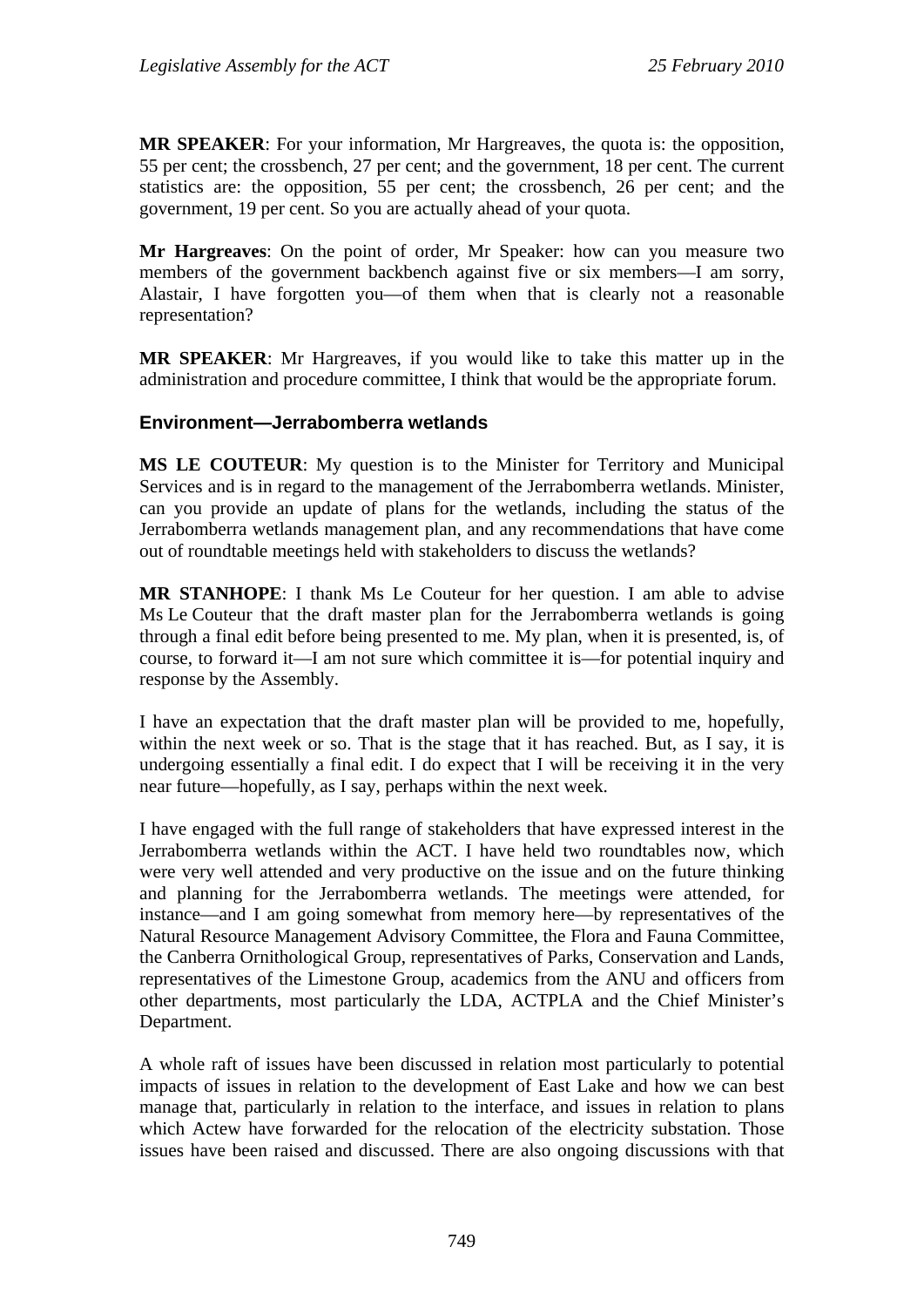**MR SPEAKER**: For your information, Mr Hargreaves, the quota is: the opposition, 55 per cent; the crossbench, 27 per cent; and the government, 18 per cent. The current statistics are: the opposition, 55 per cent; the crossbench, 26 per cent; and the government, 19 per cent. So you are actually ahead of your quota.

**Mr Hargreaves**: On the point of order, Mr Speaker: how can you measure two members of the government backbench against five or six members—I am sorry, Alastair, I have forgotten you—of them when that is clearly not a reasonable representation?

**MR SPEAKER**: Mr Hargreaves, if you would like to take this matter up in the administration and procedure committee, I think that would be the appropriate forum.

### Environment—Jerrabomberra wetlands

**MS LE COUTEUR**: My question is to the Minister for Territory and Municipal Services and is in regard to the management of the Jerrabomberra wetlands. Minister, can you provide an update of plans for the wetlands, including the status of the Jerrabomberra wetlands management plan, and any recommendations that have come out of roundtable meetings held with stakeholders to discuss the wetlands?

**MR STANHOPE**: I thank Ms Le Couteur for her question. I am able to advise Ms Le Couteur that the draft master plan for the Jerrabomberra wetlands is going through a final edit before being presented to me. My plan, when it is presented, is, of course, to forward it—I am not sure which committee it is—for potential inquiry and response by the Assembly.

I have an expectation that the draft master plan will be provided to me, hopefully, within the next week or so. That is the stage that it has reached. But, as I say, it is undergoing essentially a final edit. I do expect that I will be receiving it in the very near future—hopefully, as I say, perhaps within the next week.

I have engaged with the full range of stakeholders that have expressed interest in the Jerrabomberra wetlands within the ACT. I have held two roundtables now, which were very well attended and very productive on the issue and on the future thinking and planning for the Jerrabomberra wetlands. The meetings were attended, for instance—and I am going somewhat from memory here—by representatives of the Natural Resource Management Advisory Committee, the Flora and Fauna Committee, the Canberra Ornithological Group, representatives of Parks, Conservation and Lands, representatives of the Limestone Group, academics from the ANU and officers from other departments, most particularly the LDA, ACTPLA and the Chief Minister's Department.

A whole raft of issues have been discussed in relation most particularly to potential impacts of issues in relation to the development of East Lake and how we can best manage that, particularly in relation to the interface, and issues in relation to plans which Actew have forwarded for the relocation of the electricity substation. Those issues have been raised and discussed. There are also ongoing discussions with that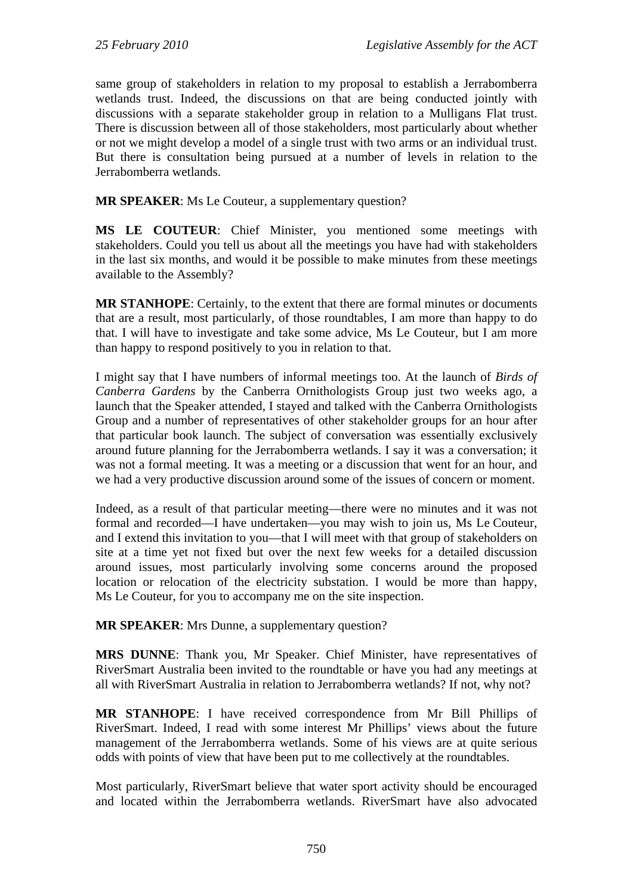same group of stakeholders in relation to my proposal to establish a Jerrabomberra wetlands trust. Indeed, the discussions on that are being conducted jointly with discussions with a separate stakeholder group in relation to a Mulligans Flat trust. There is discussion between all of those stakeholders, most particularly about whether or not we might develop a model of a single trust with two arms or an individual trust. But there is consultation being pursued at a number of levels in relation to the Jerrabomberra wetlands.

**MR SPEAKER**: Ms Le Couteur, a supplementary question?

**MS LE COUTEUR**: Chief Minister, you mentioned some meetings with stakeholders. Could you tell us about all the meetings you have had with stakeholders in the last six months, and would it be possible to make minutes from these meetings available to the Assembly?

**MR STANHOPE**: Certainly, to the extent that there are formal minutes or documents that are a result, most particularly, of those roundtables, I am more than happy to do that. I will have to investigate and take some advice, Ms Le Couteur, but I am more than happy to respond positively to you in relation to that.

I might say that I have numbers of informal meetings too. At the launch of *Birds of Canberra Gardens* by the Canberra Ornithologists Group just two weeks ago, a launch that the Speaker attended, I stayed and talked with the Canberra Ornithologists Group and a number of representatives of other stakeholder groups for an hour after that particular book launch. The subject of conversation was essentially exclusively around future planning for the Jerrabomberra wetlands. I say it was a conversation; it was not a formal meeting. It was a meeting or a discussion that went for an hour, and we had a very productive discussion around some of the issues of concern or moment.

Indeed, as a result of that particular meeting—there were no minutes and it was not formal and recorded—I have undertaken—you may wish to join us, Ms Le Couteur, and I extend this invitation to you—that I will meet with that group of stakeholders on site at a time yet not fixed but over the next few weeks for a detailed discussion around issues, most particularly involving some concerns around the proposed location or relocation of the electricity substation. I would be more than happy, Ms Le Couteur, for you to accompany me on the site inspection.

**MR SPEAKER**: Mrs Dunne, a supplementary question?

**MRS DUNNE**: Thank you, Mr Speaker. Chief Minister, have representatives of RiverSmart Australia been invited to the roundtable or have you had any meetings at all with RiverSmart Australia in relation to Jerrabomberra wetlands? If not, why not?

**MR STANHOPE**: I have received correspondence from Mr Bill Phillips of RiverSmart. Indeed, I read with some interest Mr Phillips' views about the future management of the Jerrabomberra wetlands. Some of his views are at quite serious odds with points of view that have been put to me collectively at the roundtables.

Most particularly, RiverSmart believe that water sport activity should be encouraged and located within the Jerrabomberra wetlands. RiverSmart have also advocated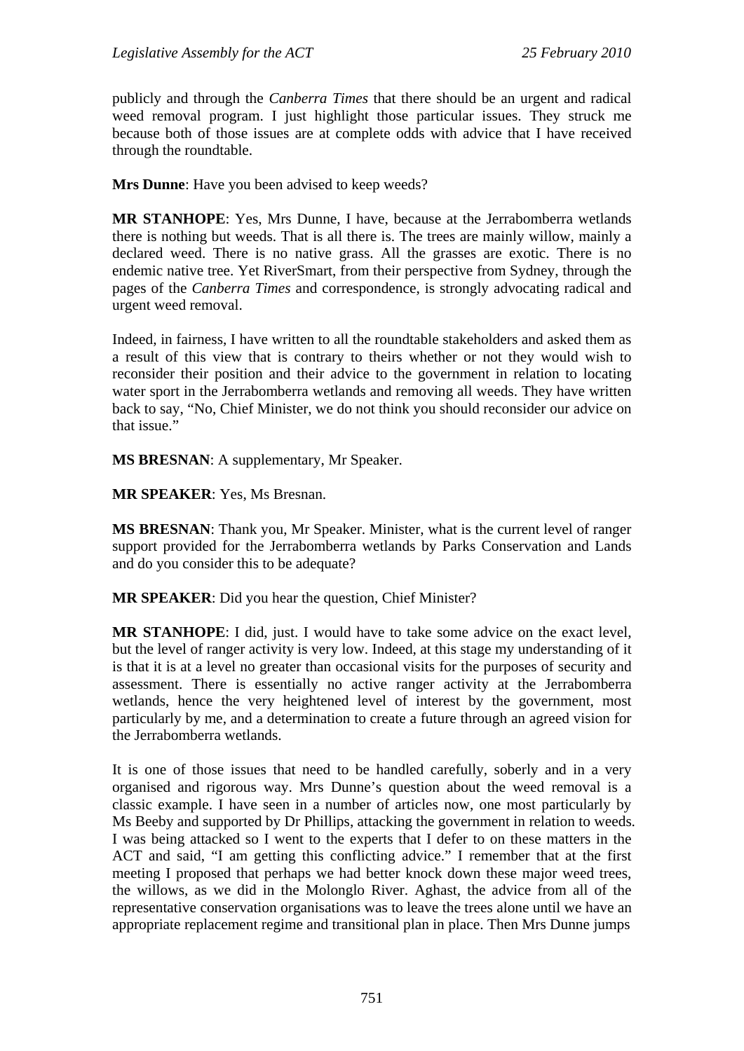publicly and through the *Canberra Times* that there should be an urgent and radical weed removal program. I just highlight those particular issues. They struck me because both of those issues are at complete odds with advice that I have received through the roundtable.

**Mrs Dunne**: Have you been advised to keep weeds?

**MR STANHOPE**: Yes, Mrs Dunne, I have, because at the Jerrabomberra wetlands there is nothing but weeds. That is all there is. The trees are mainly willow, mainly a declared weed. There is no native grass. All the grasses are exotic. There is no endemic native tree. Yet RiverSmart, from their perspective from Sydney, through the pages of the *Canberra Times* and correspondence, is strongly advocating radical and urgent weed removal.

Indeed, in fairness, I have written to all the roundtable stakeholders and asked them as a result of this view that is contrary to theirs whether or not they would wish to reconsider their position and their advice to the government in relation to locating water sport in the Jerrabomberra wetlands and removing all weeds. They have written back to say, "No, Chief Minister, we do not think you should reconsider our advice on that issue."

**MS BRESNAN**: A supplementary, Mr Speaker.

**MR SPEAKER**: Yes, Ms Bresnan.

**MS BRESNAN**: Thank you, Mr Speaker. Minister, what is the current level of ranger support provided for the Jerrabomberra wetlands by Parks Conservation and Lands and do you consider this to be adequate?

**MR SPEAKER**: Did you hear the question, Chief Minister?

**MR STANHOPE**: I did, just. I would have to take some advice on the exact level, but the level of ranger activity is very low. Indeed, at this stage my understanding of it is that it is at a level no greater than occasional visits for the purposes of security and assessment. There is essentially no active ranger activity at the Jerrabomberra wetlands, hence the very heightened level of interest by the government, most particularly by me, and a determination to create a future through an agreed vision for the Jerrabomberra wetlands.

It is one of those issues that need to be handled carefully, soberly and in a very organised and rigorous way. Mrs Dunne's question about the weed removal is a classic example. I have seen in a number of articles now, one most particularly by Ms Beeby and supported by Dr Phillips, attacking the government in relation to weeds. I was being attacked so I went to the experts that I defer to on these matters in the ACT and said, "I am getting this conflicting advice." I remember that at the first meeting I proposed that perhaps we had better knock down these major weed trees, the willows, as we did in the Molonglo River. Aghast, the advice from all of the representative conservation organisations was to leave the trees alone until we have an appropriate replacement regime and transitional plan in place. Then Mrs Dunne jumps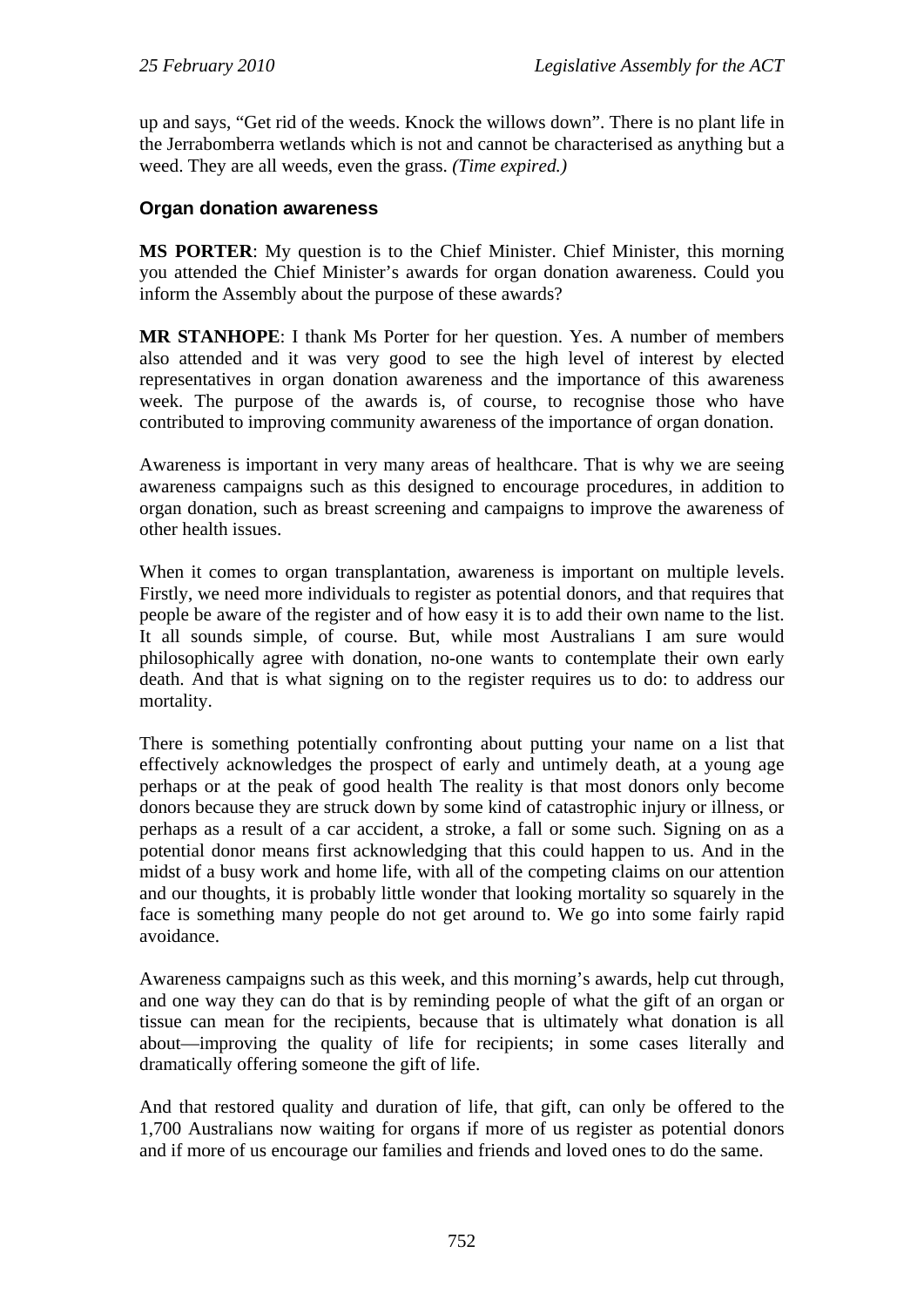up and says, "Get rid of the weeds. Knock the willows down". There is no plant life in the Jerrabomberra wetlands which is not and cannot be characterised as anything but a weed. They are all weeds, even the grass. *(Time expired.)*

### Organ donation awareness

**MS PORTER**: My question is to the Chief Minister. Chief Minister, this morning you attended the Chief Minister's awards for organ donation awareness. Could you inform the Assembly about the purpose of these awards?

**MR STANHOPE**: I thank Ms Porter for her question. Yes. A number of members also attended and it was very good to see the high level of interest by elected representatives in organ donation awareness and the importance of this awareness week. The purpose of the awards is, of course, to recognise those who have contributed to improving community awareness of the importance of organ donation.

Awareness is important in very many areas of healthcare. That is why we are seeing awareness campaigns such as this designed to encourage procedures, in addition to organ donation, such as breast screening and campaigns to improve the awareness of other health issues.

When it comes to organ transplantation, awareness is important on multiple levels. Firstly, we need more individuals to register as potential donors, and that requires that people be aware of the register and of how easy it is to add their own name to the list. It all sounds simple, of course. But, while most Australians I am sure would philosophically agree with donation, no-one wants to contemplate their own early death. And that is what signing on to the register requires us to do: to address our mortality.

There is something potentially confronting about putting your name on a list that effectively acknowledges the prospect of early and untimely death, at a young age perhaps or at the peak of good health The reality is that most donors only become donors because they are struck down by some kind of catastrophic injury or illness, or perhaps as a result of a car accident, a stroke, a fall or some such. Signing on as a potential donor means first acknowledging that this could happen to us. And in the midst of a busy work and home life, with all of the competing claims on our attention and our thoughts, it is probably little wonder that looking mortality so squarely in the face is something many people do not get around to. We go into some fairly rapid avoidance.

Awareness campaigns such as this week, and this morning's awards, help cut through, and one way they can do that is by reminding people of what the gift of an organ or tissue can mean for the recipients, because that is ultimately what donation is all about—improving the quality of life for recipients; in some cases literally and dramatically offering someone the gift of life.

And that restored quality and duration of life, that gift, can only be offered to the 1,700 Australians now waiting for organs if more of us register as potential donors and if more of us encourage our families and friends and loved ones to do the same.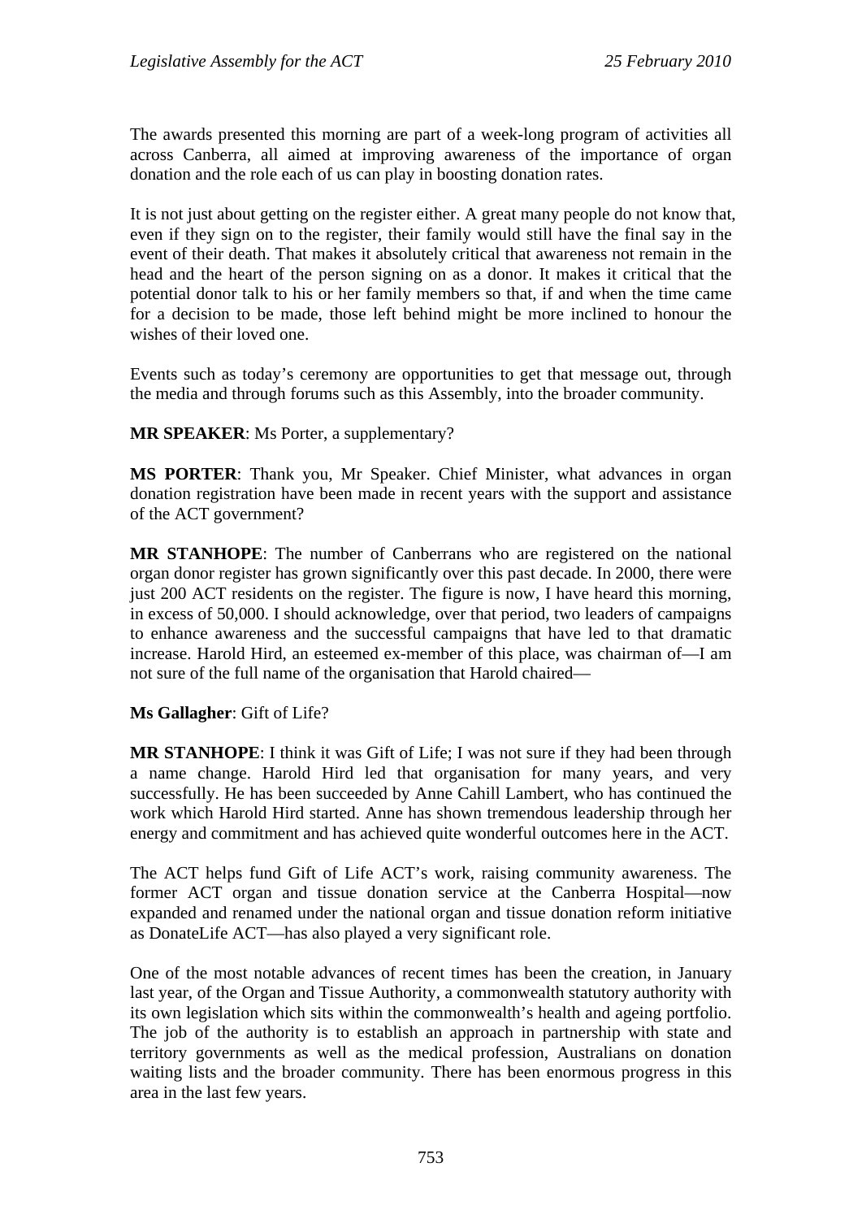The awards presented this morning are part of a week-long program of activities all across Canberra, all aimed at improving awareness of the importance of organ donation and the role each of us can play in boosting donation rates.

It is not just about getting on the register either. A great many people do not know that, even if they sign on to the register, their family would still have the final say in the event of their death. That makes it absolutely critical that awareness not remain in the head and the heart of the person signing on as a donor. It makes it critical that the potential donor talk to his or her family members so that, if and when the time came for a decision to be made, those left behind might be more inclined to honour the wishes of their loved one.

Events such as today's ceremony are opportunities to get that message out, through the media and through forums such as this Assembly, into the broader community.

**MR SPEAKER**: Ms Porter, a supplementary?

**MS PORTER**: Thank you, Mr Speaker. Chief Minister, what advances in organ donation registration have been made in recent years with the support and assistance of the ACT government?

**MR STANHOPE**: The number of Canberrans who are registered on the national organ donor register has grown significantly over this past decade. In 2000, there were just 200 ACT residents on the register. The figure is now, I have heard this morning, in excess of 50,000. I should acknowledge, over that period, two leaders of campaigns to enhance awareness and the successful campaigns that have led to that dramatic increase. Harold Hird, an esteemed ex-member of this place, was chairman of—I am not sure of the full name of the organisation that Harold chaired—

**Ms Gallagher**: Gift of Life?

**MR STANHOPE**: I think it was Gift of Life; I was not sure if they had been through a name change. Harold Hird led that organisation for many years, and very successfully. He has been succeeded by Anne Cahill Lambert, who has continued the work which Harold Hird started. Anne has shown tremendous leadership through her energy and commitment and has achieved quite wonderful outcomes here in the ACT.

The ACT helps fund Gift of Life ACT's work, raising community awareness. The former ACT organ and tissue donation service at the Canberra Hospital—now expanded and renamed under the national organ and tissue donation reform initiative as DonateLife ACT—has also played a very significant role.

One of the most notable advances of recent times has been the creation, in January last year, of the Organ and Tissue Authority, a commonwealth statutory authority with its own legislation which sits within the commonwealth's health and ageing portfolio. The job of the authority is to establish an approach in partnership with state and territory governments as well as the medical profession, Australians on donation waiting lists and the broader community. There has been enormous progress in this area in the last few years.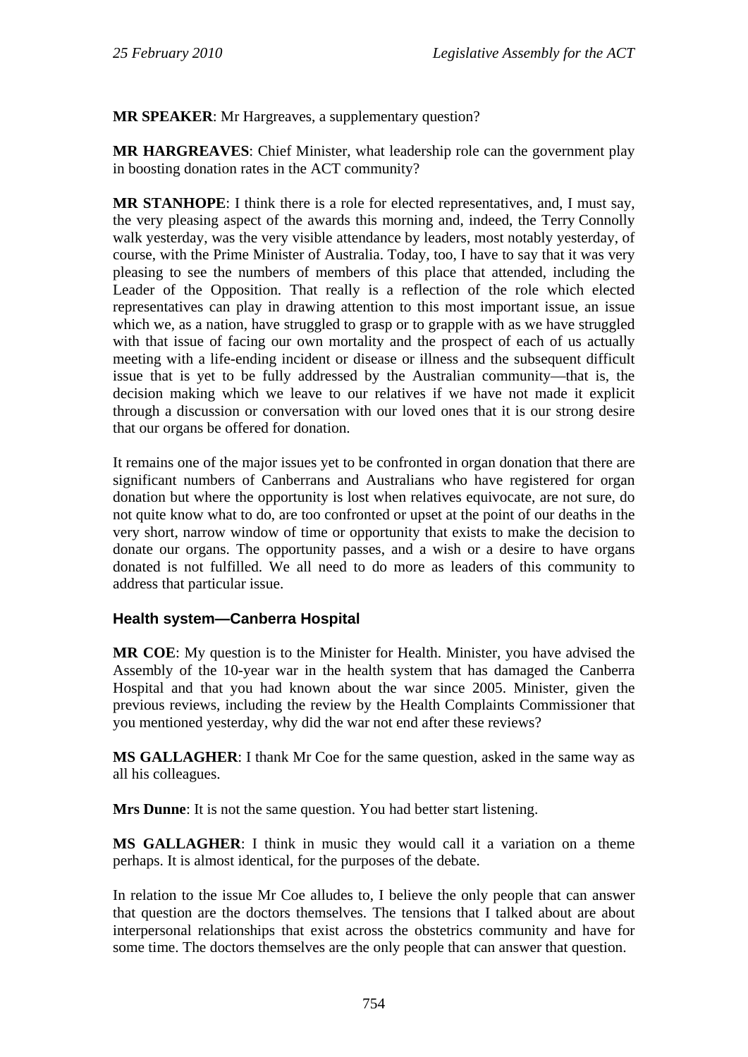**MR SPEAKER**: Mr Hargreaves, a supplementary question?

**MR HARGREAVES**: Chief Minister, what leadership role can the government play in boosting donation rates in the ACT community?

**MR STANHOPE**: I think there is a role for elected representatives, and, I must say, the very pleasing aspect of the awards this morning and, indeed, the Terry Connolly walk yesterday, was the very visible attendance by leaders, most notably yesterday, of course, with the Prime Minister of Australia. Today, too, I have to say that it was very pleasing to see the numbers of members of this place that attended, including the Leader of the Opposition. That really is a reflection of the role which elected representatives can play in drawing attention to this most important issue, an issue which we, as a nation, have struggled to grasp or to grapple with as we have struggled with that issue of facing our own mortality and the prospect of each of us actually meeting with a life-ending incident or disease or illness and the subsequent difficult issue that is yet to be fully addressed by the Australian community—that is, the decision making which we leave to our relatives if we have not made it explicit through a discussion or conversation with our loved ones that it is our strong desire that our organs be offered for donation.

It remains one of the major issues yet to be confronted in organ donation that there are significant numbers of Canberrans and Australians who have registered for organ donation but where the opportunity is lost when relatives equivocate, are not sure, do not quite know what to do, are too confronted or upset at the point of our deaths in the very short, narrow window of time or opportunity that exists to make the decision to donate our organs. The opportunity passes, and a wish or a desire to have organs donated is not fulfilled. We all need to do more as leaders of this community to address that particular issue.

### Health system—Canberra Hospital

**MR COE**: My question is to the Minister for Health. Minister, you have advised the Assembly of the 10-year war in the health system that has damaged the Canberra Hospital and that you had known about the war since 2005. Minister, given the previous reviews, including the review by the Health Complaints Commissioner that you mentioned yesterday, why did the war not end after these reviews?

**MS GALLAGHER**: I thank Mr Coe for the same question, asked in the same way as all his colleagues.

**Mrs Dunne**: It is not the same question. You had better start listening.

**MS GALLAGHER**: I think in music they would call it a variation on a theme perhaps. It is almost identical, for the purposes of the debate.

In relation to the issue Mr Coe alludes to, I believe the only people that can answer that question are the doctors themselves. The tensions that I talked about are about interpersonal relationships that exist across the obstetrics community and have for some time. The doctors themselves are the only people that can answer that question.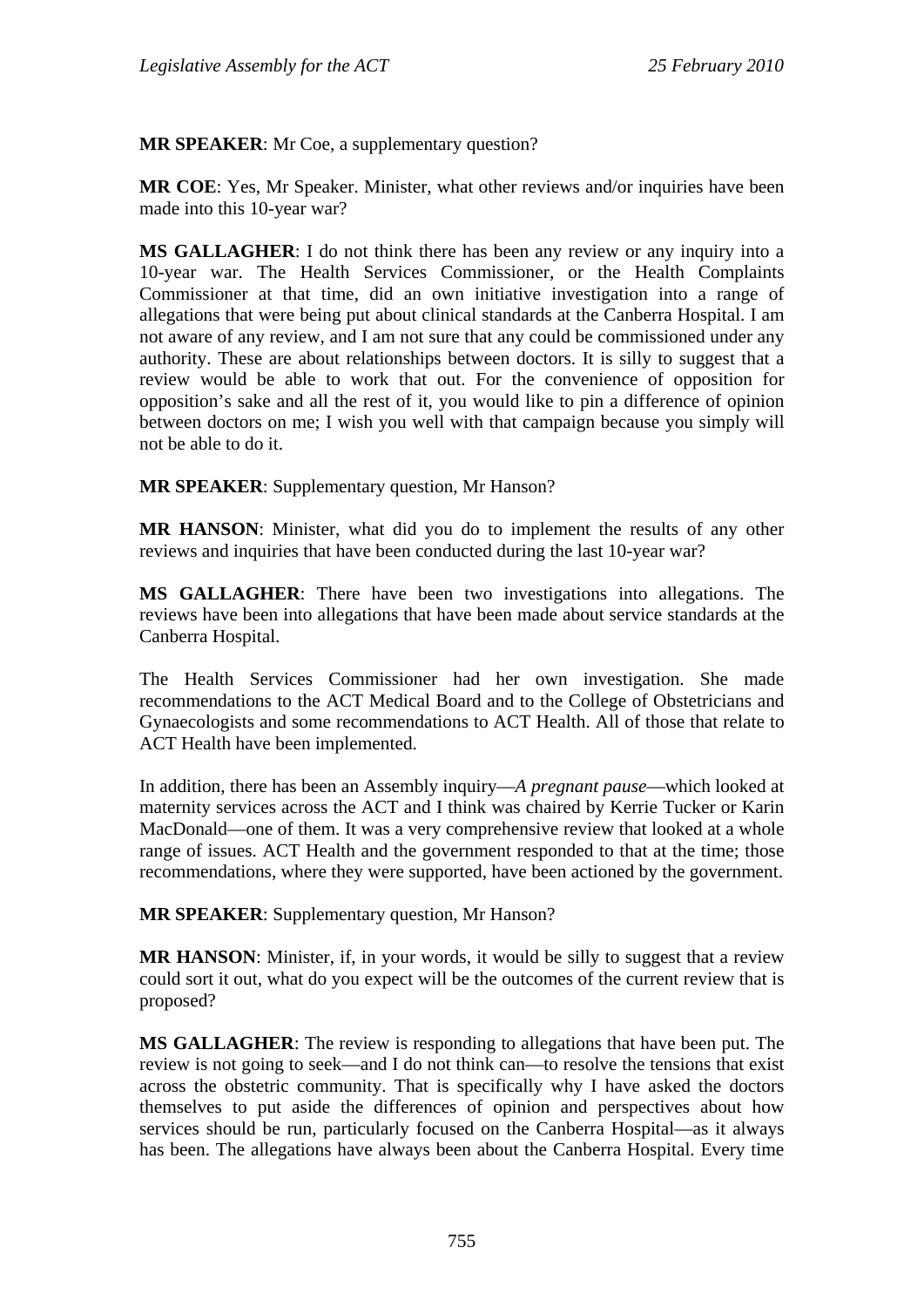**MR SPEAKER**: Mr Coe, a supplementary question?

**MR COE**: Yes, Mr Speaker. Minister, what other reviews and/or inquiries have been made into this 10-year war?

**MS GALLAGHER**: I do not think there has been any review or any inquiry into a 10-year war. The Health Services Commissioner, or the Health Complaints Commissioner at that time, did an own initiative investigation into a range of allegations that were being put about clinical standards at the Canberra Hospital. I am not aware of any review, and I am not sure that any could be commissioned under any authority. These are about relationships between doctors. It is silly to suggest that a review would be able to work that out. For the convenience of opposition for opposition's sake and all the rest of it, you would like to pin a difference of opinion between doctors on me; I wish you well with that campaign because you simply will not be able to do it.

**MR SPEAKER**: Supplementary question, Mr Hanson?

**MR HANSON**: Minister, what did you do to implement the results of any other reviews and inquiries that have been conducted during the last 10-year war?

**MS GALLAGHER**: There have been two investigations into allegations. The reviews have been into allegations that have been made about service standards at the Canberra Hospital.

The Health Services Commissioner had her own investigation. She made recommendations to the ACT Medical Board and to the College of Obstetricians and Gynaecologists and some recommendations to ACT Health. All of those that relate to ACT Health have been implemented.

In addition, there has been an Assembly inquiry—*A pregnant pause*—which looked at maternity services across the ACT and I think was chaired by Kerrie Tucker or Karin MacDonald—one of them. It was a very comprehensive review that looked at a whole range of issues. ACT Health and the government responded to that at the time; those recommendations, where they were supported, have been actioned by the government.

**MR SPEAKER**: Supplementary question, Mr Hanson?

**MR HANSON**: Minister, if, in your words, it would be silly to suggest that a review could sort it out, what do you expect will be the outcomes of the current review that is proposed?

**MS GALLAGHER**: The review is responding to allegations that have been put. The review is not going to seek—and I do not think can—to resolve the tensions that exist across the obstetric community. That is specifically why I have asked the doctors themselves to put aside the differences of opinion and perspectives about how services should be run, particularly focused on the Canberra Hospital—as it always has been. The allegations have always been about the Canberra Hospital. Every time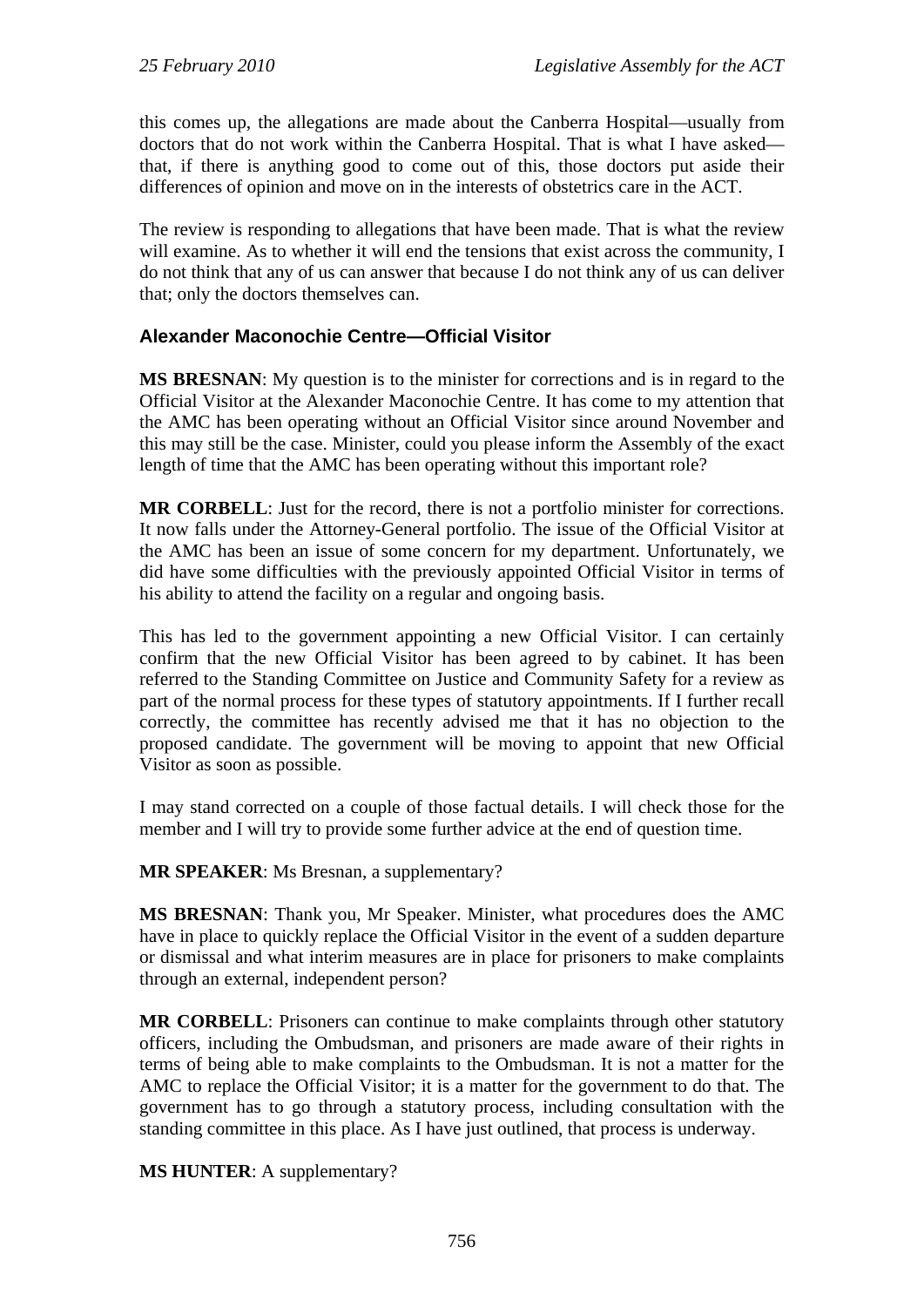this comes up, the allegations are made about the Canberra Hospital—usually from doctors that do not work within the Canberra Hospital. That is what I have asked—that, if there is anything good to come out of this, those doctors put aside their differences of opinion and move on in the interests of obstetrics care in the ACT.

The review is responding to allegations that have been made. That is what the review will examine. As to whether it will end the tensions that exist across the community, I do not think that any of us can answer that because I do not think any of us can deliver that; only the doctors themselves can.

### Alexander Maconochie Centre—Official Visitor

**MS BRESNAN**: My question is to the minister for corrections and is in regard to the Official Visitor at the Alexander Maconochie Centre. It has come to my attention that the AMC has been operating without an Official Visitor since around November and this may still be the case. Minister, could you please inform the Assembly of the exact length of time that the AMC has been operating without this important role?

**MR CORBELL**: Just for the record, there is not a portfolio minister for corrections. It now falls under the Attorney-General portfolio. The issue of the Official Visitor at the AMC has been an issue of some concern for my department. Unfortunately, we did have some difficulties with the previously appointed Official Visitor in terms of his ability to attend the facility on a regular and ongoing basis.

This has led to the government appointing a new Official Visitor. I can certainly confirm that the new Official Visitor has been agreed to by cabinet. It has been referred to the Standing Committee on Justice and Community Safety for a review as part of the normal process for these types of statutory appointments. If I further recall correctly, the committee has recently advised me that it has no objection to the proposed candidate. The government will be moving to appoint that new Official Visitor as soon as possible.

I may stand corrected on a couple of those factual details. I will check those for the member and I will try to provide some further advice at the end of question time.

**MR SPEAKER**: Ms Bresnan, a supplementary?

**MS BRESNAN**: Thank you, Mr Speaker. Minister, what procedures does the AMC have in place to quickly replace the Official Visitor in the event of a sudden departure or dismissal and what interim measures are in place for prisoners to make complaints through an external, independent person?

**MR CORBELL**: Prisoners can continue to make complaints through other statutory officers, including the Ombudsman, and prisoners are made aware of their rights in terms of being able to make complaints to the Ombudsman. It is not a matter for the AMC to replace the Official Visitor; it is a matter for the government to do that. The government has to go through a statutory process, including consultation with the standing committee in this place. As I have just outlined, that process is underway.

**MS HUNTER**: A supplementary?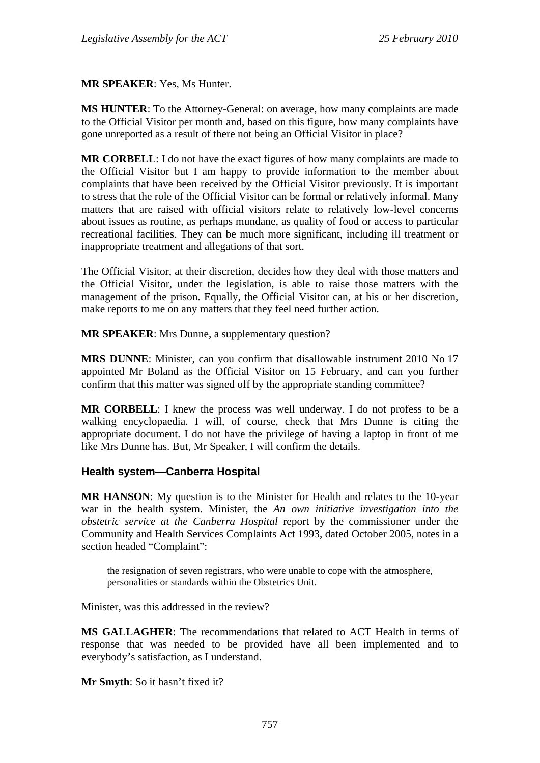**MR SPEAKER**: Yes, Ms Hunter.

**MS HUNTER**: To the Attorney-General: on average, how many complaints are made to the Official Visitor per month and, based on this figure, how many complaints have gone unreported as a result of there not being an Official Visitor in place?

**MR CORBELL**: I do not have the exact figures of how many complaints are made to the Official Visitor but I am happy to provide information to the member about complaints that have been received by the Official Visitor previously. It is important to stress that the role of the Official Visitor can be formal or relatively informal. Many matters that are raised with official visitors relate to relatively low-level concerns about issues as routine, as perhaps mundane, as quality of food or access to particular recreational facilities. They can be much more significant, including ill treatment or inappropriate treatment and allegations of that sort.

The Official Visitor, at their discretion, decides how they deal with those matters and the Official Visitor, under the legislation, is able to raise those matters with the management of the prison. Equally, the Official Visitor can, at his or her discretion, make reports to me on any matters that they feel need further action.

**MR SPEAKER**: Mrs Dunne, a supplementary question?

**MRS DUNNE**: Minister, can you confirm that disallowable instrument 2010 No 17 appointed Mr Boland as the Official Visitor on 15 February, and can you further confirm that this matter was signed off by the appropriate standing committee?

**MR CORBELL**: I knew the process was well underway. I do not profess to be a walking encyclopaedia. I will, of course, check that Mrs Dunne is citing the appropriate document. I do not have the privilege of having a laptop in front of me like Mrs Dunne has. But, Mr Speaker, I will confirm the details.

### Health system—Canberra Hospital

**MR HANSON**: My question is to the Minister for Health and relates to the 10-year war in the health system. Minister, the *An own initiative investigation into the obstetric service at the Canberra Hospital* report by the commissioner under the Community and Health Services Complaints Act 1993, dated October 2005, notes in a section headed "Complaint":

> the resignation of seven registrars, who were unable to cope with the atmosphere, personalities or standards within the Obstetrics Unit.

Minister, was this addressed in the review?

**MS GALLAGHER**: The recommendations that related to ACT Health in terms of response that was needed to be provided have all been implemented and to everybody's satisfaction, as I understand.

**Mr Smyth**: So it hasn't fixed it?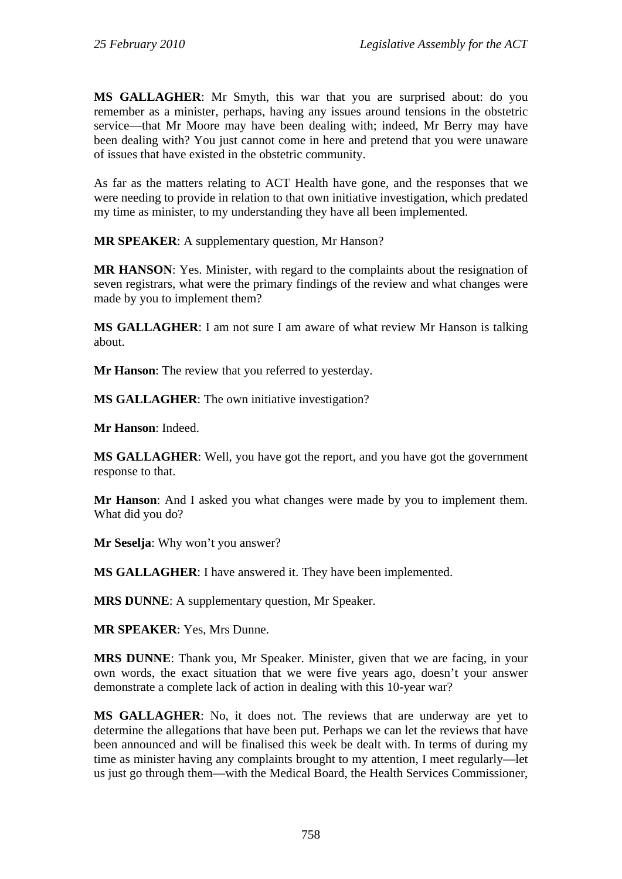**MS GALLAGHER**: Mr Smyth, this war that you are surprised about: do you remember as a minister, perhaps, having any issues around tensions in the obstetric service—that Mr Moore may have been dealing with; indeed, Mr Berry may have been dealing with? You just cannot come in here and pretend that you were unaware of issues that have existed in the obstetric community.

As far as the matters relating to ACT Health have gone, and the responses that we were needing to provide in relation to that own initiative investigation, which predated my time as minister, to my understanding they have all been implemented.

**MR SPEAKER**: A supplementary question, Mr Hanson?

**MR HANSON**: Yes. Minister, with regard to the complaints about the resignation of seven registrars, what were the primary findings of the review and what changes were made by you to implement them?

**MS GALLAGHER**: I am not sure I am aware of what review Mr Hanson is talking about.

**Mr Hanson**: The review that you referred to yesterday.

**MS GALLAGHER**: The own initiative investigation?

**Mr Hanson**: Indeed.

**MS GALLAGHER**: Well, you have got the report, and you have got the government response to that.

**Mr Hanson**: And I asked you what changes were made by you to implement them. What did you do?

**Mr Seselja**: Why won't you answer?

**MS GALLAGHER**: I have answered it. They have been implemented.

**MRS DUNNE**: A supplementary question, Mr Speaker.

**MR SPEAKER**: Yes, Mrs Dunne.

**MRS DUNNE**: Thank you, Mr Speaker. Minister, given that we are facing, in your own words, the exact situation that we were five years ago, doesn't your answer demonstrate a complete lack of action in dealing with this 10-year war?

**MS GALLAGHER**: No, it does not. The reviews that are underway are yet to determine the allegations that have been put. Perhaps we can let the reviews that have been announced and will be finalised this week be dealt with. In terms of during my time as minister having any complaints brought to my attention, I meet regularly—let us just go through them—with the Medical Board, the Health Services Commissioner,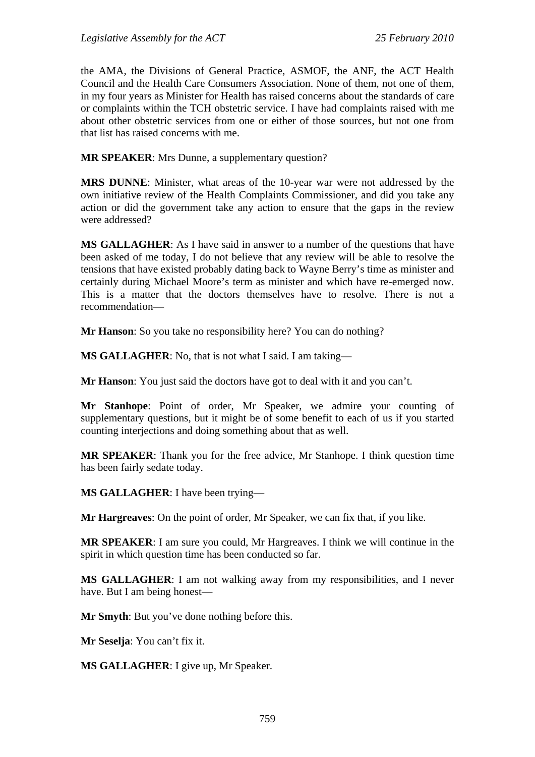the AMA, the Divisions of General Practice, ASMOF, the ANF, the ACT Health Council and the Health Care Consumers Association. None of them, not one of them, in my four years as Minister for Health has raised concerns about the standards of care or complaints within the TCH obstetric service. I have had complaints raised with me about other obstetric services from one or either of those sources, but not one from that list has raised concerns with me.

**MR SPEAKER**: Mrs Dunne, a supplementary question?

**MRS DUNNE**: Minister, what areas of the 10-year war were not addressed by the own initiative review of the Health Complaints Commissioner, and did you take any action or did the government take any action to ensure that the gaps in the review were addressed?

**MS GALLAGHER**: As I have said in answer to a number of the questions that have been asked of me today, I do not believe that any review will be able to resolve the tensions that have existed probably dating back to Wayne Berry's time as minister and certainly during Michael Moore's term as minister and which have re-emerged now. This is a matter that the doctors themselves have to resolve. There is not a recommendation—

**Mr Hanson**: So you take no responsibility here? You can do nothing?

**MS GALLAGHER**: No, that is not what I said. I am taking—

**Mr Hanson**: You just said the doctors have got to deal with it and you can't.

**Mr Stanhope**: Point of order, Mr Speaker, we admire your counting of supplementary questions, but it might be of some benefit to each of us if you started counting interjections and doing something about that as well.

**MR SPEAKER**: Thank you for the free advice, Mr Stanhope. I think question time has been fairly sedate today.

**MS GALLAGHER**: I have been trying—

**Mr Hargreaves**: On the point of order, Mr Speaker, we can fix that, if you like.

**MR SPEAKER**: I am sure you could, Mr Hargreaves. I think we will continue in the spirit in which question time has been conducted so far.

**MS GALLAGHER**: I am not walking away from my responsibilities, and I never have. But I am being honest—

**Mr Smyth**: But you've done nothing before this.

**Mr Seselja**: You can't fix it.

**MS GALLAGHER**: I give up, Mr Speaker.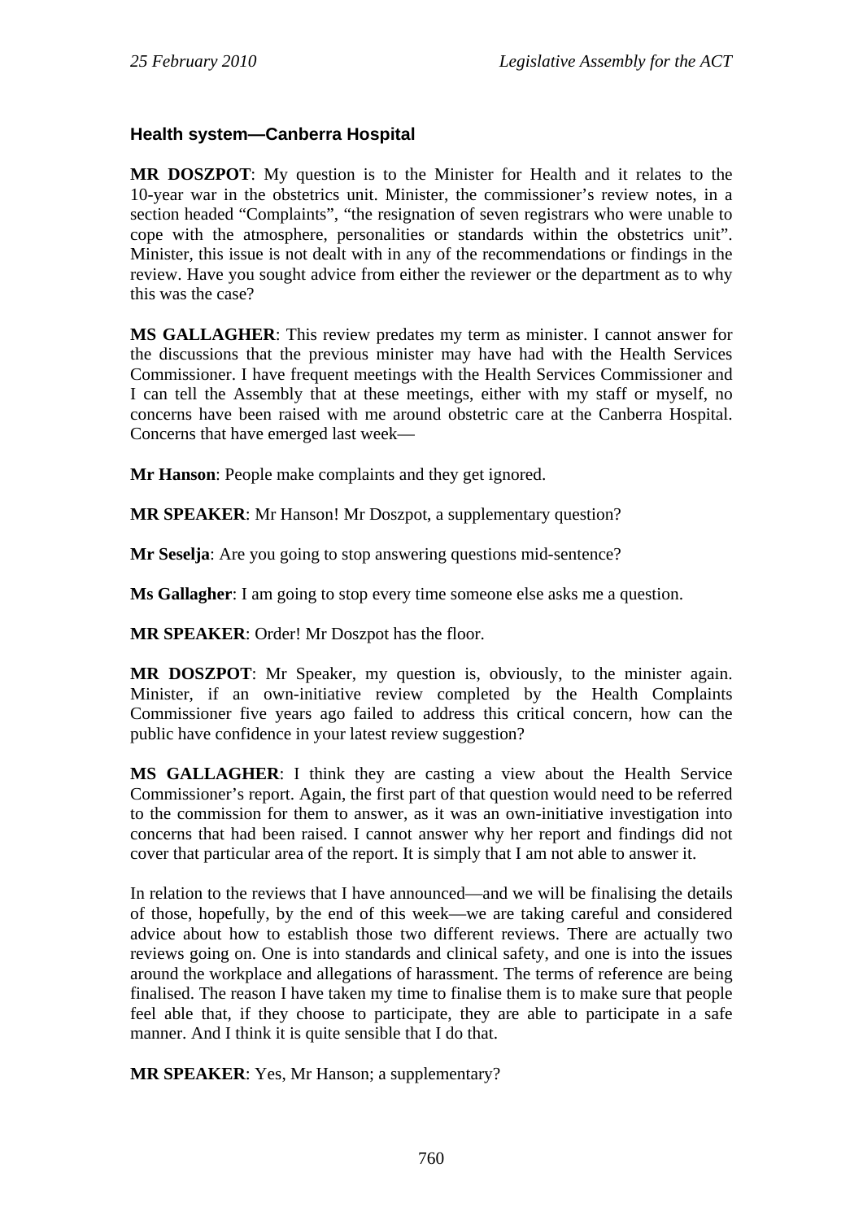### Health system—Canberra Hospital

**MR DOSZPOT**: My question is to the Minister for Health and it relates to the 10-year war in the obstetrics unit. Minister, the commissioner's review notes, in a section headed "Complaints", "the resignation of seven registrars who were unable to cope with the atmosphere, personalities or standards within the obstetrics unit". Minister, this issue is not dealt with in any of the recommendations or findings in the review. Have you sought advice from either the reviewer or the department as to why this was the case?

**MS GALLAGHER**: This review predates my term as minister. I cannot answer for the discussions that the previous minister may have had with the Health Services Commissioner. I have frequent meetings with the Health Services Commissioner and I can tell the Assembly that at these meetings, either with my staff or myself, no concerns have been raised with me around obstetric care at the Canberra Hospital. Concerns that have emerged last week—

**Mr Hanson**: People make complaints and they get ignored.

**MR SPEAKER**: Mr Hanson! Mr Doszpot, a supplementary question?

**Mr Seselja**: Are you going to stop answering questions mid-sentence?

**Ms Gallagher**: I am going to stop every time someone else asks me a question.

**MR SPEAKER**: Order! Mr Doszpot has the floor.

**MR DOSZPOT**: Mr Speaker, my question is, obviously, to the minister again. Minister, if an own-initiative review completed by the Health Complaints Commissioner five years ago failed to address this critical concern, how can the public have confidence in your latest review suggestion?

**MS GALLAGHER**: I think they are casting a view about the Health Service Commissioner's report. Again, the first part of that question would need to be referred to the commission for them to answer, as it was an own-initiative investigation into concerns that had been raised. I cannot answer why her report and findings did not cover that particular area of the report. It is simply that I am not able to answer it.

In relation to the reviews that I have announced—and we will be finalising the details of those, hopefully, by the end of this week—we are taking careful and considered advice about how to establish those two different reviews. There are actually two reviews going on. One is into standards and clinical safety, and one is into the issues around the workplace and allegations of harassment. The terms of reference are being finalised. The reason I have taken my time to finalise them is to make sure that people feel able that, if they choose to participate, they are able to participate in a safe manner. And I think it is quite sensible that I do that.

**MR SPEAKER**: Yes, Mr Hanson; a supplementary?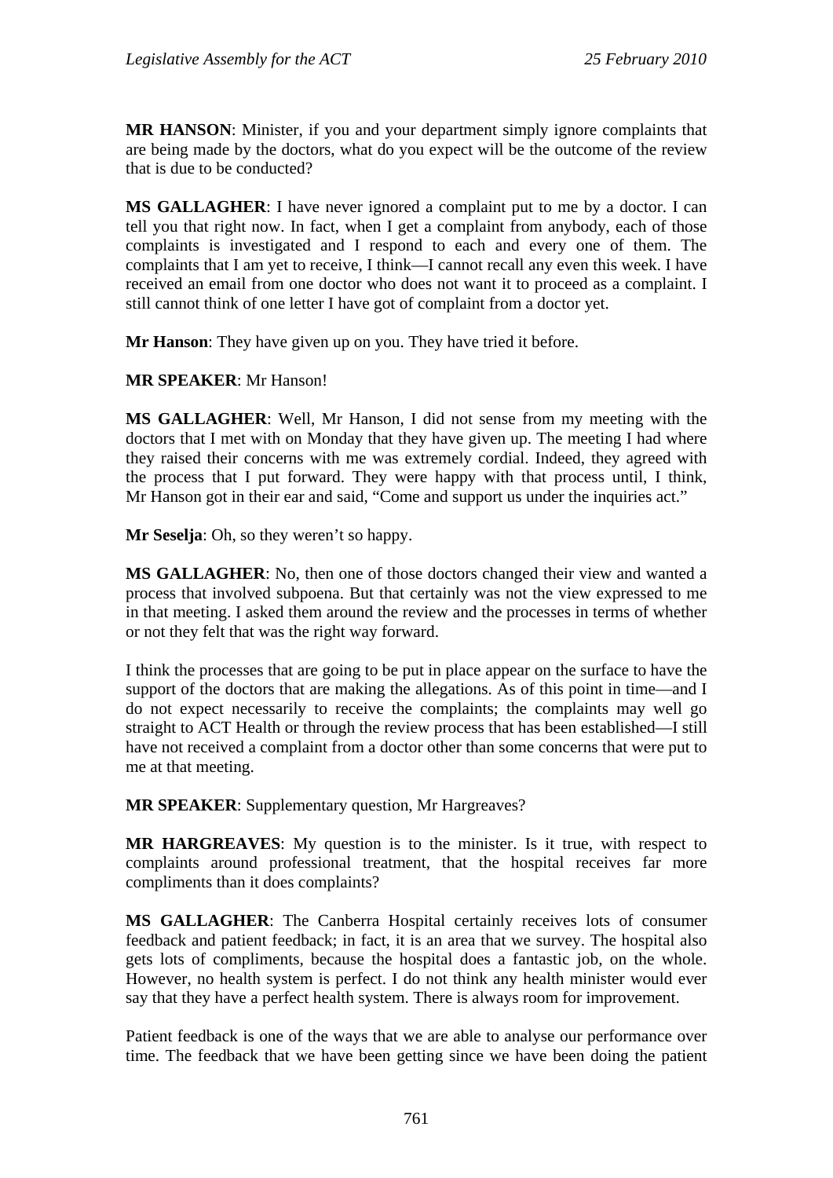**MR HANSON**: Minister, if you and your department simply ignore complaints that are being made by the doctors, what do you expect will be the outcome of the review that is due to be conducted?

**MS GALLAGHER**: I have never ignored a complaint put to me by a doctor. I can tell you that right now. In fact, when I get a complaint from anybody, each of those complaints is investigated and I respond to each and every one of them. The complaints that I am yet to receive, I think—I cannot recall any even this week. I have received an email from one doctor who does not want it to proceed as a complaint. I still cannot think of one letter I have got of complaint from a doctor yet.

**Mr Hanson**: They have given up on you. They have tried it before.

**MR SPEAKER**: Mr Hanson!

**MS GALLAGHER**: Well, Mr Hanson, I did not sense from my meeting with the doctors that I met with on Monday that they have given up. The meeting I had where they raised their concerns with me was extremely cordial. Indeed, they agreed with the process that I put forward. They were happy with that process until, I think, Mr Hanson got in their ear and said, "Come and support us under the inquiries act."

**Mr Seselja**: Oh, so they weren't so happy.

**MS GALLAGHER**: No, then one of those doctors changed their view and wanted a process that involved subpoena. But that certainly was not the view expressed to me in that meeting. I asked them around the review and the processes in terms of whether or not they felt that was the right way forward.

I think the processes that are going to be put in place appear on the surface to have the support of the doctors that are making the allegations. As of this point in time—and I do not expect necessarily to receive the complaints; the complaints may well go straight to ACT Health or through the review process that has been established—I still have not received a complaint from a doctor other than some concerns that were put to me at that meeting.

**MR SPEAKER**: Supplementary question, Mr Hargreaves?

**MR HARGREAVES**: My question is to the minister. Is it true, with respect to complaints around professional treatment, that the hospital receives far more compliments than it does complaints?

**MS GALLAGHER**: The Canberra Hospital certainly receives lots of consumer feedback and patient feedback; in fact, it is an area that we survey. The hospital also gets lots of compliments, because the hospital does a fantastic job, on the whole. However, no health system is perfect. I do not think any health minister would ever say that they have a perfect health system. There is always room for improvement.

Patient feedback is one of the ways that we are able to analyse our performance over time. The feedback that we have been getting since we have been doing the patient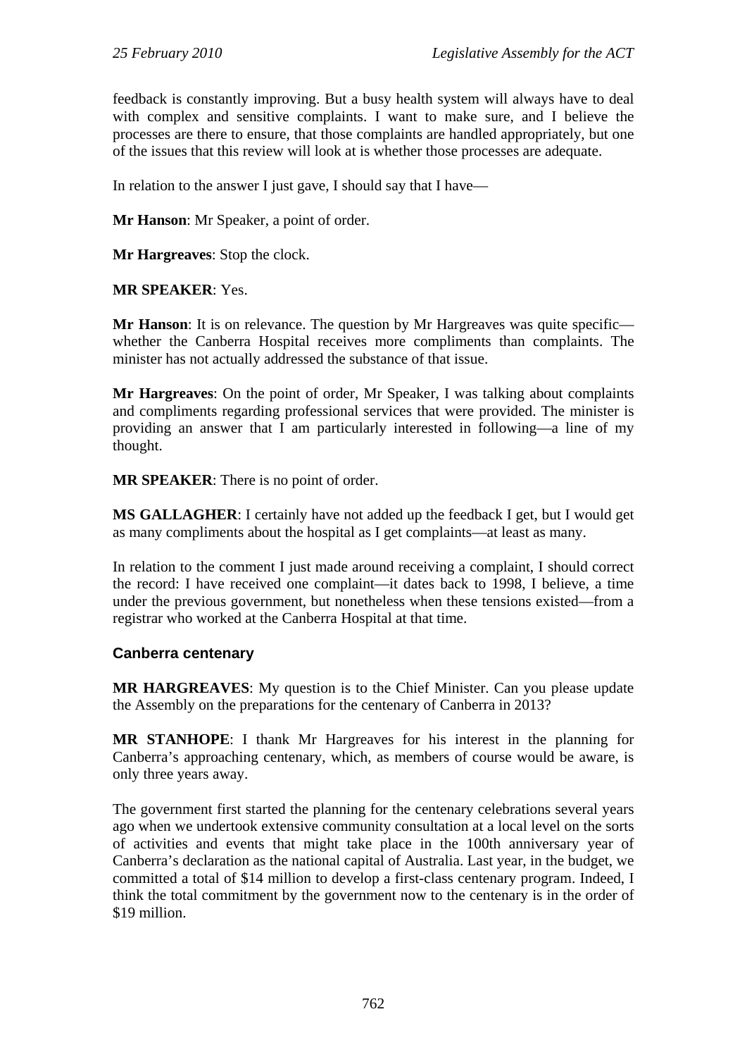feedback is constantly improving. But a busy health system will always have to deal with complex and sensitive complaints. I want to make sure, and I believe the processes are there to ensure, that those complaints are handled appropriately, but one of the issues that this review will look at is whether those processes are adequate.

In relation to the answer I just gave, I should say that I have—

**Mr Hanson**: Mr Speaker, a point of order.

**Mr Hargreaves**: Stop the clock.

**MR SPEAKER**: Yes.

**Mr Hanson**: It is on relevance. The question by Mr Hargreaves was quite specific—whether the Canberra Hospital receives more compliments than complaints. The minister has not actually addressed the substance of that issue.

**Mr Hargreaves**: On the point of order, Mr Speaker, I was talking about complaints and compliments regarding professional services that were provided. The minister is providing an answer that I am particularly interested in following—a line of my thought.

**MR SPEAKER**: There is no point of order.

**MS GALLAGHER**: I certainly have not added up the feedback I get, but I would get as many compliments about the hospital as I get complaints—at least as many.

In relation to the comment I just made around receiving a complaint, I should correct the record: I have received one complaint—it dates back to 1998, I believe, a time under the previous government, but nonetheless when these tensions existed—from a registrar who worked at the Canberra Hospital at that time.

### Canberra centenary

**MR HARGREAVES**: My question is to the Chief Minister. Can you please update the Assembly on the preparations for the centenary of Canberra in 2013?

**MR STANHOPE**: I thank Mr Hargreaves for his interest in the planning for Canberra's approaching centenary, which, as members of course would be aware, is only three years away.

The government first started the planning for the centenary celebrations several years ago when we undertook extensive community consultation at a local level on the sorts of activities and events that might take place in the 100th anniversary year of Canberra's declaration as the national capital of Australia. Last year, in the budget, we committed a total of $14 million to develop a first-class centenary program. Indeed, I think the total commitment by the government now to the centenary is in the order of $19 million.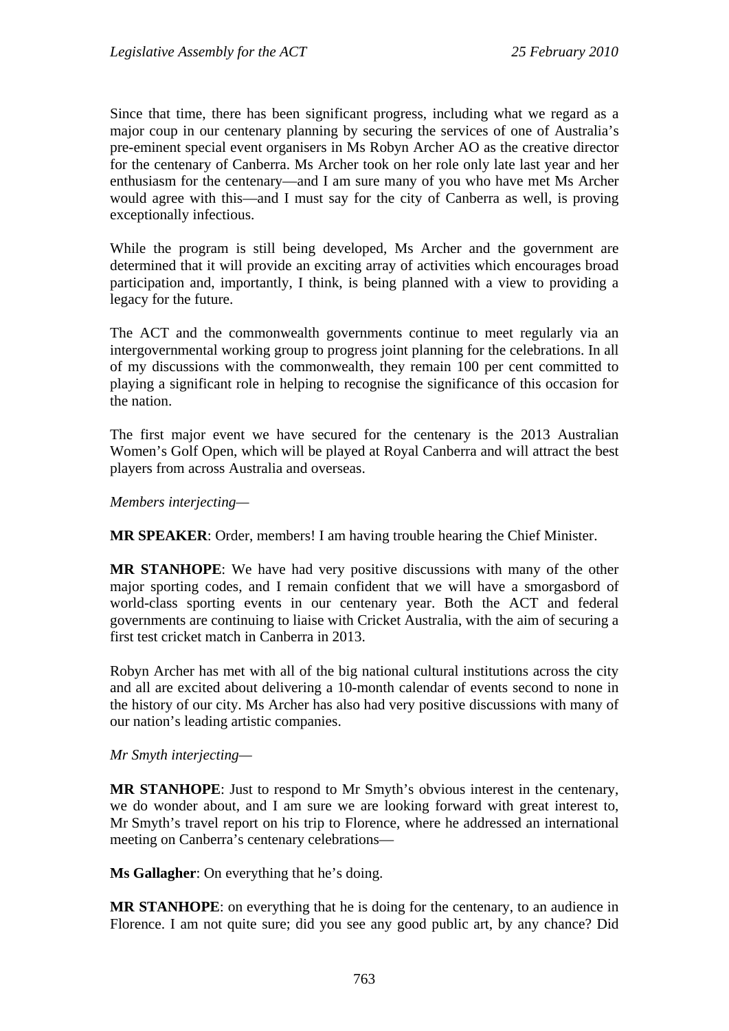Since that time, there has been significant progress, including what we regard as a major coup in our centenary planning by securing the services of one of Australia's pre-eminent special event organisers in Ms Robyn Archer AO as the creative director for the centenary of Canberra. Ms Archer took on her role only late last year and her enthusiasm for the centenary—and I am sure many of you who have met Ms Archer would agree with this—and I must say for the city of Canberra as well, is proving exceptionally infectious.

While the program is still being developed, Ms Archer and the government are determined that it will provide an exciting array of activities which encourages broad participation and, importantly, I think, is being planned with a view to providing a legacy for the future.

The ACT and the commonwealth governments continue to meet regularly via an intergovernmental working group to progress joint planning for the celebrations. In all of my discussions with the commonwealth, they remain 100 per cent committed to playing a significant role in helping to recognise the significance of this occasion for the nation.

The first major event we have secured for the centenary is the 2013 Australian Women's Golf Open, which will be played at Royal Canberra and will attract the best players from across Australia and overseas.

*Members interjecting—*

**MR SPEAKER**: Order, members! I am having trouble hearing the Chief Minister.

**MR STANHOPE**: We have had very positive discussions with many of the other major sporting codes, and I remain confident that we will have a smorgasbord of world-class sporting events in our centenary year. Both the ACT and federal governments are continuing to liaise with Cricket Australia, with the aim of securing a first test cricket match in Canberra in 2013.

Robyn Archer has met with all of the big national cultural institutions across the city and all are excited about delivering a 10-month calendar of events second to none in the history of our city. Ms Archer has also had very positive discussions with many of our nation's leading artistic companies.

*Mr Smyth interjecting—*

**MR STANHOPE**: Just to respond to Mr Smyth's obvious interest in the centenary, we do wonder about, and I am sure we are looking forward with great interest to, Mr Smyth's travel report on his trip to Florence, where he addressed an international meeting on Canberra's centenary celebrations—

**Ms Gallagher**: On everything that he's doing.

**MR STANHOPE**: on everything that he is doing for the centenary, to an audience in Florence. I am not quite sure; did you see any good public art, by any chance? Did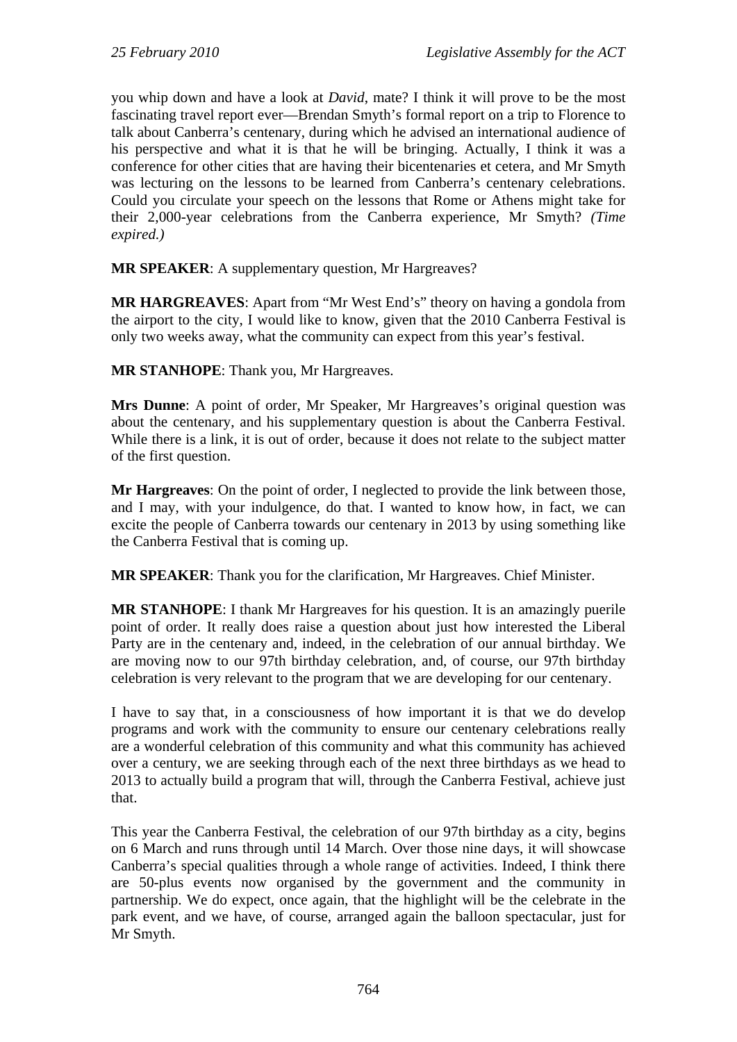you whip down and have a look at *David*, mate? I think it will prove to be the most fascinating travel report ever—Brendan Smyth's formal report on a trip to Florence to talk about Canberra's centenary, during which he advised an international audience of his perspective and what it is that he will be bringing. Actually, I think it was a conference for other cities that are having their bicentenaries et cetera, and Mr Smyth was lecturing on the lessons to be learned from Canberra's centenary celebrations. Could you circulate your speech on the lessons that Rome or Athens might take for their 2,000-year celebrations from the Canberra experience, Mr Smyth? *(Time expired.)*

**MR SPEAKER**: A supplementary question, Mr Hargreaves?

**MR HARGREAVES**: Apart from "Mr West End's" theory on having a gondola from the airport to the city, I would like to know, given that the 2010 Canberra Festival is only two weeks away, what the community can expect from this year's festival.

**MR STANHOPE**: Thank you, Mr Hargreaves.

**Mrs Dunne**: A point of order, Mr Speaker, Mr Hargreaves's original question was about the centenary, and his supplementary question is about the Canberra Festival. While there is a link, it is out of order, because it does not relate to the subject matter of the first question.

**Mr Hargreaves**: On the point of order, I neglected to provide the link between those, and I may, with your indulgence, do that. I wanted to know how, in fact, we can excite the people of Canberra towards our centenary in 2013 by using something like the Canberra Festival that is coming up.

**MR SPEAKER**: Thank you for the clarification, Mr Hargreaves. Chief Minister.

**MR STANHOPE**: I thank Mr Hargreaves for his question. It is an amazingly puerile point of order. It really does raise a question about just how interested the Liberal Party are in the centenary and, indeed, in the celebration of our annual birthday. We are moving now to our 97th birthday celebration, and, of course, our 97th birthday celebration is very relevant to the program that we are developing for our centenary.

I have to say that, in a consciousness of how important it is that we do develop programs and work with the community to ensure our centenary celebrations really are a wonderful celebration of this community and what this community has achieved over a century, we are seeking through each of the next three birthdays as we head to 2013 to actually build a program that will, through the Canberra Festival, achieve just that.

This year the Canberra Festival, the celebration of our 97th birthday as a city, begins on 6 March and runs through until 14 March. Over those nine days, it will showcase Canberra's special qualities through a whole range of activities. Indeed, I think there are 50-plus events now organised by the government and the community in partnership. We do expect, once again, that the highlight will be the celebrate in the park event, and we have, of course, arranged again the balloon spectacular, just for Mr Smyth.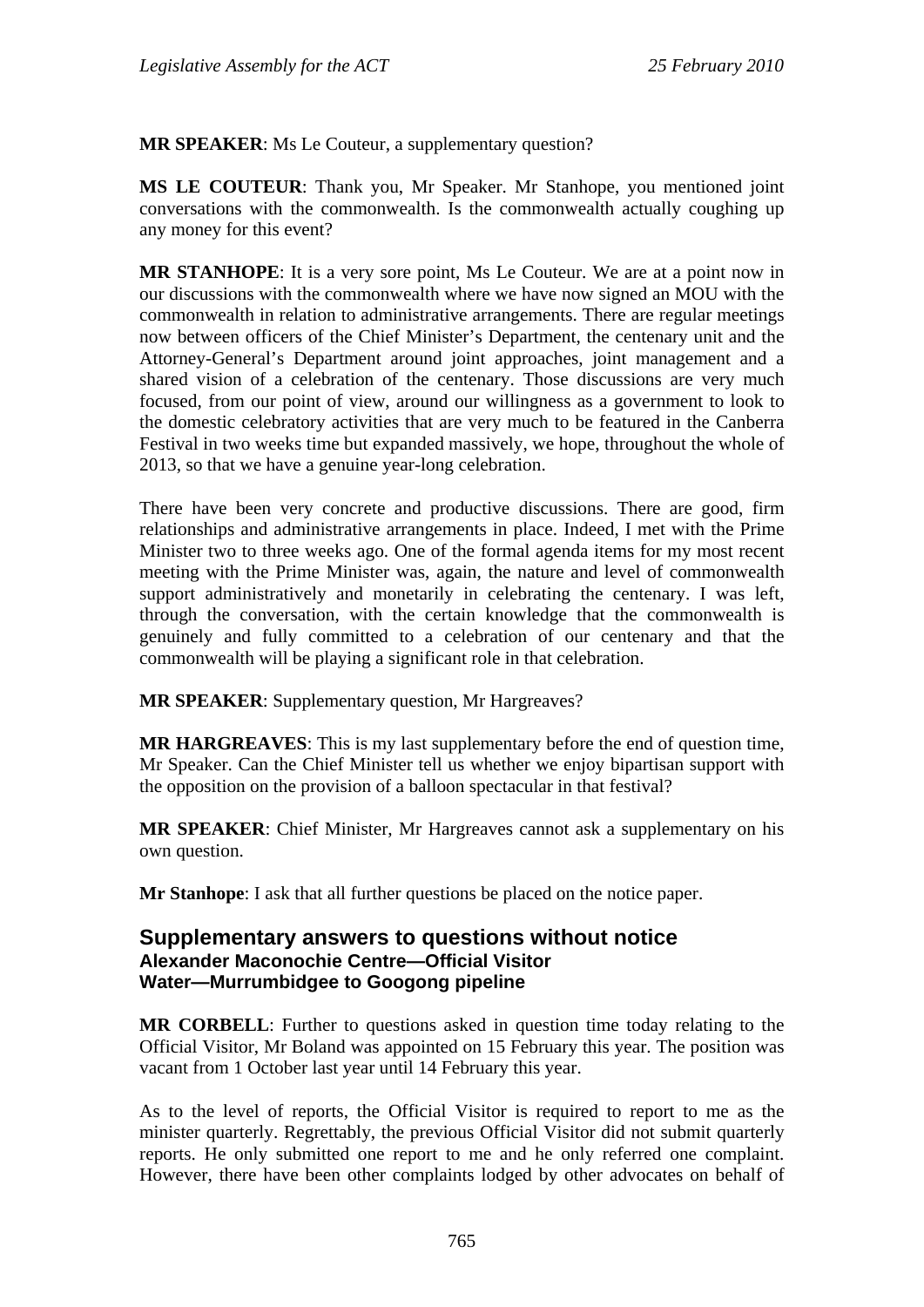**MR SPEAKER**: Ms Le Couteur, a supplementary question?

**MS LE COUTEUR**: Thank you, Mr Speaker. Mr Stanhope, you mentioned joint conversations with the commonwealth. Is the commonwealth actually coughing up any money for this event?

**MR STANHOPE**: It is a very sore point, Ms Le Couteur. We are at a point now in our discussions with the commonwealth where we have now signed an MOU with the commonwealth in relation to administrative arrangements. There are regular meetings now between officers of the Chief Minister's Department, the centenary unit and the Attorney-General's Department around joint approaches, joint management and a shared vision of a celebration of the centenary. Those discussions are very much focused, from our point of view, around our willingness as a government to look to the domestic celebratory activities that are very much to be featured in the Canberra Festival in two weeks time but expanded massively, we hope, throughout the whole of 2013, so that we have a genuine year-long celebration.

There have been very concrete and productive discussions. There are good, firm relationships and administrative arrangements in place. Indeed, I met with the Prime Minister two to three weeks ago. One of the formal agenda items for my most recent meeting with the Prime Minister was, again, the nature and level of commonwealth support administratively and monetarily in celebrating the centenary. I was left, through the conversation, with the certain knowledge that the commonwealth is genuinely and fully committed to a celebration of our centenary and that the commonwealth will be playing a significant role in that celebration.

**MR SPEAKER**: Supplementary question, Mr Hargreaves?

**MR HARGREAVES**: This is my last supplementary before the end of question time, Mr Speaker. Can the Chief Minister tell us whether we enjoy bipartisan support with the opposition on the provision of a balloon spectacular in that festival?

**MR SPEAKER**: Chief Minister, Mr Hargreaves cannot ask a supplementary on his own question.

**Mr Stanhope**: I ask that all further questions be placed on the notice paper.

## Supplementary answers to questions without notice

### Alexander Maconochie Centre—Official Visitor

### Water—Murrumbidgee to Googong pipeline

**MR CORBELL**: Further to questions asked in question time today relating to the Official Visitor, Mr Boland was appointed on 15 February this year. The position was vacant from 1 October last year until 14 February this year.

As to the level of reports, the Official Visitor is required to report to me as the minister quarterly. Regrettably, the previous Official Visitor did not submit quarterly reports. He only submitted one report to me and he only referred one complaint. However, there have been other complaints lodged by other advocates on behalf of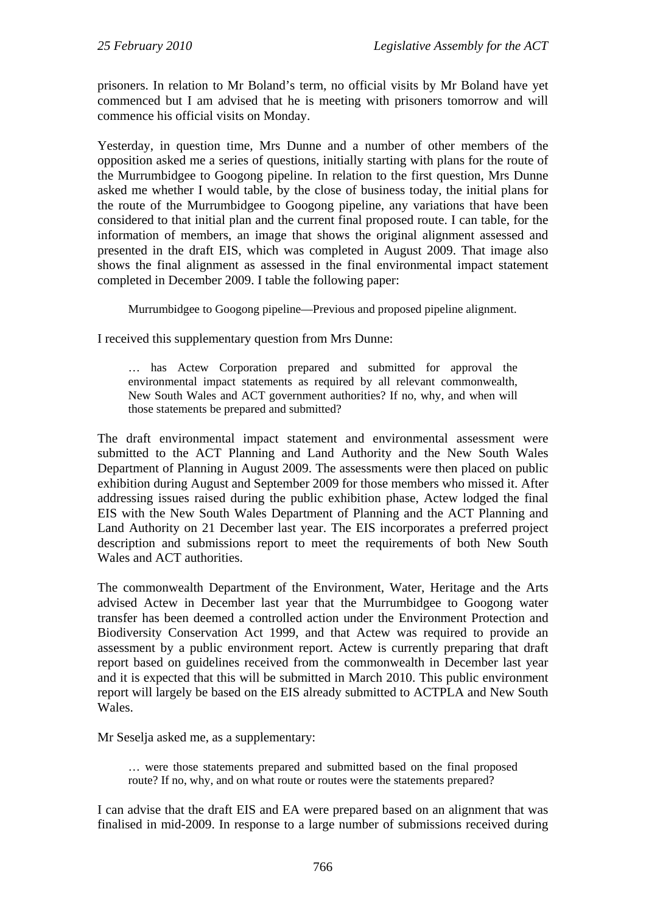prisoners. In relation to Mr Boland's term, no official visits by Mr Boland have yet commenced but I am advised that he is meeting with prisoners tomorrow and will commence his official visits on Monday.

Yesterday, in question time, Mrs Dunne and a number of other members of the opposition asked me a series of questions, initially starting with plans for the route of the Murrumbidgee to Googong pipeline. In relation to the first question, Mrs Dunne asked me whether I would table, by the close of business today, the initial plans for the route of the Murrumbidgee to Googong pipeline, any variations that have been considered to that initial plan and the current final proposed route. I can table, for the information of members, an image that shows the original alignment assessed and presented in the draft EIS, which was completed in August 2009. That image also shows the final alignment as assessed in the final environmental impact statement completed in December 2009. I table the following paper:

> Murrumbidgee to Googong pipeline—Previous and proposed pipeline alignment.

I received this supplementary question from Mrs Dunne:

> … has Actew Corporation prepared and submitted for approval the environmental impact statements as required by all relevant commonwealth, New South Wales and ACT government authorities? If no, why, and when will those statements be prepared and submitted?

The draft environmental impact statement and environmental assessment were submitted to the ACT Planning and Land Authority and the New South Wales Department of Planning in August 2009. The assessments were then placed on public exhibition during August and September 2009 for those members who missed it. After addressing issues raised during the public exhibition phase, Actew lodged the final EIS with the New South Wales Department of Planning and the ACT Planning and Land Authority on 21 December last year. The EIS incorporates a preferred project description and submissions report to meet the requirements of both New South Wales and ACT authorities.

The commonwealth Department of the Environment, Water, Heritage and the Arts advised Actew in December last year that the Murrumbidgee to Googong water transfer has been deemed a controlled action under the Environment Protection and Biodiversity Conservation Act 1999, and that Actew was required to provide an assessment by a public environment report. Actew is currently preparing that draft report based on guidelines received from the commonwealth in December last year and it is expected that this will be submitted in March 2010. This public environment report will largely be based on the EIS already submitted to ACTPLA and New South Wales.

Mr Seselja asked me, as a supplementary:

> … were those statements prepared and submitted based on the final proposed route? If no, why, and on what route or routes were the statements prepared?

I can advise that the draft EIS and EA were prepared based on an alignment that was finalised in mid-2009. In response to a large number of submissions received during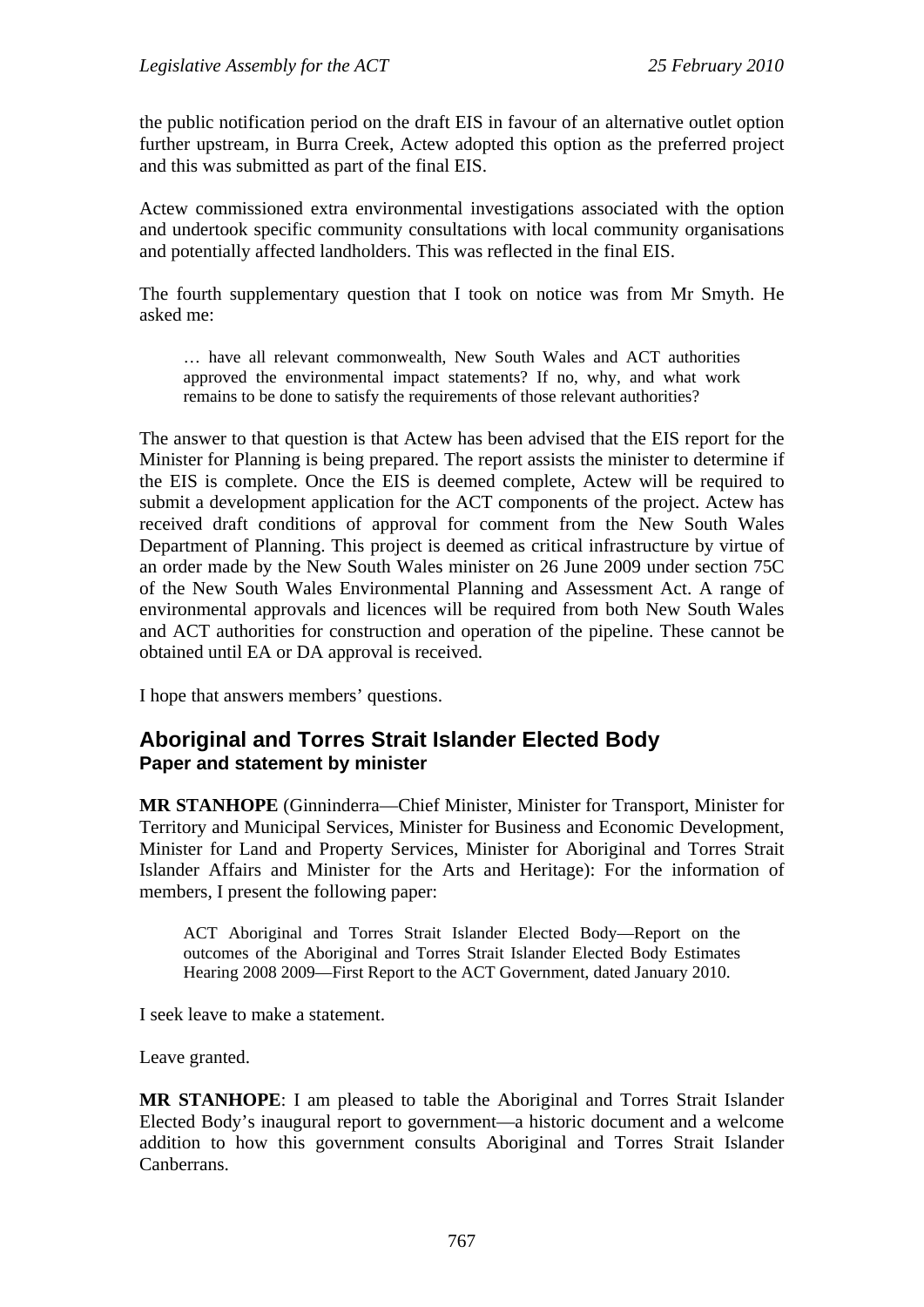the public notification period on the draft EIS in favour of an alternative outlet option further upstream, in Burra Creek, Actew adopted this option as the preferred project and this was submitted as part of the final EIS.

Actew commissioned extra environmental investigations associated with the option and undertook specific community consultations with local community organisations and potentially affected landholders. This was reflected in the final EIS.

The fourth supplementary question that I took on notice was from Mr Smyth. He asked me:

> … have all relevant commonwealth, New South Wales and ACT authorities approved the environmental impact statements? If no, why, and what work remains to be done to satisfy the requirements of those relevant authorities?

The answer to that question is that Actew has been advised that the EIS report for the Minister for Planning is being prepared. The report assists the minister to determine if the EIS is complete. Once the EIS is deemed complete, Actew will be required to submit a development application for the ACT components of the project. Actew has received draft conditions of approval for comment from the New South Wales Department of Planning. This project is deemed as critical infrastructure by virtue of an order made by the New South Wales minister on 26 June 2009 under section 75C of the New South Wales Environmental Planning and Assessment Act. A range of environmental approvals and licences will be required from both New South Wales and ACT authorities for construction and operation of the pipeline. These cannot be obtained until EA or DA approval is received.

I hope that answers members' questions.

## Aboriginal and Torres Strait Islander Elected Body
### Paper and statement by minister

**MR STANHOPE** (Ginninderra—Chief Minister, Minister for Transport, Minister for Territory and Municipal Services, Minister for Business and Economic Development, Minister for Land and Property Services, Minister for Aboriginal and Torres Strait Islander Affairs and Minister for the Arts and Heritage): For the information of members, I present the following paper:

> ACT Aboriginal and Torres Strait Islander Elected Body—Report on the outcomes of the Aboriginal and Torres Strait Islander Elected Body Estimates Hearing 2008 2009—First Report to the ACT Government, dated January 2010.

I seek leave to make a statement.

Leave granted.

**MR STANHOPE**: I am pleased to table the Aboriginal and Torres Strait Islander Elected Body's inaugural report to government—a historic document and a welcome addition to how this government consults Aboriginal and Torres Strait Islander Canberrans.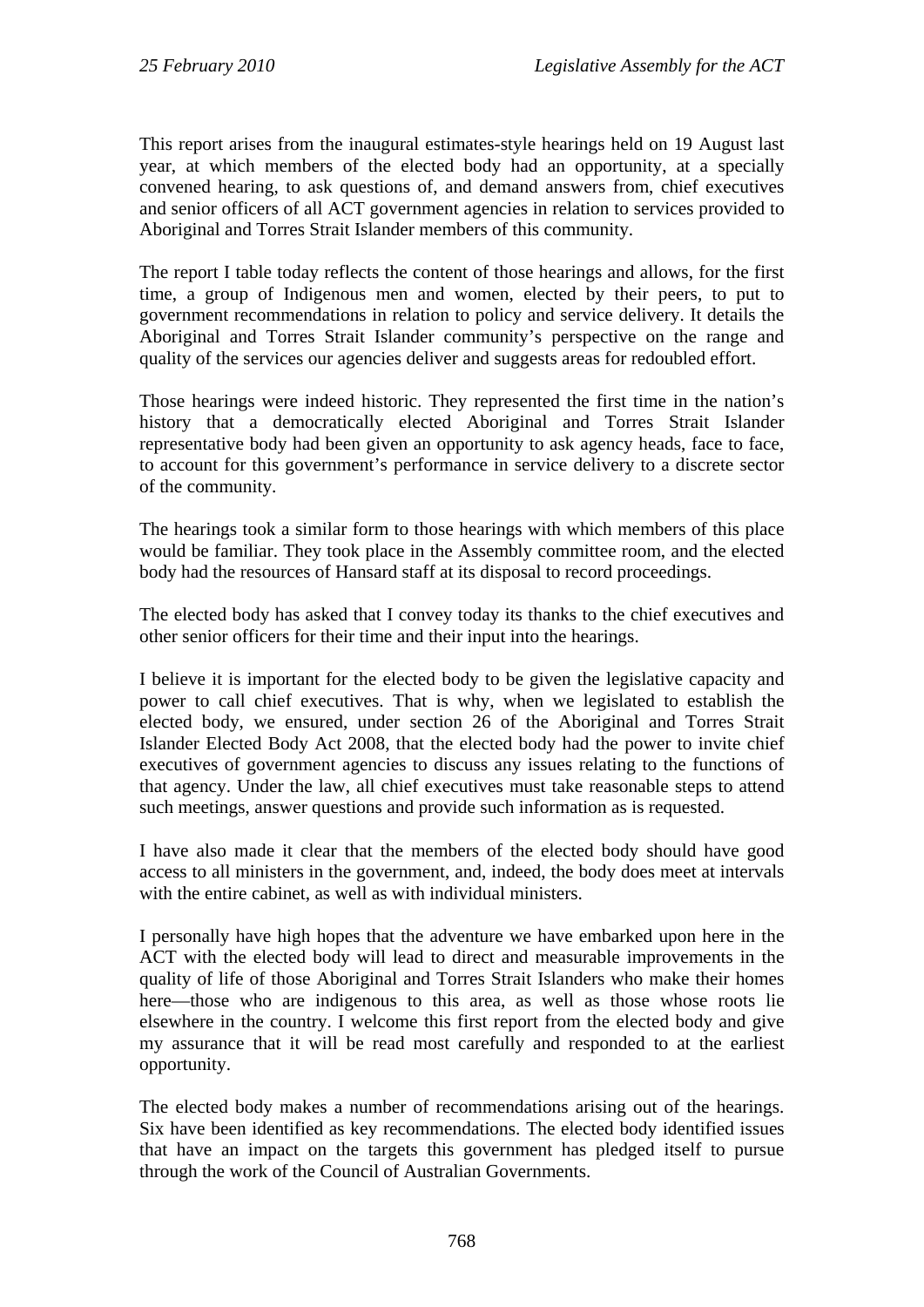This report arises from the inaugural estimates-style hearings held on 19 August last year, at which members of the elected body had an opportunity, at a specially convened hearing, to ask questions of, and demand answers from, chief executives and senior officers of all ACT government agencies in relation to services provided to Aboriginal and Torres Strait Islander members of this community.

The report I table today reflects the content of those hearings and allows, for the first time, a group of Indigenous men and women, elected by their peers, to put to government recommendations in relation to policy and service delivery. It details the Aboriginal and Torres Strait Islander community's perspective on the range and quality of the services our agencies deliver and suggests areas for redoubled effort.

Those hearings were indeed historic. They represented the first time in the nation's history that a democratically elected Aboriginal and Torres Strait Islander representative body had been given an opportunity to ask agency heads, face to face, to account for this government's performance in service delivery to a discrete sector of the community.

The hearings took a similar form to those hearings with which members of this place would be familiar. They took place in the Assembly committee room, and the elected body had the resources of Hansard staff at its disposal to record proceedings.

The elected body has asked that I convey today its thanks to the chief executives and other senior officers for their time and their input into the hearings.

I believe it is important for the elected body to be given the legislative capacity and power to call chief executives. That is why, when we legislated to establish the elected body, we ensured, under section 26 of the Aboriginal and Torres Strait Islander Elected Body Act 2008, that the elected body had the power to invite chief executives of government agencies to discuss any issues relating to the functions of that agency. Under the law, all chief executives must take reasonable steps to attend such meetings, answer questions and provide such information as is requested.

I have also made it clear that the members of the elected body should have good access to all ministers in the government, and, indeed, the body does meet at intervals with the entire cabinet, as well as with individual ministers.

I personally have high hopes that the adventure we have embarked upon here in the ACT with the elected body will lead to direct and measurable improvements in the quality of life of those Aboriginal and Torres Strait Islanders who make their homes here—those who are indigenous to this area, as well as those whose roots lie elsewhere in the country. I welcome this first report from the elected body and give my assurance that it will be read most carefully and responded to at the earliest opportunity.

The elected body makes a number of recommendations arising out of the hearings. Six have been identified as key recommendations. The elected body identified issues that have an impact on the targets this government has pledged itself to pursue through the work of the Council of Australian Governments.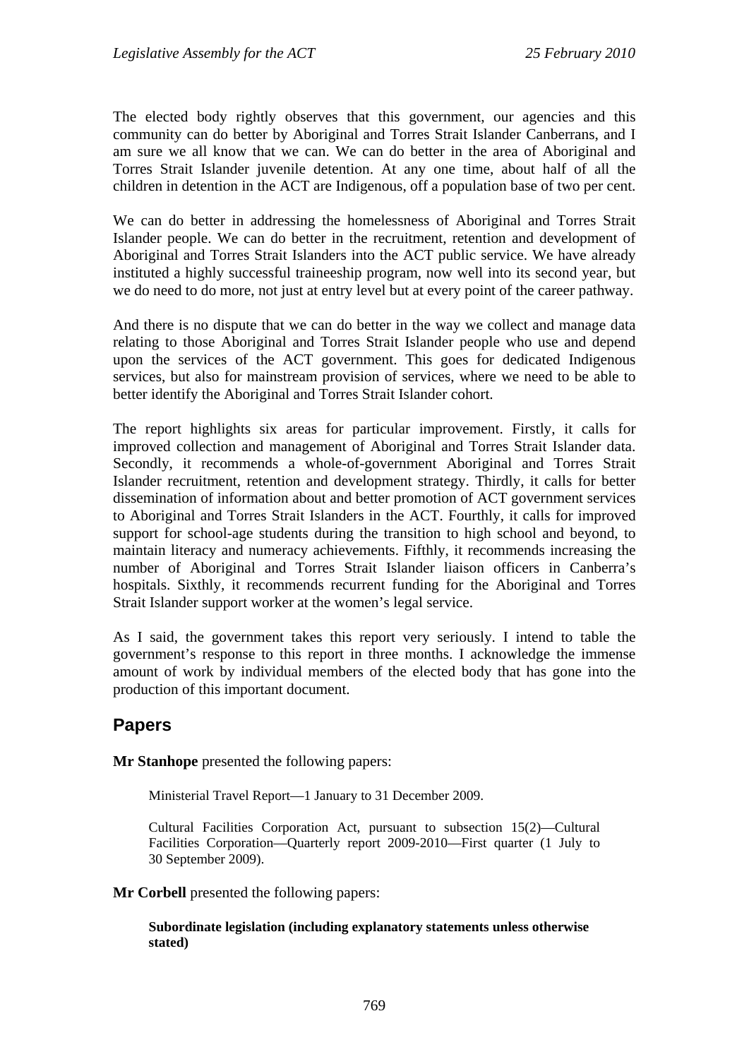The elected body rightly observes that this government, our agencies and this community can do better by Aboriginal and Torres Strait Islander Canberrans, and I am sure we all know that we can. We can do better in the area of Aboriginal and Torres Strait Islander juvenile detention. At any one time, about half of all the children in detention in the ACT are Indigenous, off a population base of two per cent.

We can do better in addressing the homelessness of Aboriginal and Torres Strait Islander people. We can do better in the recruitment, retention and development of Aboriginal and Torres Strait Islanders into the ACT public service. We have already instituted a highly successful traineeship program, now well into its second year, but we do need to do more, not just at entry level but at every point of the career pathway.

And there is no dispute that we can do better in the way we collect and manage data relating to those Aboriginal and Torres Strait Islander people who use and depend upon the services of the ACT government. This goes for dedicated Indigenous services, but also for mainstream provision of services, where we need to be able to better identify the Aboriginal and Torres Strait Islander cohort.

The report highlights six areas for particular improvement. Firstly, it calls for improved collection and management of Aboriginal and Torres Strait Islander data. Secondly, it recommends a whole-of-government Aboriginal and Torres Strait Islander recruitment, retention and development strategy. Thirdly, it calls for better dissemination of information about and better promotion of ACT government services to Aboriginal and Torres Strait Islanders in the ACT. Fourthly, it calls for improved support for school-age students during the transition to high school and beyond, to maintain literacy and numeracy achievements. Fifthly, it recommends increasing the number of Aboriginal and Torres Strait Islander liaison officers in Canberra's hospitals. Sixthly, it recommends recurrent funding for the Aboriginal and Torres Strait Islander support worker at the women's legal service.

As I said, the government takes this report very seriously. I intend to table the government's response to this report in three months. I acknowledge the immense amount of work by individual members of the elected body that has gone into the production of this important document.

## Papers

**Mr Stanhope** presented the following papers:

> Ministerial Travel Report—1 January to 31 December 2009.
>
> Cultural Facilities Corporation Act, pursuant to subsection 15(2)—Cultural Facilities Corporation—Quarterly report 2009-2010—First quarter (1 July to 30 September 2009).

**Mr Corbell** presented the following papers:

> **Subordinate legislation (including explanatory statements unless otherwise stated)**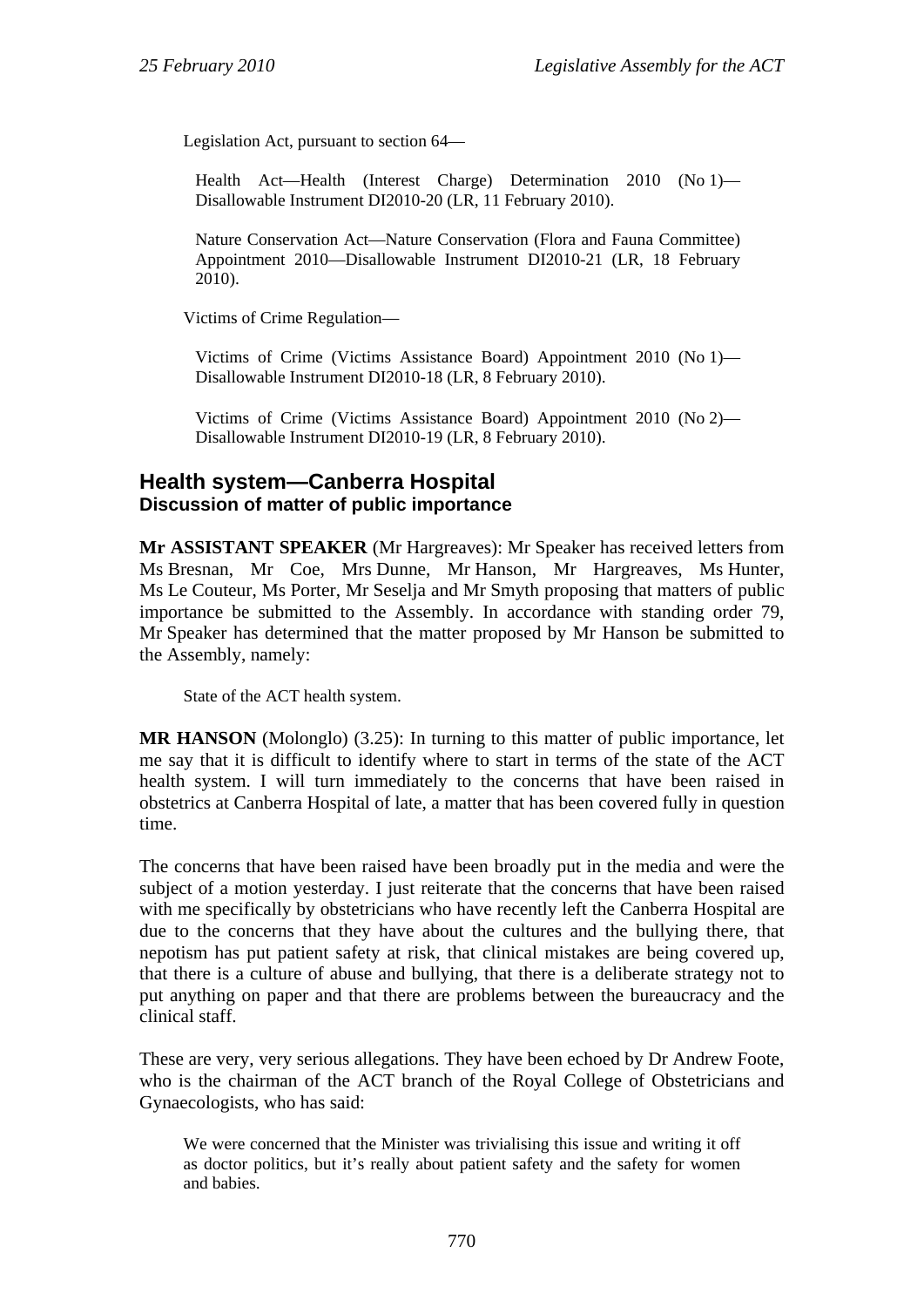Legislation Act, pursuant to section 64—

> Health Act—Health (Interest Charge) Determination 2010 (No 1)—Disallowable Instrument DI2010-20 (LR, 11 February 2010).
>
> Nature Conservation Act—Nature Conservation (Flora and Fauna Committee) Appointment 2010—Disallowable Instrument DI2010-21 (LR, 18 February 2010).

Victims of Crime Regulation—

> Victims of Crime (Victims Assistance Board) Appointment 2010 (No 1)—Disallowable Instrument DI2010-18 (LR, 8 February 2010).
>
> Victims of Crime (Victims Assistance Board) Appointment 2010 (No 2)—Disallowable Instrument DI2010-19 (LR, 8 February 2010).

## Health system—Canberra Hospital
### Discussion of matter of public importance

**Mr ASSISTANT SPEAKER** (Mr Hargreaves): Mr Speaker has received letters from Ms Bresnan, Mr Coe, Mrs Dunne, Mr Hanson, Mr Hargreaves, Ms Hunter, Ms Le Couteur, Ms Porter, Mr Seselja and Mr Smyth proposing that matters of public importance be submitted to the Assembly. In accordance with standing order 79, Mr Speaker has determined that the matter proposed by Mr Hanson be submitted to the Assembly, namely:

> State of the ACT health system.

**MR HANSON** (Molonglo) (3.25): In turning to this matter of public importance, let me say that it is difficult to identify where to start in terms of the state of the ACT health system. I will turn immediately to the concerns that have been raised in obstetrics at Canberra Hospital of late, a matter that has been covered fully in question time.

The concerns that have been raised have been broadly put in the media and were the subject of a motion yesterday. I just reiterate that the concerns that have been raised with me specifically by obstetricians who have recently left the Canberra Hospital are due to the concerns that they have about the cultures and the bullying there, that nepotism has put patient safety at risk, that clinical mistakes are being covered up, that there is a culture of abuse and bullying, that there is a deliberate strategy not to put anything on paper and that there are problems between the bureaucracy and the clinical staff.

These are very, very serious allegations. They have been echoed by Dr Andrew Foote, who is the chairman of the ACT branch of the Royal College of Obstetricians and Gynaecologists, who has said:

> We were concerned that the Minister was trivialising this issue and writing it off as doctor politics, but it's really about patient safety and the safety for women and babies.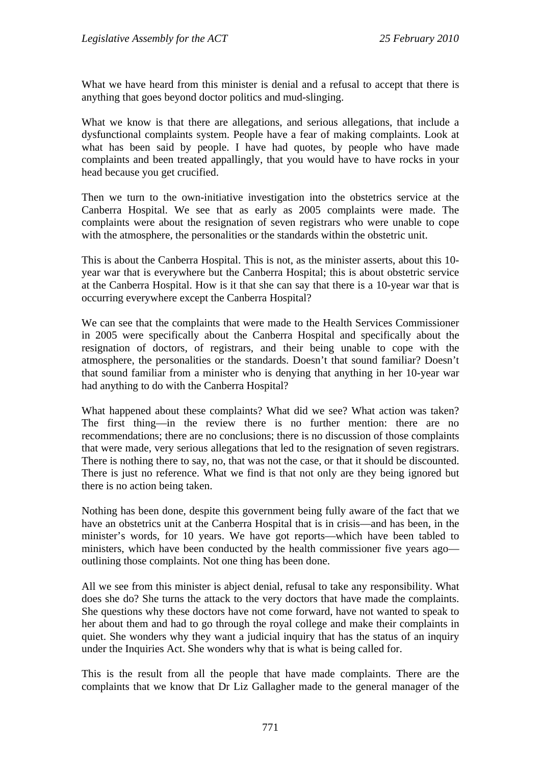What we have heard from this minister is denial and a refusal to accept that there is anything that goes beyond doctor politics and mud-slinging.

What we know is that there are allegations, and serious allegations, that include a dysfunctional complaints system. People have a fear of making complaints. Look at what has been said by people. I have had quotes, by people who have made complaints and been treated appallingly, that you would have to have rocks in your head because you get crucified.

Then we turn to the own-initiative investigation into the obstetrics service at the Canberra Hospital. We see that as early as 2005 complaints were made. The complaints were about the resignation of seven registrars who were unable to cope with the atmosphere, the personalities or the standards within the obstetric unit.

This is about the Canberra Hospital. This is not, as the minister asserts, about this 10-year war that is everywhere but the Canberra Hospital; this is about obstetric service at the Canberra Hospital. How is it that she can say that there is a 10-year war that is occurring everywhere except the Canberra Hospital?

We can see that the complaints that were made to the Health Services Commissioner in 2005 were specifically about the Canberra Hospital and specifically about the resignation of doctors, of registrars, and their being unable to cope with the atmosphere, the personalities or the standards. Doesn't that sound familiar? Doesn't that sound familiar from a minister who is denying that anything in her 10-year war had anything to do with the Canberra Hospital?

What happened about these complaints? What did we see? What action was taken? The first thing—in the review there is no further mention: there are no recommendations; there are no conclusions; there is no discussion of those complaints that were made, very serious allegations that led to the resignation of seven registrars. There is nothing there to say, no, that was not the case, or that it should be discounted. There is just no reference. What we find is that not only are they being ignored but there is no action being taken.

Nothing has been done, despite this government being fully aware of the fact that we have an obstetrics unit at the Canberra Hospital that is in crisis—and has been, in the minister's words, for 10 years. We have got reports—which have been tabled to ministers, which have been conducted by the health commissioner five years ago—outlining those complaints. Not one thing has been done.

All we see from this minister is abject denial, refusal to take any responsibility. What does she do? She turns the attack to the very doctors that have made the complaints. She questions why these doctors have not come forward, have not wanted to speak to her about them and had to go through the royal college and make their complaints in quiet. She wonders why they want a judicial inquiry that has the status of an inquiry under the Inquiries Act. She wonders why that is what is being called for.

This is the result from all the people that have made complaints. There are the complaints that we know that Dr Liz Gallagher made to the general manager of the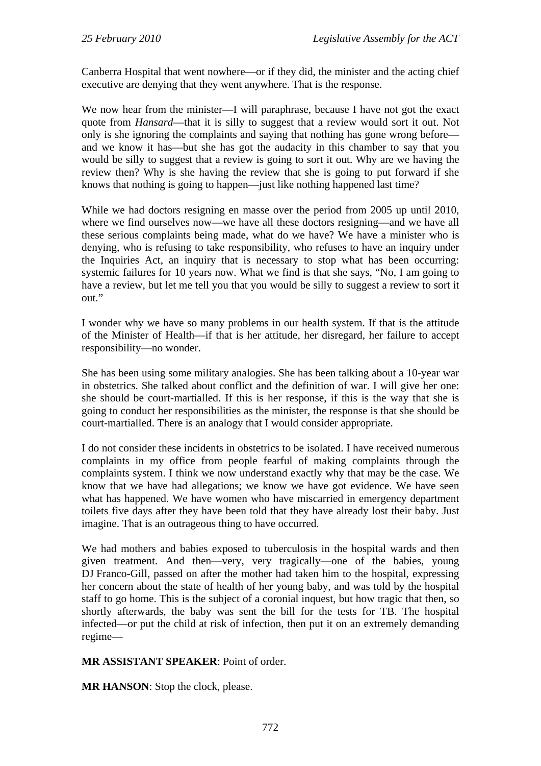Canberra Hospital that went nowhere—or if they did, the minister and the acting chief executive are denying that they went anywhere. That is the response.

We now hear from the minister—I will paraphrase, because I have not got the exact quote from *Hansard*—that it is silly to suggest that a review would sort it out. Not only is she ignoring the complaints and saying that nothing has gone wrong before—and we know it has—but she has got the audacity in this chamber to say that you would be silly to suggest that a review is going to sort it out. Why are we having the review then? Why is she having the review that she is going to put forward if she knows that nothing is going to happen—just like nothing happened last time?

While we had doctors resigning en masse over the period from 2005 up until 2010, where we find ourselves now—we have all these doctors resigning—and we have all these serious complaints being made, what do we have? We have a minister who is denying, who is refusing to take responsibility, who refuses to have an inquiry under the Inquiries Act, an inquiry that is necessary to stop what has been occurring: systemic failures for 10 years now. What we find is that she says, "No, I am going to have a review, but let me tell you that you would be silly to suggest a review to sort it out."

I wonder why we have so many problems in our health system. If that is the attitude of the Minister of Health—if that is her attitude, her disregard, her failure to accept responsibility—no wonder.

She has been using some military analogies. She has been talking about a 10-year war in obstetrics. She talked about conflict and the definition of war. I will give her one: she should be court-martialled. If this is her response, if this is the way that she is going to conduct her responsibilities as the minister, the response is that she should be court-martialled. There is an analogy that I would consider appropriate.

I do not consider these incidents in obstetrics to be isolated. I have received numerous complaints in my office from people fearful of making complaints through the complaints system. I think we now understand exactly why that may be the case. We know that we have had allegations; we know we have got evidence. We have seen what has happened. We have women who have miscarried in emergency department toilets five days after they have been told that they have already lost their baby. Just imagine. That is an outrageous thing to have occurred.

We had mothers and babies exposed to tuberculosis in the hospital wards and then given treatment. And then—very, very tragically—one of the babies, young DJ Franco-Gill, passed on after the mother had taken him to the hospital, expressing her concern about the state of health of her young baby, and was told by the hospital staff to go home. This is the subject of a coronial inquest, but how tragic that then, so shortly afterwards, the baby was sent the bill for the tests for TB. The hospital infected—or put the child at risk of infection, then put it on an extremely demanding regime—

**MR ASSISTANT SPEAKER**: Point of order.

**MR HANSON**: Stop the clock, please.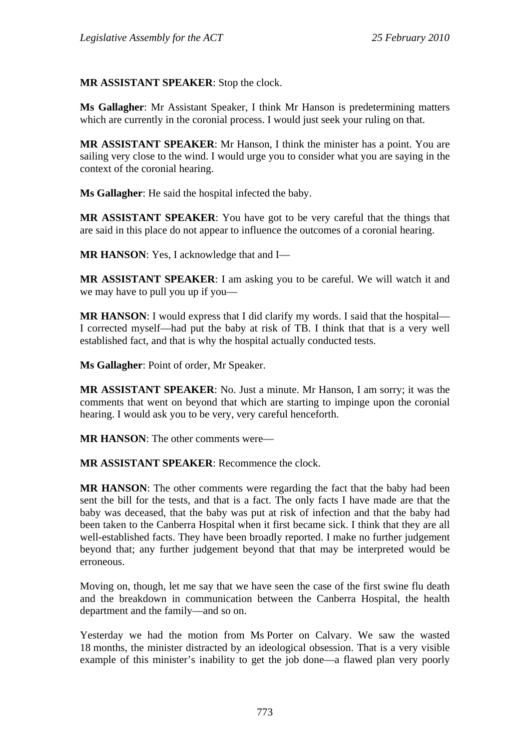**MR ASSISTANT SPEAKER**: Stop the clock.

**Ms Gallagher**: Mr Assistant Speaker, I think Mr Hanson is predetermining matters which are currently in the coronial process. I would just seek your ruling on that.

**MR ASSISTANT SPEAKER**: Mr Hanson, I think the minister has a point. You are sailing very close to the wind. I would urge you to consider what you are saying in the context of the coronial hearing.

**Ms Gallagher**: He said the hospital infected the baby.

**MR ASSISTANT SPEAKER**: You have got to be very careful that the things that are said in this place do not appear to influence the outcomes of a coronial hearing.

**MR HANSON**: Yes, I acknowledge that and I—

**MR ASSISTANT SPEAKER**: I am asking you to be careful. We will watch it and we may have to pull you up if you—

**MR HANSON**: I would express that I did clarify my words. I said that the hospital—I corrected myself—had put the baby at risk of TB. I think that that is a very well established fact, and that is why the hospital actually conducted tests.

**Ms Gallagher**: Point of order, Mr Speaker.

**MR ASSISTANT SPEAKER**: No. Just a minute. Mr Hanson, I am sorry; it was the comments that went on beyond that which are starting to impinge upon the coronial hearing. I would ask you to be very, very careful henceforth.

**MR HANSON**: The other comments were—

**MR ASSISTANT SPEAKER**: Recommence the clock.

**MR HANSON**: The other comments were regarding the fact that the baby had been sent the bill for the tests, and that is a fact. The only facts I have made are that the baby was deceased, that the baby was put at risk of infection and that the baby had been taken to the Canberra Hospital when it first became sick. I think that they are all well-established facts. They have been broadly reported. I make no further judgement beyond that; any further judgement beyond that that may be interpreted would be erroneous.

Moving on, though, let me say that we have seen the case of the first swine flu death and the breakdown in communication between the Canberra Hospital, the health department and the family—and so on.

Yesterday we had the motion from Ms Porter on Calvary. We saw the wasted 18 months, the minister distracted by an ideological obsession. That is a very visible example of this minister's inability to get the job done—a flawed plan very poorly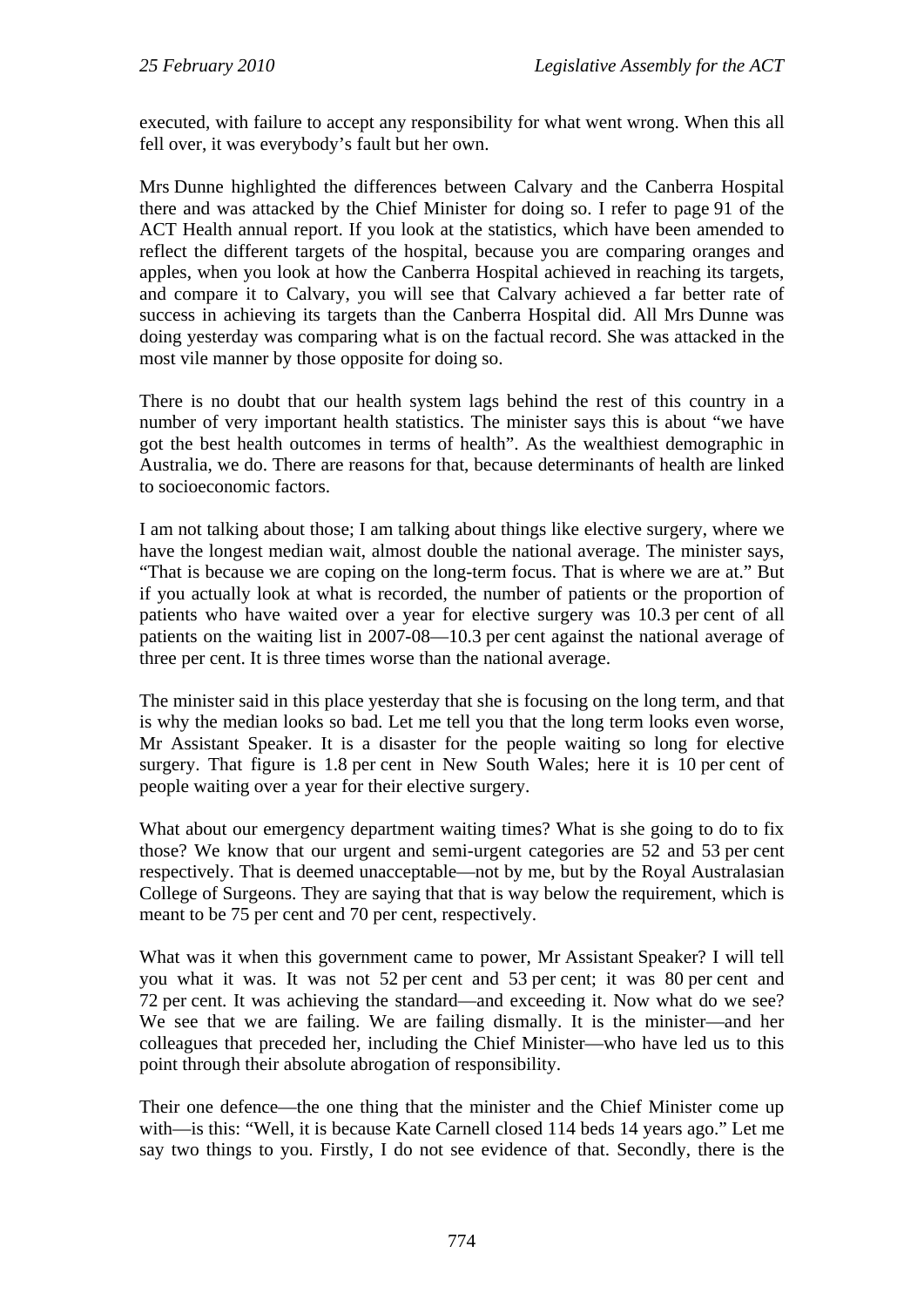executed, with failure to accept any responsibility for what went wrong. When this all fell over, it was everybody's fault but her own.

Mrs Dunne highlighted the differences between Calvary and the Canberra Hospital there and was attacked by the Chief Minister for doing so. I refer to page 91 of the ACT Health annual report. If you look at the statistics, which have been amended to reflect the different targets of the hospital, because you are comparing oranges and apples, when you look at how the Canberra Hospital achieved in reaching its targets, and compare it to Calvary, you will see that Calvary achieved a far better rate of success in achieving its targets than the Canberra Hospital did. All Mrs Dunne was doing yesterday was comparing what is on the factual record. She was attacked in the most vile manner by those opposite for doing so.

There is no doubt that our health system lags behind the rest of this country in a number of very important health statistics. The minister says this is about "we have got the best health outcomes in terms of health". As the wealthiest demographic in Australia, we do. There are reasons for that, because determinants of health are linked to socioeconomic factors.

I am not talking about those; I am talking about things like elective surgery, where we have the longest median wait, almost double the national average. The minister says, "That is because we are coping on the long-term focus. That is where we are at." But if you actually look at what is recorded, the number of patients or the proportion of patients who have waited over a year for elective surgery was 10.3 per cent of all patients on the waiting list in 2007-08—10.3 per cent against the national average of three per cent. It is three times worse than the national average.

The minister said in this place yesterday that she is focusing on the long term, and that is why the median looks so bad. Let me tell you that the long term looks even worse, Mr Assistant Speaker. It is a disaster for the people waiting so long for elective surgery. That figure is 1.8 per cent in New South Wales; here it is 10 per cent of people waiting over a year for their elective surgery.

What about our emergency department waiting times? What is she going to do to fix those? We know that our urgent and semi-urgent categories are 52 and 53 per cent respectively. That is deemed unacceptable—not by me, but by the Royal Australasian College of Surgeons. They are saying that that is way below the requirement, which is meant to be 75 per cent and 70 per cent, respectively.

What was it when this government came to power, Mr Assistant Speaker? I will tell you what it was. It was not 52 per cent and 53 per cent; it was 80 per cent and 72 per cent. It was achieving the standard—and exceeding it. Now what do we see? We see that we are failing. We are failing dismally. It is the minister—and her colleagues that preceded her, including the Chief Minister—who have led us to this point through their absolute abrogation of responsibility.

Their one defence—the one thing that the minister and the Chief Minister come up with—is this: "Well, it is because Kate Carnell closed 114 beds 14 years ago." Let me say two things to you. Firstly, I do not see evidence of that. Secondly, there is the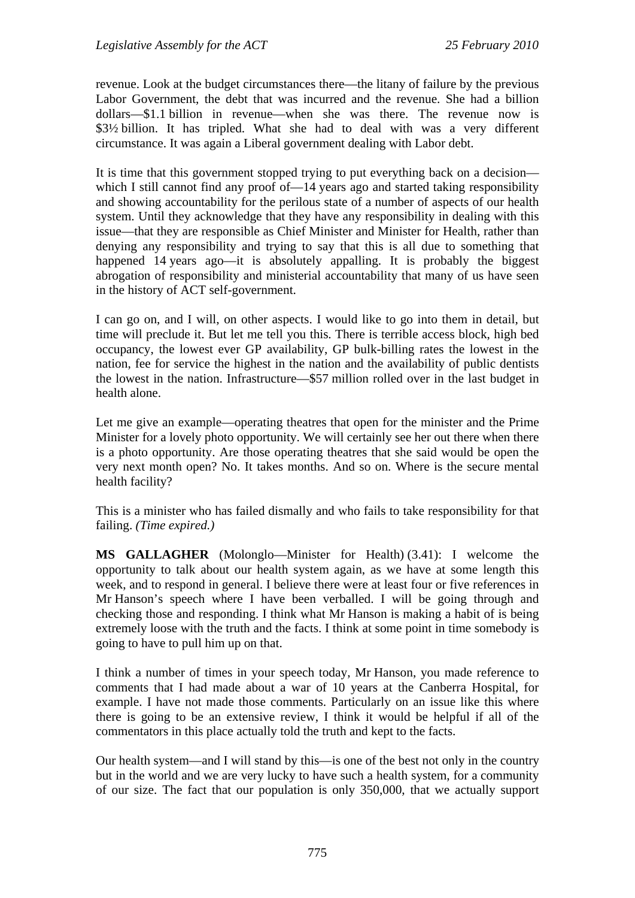revenue. Look at the budget circumstances there—the litany of failure by the previous Labor Government, the debt that was incurred and the revenue. She had a billion dollars—$1.1 billion in revenue—when she was there. The revenue now is $3½ billion. It has tripled. What she had to deal with was a very different circumstance. It was again a Liberal government dealing with Labor debt.

It is time that this government stopped trying to put everything back on a decision—which I still cannot find any proof of—14 years ago and started taking responsibility and showing accountability for the perilous state of a number of aspects of our health system. Until they acknowledge that they have any responsibility in dealing with this issue—that they are responsible as Chief Minister and Minister for Health, rather than denying any responsibility and trying to say that this is all due to something that happened 14 years ago—it is absolutely appalling. It is probably the biggest abrogation of responsibility and ministerial accountability that many of us have seen in the history of ACT self-government.

I can go on, and I will, on other aspects. I would like to go into them in detail, but time will preclude it. But let me tell you this. There is terrible access block, high bed occupancy, the lowest ever GP availability, GP bulk-billing rates the lowest in the nation, fee for service the highest in the nation and the availability of public dentists the lowest in the nation. Infrastructure—$57 million rolled over in the last budget in health alone.

Let me give an example—operating theatres that open for the minister and the Prime Minister for a lovely photo opportunity. We will certainly see her out there when there is a photo opportunity. Are those operating theatres that she said would be open the very next month open? No. It takes months. And so on. Where is the secure mental health facility?

This is a minister who has failed dismally and who fails to take responsibility for that failing. *(Time expired.)*

**MS GALLAGHER** (Molonglo—Minister for Health) (3.41): I welcome the opportunity to talk about our health system again, as we have at some length this week, and to respond in general. I believe there were at least four or five references in Mr Hanson's speech where I have been verballed. I will be going through and checking those and responding. I think what Mr Hanson is making a habit of is being extremely loose with the truth and the facts. I think at some point in time somebody is going to have to pull him up on that.

I think a number of times in your speech today, Mr Hanson, you made reference to comments that I had made about a war of 10 years at the Canberra Hospital, for example. I have not made those comments. Particularly on an issue like this where there is going to be an extensive review, I think it would be helpful if all of the commentators in this place actually told the truth and kept to the facts.

Our health system—and I will stand by this—is one of the best not only in the country but in the world and we are very lucky to have such a health system, for a community of our size. The fact that our population is only 350,000, that we actually support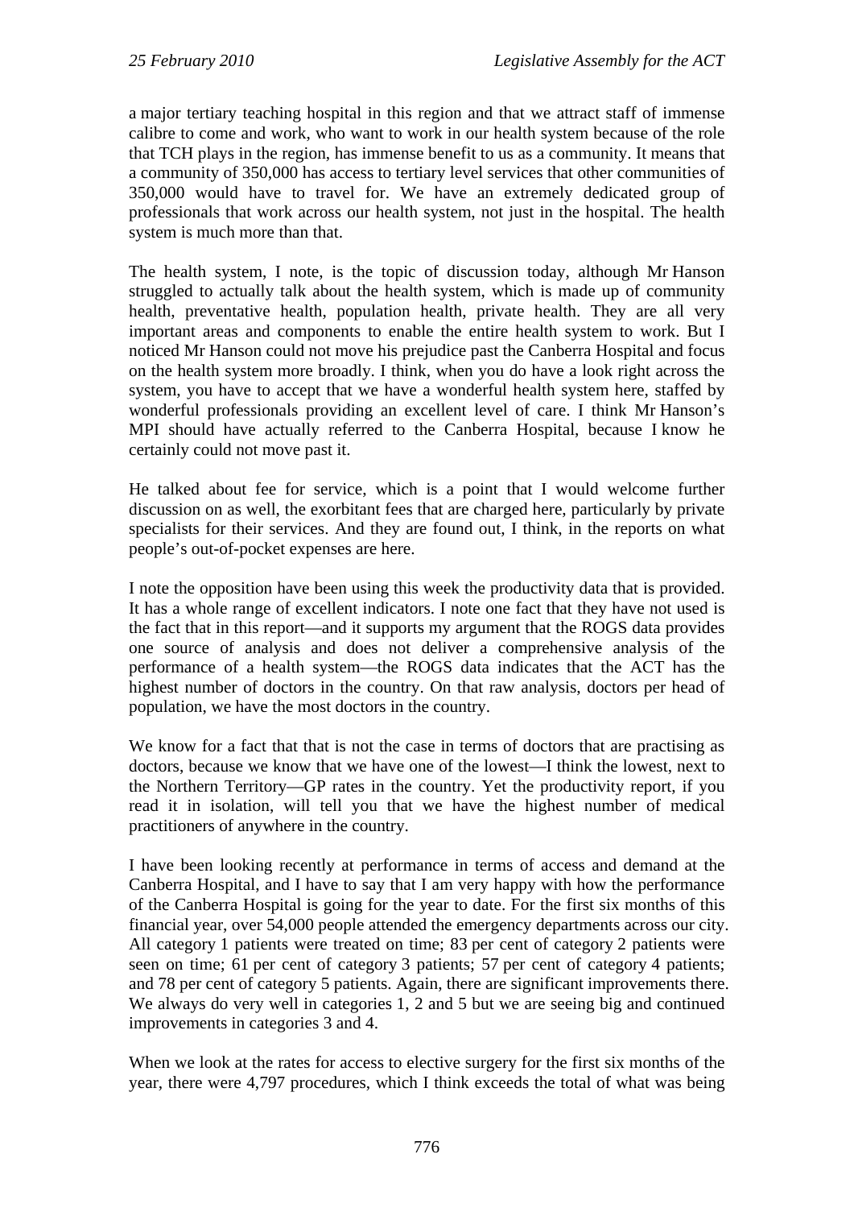a major tertiary teaching hospital in this region and that we attract staff of immense calibre to come and work, who want to work in our health system because of the role that TCH plays in the region, has immense benefit to us as a community. It means that a community of 350,000 has access to tertiary level services that other communities of 350,000 would have to travel for. We have an extremely dedicated group of professionals that work across our health system, not just in the hospital. The health system is much more than that.

The health system, I note, is the topic of discussion today, although Mr Hanson struggled to actually talk about the health system, which is made up of community health, preventative health, population health, private health. They are all very important areas and components to enable the entire health system to work. But I noticed Mr Hanson could not move his prejudice past the Canberra Hospital and focus on the health system more broadly. I think, when you do have a look right across the system, you have to accept that we have a wonderful health system here, staffed by wonderful professionals providing an excellent level of care. I think Mr Hanson's MPI should have actually referred to the Canberra Hospital, because I know he certainly could not move past it.

He talked about fee for service, which is a point that I would welcome further discussion on as well, the exorbitant fees that are charged here, particularly by private specialists for their services. And they are found out, I think, in the reports on what people's out-of-pocket expenses are here.

I note the opposition have been using this week the productivity data that is provided. It has a whole range of excellent indicators. I note one fact that they have not used is the fact that in this report—and it supports my argument that the ROGS data provides one source of analysis and does not deliver a comprehensive analysis of the performance of a health system—the ROGS data indicates that the ACT has the highest number of doctors in the country. On that raw analysis, doctors per head of population, we have the most doctors in the country.

We know for a fact that that is not the case in terms of doctors that are practising as doctors, because we know that we have one of the lowest—I think the lowest, next to the Northern Territory—GP rates in the country. Yet the productivity report, if you read it in isolation, will tell you that we have the highest number of medical practitioners of anywhere in the country.

I have been looking recently at performance in terms of access and demand at the Canberra Hospital, and I have to say that I am very happy with how the performance of the Canberra Hospital is going for the year to date. For the first six months of this financial year, over 54,000 people attended the emergency departments across our city. All category 1 patients were treated on time; 83 per cent of category 2 patients were seen on time; 61 per cent of category 3 patients; 57 per cent of category 4 patients; and 78 per cent of category 5 patients. Again, there are significant improvements there. We always do very well in categories 1, 2 and 5 but we are seeing big and continued improvements in categories 3 and 4.

When we look at the rates for access to elective surgery for the first six months of the year, there were 4,797 procedures, which I think exceeds the total of what was being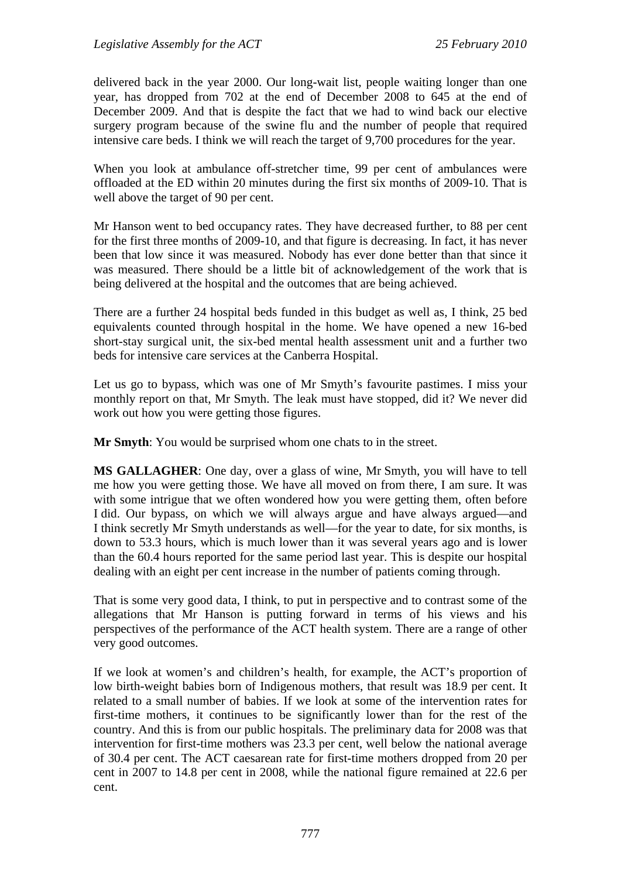delivered back in the year 2000. Our long-wait list, people waiting longer than one year, has dropped from 702 at the end of December 2008 to 645 at the end of December 2009. And that is despite the fact that we had to wind back our elective surgery program because of the swine flu and the number of people that required intensive care beds. I think we will reach the target of 9,700 procedures for the year.

When you look at ambulance off-stretcher time, 99 per cent of ambulances were offloaded at the ED within 20 minutes during the first six months of 2009-10. That is well above the target of 90 per cent.

Mr Hanson went to bed occupancy rates. They have decreased further, to 88 per cent for the first three months of 2009-10, and that figure is decreasing. In fact, it has never been that low since it was measured. Nobody has ever done better than that since it was measured. There should be a little bit of acknowledgement of the work that is being delivered at the hospital and the outcomes that are being achieved.

There are a further 24 hospital beds funded in this budget as well as, I think, 25 bed equivalents counted through hospital in the home. We have opened a new 16-bed short-stay surgical unit, the six-bed mental health assessment unit and a further two beds for intensive care services at the Canberra Hospital.

Let us go to bypass, which was one of Mr Smyth's favourite pastimes. I miss your monthly report on that, Mr Smyth. The leak must have stopped, did it? We never did work out how you were getting those figures.

**Mr Smyth**: You would be surprised whom one chats to in the street.

**MS GALLAGHER**: One day, over a glass of wine, Mr Smyth, you will have to tell me how you were getting those. We have all moved on from there, I am sure. It was with some intrigue that we often wondered how you were getting them, often before I did. Our bypass, on which we will always argue and have always argued—and I think secretly Mr Smyth understands as well—for the year to date, for six months, is down to 53.3 hours, which is much lower than it was several years ago and is lower than the 60.4 hours reported for the same period last year. This is despite our hospital dealing with an eight per cent increase in the number of patients coming through.

That is some very good data, I think, to put in perspective and to contrast some of the allegations that Mr Hanson is putting forward in terms of his views and his perspectives of the performance of the ACT health system. There are a range of other very good outcomes.

If we look at women's and children's health, for example, the ACT's proportion of low birth-weight babies born of Indigenous mothers, that result was 18.9 per cent. It related to a small number of babies. If we look at some of the intervention rates for first-time mothers, it continues to be significantly lower than for the rest of the country. And this is from our public hospitals. The preliminary data for 2008 was that intervention for first-time mothers was 23.3 per cent, well below the national average of 30.4 per cent. The ACT caesarean rate for first-time mothers dropped from 20 per cent in 2007 to 14.8 per cent in 2008, while the national figure remained at 22.6 per cent.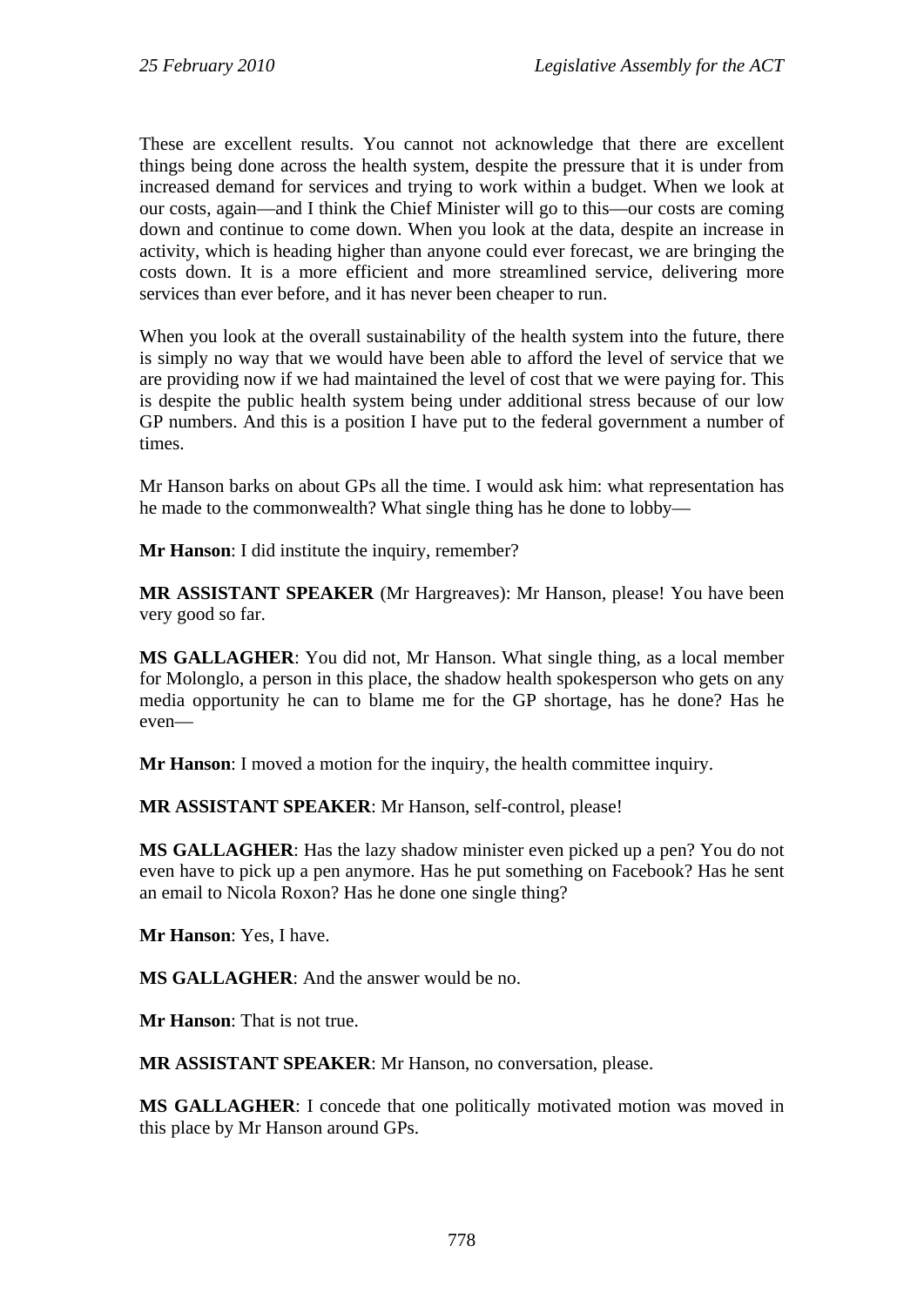These are excellent results. You cannot not acknowledge that there are excellent things being done across the health system, despite the pressure that it is under from increased demand for services and trying to work within a budget. When we look at our costs, again—and I think the Chief Minister will go to this—our costs are coming down and continue to come down. When you look at the data, despite an increase in activity, which is heading higher than anyone could ever forecast, we are bringing the costs down. It is a more efficient and more streamlined service, delivering more services than ever before, and it has never been cheaper to run.

When you look at the overall sustainability of the health system into the future, there is simply no way that we would have been able to afford the level of service that we are providing now if we had maintained the level of cost that we were paying for. This is despite the public health system being under additional stress because of our low GP numbers. And this is a position I have put to the federal government a number of times.

Mr Hanson barks on about GPs all the time. I would ask him: what representation has he made to the commonwealth? What single thing has he done to lobby—

**Mr Hanson**: I did institute the inquiry, remember?

**MR ASSISTANT SPEAKER** (Mr Hargreaves): Mr Hanson, please! You have been very good so far.

**MS GALLAGHER**: You did not, Mr Hanson. What single thing, as a local member for Molonglo, a person in this place, the shadow health spokesperson who gets on any media opportunity he can to blame me for the GP shortage, has he done? Has he even—

**Mr Hanson**: I moved a motion for the inquiry, the health committee inquiry.

**MR ASSISTANT SPEAKER**: Mr Hanson, self-control, please!

**MS GALLAGHER**: Has the lazy shadow minister even picked up a pen? You do not even have to pick up a pen anymore. Has he put something on Facebook? Has he sent an email to Nicola Roxon? Has he done one single thing?

**Mr Hanson**: Yes, I have.

**MS GALLAGHER**: And the answer would be no.

**Mr Hanson**: That is not true.

**MR ASSISTANT SPEAKER**: Mr Hanson, no conversation, please.

**MS GALLAGHER**: I concede that one politically motivated motion was moved in this place by Mr Hanson around GPs.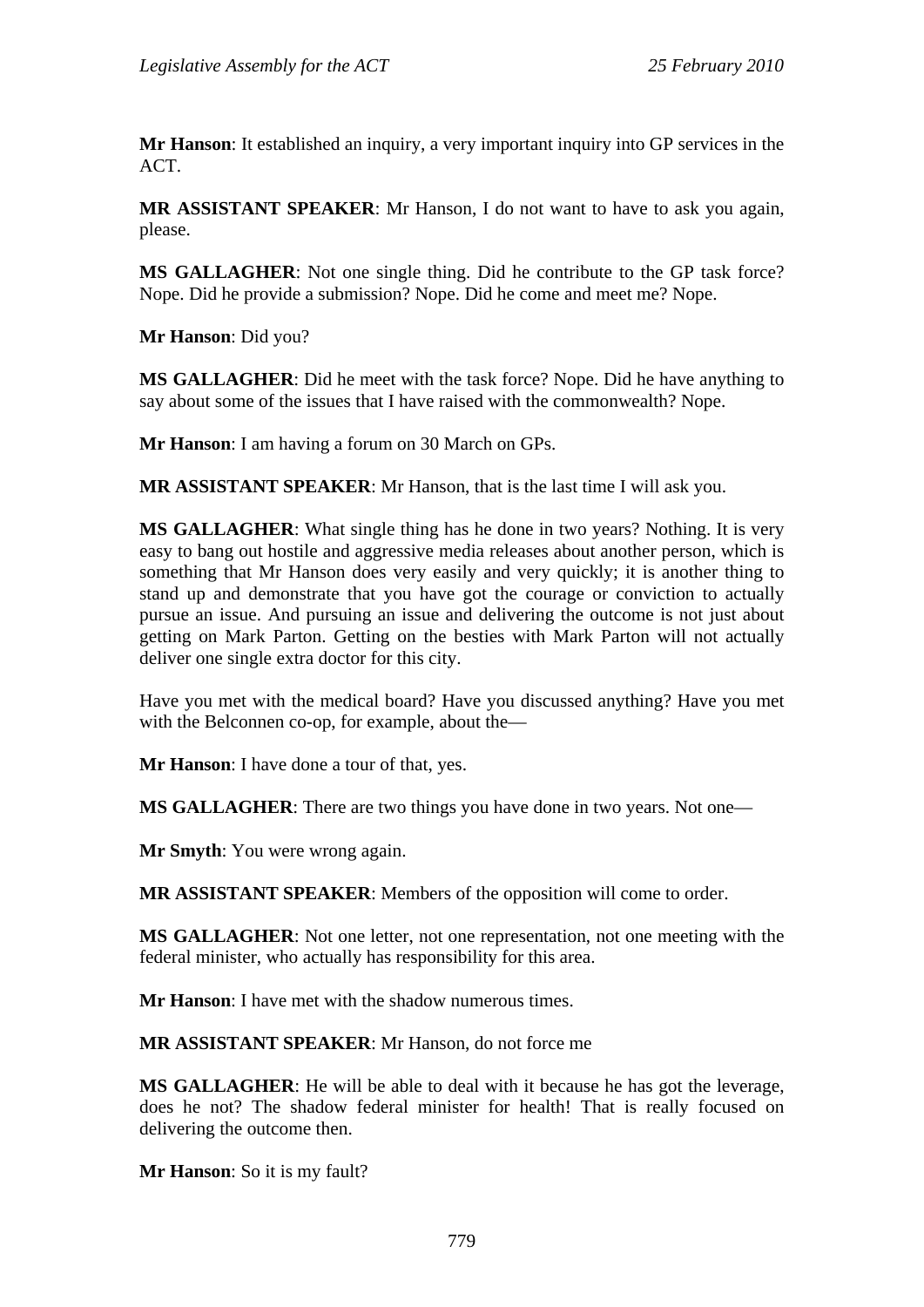**Mr Hanson**: It established an inquiry, a very important inquiry into GP services in the ACT.

**MR ASSISTANT SPEAKER**: Mr Hanson, I do not want to have to ask you again, please.

**MS GALLAGHER**: Not one single thing. Did he contribute to the GP task force? Nope. Did he provide a submission? Nope. Did he come and meet me? Nope.

**Mr Hanson**: Did you?

**MS GALLAGHER**: Did he meet with the task force? Nope. Did he have anything to say about some of the issues that I have raised with the commonwealth? Nope.

**Mr Hanson**: I am having a forum on 30 March on GPs.

**MR ASSISTANT SPEAKER**: Mr Hanson, that is the last time I will ask you.

**MS GALLAGHER**: What single thing has he done in two years? Nothing. It is very easy to bang out hostile and aggressive media releases about another person, which is something that Mr Hanson does very easily and very quickly; it is another thing to stand up and demonstrate that you have got the courage or conviction to actually pursue an issue. And pursuing an issue and delivering the outcome is not just about getting on Mark Parton. Getting on the besties with Mark Parton will not actually deliver one single extra doctor for this city.

Have you met with the medical board? Have you discussed anything? Have you met with the Belconnen co-op, for example, about the—

**Mr Hanson**: I have done a tour of that, yes.

**MS GALLAGHER**: There are two things you have done in two years. Not one—

**Mr Smyth**: You were wrong again.

**MR ASSISTANT SPEAKER**: Members of the opposition will come to order.

**MS GALLAGHER**: Not one letter, not one representation, not one meeting with the federal minister, who actually has responsibility for this area.

**Mr Hanson**: I have met with the shadow numerous times.

**MR ASSISTANT SPEAKER**: Mr Hanson, do not force me

**MS GALLAGHER**: He will be able to deal with it because he has got the leverage, does he not? The shadow federal minister for health! That is really focused on delivering the outcome then.

**Mr Hanson**: So it is my fault?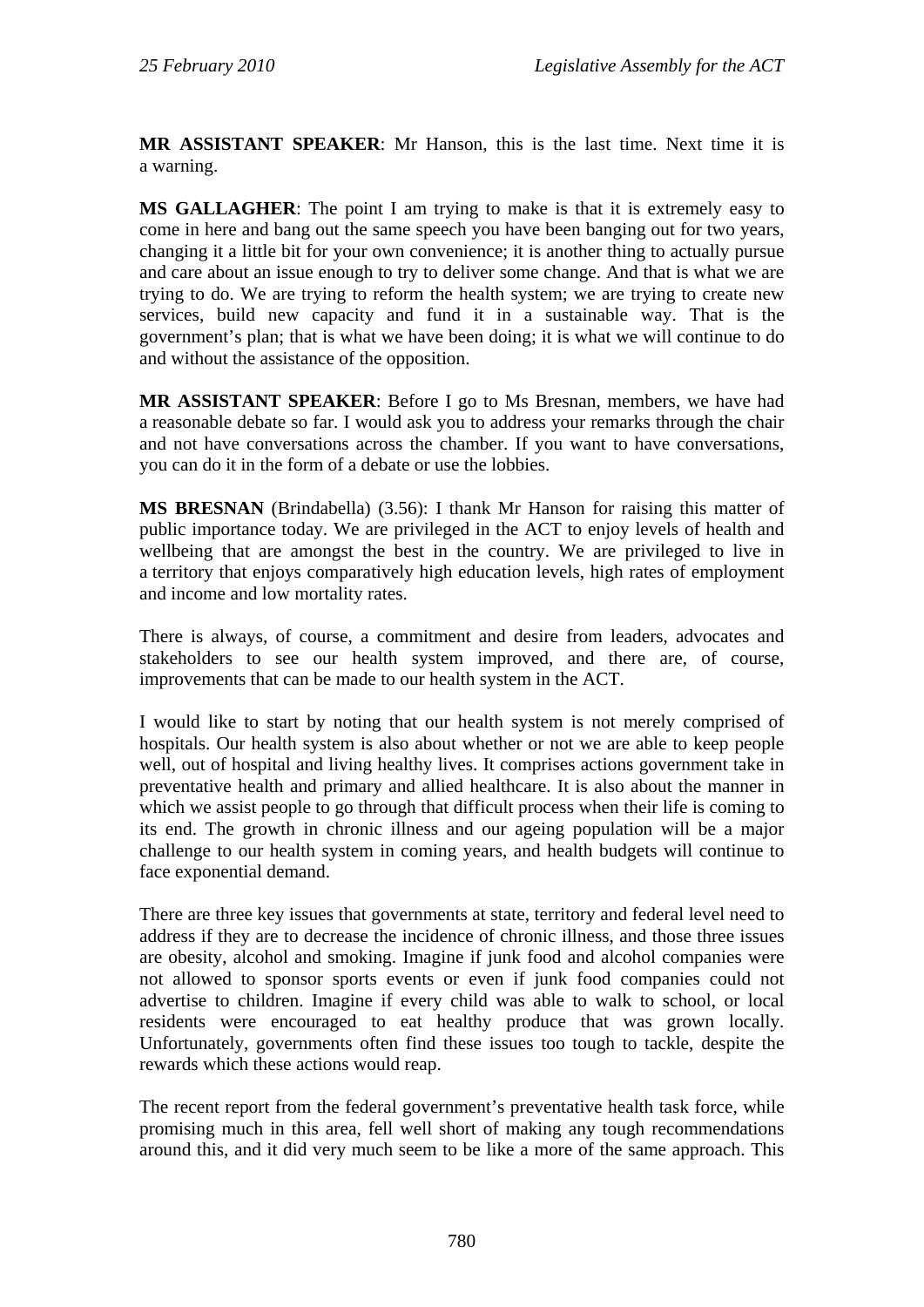**MR ASSISTANT SPEAKER**: Mr Hanson, this is the last time. Next time it is a warning.

**MS GALLAGHER**: The point I am trying to make is that it is extremely easy to come in here and bang out the same speech you have been banging out for two years, changing it a little bit for your own convenience; it is another thing to actually pursue and care about an issue enough to try to deliver some change. And that is what we are trying to do. We are trying to reform the health system; we are trying to create new services, build new capacity and fund it in a sustainable way. That is the government's plan; that is what we have been doing; it is what we will continue to do and without the assistance of the opposition.

**MR ASSISTANT SPEAKER**: Before I go to Ms Bresnan, members, we have had a reasonable debate so far. I would ask you to address your remarks through the chair and not have conversations across the chamber. If you want to have conversations, you can do it in the form of a debate or use the lobbies.

**MS BRESNAN** (Brindabella) (3.56): I thank Mr Hanson for raising this matter of public importance today. We are privileged in the ACT to enjoy levels of health and wellbeing that are amongst the best in the country. We are privileged to live in a territory that enjoys comparatively high education levels, high rates of employment and income and low mortality rates.

There is always, of course, a commitment and desire from leaders, advocates and stakeholders to see our health system improved, and there are, of course, improvements that can be made to our health system in the ACT.

I would like to start by noting that our health system is not merely comprised of hospitals. Our health system is also about whether or not we are able to keep people well, out of hospital and living healthy lives. It comprises actions government take in preventative health and primary and allied healthcare. It is also about the manner in which we assist people to go through that difficult process when their life is coming to its end. The growth in chronic illness and our ageing population will be a major challenge to our health system in coming years, and health budgets will continue to face exponential demand.

There are three key issues that governments at state, territory and federal level need to address if they are to decrease the incidence of chronic illness, and those three issues are obesity, alcohol and smoking. Imagine if junk food and alcohol companies were not allowed to sponsor sports events or even if junk food companies could not advertise to children. Imagine if every child was able to walk to school, or local residents were encouraged to eat healthy produce that was grown locally. Unfortunately, governments often find these issues too tough to tackle, despite the rewards which these actions would reap.

The recent report from the federal government's preventative health task force, while promising much in this area, fell well short of making any tough recommendations around this, and it did very much seem to be like a more of the same approach. This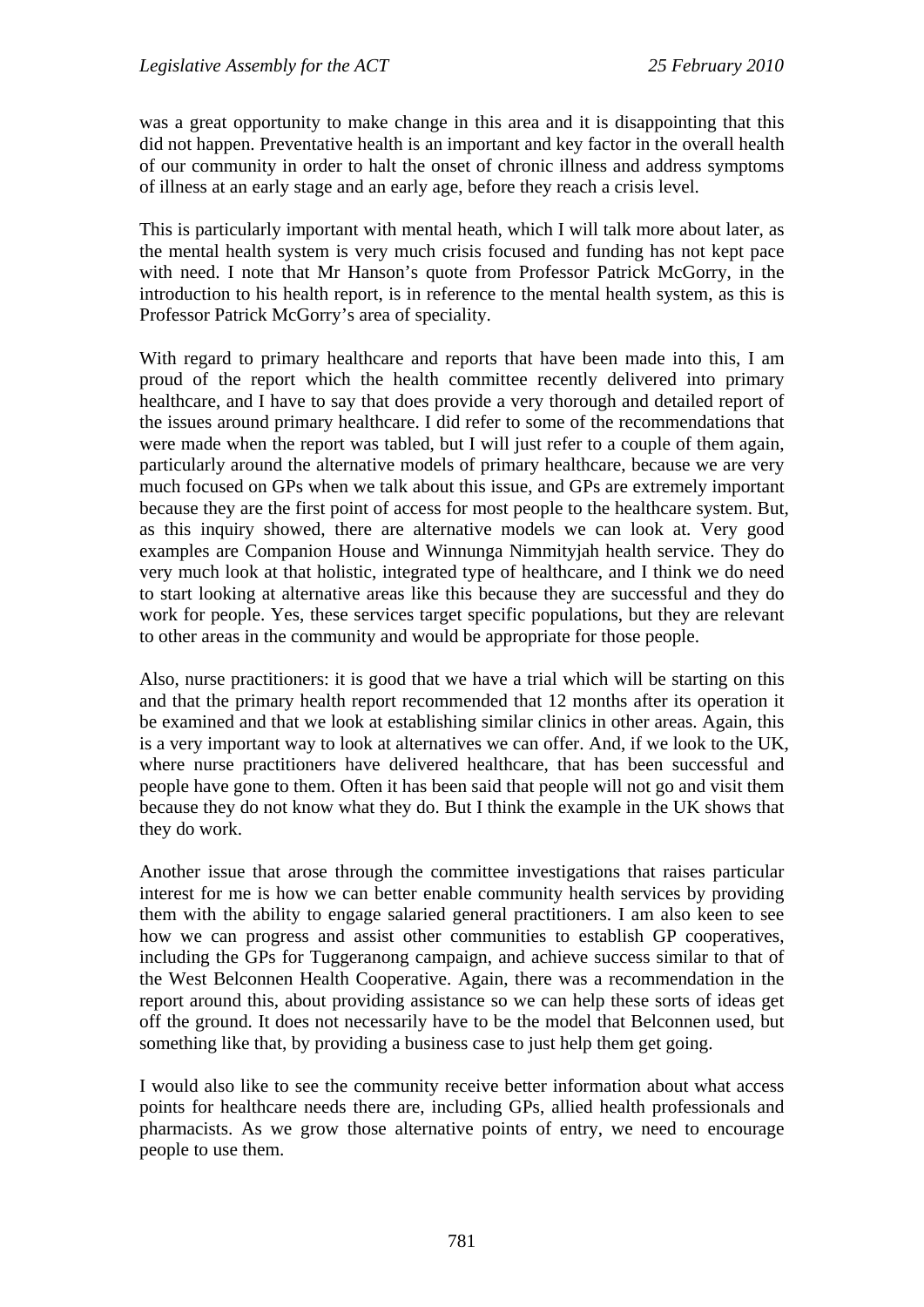was a great opportunity to make change in this area and it is disappointing that this did not happen. Preventative health is an important and key factor in the overall health of our community in order to halt the onset of chronic illness and address symptoms of illness at an early stage and an early age, before they reach a crisis level.

This is particularly important with mental heath, which I will talk more about later, as the mental health system is very much crisis focused and funding has not kept pace with need. I note that Mr Hanson's quote from Professor Patrick McGorry, in the introduction to his health report, is in reference to the mental health system, as this is Professor Patrick McGorry's area of speciality.

With regard to primary healthcare and reports that have been made into this, I am proud of the report which the health committee recently delivered into primary healthcare, and I have to say that does provide a very thorough and detailed report of the issues around primary healthcare. I did refer to some of the recommendations that were made when the report was tabled, but I will just refer to a couple of them again, particularly around the alternative models of primary healthcare, because we are very much focused on GPs when we talk about this issue, and GPs are extremely important because they are the first point of access for most people to the healthcare system. But, as this inquiry showed, there are alternative models we can look at. Very good examples are Companion House and Winnunga Nimmityjah health service. They do very much look at that holistic, integrated type of healthcare, and I think we do need to start looking at alternative areas like this because they are successful and they do work for people. Yes, these services target specific populations, but they are relevant to other areas in the community and would be appropriate for those people.

Also, nurse practitioners: it is good that we have a trial which will be starting on this and that the primary health report recommended that 12 months after its operation it be examined and that we look at establishing similar clinics in other areas. Again, this is a very important way to look at alternatives we can offer. And, if we look to the UK, where nurse practitioners have delivered healthcare, that has been successful and people have gone to them. Often it has been said that people will not go and visit them because they do not know what they do. But I think the example in the UK shows that they do work.

Another issue that arose through the committee investigations that raises particular interest for me is how we can better enable community health services by providing them with the ability to engage salaried general practitioners. I am also keen to see how we can progress and assist other communities to establish GP cooperatives, including the GPs for Tuggeranong campaign, and achieve success similar to that of the West Belconnen Health Cooperative. Again, there was a recommendation in the report around this, about providing assistance so we can help these sorts of ideas get off the ground. It does not necessarily have to be the model that Belconnen used, but something like that, by providing a business case to just help them get going.

I would also like to see the community receive better information about what access points for healthcare needs there are, including GPs, allied health professionals and pharmacists. As we grow those alternative points of entry, we need to encourage people to use them.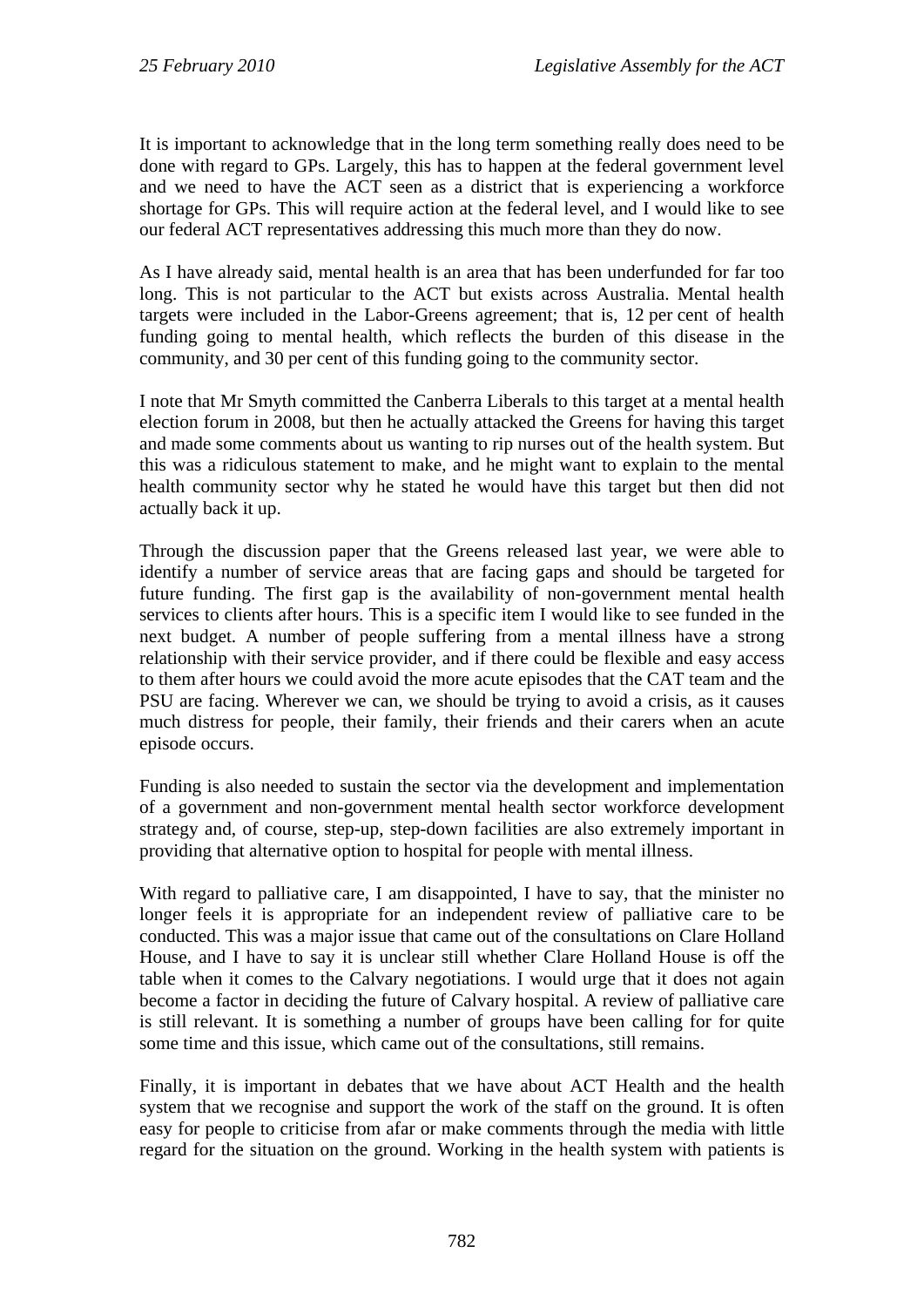It is important to acknowledge that in the long term something really does need to be done with regard to GPs. Largely, this has to happen at the federal government level and we need to have the ACT seen as a district that is experiencing a workforce shortage for GPs. This will require action at the federal level, and I would like to see our federal ACT representatives addressing this much more than they do now.

As I have already said, mental health is an area that has been underfunded for far too long. This is not particular to the ACT but exists across Australia. Mental health targets were included in the Labor-Greens agreement; that is, 12 per cent of health funding going to mental health, which reflects the burden of this disease in the community, and 30 per cent of this funding going to the community sector.

I note that Mr Smyth committed the Canberra Liberals to this target at a mental health election forum in 2008, but then he actually attacked the Greens for having this target and made some comments about us wanting to rip nurses out of the health system. But this was a ridiculous statement to make, and he might want to explain to the mental health community sector why he stated he would have this target but then did not actually back it up.

Through the discussion paper that the Greens released last year, we were able to identify a number of service areas that are facing gaps and should be targeted for future funding. The first gap is the availability of non-government mental health services to clients after hours. This is a specific item I would like to see funded in the next budget. A number of people suffering from a mental illness have a strong relationship with their service provider, and if there could be flexible and easy access to them after hours we could avoid the more acute episodes that the CAT team and the PSU are facing. Wherever we can, we should be trying to avoid a crisis, as it causes much distress for people, their family, their friends and their carers when an acute episode occurs.

Funding is also needed to sustain the sector via the development and implementation of a government and non-government mental health sector workforce development strategy and, of course, step-up, step-down facilities are also extremely important in providing that alternative option to hospital for people with mental illness.

With regard to palliative care, I am disappointed, I have to say, that the minister no longer feels it is appropriate for an independent review of palliative care to be conducted. This was a major issue that came out of the consultations on Clare Holland House, and I have to say it is unclear still whether Clare Holland House is off the table when it comes to the Calvary negotiations. I would urge that it does not again become a factor in deciding the future of Calvary hospital. A review of palliative care is still relevant. It is something a number of groups have been calling for for quite some time and this issue, which came out of the consultations, still remains.

Finally, it is important in debates that we have about ACT Health and the health system that we recognise and support the work of the staff on the ground. It is often easy for people to criticise from afar or make comments through the media with little regard for the situation on the ground. Working in the health system with patients is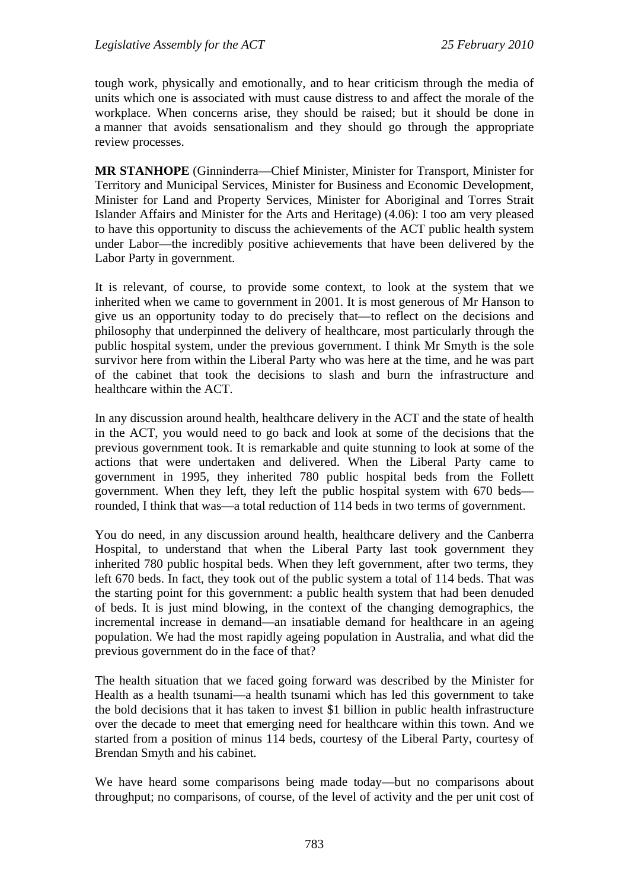tough work, physically and emotionally, and to hear criticism through the media of units which one is associated with must cause distress to and affect the morale of the workplace. When concerns arise, they should be raised; but it should be done in a manner that avoids sensationalism and they should go through the appropriate review processes.

**MR STANHOPE** (Ginninderra—Chief Minister, Minister for Transport, Minister for Territory and Municipal Services, Minister for Business and Economic Development, Minister for Land and Property Services, Minister for Aboriginal and Torres Strait Islander Affairs and Minister for the Arts and Heritage) (4.06): I too am very pleased to have this opportunity to discuss the achievements of the ACT public health system under Labor—the incredibly positive achievements that have been delivered by the Labor Party in government.

It is relevant, of course, to provide some context, to look at the system that we inherited when we came to government in 2001. It is most generous of Mr Hanson to give us an opportunity today to do precisely that—to reflect on the decisions and philosophy that underpinned the delivery of healthcare, most particularly through the public hospital system, under the previous government. I think Mr Smyth is the sole survivor here from within the Liberal Party who was here at the time, and he was part of the cabinet that took the decisions to slash and burn the infrastructure and healthcare within the ACT.

In any discussion around health, healthcare delivery in the ACT and the state of health in the ACT, you would need to go back and look at some of the decisions that the previous government took. It is remarkable and quite stunning to look at some of the actions that were undertaken and delivered. When the Liberal Party came to government in 1995, they inherited 780 public hospital beds from the Follett government. When they left, they left the public hospital system with 670 beds—rounded, I think that was—a total reduction of 114 beds in two terms of government.

You do need, in any discussion around health, healthcare delivery and the Canberra Hospital, to understand that when the Liberal Party last took government they inherited 780 public hospital beds. When they left government, after two terms, they left 670 beds. In fact, they took out of the public system a total of 114 beds. That was the starting point for this government: a public health system that had been denuded of beds. It is just mind blowing, in the context of the changing demographics, the incremental increase in demand—an insatiable demand for healthcare in an ageing population. We had the most rapidly ageing population in Australia, and what did the previous government do in the face of that?

The health situation that we faced going forward was described by the Minister for Health as a health tsunami—a health tsunami which has led this government to take the bold decisions that it has taken to invest $1 billion in public health infrastructure over the decade to meet that emerging need for healthcare within this town. And we started from a position of minus 114 beds, courtesy of the Liberal Party, courtesy of Brendan Smyth and his cabinet.

We have heard some comparisons being made today—but no comparisons about throughput; no comparisons, of course, of the level of activity and the per unit cost of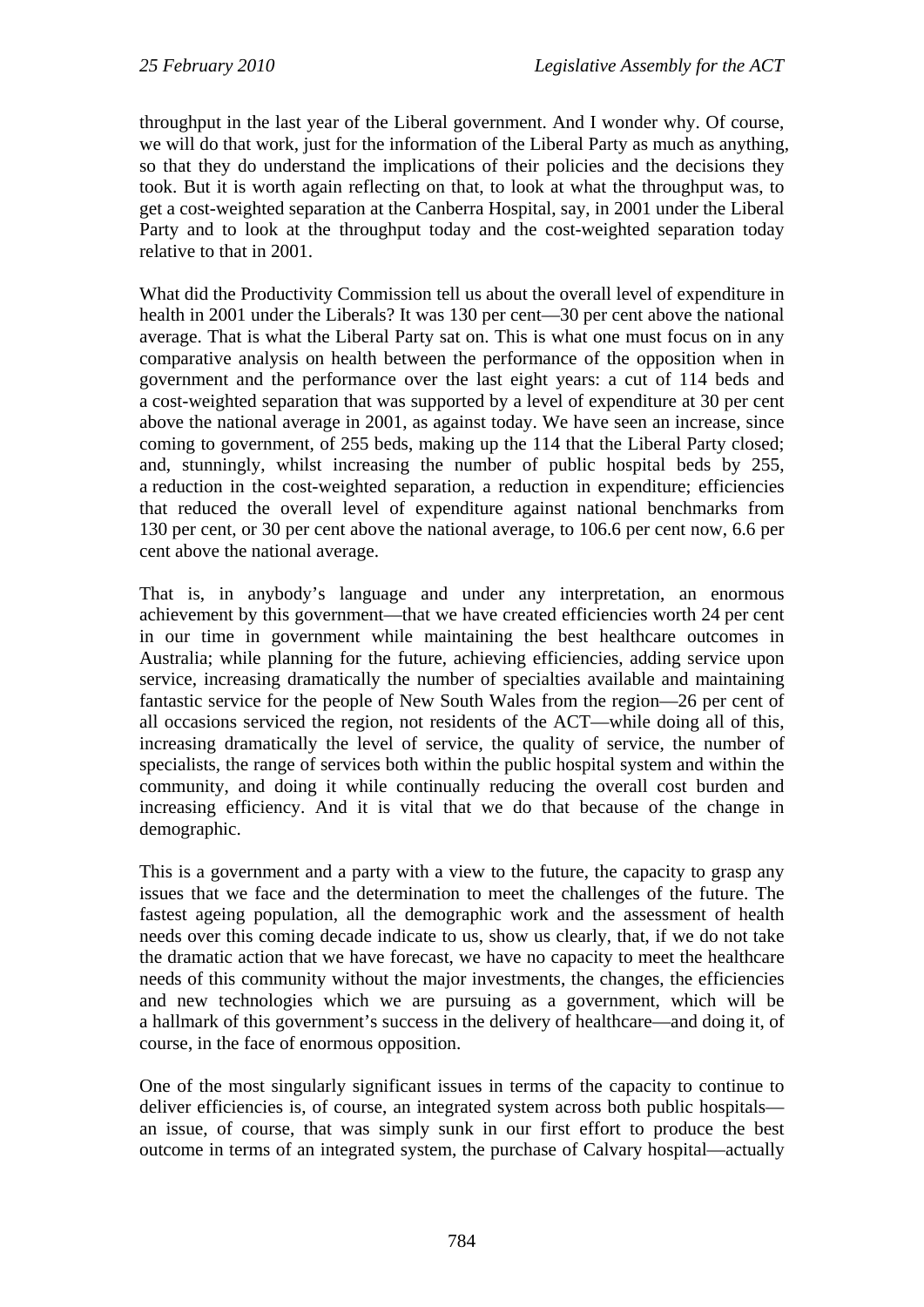throughput in the last year of the Liberal government. And I wonder why. Of course, we will do that work, just for the information of the Liberal Party as much as anything, so that they do understand the implications of their policies and the decisions they took. But it is worth again reflecting on that, to look at what the throughput was, to get a cost-weighted separation at the Canberra Hospital, say, in 2001 under the Liberal Party and to look at the throughput today and the cost-weighted separation today relative to that in 2001.

What did the Productivity Commission tell us about the overall level of expenditure in health in 2001 under the Liberals? It was 130 per cent—30 per cent above the national average. That is what the Liberal Party sat on. This is what one must focus on in any comparative analysis on health between the performance of the opposition when in government and the performance over the last eight years: a cut of 114 beds and a cost-weighted separation that was supported by a level of expenditure at 30 per cent above the national average in 2001, as against today. We have seen an increase, since coming to government, of 255 beds, making up the 114 that the Liberal Party closed; and, stunningly, whilst increasing the number of public hospital beds by 255, a reduction in the cost-weighted separation, a reduction in expenditure; efficiencies that reduced the overall level of expenditure against national benchmarks from 130 per cent, or 30 per cent above the national average, to 106.6 per cent now, 6.6 per cent above the national average.

That is, in anybody's language and under any interpretation, an enormous achievement by this government—that we have created efficiencies worth 24 per cent in our time in government while maintaining the best healthcare outcomes in Australia; while planning for the future, achieving efficiencies, adding service upon service, increasing dramatically the number of specialties available and maintaining fantastic service for the people of New South Wales from the region—26 per cent of all occasions serviced the region, not residents of the ACT—while doing all of this, increasing dramatically the level of service, the quality of service, the number of specialists, the range of services both within the public hospital system and within the community, and doing it while continually reducing the overall cost burden and increasing efficiency. And it is vital that we do that because of the change in demographic.

This is a government and a party with a view to the future, the capacity to grasp any issues that we face and the determination to meet the challenges of the future. The fastest ageing population, all the demographic work and the assessment of health needs over this coming decade indicate to us, show us clearly, that, if we do not take the dramatic action that we have forecast, we have no capacity to meet the healthcare needs of this community without the major investments, the changes, the efficiencies and new technologies which we are pursuing as a government, which will be a hallmark of this government's success in the delivery of healthcare—and doing it, of course, in the face of enormous opposition.

One of the most singularly significant issues in terms of the capacity to continue to deliver efficiencies is, of course, an integrated system across both public hospitals—an issue, of course, that was simply sunk in our first effort to produce the best outcome in terms of an integrated system, the purchase of Calvary hospital—actually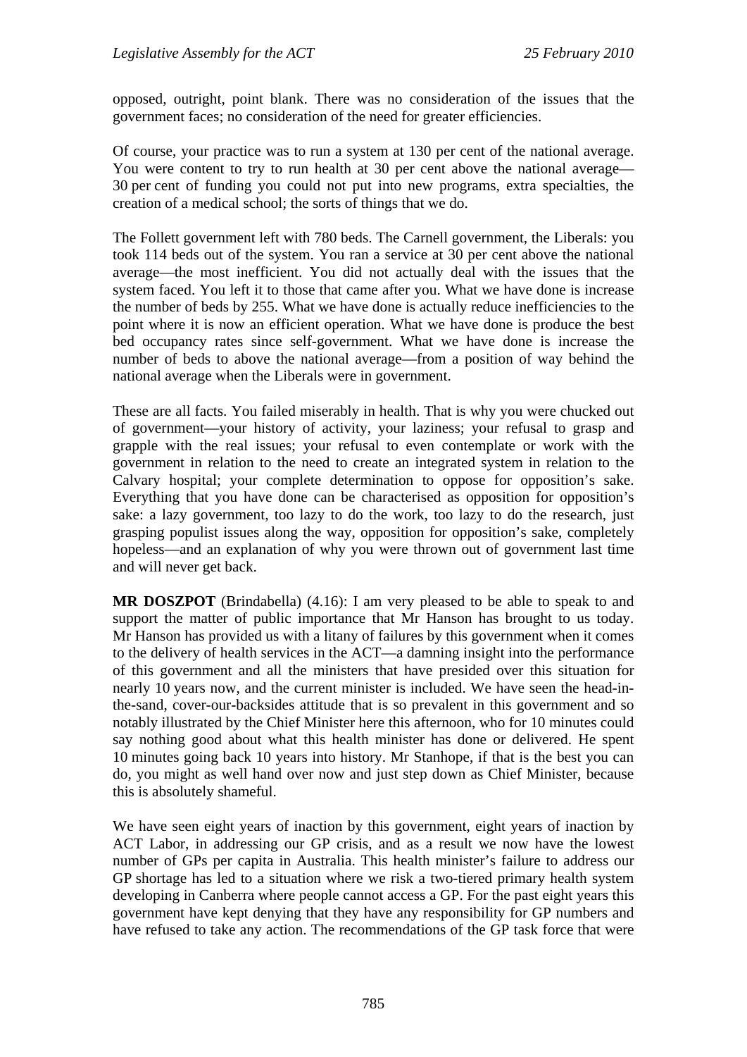opposed, outright, point blank. There was no consideration of the issues that the government faces; no consideration of the need for greater efficiencies.

Of course, your practice was to run a system at 130 per cent of the national average. You were content to try to run health at 30 per cent above the national average—30 per cent of funding you could not put into new programs, extra specialties, the creation of a medical school; the sorts of things that we do.

The Follett government left with 780 beds. The Carnell government, the Liberals: you took 114 beds out of the system. You ran a service at 30 per cent above the national average—the most inefficient. You did not actually deal with the issues that the system faced. You left it to those that came after you. What we have done is increase the number of beds by 255. What we have done is actually reduce inefficiencies to the point where it is now an efficient operation. What we have done is produce the best bed occupancy rates since self-government. What we have done is increase the number of beds to above the national average—from a position of way behind the national average when the Liberals were in government.

These are all facts. You failed miserably in health. That is why you were chucked out of government—your history of activity, your laziness; your refusal to grasp and grapple with the real issues; your refusal to even contemplate or work with the government in relation to the need to create an integrated system in relation to the Calvary hospital; your complete determination to oppose for opposition's sake. Everything that you have done can be characterised as opposition for opposition's sake: a lazy government, too lazy to do the work, too lazy to do the research, just grasping populist issues along the way, opposition for opposition's sake, completely hopeless—and an explanation of why you were thrown out of government last time and will never get back.

**MR DOSZPOT** (Brindabella) (4.16): I am very pleased to be able to speak to and support the matter of public importance that Mr Hanson has brought to us today. Mr Hanson has provided us with a litany of failures by this government when it comes to the delivery of health services in the ACT—a damning insight into the performance of this government and all the ministers that have presided over this situation for nearly 10 years now, and the current minister is included. We have seen the head-in-the-sand, cover-our-backsides attitude that is so prevalent in this government and so notably illustrated by the Chief Minister here this afternoon, who for 10 minutes could say nothing good about what this health minister has done or delivered. He spent 10 minutes going back 10 years into history. Mr Stanhope, if that is the best you can do, you might as well hand over now and just step down as Chief Minister, because this is absolutely shameful.

We have seen eight years of inaction by this government, eight years of inaction by ACT Labor, in addressing our GP crisis, and as a result we now have the lowest number of GPs per capita in Australia. This health minister's failure to address our GP shortage has led to a situation where we risk a two-tiered primary health system developing in Canberra where people cannot access a GP. For the past eight years this government have kept denying that they have any responsibility for GP numbers and have refused to take any action. The recommendations of the GP task force that were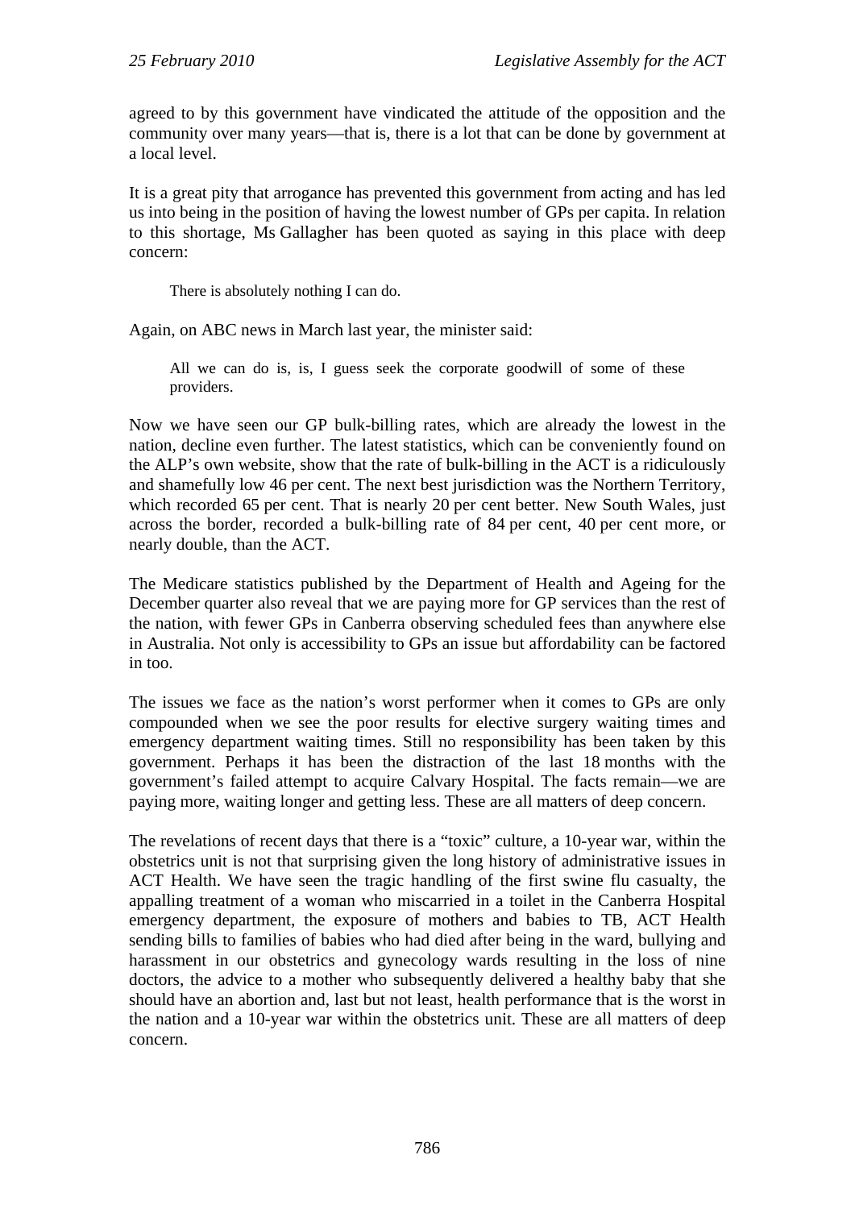agreed to by this government have vindicated the attitude of the opposition and the community over many years—that is, there is a lot that can be done by government at a local level.

It is a great pity that arrogance has prevented this government from acting and has led us into being in the position of having the lowest number of GPs per capita. In relation to this shortage, Ms Gallagher has been quoted as saying in this place with deep concern:

> There is absolutely nothing I can do.

Again, on ABC news in March last year, the minister said:

> All we can do is, is, I guess seek the corporate goodwill of some of these providers.

Now we have seen our GP bulk-billing rates, which are already the lowest in the nation, decline even further. The latest statistics, which can be conveniently found on the ALP's own website, show that the rate of bulk-billing in the ACT is a ridiculously and shamefully low 46 per cent. The next best jurisdiction was the Northern Territory, which recorded 65 per cent. That is nearly 20 per cent better. New South Wales, just across the border, recorded a bulk-billing rate of 84 per cent, 40 per cent more, or nearly double, than the ACT.

The Medicare statistics published by the Department of Health and Ageing for the December quarter also reveal that we are paying more for GP services than the rest of the nation, with fewer GPs in Canberra observing scheduled fees than anywhere else in Australia. Not only is accessibility to GPs an issue but affordability can be factored in too.

The issues we face as the nation's worst performer when it comes to GPs are only compounded when we see the poor results for elective surgery waiting times and emergency department waiting times. Still no responsibility has been taken by this government. Perhaps it has been the distraction of the last 18 months with the government's failed attempt to acquire Calvary Hospital. The facts remain—we are paying more, waiting longer and getting less. These are all matters of deep concern.

The revelations of recent days that there is a "toxic" culture, a 10-year war, within the obstetrics unit is not that surprising given the long history of administrative issues in ACT Health. We have seen the tragic handling of the first swine flu casualty, the appalling treatment of a woman who miscarried in a toilet in the Canberra Hospital emergency department, the exposure of mothers and babies to TB, ACT Health sending bills to families of babies who had died after being in the ward, bullying and harassment in our obstetrics and gynecology wards resulting in the loss of nine doctors, the advice to a mother who subsequently delivered a healthy baby that she should have an abortion and, last but not least, health performance that is the worst in the nation and a 10-year war within the obstetrics unit. These are all matters of deep concern.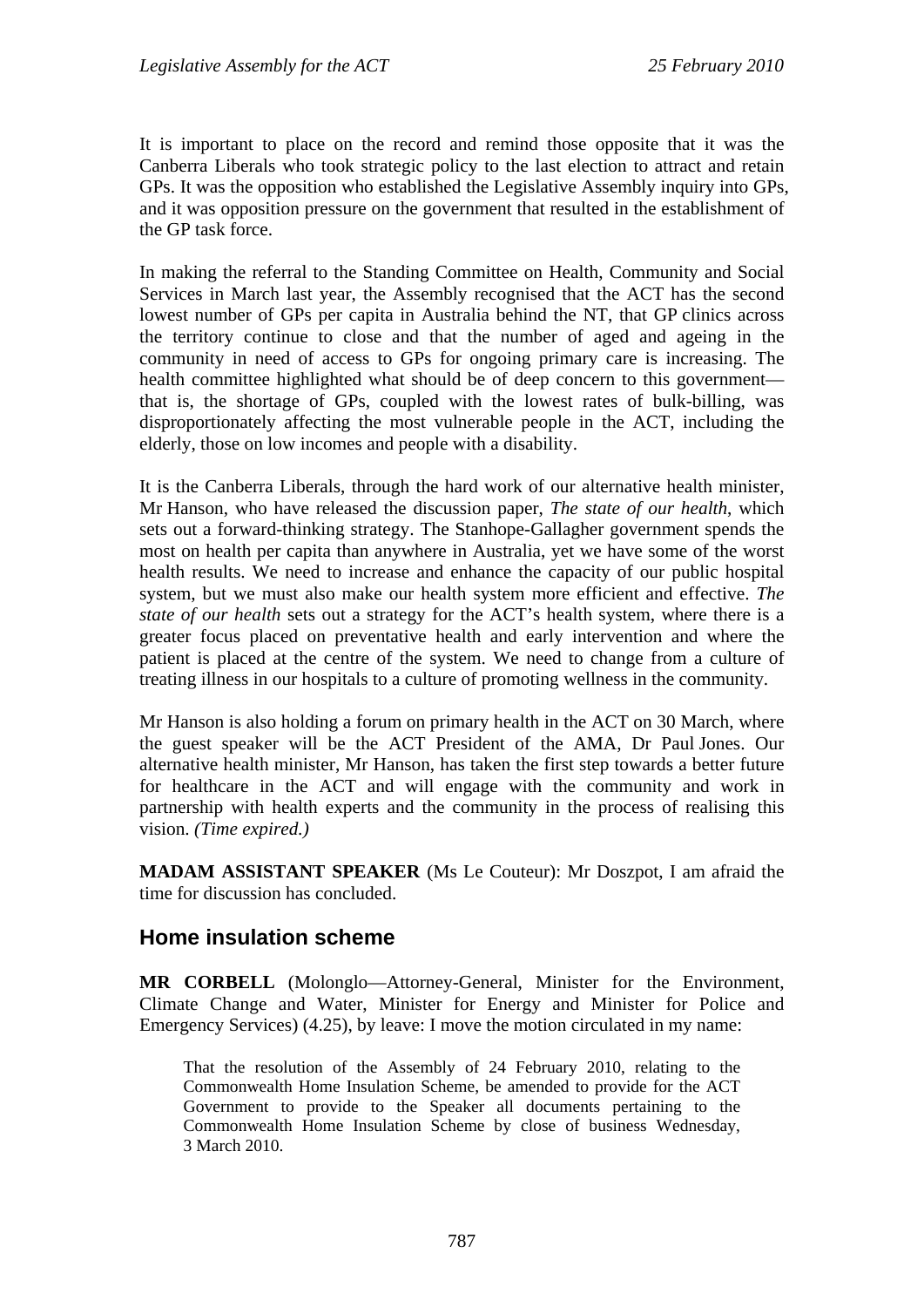It is important to place on the record and remind those opposite that it was the Canberra Liberals who took strategic policy to the last election to attract and retain GPs. It was the opposition who established the Legislative Assembly inquiry into GPs, and it was opposition pressure on the government that resulted in the establishment of the GP task force.

In making the referral to the Standing Committee on Health, Community and Social Services in March last year, the Assembly recognised that the ACT has the second lowest number of GPs per capita in Australia behind the NT, that GP clinics across the territory continue to close and that the number of aged and ageing in the community in need of access to GPs for ongoing primary care is increasing. The health committee highlighted what should be of deep concern to this government—that is, the shortage of GPs, coupled with the lowest rates of bulk-billing, was disproportionately affecting the most vulnerable people in the ACT, including the elderly, those on low incomes and people with a disability.

It is the Canberra Liberals, through the hard work of our alternative health minister, Mr Hanson, who have released the discussion paper, *The state of our health*, which sets out a forward-thinking strategy. The Stanhope-Gallagher government spends the most on health per capita than anywhere in Australia, yet we have some of the worst health results. We need to increase and enhance the capacity of our public hospital system, but we must also make our health system more efficient and effective. *The state of our health* sets out a strategy for the ACT's health system, where there is a greater focus placed on preventative health and early intervention and where the patient is placed at the centre of the system. We need to change from a culture of treating illness in our hospitals to a culture of promoting wellness in the community.

Mr Hanson is also holding a forum on primary health in the ACT on 30 March, where the guest speaker will be the ACT President of the AMA, Dr Paul Jones. Our alternative health minister, Mr Hanson, has taken the first step towards a better future for healthcare in the ACT and will engage with the community and work in partnership with health experts and the community in the process of realising this vision. *(Time expired.)*

**MADAM ASSISTANT SPEAKER** (Ms Le Couteur): Mr Doszpot, I am afraid the time for discussion has concluded.

## Home insulation scheme

**MR CORBELL** (Molonglo—Attorney-General, Minister for the Environment, Climate Change and Water, Minister for Energy and Minister for Police and Emergency Services) (4.25), by leave: I move the motion circulated in my name:

> That the resolution of the Assembly of 24 February 2010, relating to the Commonwealth Home Insulation Scheme, be amended to provide for the ACT Government to provide to the Speaker all documents pertaining to the Commonwealth Home Insulation Scheme by close of business Wednesday, 3 March 2010.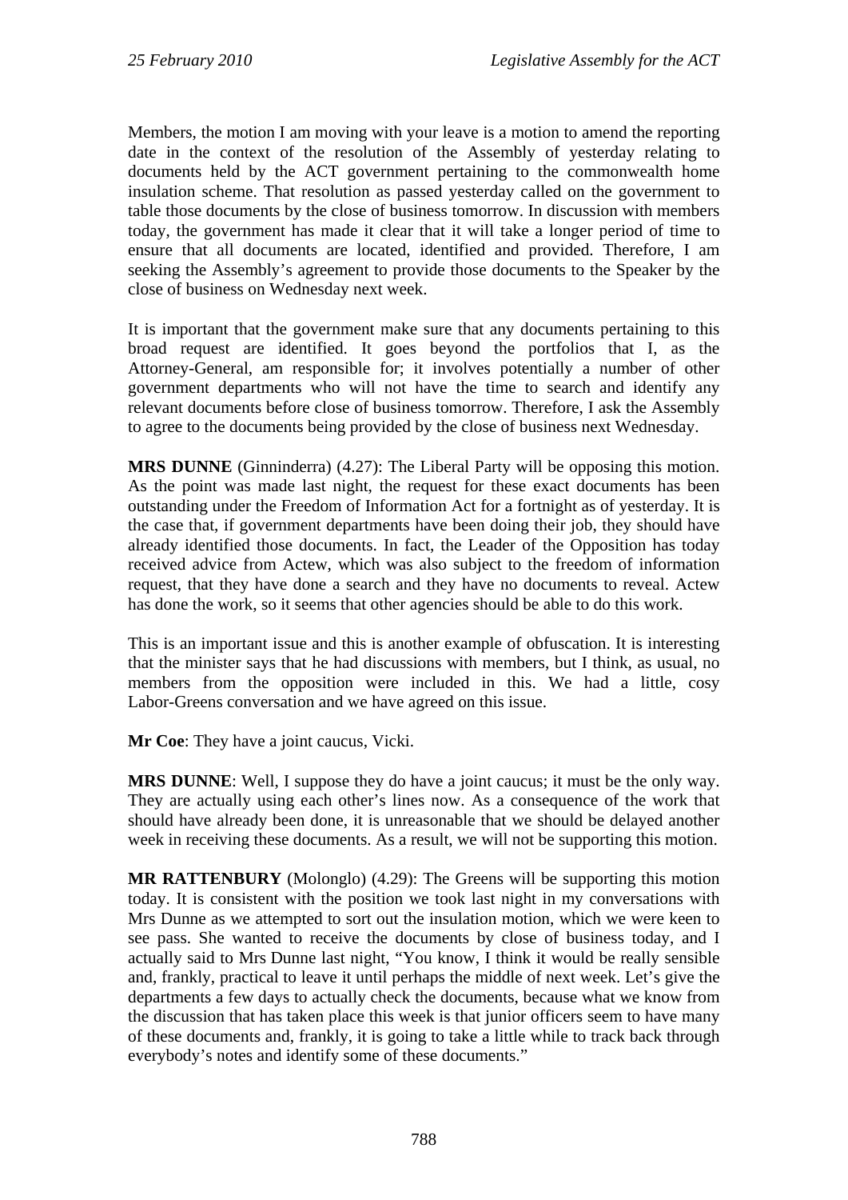Members, the motion I am moving with your leave is a motion to amend the reporting date in the context of the resolution of the Assembly of yesterday relating to documents held by the ACT government pertaining to the commonwealth home insulation scheme. That resolution as passed yesterday called on the government to table those documents by the close of business tomorrow. In discussion with members today, the government has made it clear that it will take a longer period of time to ensure that all documents are located, identified and provided. Therefore, I am seeking the Assembly's agreement to provide those documents to the Speaker by the close of business on Wednesday next week.

It is important that the government make sure that any documents pertaining to this broad request are identified. It goes beyond the portfolios that I, as the Attorney-General, am responsible for; it involves potentially a number of other government departments who will not have the time to search and identify any relevant documents before close of business tomorrow. Therefore, I ask the Assembly to agree to the documents being provided by the close of business next Wednesday.

**MRS DUNNE** (Ginninderra) (4.27): The Liberal Party will be opposing this motion. As the point was made last night, the request for these exact documents has been outstanding under the Freedom of Information Act for a fortnight as of yesterday. It is the case that, if government departments have been doing their job, they should have already identified those documents. In fact, the Leader of the Opposition has today received advice from Actew, which was also subject to the freedom of information request, that they have done a search and they have no documents to reveal. Actew has done the work, so it seems that other agencies should be able to do this work.

This is an important issue and this is another example of obfuscation. It is interesting that the minister says that he had discussions with members, but I think, as usual, no members from the opposition were included in this. We had a little, cosy Labor-Greens conversation and we have agreed on this issue.

**Mr Coe**: They have a joint caucus, Vicki.

**MRS DUNNE**: Well, I suppose they do have a joint caucus; it must be the only way. They are actually using each other's lines now. As a consequence of the work that should have already been done, it is unreasonable that we should be delayed another week in receiving these documents. As a result, we will not be supporting this motion.

**MR RATTENBURY** (Molonglo) (4.29): The Greens will be supporting this motion today. It is consistent with the position we took last night in my conversations with Mrs Dunne as we attempted to sort out the insulation motion, which we were keen to see pass. She wanted to receive the documents by close of business today, and I actually said to Mrs Dunne last night, "You know, I think it would be really sensible and, frankly, practical to leave it until perhaps the middle of next week. Let's give the departments a few days to actually check the documents, because what we know from the discussion that has taken place this week is that junior officers seem to have many of these documents and, frankly, it is going to take a little while to track back through everybody's notes and identify some of these documents."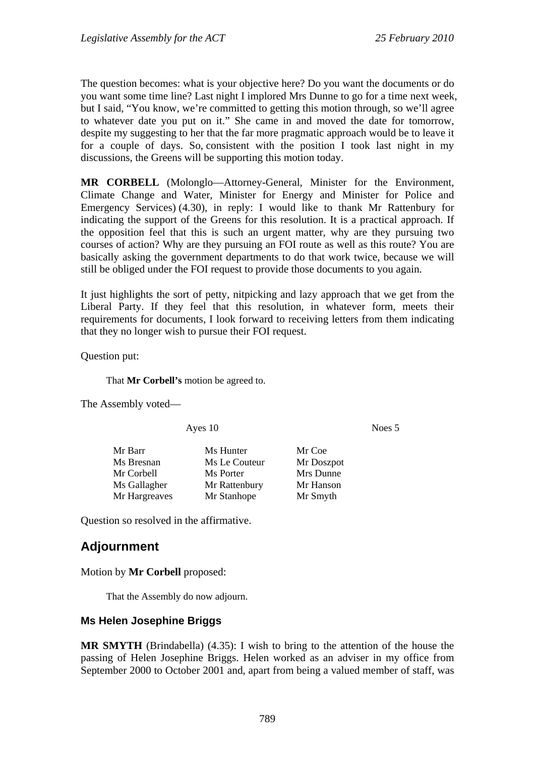The question becomes: what is your objective here? Do you want the documents or do you want some time line? Last night I implored Mrs Dunne to go for a time next week, but I said, "You know, we're committed to getting this motion through, so we'll agree to whatever date you put on it." She came in and moved the date for tomorrow, despite my suggesting to her that the far more pragmatic approach would be to leave it for a couple of days. So, consistent with the position I took last night in my discussions, the Greens will be supporting this motion today.

**MR CORBELL** (Molonglo—Attorney-General, Minister for the Environment, Climate Change and Water, Minister for Energy and Minister for Police and Emergency Services) (4.30), in reply: I would like to thank Mr Rattenbury for indicating the support of the Greens for this resolution. It is a practical approach. If the opposition feel that this is such an urgent matter, why are they pursuing two courses of action? Why are they pursuing an FOI route as well as this route? You are basically asking the government departments to do that work twice, because we will still be obliged under the FOI request to provide those documents to you again.

It just highlights the sort of petty, nitpicking and lazy approach that we get from the Liberal Party. If they feel that this resolution, in whatever form, meets their requirements for documents, I look forward to receiving letters from them indicating that they no longer wish to pursue their FOI request.

Question put:

> That **Mr Corbell's** motion be agreed to.

The Assembly voted—

| Ayes 10 | | Noes 5 |
|---|---|---|
| Mr Barr | Ms Hunter | Mr Coe |
| Ms Bresnan | Ms Le Couteur | Mr Doszpot |
| Mr Corbell | Ms Porter | Mrs Dunne |
| Ms Gallagher | Mr Rattenbury | Mr Hanson |
| Mr Hargreaves | Mr Stanhope | Mr Smyth |

Question so resolved in the affirmative.

## Adjournment

Motion by **Mr Corbell** proposed:

> That the Assembly do now adjourn.

### Ms Helen Josephine Briggs

**MR SMYTH** (Brindabella) (4.35): I wish to bring to the attention of the house the passing of Helen Josephine Briggs. Helen worked as an adviser in my office from September 2000 to October 2001 and, apart from being a valued member of staff, was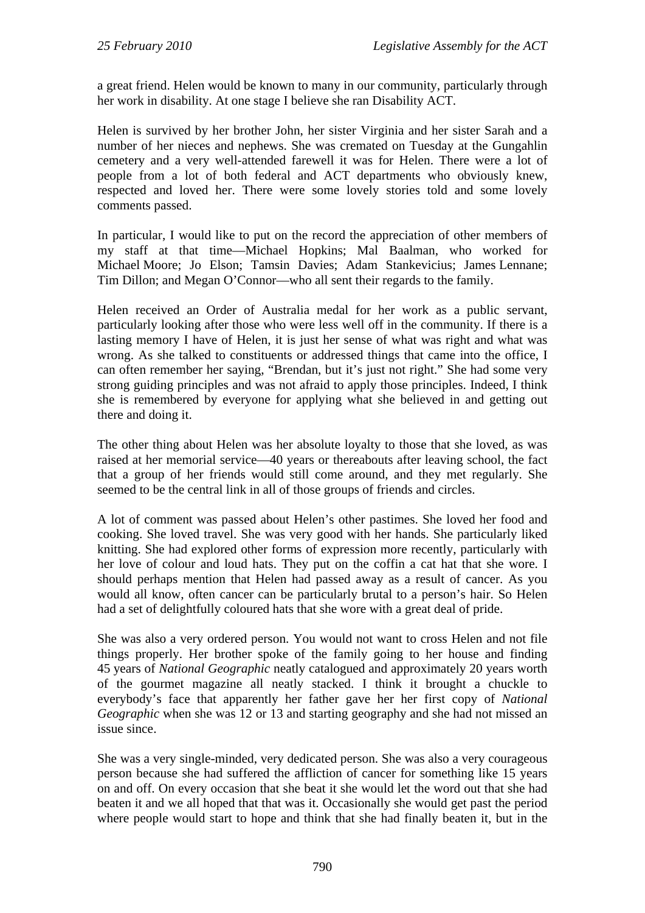a great friend. Helen would be known to many in our community, particularly through her work in disability. At one stage I believe she ran Disability ACT.

Helen is survived by her brother John, her sister Virginia and her sister Sarah and a number of her nieces and nephews. She was cremated on Tuesday at the Gungahlin cemetery and a very well-attended farewell it was for Helen. There were a lot of people from a lot of both federal and ACT departments who obviously knew, respected and loved her. There were some lovely stories told and some lovely comments passed.

In particular, I would like to put on the record the appreciation of other members of my staff at that time—Michael Hopkins; Mal Baalman, who worked for Michael Moore; Jo Elson; Tamsin Davies; Adam Stankevicius; James Lennane; Tim Dillon; and Megan O'Connor—who all sent their regards to the family.

Helen received an Order of Australia medal for her work as a public servant, particularly looking after those who were less well off in the community. If there is a lasting memory I have of Helen, it is just her sense of what was right and what was wrong. As she talked to constituents or addressed things that came into the office, I can often remember her saying, "Brendan, but it's just not right." She had some very strong guiding principles and was not afraid to apply those principles. Indeed, I think she is remembered by everyone for applying what she believed in and getting out there and doing it.

The other thing about Helen was her absolute loyalty to those that she loved, as was raised at her memorial service—40 years or thereabouts after leaving school, the fact that a group of her friends would still come around, and they met regularly. She seemed to be the central link in all of those groups of friends and circles.

A lot of comment was passed about Helen's other pastimes. She loved her food and cooking. She loved travel. She was very good with her hands. She particularly liked knitting. She had explored other forms of expression more recently, particularly with her love of colour and loud hats. They put on the coffin a cat hat that she wore. I should perhaps mention that Helen had passed away as a result of cancer. As you would all know, often cancer can be particularly brutal to a person's hair. So Helen had a set of delightfully coloured hats that she wore with a great deal of pride.

She was also a very ordered person. You would not want to cross Helen and not file things properly. Her brother spoke of the family going to her house and finding 45 years of *National Geographic* neatly catalogued and approximately 20 years worth of the gourmet magazine all neatly stacked. I think it brought a chuckle to everybody's face that apparently her father gave her her first copy of *National Geographic* when she was 12 or 13 and starting geography and she had not missed an issue since.

She was a very single-minded, very dedicated person. She was also a very courageous person because she had suffered the affliction of cancer for something like 15 years on and off. On every occasion that she beat it she would let the word out that she had beaten it and we all hoped that that was it. Occasionally she would get past the period where people would start to hope and think that she had finally beaten it, but in the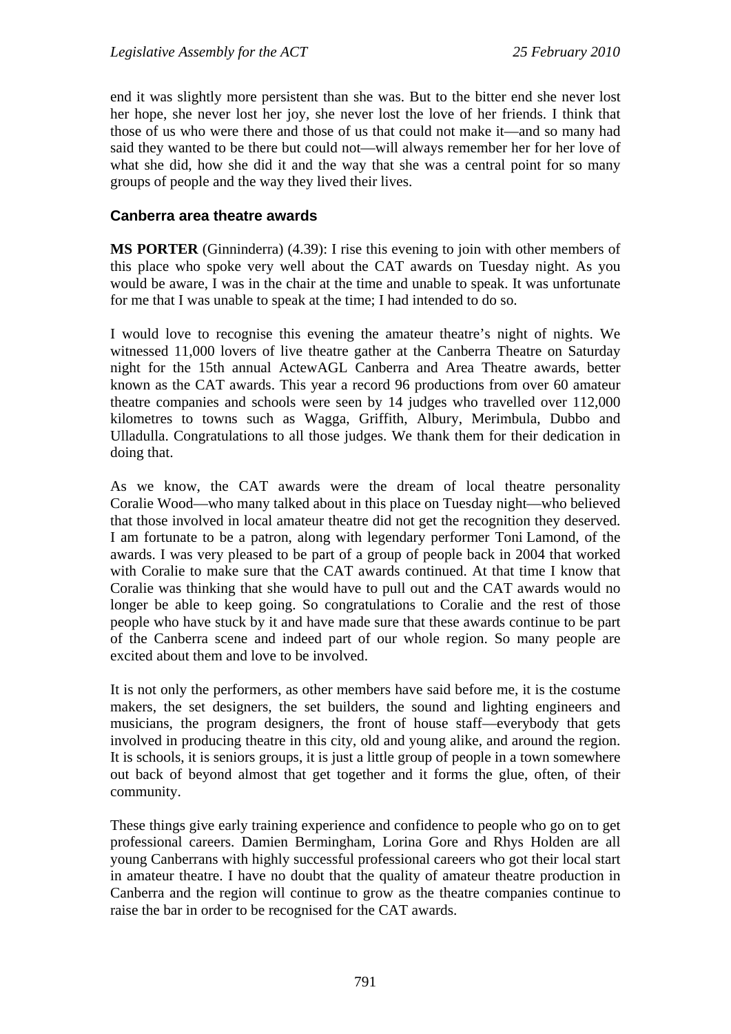end it was slightly more persistent than she was. But to the bitter end she never lost her hope, she never lost her joy, she never lost the love of her friends. I think that those of us who were there and those of us that could not make it—and so many had said they wanted to be there but could not—will always remember her for her love of what she did, how she did it and the way that she was a central point for so many groups of people and the way they lived their lives.

### Canberra area theatre awards

**MS PORTER** (Ginninderra) (4.39): I rise this evening to join with other members of this place who spoke very well about the CAT awards on Tuesday night. As you would be aware, I was in the chair at the time and unable to speak. It was unfortunate for me that I was unable to speak at the time; I had intended to do so.

I would love to recognise this evening the amateur theatre's night of nights. We witnessed 11,000 lovers of live theatre gather at the Canberra Theatre on Saturday night for the 15th annual ActewAGL Canberra and Area Theatre awards, better known as the CAT awards. This year a record 96 productions from over 60 amateur theatre companies and schools were seen by 14 judges who travelled over 112,000 kilometres to towns such as Wagga, Griffith, Albury, Merimbula, Dubbo and Ulladulla. Congratulations to all those judges. We thank them for their dedication in doing that.

As we know, the CAT awards were the dream of local theatre personality Coralie Wood—who many talked about in this place on Tuesday night—who believed that those involved in local amateur theatre did not get the recognition they deserved. I am fortunate to be a patron, along with legendary performer Toni Lamond, of the awards. I was very pleased to be part of a group of people back in 2004 that worked with Coralie to make sure that the CAT awards continued. At that time I know that Coralie was thinking that she would have to pull out and the CAT awards would no longer be able to keep going. So congratulations to Coralie and the rest of those people who have stuck by it and have made sure that these awards continue to be part of the Canberra scene and indeed part of our whole region. So many people are excited about them and love to be involved.

It is not only the performers, as other members have said before me, it is the costume makers, the set designers, the set builders, the sound and lighting engineers and musicians, the program designers, the front of house staff—everybody that gets involved in producing theatre in this city, old and young alike, and around the region. It is schools, it is seniors groups, it is just a little group of people in a town somewhere out back of beyond almost that get together and it forms the glue, often, of their community.

These things give early training experience and confidence to people who go on to get professional careers. Damien Bermingham, Lorina Gore and Rhys Holden are all young Canberrans with highly successful professional careers who got their local start in amateur theatre. I have no doubt that the quality of amateur theatre production in Canberra and the region will continue to grow as the theatre companies continue to raise the bar in order to be recognised for the CAT awards.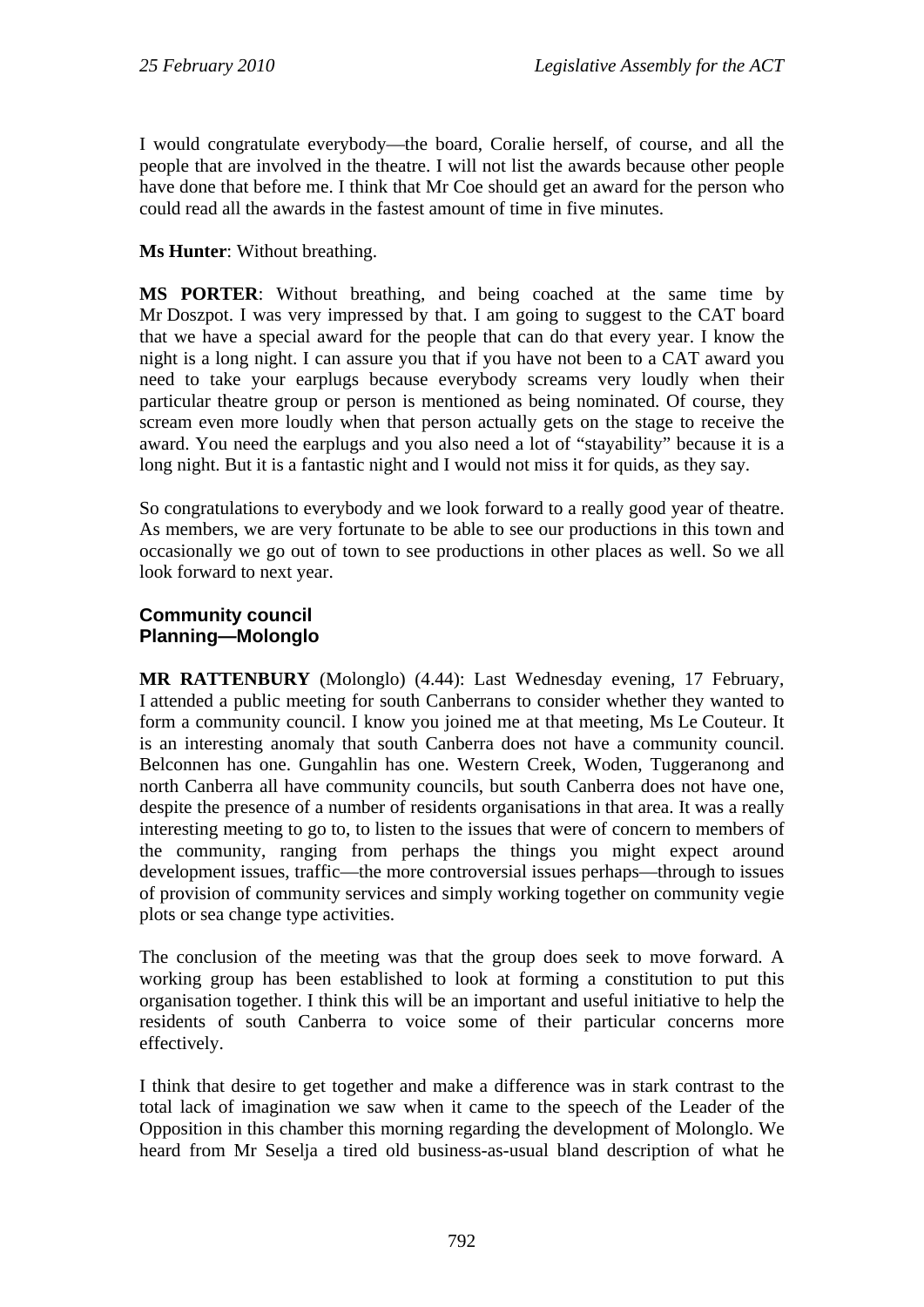I would congratulate everybody—the board, Coralie herself, of course, and all the people that are involved in the theatre. I will not list the awards because other people have done that before me. I think that Mr Coe should get an award for the person who could read all the awards in the fastest amount of time in five minutes.

**Ms Hunter**: Without breathing.

**MS PORTER**: Without breathing, and being coached at the same time by Mr Doszpot. I was very impressed by that. I am going to suggest to the CAT board that we have a special award for the people that can do that every year. I know the night is a long night. I can assure you that if you have not been to a CAT award you need to take your earplugs because everybody screams very loudly when their particular theatre group or person is mentioned as being nominated. Of course, they scream even more loudly when that person actually gets on the stage to receive the award. You need the earplugs and you also need a lot of "stayability" because it is a long night. But it is a fantastic night and I would not miss it for quids, as they say.

So congratulations to everybody and we look forward to a really good year of theatre. As members, we are very fortunate to be able to see our productions in this town and occasionally we go out of town to see productions in other places as well. So we all look forward to next year.

### Community council
### Planning—Molonglo

**MR RATTENBURY** (Molonglo) (4.44): Last Wednesday evening, 17 February, I attended a public meeting for south Canberrans to consider whether they wanted to form a community council. I know you joined me at that meeting, Ms Le Couteur. It is an interesting anomaly that south Canberra does not have a community council. Belconnen has one. Gungahlin has one. Western Creek, Woden, Tuggeranong and north Canberra all have community councils, but south Canberra does not have one, despite the presence of a number of residents organisations in that area. It was a really interesting meeting to go to, to listen to the issues that were of concern to members of the community, ranging from perhaps the things you might expect around development issues, traffic—the more controversial issues perhaps—through to issues of provision of community services and simply working together on community vegie plots or sea change type activities.

The conclusion of the meeting was that the group does seek to move forward. A working group has been established to look at forming a constitution to put this organisation together. I think this will be an important and useful initiative to help the residents of south Canberra to voice some of their particular concerns more effectively.

I think that desire to get together and make a difference was in stark contrast to the total lack of imagination we saw when it came to the speech of the Leader of the Opposition in this chamber this morning regarding the development of Molonglo. We heard from Mr Seselja a tired old business-as-usual bland description of what he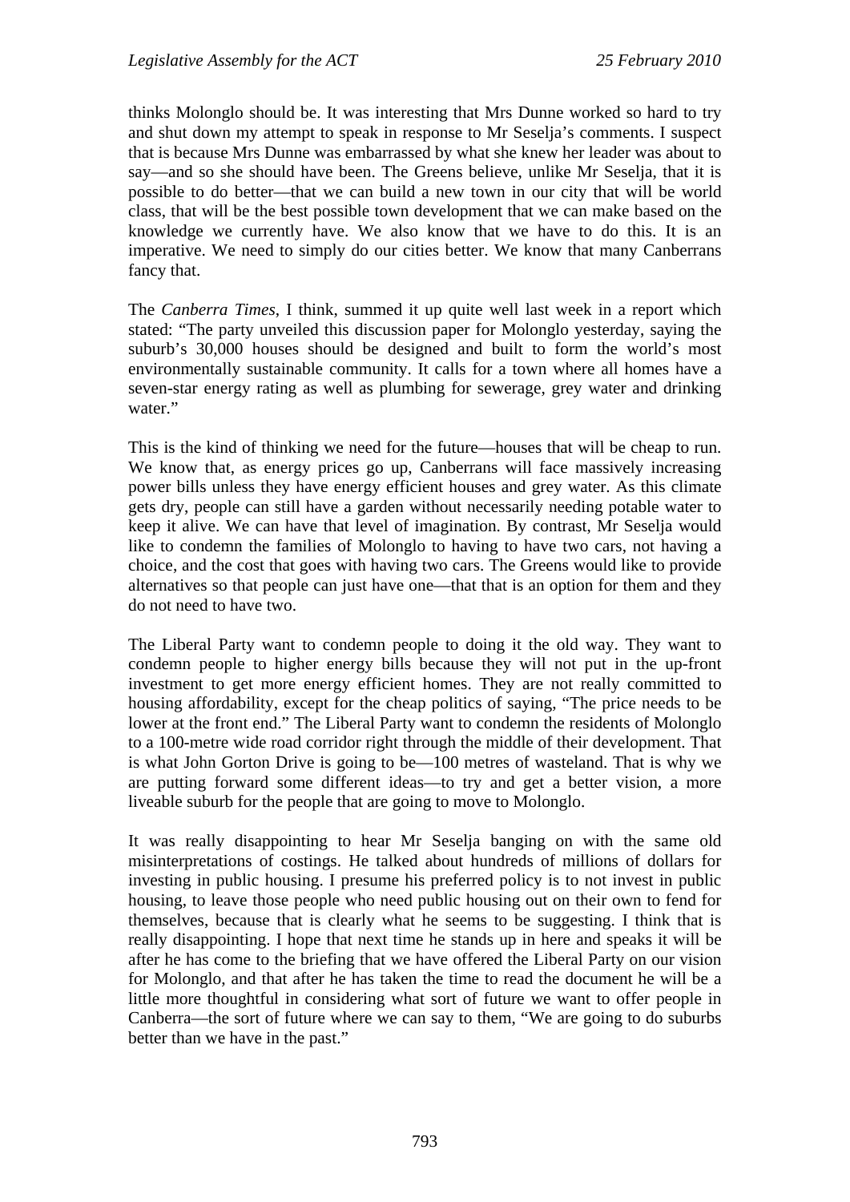thinks Molonglo should be. It was interesting that Mrs Dunne worked so hard to try and shut down my attempt to speak in response to Mr Seselja's comments. I suspect that is because Mrs Dunne was embarrassed by what she knew her leader was about to say—and so she should have been. The Greens believe, unlike Mr Seselja, that it is possible to do better—that we can build a new town in our city that will be world class, that will be the best possible town development that we can make based on the knowledge we currently have. We also know that we have to do this. It is an imperative. We need to simply do our cities better. We know that many Canberrans fancy that.

The *Canberra Times*, I think, summed it up quite well last week in a report which stated: "The party unveiled this discussion paper for Molonglo yesterday, saying the suburb's 30,000 houses should be designed and built to form the world's most environmentally sustainable community. It calls for a town where all homes have a seven-star energy rating as well as plumbing for sewerage, grey water and drinking water."

This is the kind of thinking we need for the future—houses that will be cheap to run. We know that, as energy prices go up, Canberrans will face massively increasing power bills unless they have energy efficient houses and grey water. As this climate gets dry, people can still have a garden without necessarily needing potable water to keep it alive. We can have that level of imagination. By contrast, Mr Seselja would like to condemn the families of Molonglo to having to have two cars, not having a choice, and the cost that goes with having two cars. The Greens would like to provide alternatives so that people can just have one—that that is an option for them and they do not need to have two.

The Liberal Party want to condemn people to doing it the old way. They want to condemn people to higher energy bills because they will not put in the up-front investment to get more energy efficient homes. They are not really committed to housing affordability, except for the cheap politics of saying, "The price needs to be lower at the front end." The Liberal Party want to condemn the residents of Molonglo to a 100-metre wide road corridor right through the middle of their development. That is what John Gorton Drive is going to be—100 metres of wasteland. That is why we are putting forward some different ideas—to try and get a better vision, a more liveable suburb for the people that are going to move to Molonglo.

It was really disappointing to hear Mr Seselja banging on with the same old misinterpretations of costings. He talked about hundreds of millions of dollars for investing in public housing. I presume his preferred policy is to not invest in public housing, to leave those people who need public housing out on their own to fend for themselves, because that is clearly what he seems to be suggesting. I think that is really disappointing. I hope that next time he stands up in here and speaks it will be after he has come to the briefing that we have offered the Liberal Party on our vision for Molonglo, and that after he has taken the time to read the document he will be a little more thoughtful in considering what sort of future we want to offer people in Canberra—the sort of future where we can say to them, "We are going to do suburbs better than we have in the past."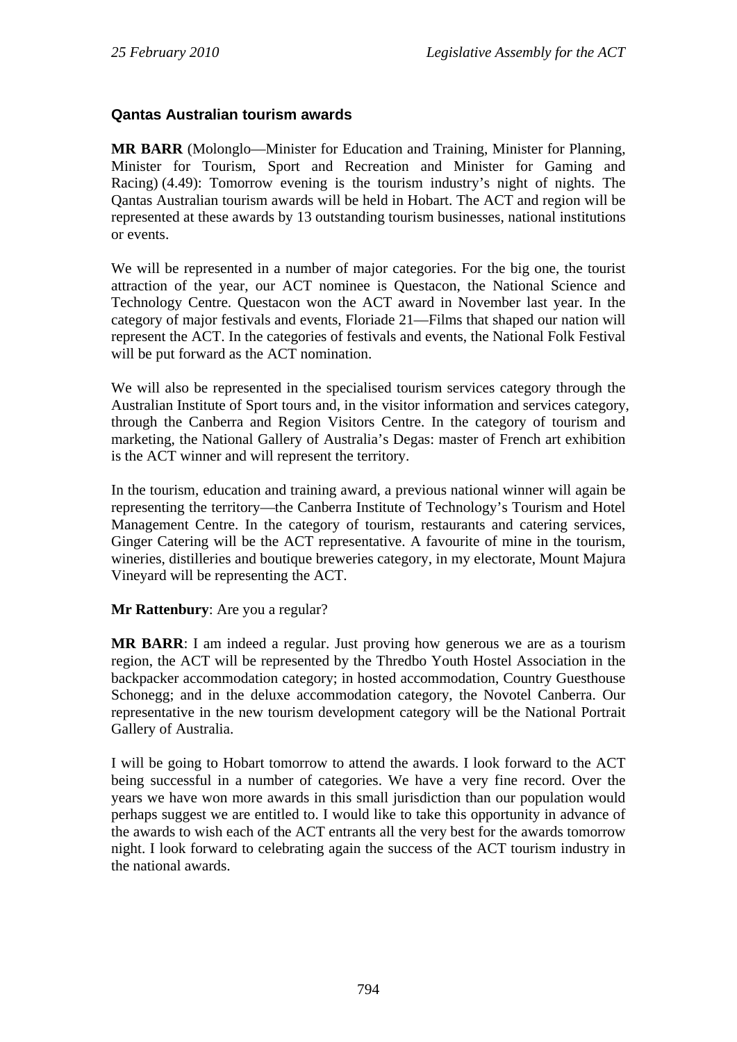### Qantas Australian tourism awards

**MR BARR** (Molonglo—Minister for Education and Training, Minister for Planning, Minister for Tourism, Sport and Recreation and Minister for Gaming and Racing) (4.49): Tomorrow evening is the tourism industry's night of nights. The Qantas Australian tourism awards will be held in Hobart. The ACT and region will be represented at these awards by 13 outstanding tourism businesses, national institutions or events.

We will be represented in a number of major categories. For the big one, the tourist attraction of the year, our ACT nominee is Questacon, the National Science and Technology Centre. Questacon won the ACT award in November last year. In the category of major festivals and events, Floriade 21—Films that shaped our nation will represent the ACT. In the categories of festivals and events, the National Folk Festival will be put forward as the ACT nomination.

We will also be represented in the specialised tourism services category through the Australian Institute of Sport tours and, in the visitor information and services category, through the Canberra and Region Visitors Centre. In the category of tourism and marketing, the National Gallery of Australia's Degas: master of French art exhibition is the ACT winner and will represent the territory.

In the tourism, education and training award, a previous national winner will again be representing the territory—the Canberra Institute of Technology's Tourism and Hotel Management Centre. In the category of tourism, restaurants and catering services, Ginger Catering will be the ACT representative. A favourite of mine in the tourism, wineries, distilleries and boutique breweries category, in my electorate, Mount Majura Vineyard will be representing the ACT.

**Mr Rattenbury**: Are you a regular?

**MR BARR**: I am indeed a regular. Just proving how generous we are as a tourism region, the ACT will be represented by the Thredbo Youth Hostel Association in the backpacker accommodation category; in hosted accommodation, Country Guesthouse Schonegg; and in the deluxe accommodation category, the Novotel Canberra. Our representative in the new tourism development category will be the National Portrait Gallery of Australia.

I will be going to Hobart tomorrow to attend the awards. I look forward to the ACT being successful in a number of categories. We have a very fine record. Over the years we have won more awards in this small jurisdiction than our population would perhaps suggest we are entitled to. I would like to take this opportunity in advance of the awards to wish each of the ACT entrants all the very best for the awards tomorrow night. I look forward to celebrating again the success of the ACT tourism industry in the national awards.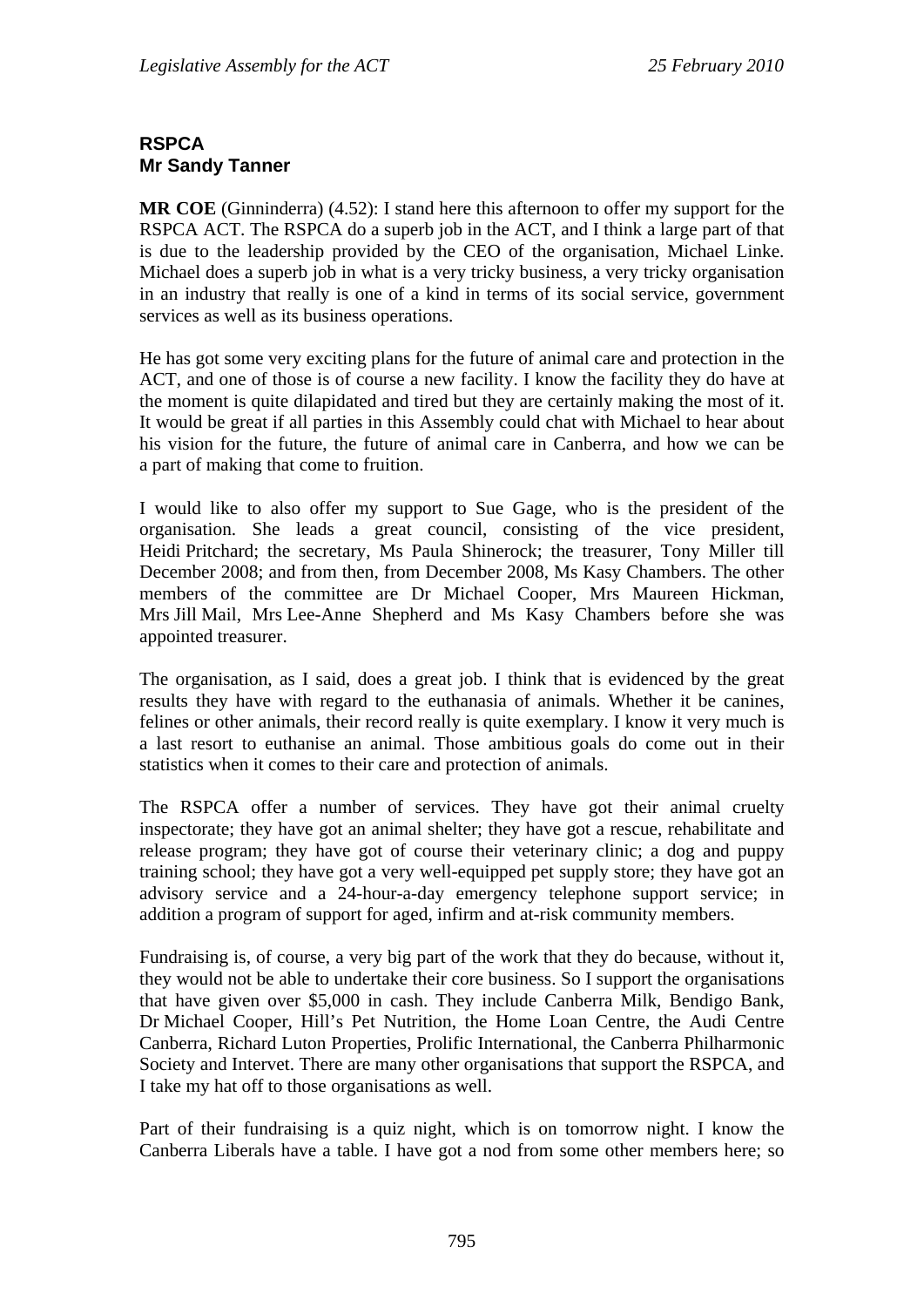## RSPCA
## Mr Sandy Tanner

**MR COE** (Ginninderra) (4.52): I stand here this afternoon to offer my support for the RSPCA ACT. The RSPCA do a superb job in the ACT, and I think a large part of that is due to the leadership provided by the CEO of the organisation, Michael Linke. Michael does a superb job in what is a very tricky business, a very tricky organisation in an industry that really is one of a kind in terms of its social service, government services as well as its business operations.

He has got some very exciting plans for the future of animal care and protection in the ACT, and one of those is of course a new facility. I know the facility they do have at the moment is quite dilapidated and tired but they are certainly making the most of it. It would be great if all parties in this Assembly could chat with Michael to hear about his vision for the future, the future of animal care in Canberra, and how we can be a part of making that come to fruition.

I would like to also offer my support to Sue Gage, who is the president of the organisation. She leads a great council, consisting of the vice president, Heidi Pritchard; the secretary, Ms Paula Shinerock; the treasurer, Tony Miller till December 2008; and from then, from December 2008, Ms Kasy Chambers. The other members of the committee are Dr Michael Cooper, Mrs Maureen Hickman, Mrs Jill Mail, Mrs Lee-Anne Shepherd and Ms Kasy Chambers before she was appointed treasurer.

The organisation, as I said, does a great job. I think that is evidenced by the great results they have with regard to the euthanasia of animals. Whether it be canines, felines or other animals, their record really is quite exemplary. I know it very much is a last resort to euthanise an animal. Those ambitious goals do come out in their statistics when it comes to their care and protection of animals.

The RSPCA offer a number of services. They have got their animal cruelty inspectorate; they have got an animal shelter; they have got a rescue, rehabilitate and release program; they have got of course their veterinary clinic; a dog and puppy training school; they have got a very well-equipped pet supply store; they have got an advisory service and a 24-hour-a-day emergency telephone support service; in addition a program of support for aged, infirm and at-risk community members.

Fundraising is, of course, a very big part of the work that they do because, without it, they would not be able to undertake their core business. So I support the organisations that have given over $5,000 in cash. They include Canberra Milk, Bendigo Bank, Dr Michael Cooper, Hill's Pet Nutrition, the Home Loan Centre, the Audi Centre Canberra, Richard Luton Properties, Prolific International, the Canberra Philharmonic Society and Intervet. There are many other organisations that support the RSPCA, and I take my hat off to those organisations as well.

Part of their fundraising is a quiz night, which is on tomorrow night. I know the Canberra Liberals have a table. I have got a nod from some other members here; so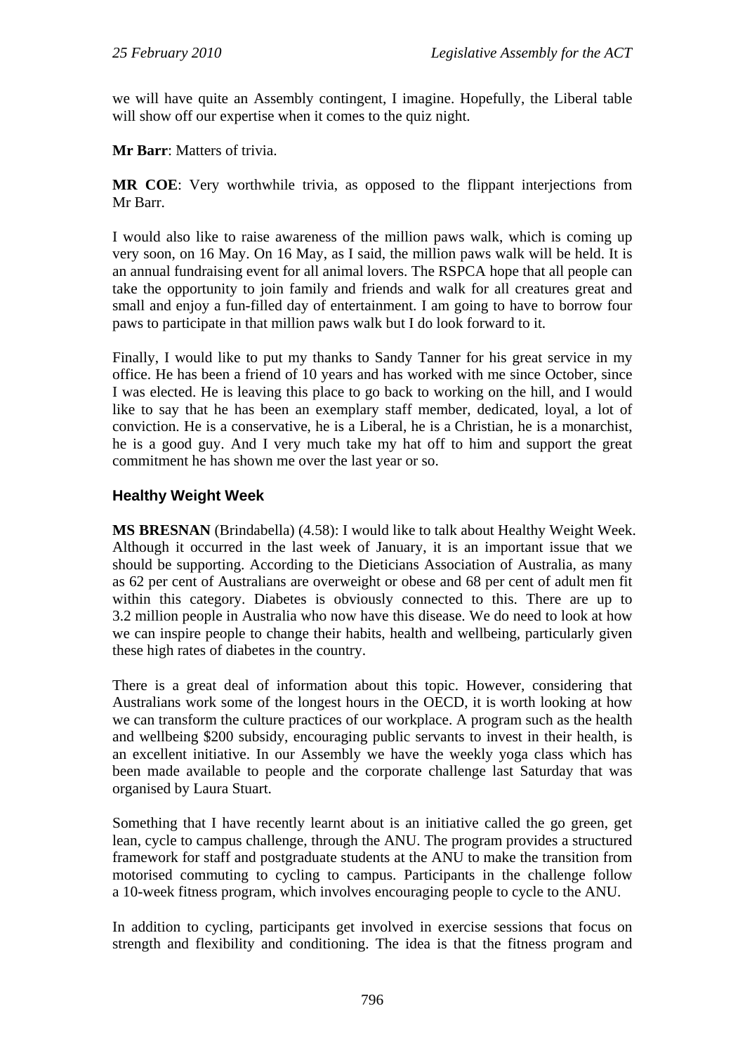we will have quite an Assembly contingent, I imagine. Hopefully, the Liberal table will show off our expertise when it comes to the quiz night.

**Mr Barr**: Matters of trivia.

**MR COE**: Very worthwhile trivia, as opposed to the flippant interjections from Mr Barr.

I would also like to raise awareness of the million paws walk, which is coming up very soon, on 16 May. On 16 May, as I said, the million paws walk will be held. It is an annual fundraising event for all animal lovers. The RSPCA hope that all people can take the opportunity to join family and friends and walk for all creatures great and small and enjoy a fun-filled day of entertainment. I am going to have to borrow four paws to participate in that million paws walk but I do look forward to it.

Finally, I would like to put my thanks to Sandy Tanner for his great service in my office. He has been a friend of 10 years and has worked with me since October, since I was elected. He is leaving this place to go back to working on the hill, and I would like to say that he has been an exemplary staff member, dedicated, loyal, a lot of conviction. He is a conservative, he is a Liberal, he is a Christian, he is a monarchist, he is a good guy. And I very much take my hat off to him and support the great commitment he has shown me over the last year or so.

## Healthy Weight Week

**MS BRESNAN** (Brindabella) (4.58): I would like to talk about Healthy Weight Week. Although it occurred in the last week of January, it is an important issue that we should be supporting. According to the Dieticians Association of Australia, as many as 62 per cent of Australians are overweight or obese and 68 per cent of adult men fit within this category. Diabetes is obviously connected to this. There are up to 3.2 million people in Australia who now have this disease. We do need to look at how we can inspire people to change their habits, health and wellbeing, particularly given these high rates of diabetes in the country.

There is a great deal of information about this topic. However, considering that Australians work some of the longest hours in the OECD, it is worth looking at how we can transform the culture practices of our workplace. A program such as the health and wellbeing $200 subsidy, encouraging public servants to invest in their health, is an excellent initiative. In our Assembly we have the weekly yoga class which has been made available to people and the corporate challenge last Saturday that was organised by Laura Stuart.

Something that I have recently learnt about is an initiative called the go green, get lean, cycle to campus challenge, through the ANU. The program provides a structured framework for staff and postgraduate students at the ANU to make the transition from motorised commuting to cycling to campus. Participants in the challenge follow a 10-week fitness program, which involves encouraging people to cycle to the ANU.

In addition to cycling, participants get involved in exercise sessions that focus on strength and flexibility and conditioning. The idea is that the fitness program and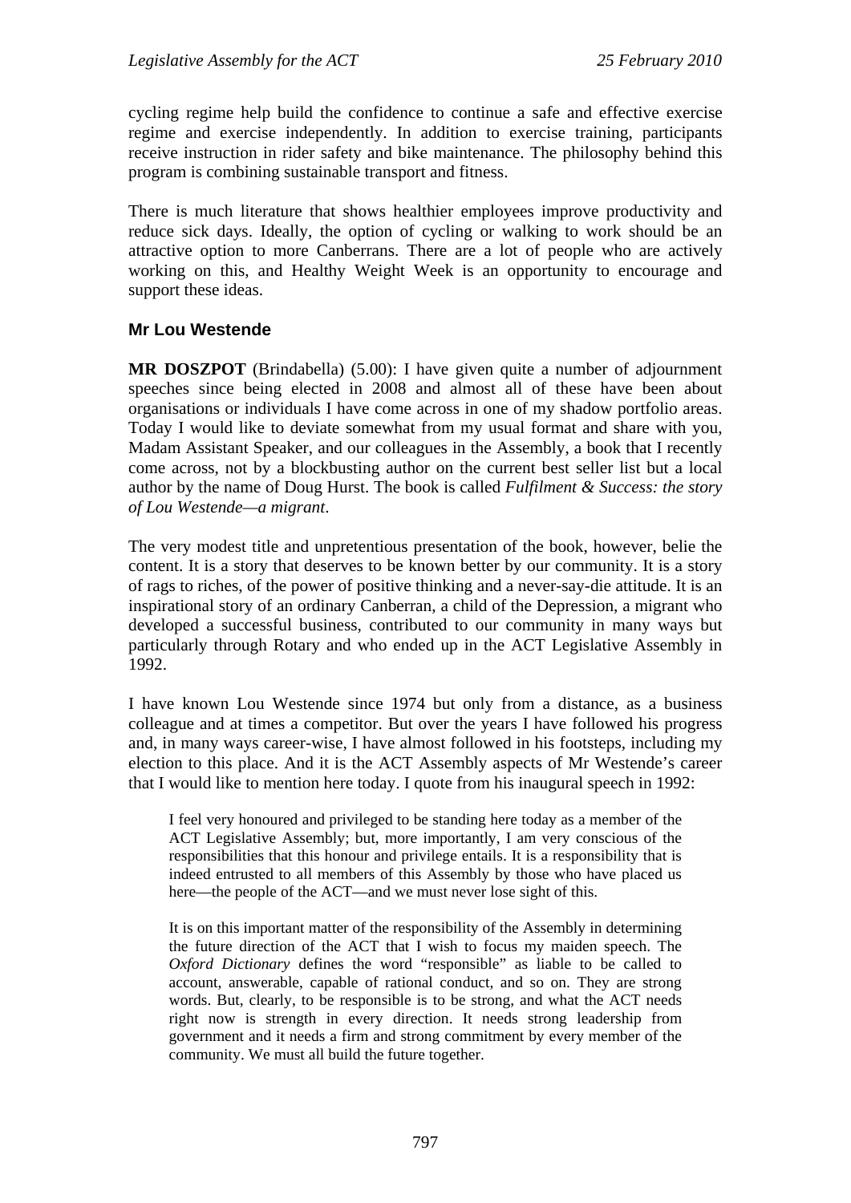cycling regime help build the confidence to continue a safe and effective exercise regime and exercise independently. In addition to exercise training, participants receive instruction in rider safety and bike maintenance. The philosophy behind this program is combining sustainable transport and fitness.

There is much literature that shows healthier employees improve productivity and reduce sick days. Ideally, the option of cycling or walking to work should be an attractive option to more Canberrans. There are a lot of people who are actively working on this, and Healthy Weight Week is an opportunity to encourage and support these ideas.

### Mr Lou Westende

**MR DOSZPOT** (Brindabella) (5.00): I have given quite a number of adjournment speeches since being elected in 2008 and almost all of these have been about organisations or individuals I have come across in one of my shadow portfolio areas. Today I would like to deviate somewhat from my usual format and share with you, Madam Assistant Speaker, and our colleagues in the Assembly, a book that I recently come across, not by a blockbusting author on the current best seller list but a local author by the name of Doug Hurst. The book is called *Fulfilment & Success: the story of Lou Westende—a migrant*.

The very modest title and unpretentious presentation of the book, however, belie the content. It is a story that deserves to be known better by our community. It is a story of rags to riches, of the power of positive thinking and a never-say-die attitude. It is an inspirational story of an ordinary Canberran, a child of the Depression, a migrant who developed a successful business, contributed to our community in many ways but particularly through Rotary and who ended up in the ACT Legislative Assembly in 1992.

I have known Lou Westende since 1974 but only from a distance, as a business colleague and at times a competitor. But over the years I have followed his progress and, in many ways career-wise, I have almost followed in his footsteps, including my election to this place. And it is the ACT Assembly aspects of Mr Westende's career that I would like to mention here today. I quote from his inaugural speech in 1992:

> I feel very honoured and privileged to be standing here today as a member of the ACT Legislative Assembly; but, more importantly, I am very conscious of the responsibilities that this honour and privilege entails. It is a responsibility that is indeed entrusted to all members of this Assembly by those who have placed us here—the people of the ACT—and we must never lose sight of this.
>
> It is on this important matter of the responsibility of the Assembly in determining the future direction of the ACT that I wish to focus my maiden speech. The *Oxford Dictionary* defines the word "responsible" as liable to be called to account, answerable, capable of rational conduct, and so on. They are strong words. But, clearly, to be responsible is to be strong, and what the ACT needs right now is strength in every direction. It needs strong leadership from government and it needs a firm and strong commitment by every member of the community. We must all build the future together.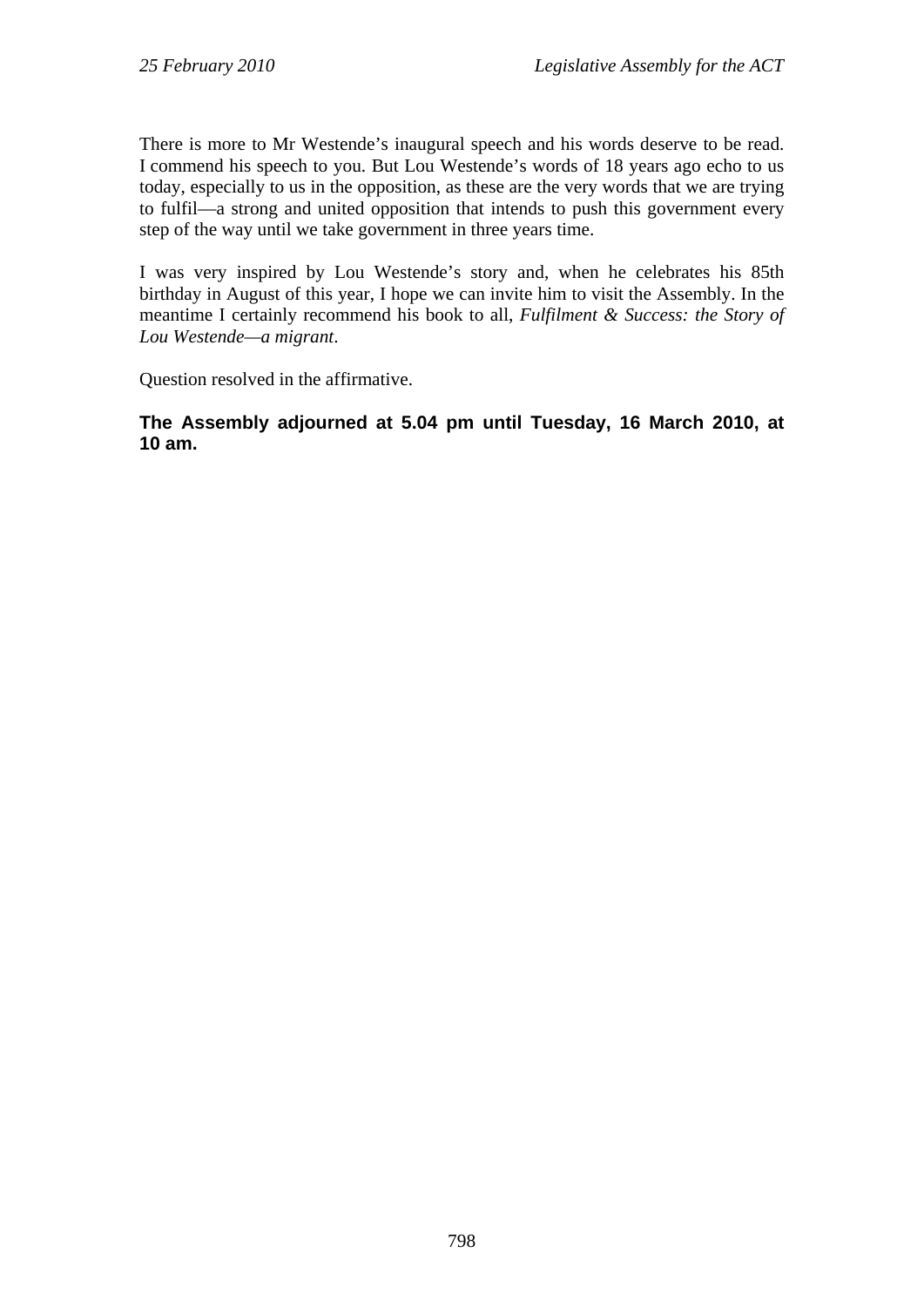There is more to Mr Westende's inaugural speech and his words deserve to be read. I commend his speech to you. But Lou Westende's words of 18 years ago echo to us today, especially to us in the opposition, as these are the very words that we are trying to fulfil—a strong and united opposition that intends to push this government every step of the way until we take government in three years time.

I was very inspired by Lou Westende's story and, when he celebrates his 85th birthday in August of this year, I hope we can invite him to visit the Assembly. In the meantime I certainly recommend his book to all, *Fulfilment & Success: the Story of Lou Westende—a migrant*.

Question resolved in the affirmative.

**The Assembly adjourned at 5.04 pm until Tuesday, 16 March 2010, at 10 am.**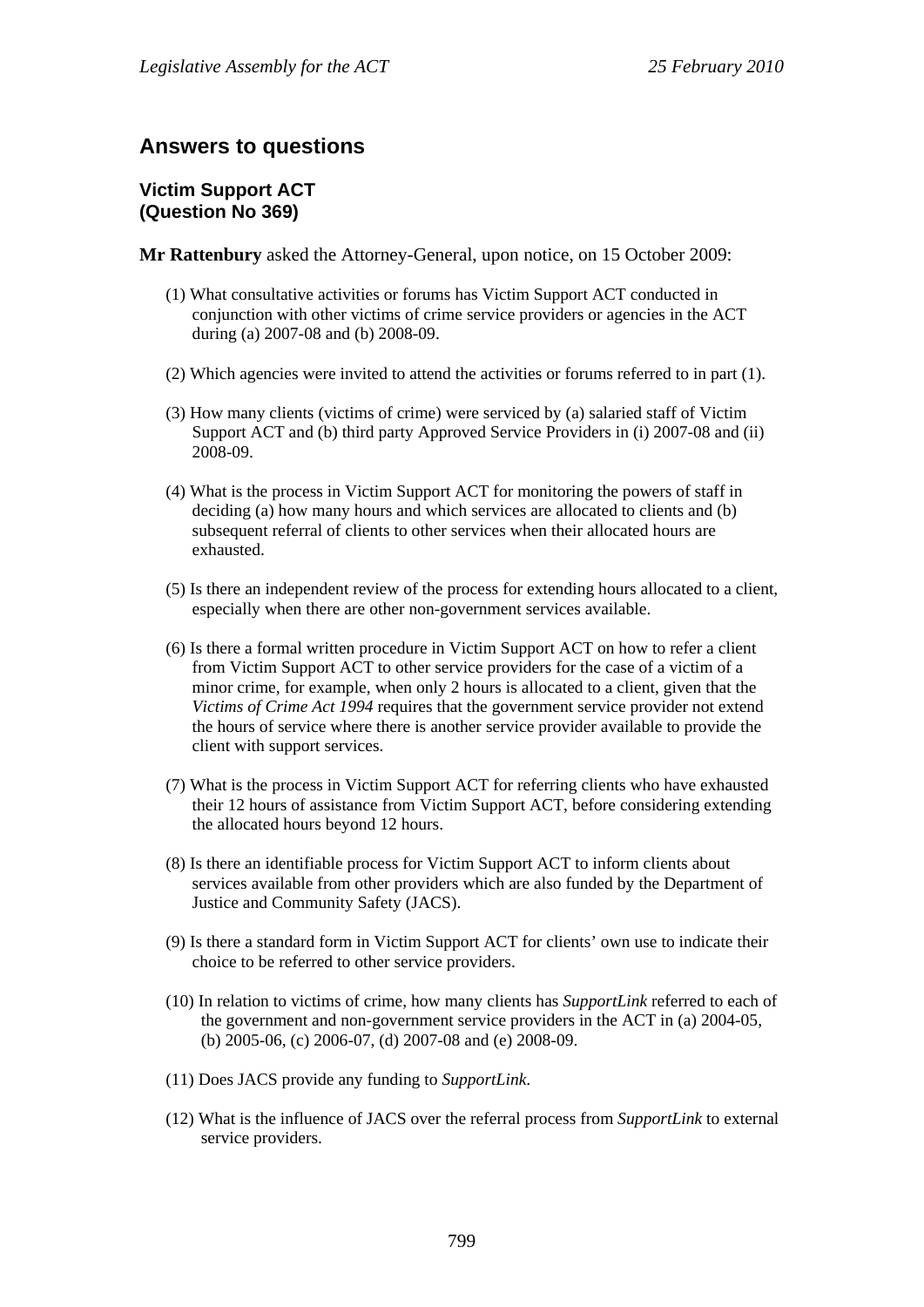## Answers to questions

### Victim Support ACT (Question No 369)

**Mr Rattenbury** asked the Attorney-General, upon notice, on 15 October 2009:

(1) What consultative activities or forums has Victim Support ACT conducted in conjunction with other victims of crime service providers or agencies in the ACT during (a) 2007-08 and (b) 2008-09.

(2) Which agencies were invited to attend the activities or forums referred to in part (1).

(3) How many clients (victims of crime) were serviced by (a) salaried staff of Victim Support ACT and (b) third party Approved Service Providers in (i) 2007-08 and (ii) 2008-09.

(4) What is the process in Victim Support ACT for monitoring the powers of staff in deciding (a) how many hours and which services are allocated to clients and (b) subsequent referral of clients to other services when their allocated hours are exhausted.

(5) Is there an independent review of the process for extending hours allocated to a client, especially when there are other non-government services available.

(6) Is there a formal written procedure in Victim Support ACT on how to refer a client from Victim Support ACT to other service providers for the case of a victim of a minor crime, for example, when only 2 hours is allocated to a client, given that the *Victims of Crime Act 1994* requires that the government service provider not extend the hours of service where there is another service provider available to provide the client with support services.

(7) What is the process in Victim Support ACT for referring clients who have exhausted their 12 hours of assistance from Victim Support ACT, before considering extending the allocated hours beyond 12 hours.

(8) Is there an identifiable process for Victim Support ACT to inform clients about services available from other providers which are also funded by the Department of Justice and Community Safety (JACS).

(9) Is there a standard form in Victim Support ACT for clients' own use to indicate their choice to be referred to other service providers.

(10) In relation to victims of crime, how many clients has *SupportLink* referred to each of the government and non-government service providers in the ACT in (a) 2004-05, (b) 2005-06, (c) 2006-07, (d) 2007-08 and (e) 2008-09.

(11) Does JACS provide any funding to *SupportLink*.

(12) What is the influence of JACS over the referral process from *SupportLink* to external service providers.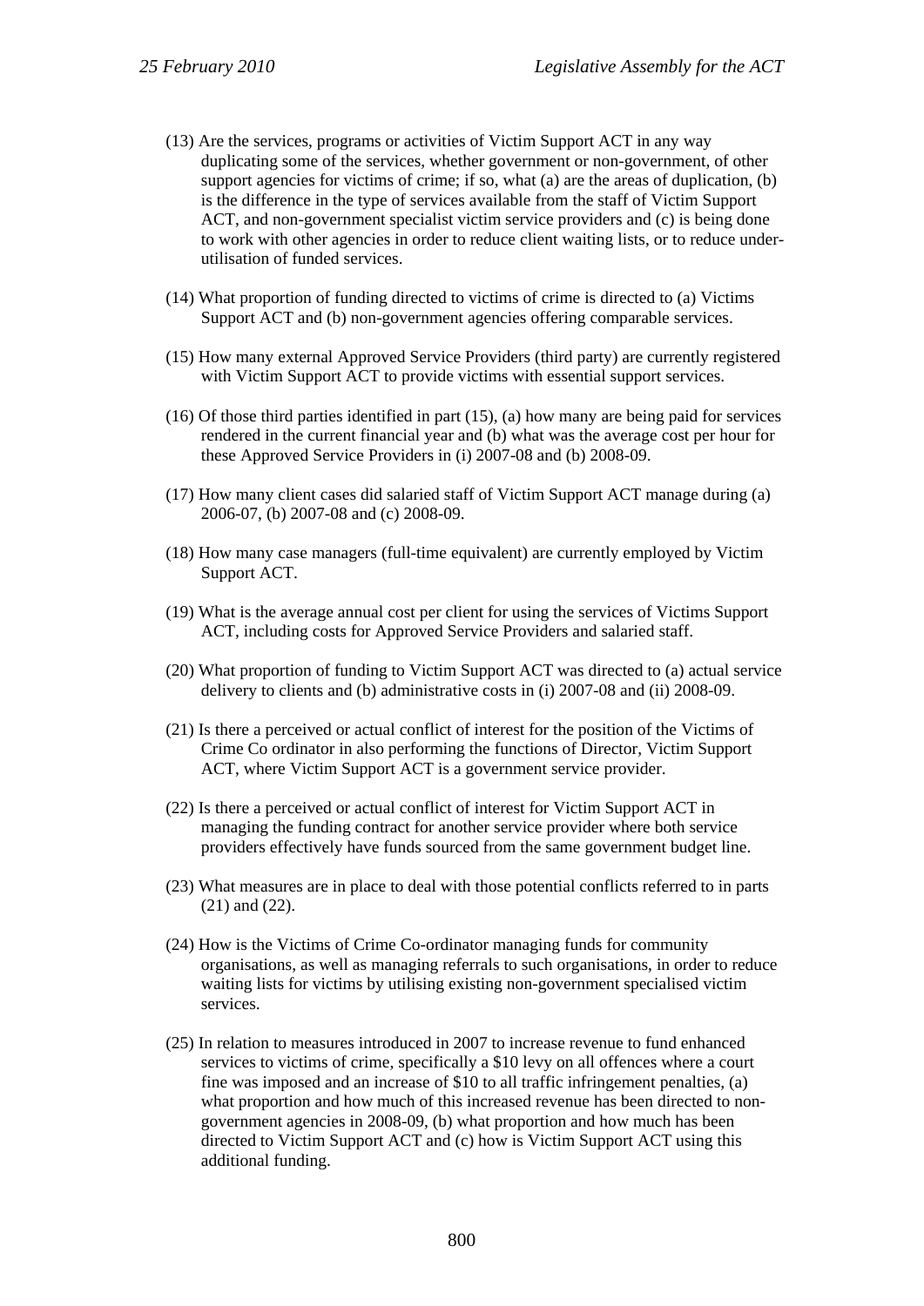(13) Are the services, programs or activities of Victim Support ACT in any way duplicating some of the services, whether government or non-government, of other support agencies for victims of crime; if so, what (a) are the areas of duplication, (b) is the difference in the type of services available from the staff of Victim Support ACT, and non-government specialist victim service providers and (c) is being done to work with other agencies in order to reduce client waiting lists, or to reduce under-utilisation of funded services.

(14) What proportion of funding directed to victims of crime is directed to (a) Victims Support ACT and (b) non-government agencies offering comparable services.

(15) How many external Approved Service Providers (third party) are currently registered with Victim Support ACT to provide victims with essential support services.

(16) Of those third parties identified in part (15), (a) how many are being paid for services rendered in the current financial year and (b) what was the average cost per hour for these Approved Service Providers in (i) 2007-08 and (b) 2008-09.

(17) How many client cases did salaried staff of Victim Support ACT manage during (a) 2006-07, (b) 2007-08 and (c) 2008-09.

(18) How many case managers (full-time equivalent) are currently employed by Victim Support ACT.

(19) What is the average annual cost per client for using the services of Victims Support ACT, including costs for Approved Service Providers and salaried staff.

(20) What proportion of funding to Victim Support ACT was directed to (a) actual service delivery to clients and (b) administrative costs in (i) 2007-08 and (ii) 2008-09.

(21) Is there a perceived or actual conflict of interest for the position of the Victims of Crime Co ordinator in also performing the functions of Director, Victim Support ACT, where Victim Support ACT is a government service provider.

(22) Is there a perceived or actual conflict of interest for Victim Support ACT in managing the funding contract for another service provider where both service providers effectively have funds sourced from the same government budget line.

(23) What measures are in place to deal with those potential conflicts referred to in parts (21) and (22).

(24) How is the Victims of Crime Co-ordinator managing funds for community organisations, as well as managing referrals to such organisations, in order to reduce waiting lists for victims by utilising existing non-government specialised victim services.

(25) In relation to measures introduced in 2007 to increase revenue to fund enhanced services to victims of crime, specifically a $10 levy on all offences where a court fine was imposed and an increase of $10 to all traffic infringement penalties, (a) what proportion and how much of this increased revenue has been directed to non-government agencies in 2008-09, (b) what proportion and how much has been directed to Victim Support ACT and (c) how is Victim Support ACT using this additional funding.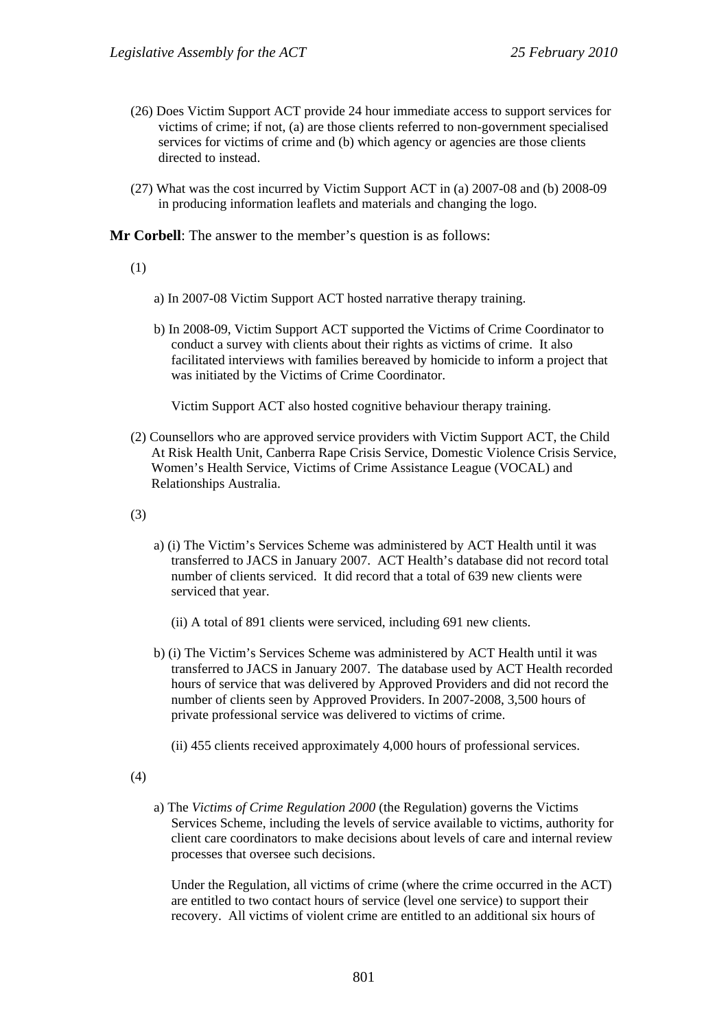(26) Does Victim Support ACT provide 24 hour immediate access to support services for victims of crime; if not, (a) are those clients referred to non-government specialised services for victims of crime and (b) which agency or agencies are those clients directed to instead.

(27) What was the cost incurred by Victim Support ACT in (a) 2007-08 and (b) 2008-09 in producing information leaflets and materials and changing the logo.

**Mr Corbell**: The answer to the member's question is as follows:

(1)

a) In 2007-08 Victim Support ACT hosted narrative therapy training.

b) In 2008-09, Victim Support ACT supported the Victims of Crime Coordinator to conduct a survey with clients about their rights as victims of crime. It also facilitated interviews with families bereaved by homicide to inform a project that was initiated by the Victims of Crime Coordinator.

Victim Support ACT also hosted cognitive behaviour therapy training.

(2) Counsellors who are approved service providers with Victim Support ACT, the Child At Risk Health Unit, Canberra Rape Crisis Service, Domestic Violence Crisis Service, Women's Health Service, Victims of Crime Assistance League (VOCAL) and Relationships Australia.

(3)

a) (i) The Victim's Services Scheme was administered by ACT Health until it was transferred to JACS in January 2007. ACT Health's database did not record total number of clients serviced. It did record that a total of 639 new clients were serviced that year.

(ii) A total of 891 clients were serviced, including 691 new clients.

b) (i) The Victim's Services Scheme was administered by ACT Health until it was transferred to JACS in January 2007. The database used by ACT Health recorded hours of service that was delivered by Approved Providers and did not record the number of clients seen by Approved Providers. In 2007-2008, 3,500 hours of private professional service was delivered to victims of crime.

(ii) 455 clients received approximately 4,000 hours of professional services.

(4)

a) The *Victims of Crime Regulation 2000* (the Regulation) governs the Victims Services Scheme, including the levels of service available to victims, authority for client care coordinators to make decisions about levels of care and internal review processes that oversee such decisions.

Under the Regulation, all victims of crime (where the crime occurred in the ACT) are entitled to two contact hours of service (level one service) to support their recovery. All victims of violent crime are entitled to an additional six hours of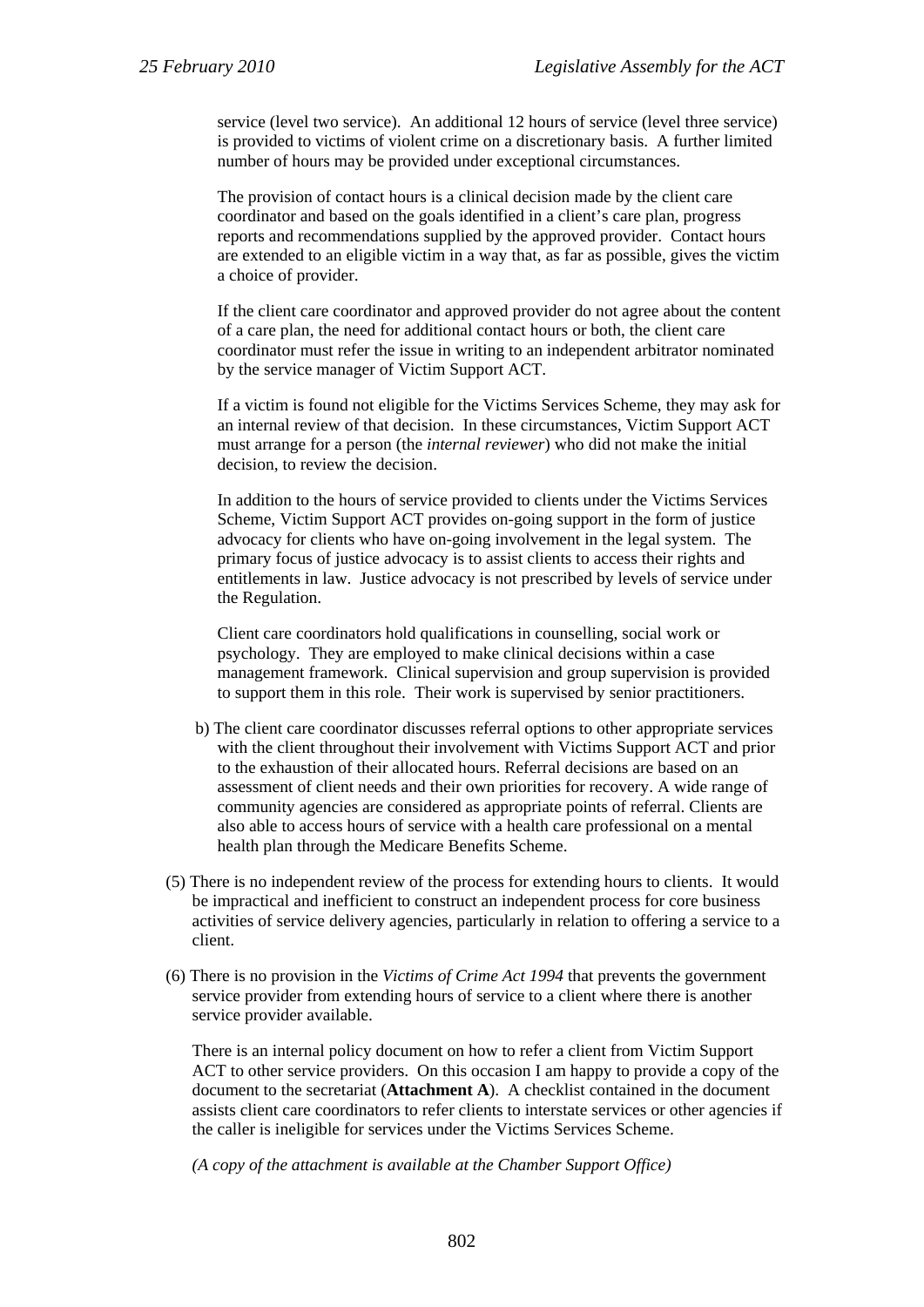service (level two service). An additional 12 hours of service (level three service) is provided to victims of violent crime on a discretionary basis. A further limited number of hours may be provided under exceptional circumstances.

The provision of contact hours is a clinical decision made by the client care coordinator and based on the goals identified in a client's care plan, progress reports and recommendations supplied by the approved provider. Contact hours are extended to an eligible victim in a way that, as far as possible, gives the victim a choice of provider.

If the client care coordinator and approved provider do not agree about the content of a care plan, the need for additional contact hours or both, the client care coordinator must refer the issue in writing to an independent arbitrator nominated by the service manager of Victim Support ACT.

If a victim is found not eligible for the Victims Services Scheme, they may ask for an internal review of that decision. In these circumstances, Victim Support ACT must arrange for a person (the *internal reviewer*) who did not make the initial decision, to review the decision.

In addition to the hours of service provided to clients under the Victims Services Scheme, Victim Support ACT provides on-going support in the form of justice advocacy for clients who have on-going involvement in the legal system. The primary focus of justice advocacy is to assist clients to access their rights and entitlements in law. Justice advocacy is not prescribed by levels of service under the Regulation.

Client care coordinators hold qualifications in counselling, social work or psychology. They are employed to make clinical decisions within a case management framework. Clinical supervision and group supervision is provided to support them in this role. Their work is supervised by senior practitioners.

b) The client care coordinator discusses referral options to other appropriate services with the client throughout their involvement with Victims Support ACT and prior to the exhaustion of their allocated hours. Referral decisions are based on an assessment of client needs and their own priorities for recovery. A wide range of community agencies are considered as appropriate points of referral. Clients are also able to access hours of service with a health care professional on a mental health plan through the Medicare Benefits Scheme.

(5) There is no independent review of the process for extending hours to clients. It would be impractical and inefficient to construct an independent process for core business activities of service delivery agencies, particularly in relation to offering a service to a client.

(6) There is no provision in the *Victims of Crime Act 1994* that prevents the government service provider from extending hours of service to a client where there is another service provider available.

There is an internal policy document on how to refer a client from Victim Support ACT to other service providers. On this occasion I am happy to provide a copy of the document to the secretariat (**Attachment A**). A checklist contained in the document assists client care coordinators to refer clients to interstate services or other agencies if the caller is ineligible for services under the Victims Services Scheme.

*(A copy of the attachment is available at the Chamber Support Office)*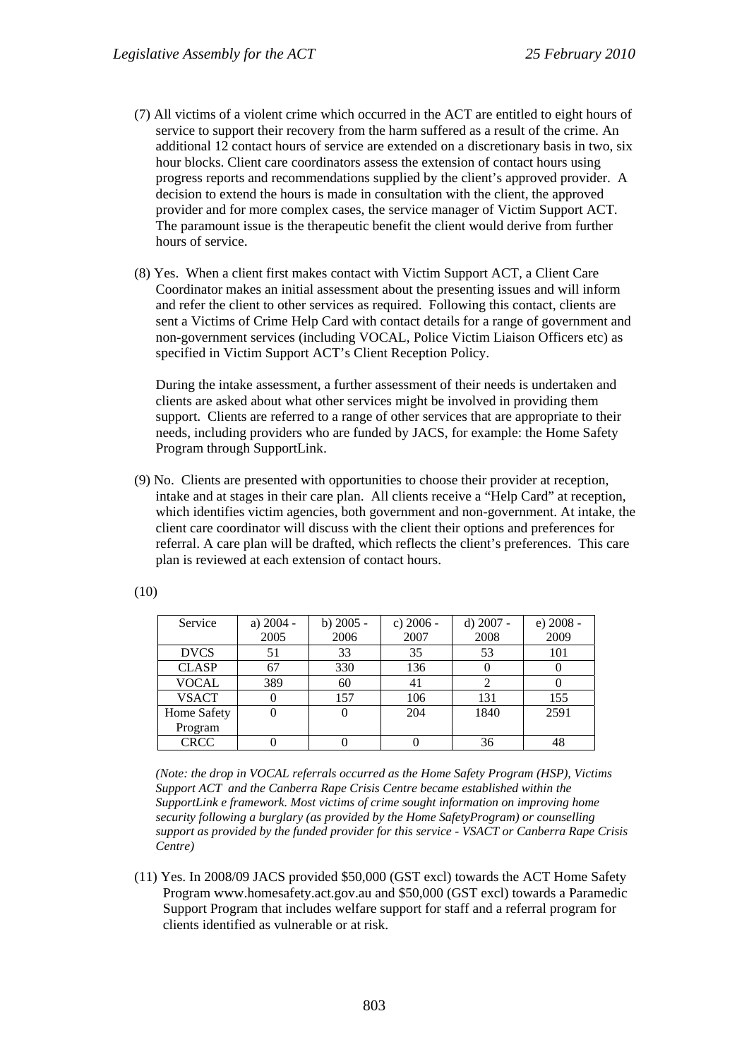(7) All victims of a violent crime which occurred in the ACT are entitled to eight hours of service to support their recovery from the harm suffered as a result of the crime. An additional 12 contact hours of service are extended on a discretionary basis in two, six hour blocks. Client care coordinators assess the extension of contact hours using progress reports and recommendations supplied by the client's approved provider. A decision to extend the hours is made in consultation with the client, the approved provider and for more complex cases, the service manager of Victim Support ACT. The paramount issue is the therapeutic benefit the client would derive from further hours of service.

(8) Yes. When a client first makes contact with Victim Support ACT, a Client Care Coordinator makes an initial assessment about the presenting issues and will inform and refer the client to other services as required. Following this contact, clients are sent a Victims of Crime Help Card with contact details for a range of government and non-government services (including VOCAL, Police Victim Liaison Officers etc) as specified in Victim Support ACT's Client Reception Policy.

During the intake assessment, a further assessment of their needs is undertaken and clients are asked about what other services might be involved in providing them support. Clients are referred to a range of other services that are appropriate to their needs, including providers who are funded by JACS, for example: the Home Safety Program through SupportLink.

(9) No. Clients are presented with opportunities to choose their provider at reception, intake and at stages in their care plan. All clients receive a "Help Card" at reception, which identifies victim agencies, both government and non-government. At intake, the client care coordinator will discuss with the client their options and preferences for referral. A care plan will be drafted, which reflects the client's preferences. This care plan is reviewed at each extension of contact hours.

(10)

| Service | a) 2004 - 2005 | b) 2005 - 2006 | c) 2006 - 2007 | d) 2007 - 2008 | e) 2008 - 2009 |
|---|---|---|---|---|---|
| DVCS | 51 | 33 | 35 | 53 | 101 |
| CLASP | 67 | 330 | 136 | 0 | 0 |
| VOCAL | 389 | 60 | 41 | 2 | 0 |
| VSACT | 0 | 157 | 106 | 131 | 155 |
| Home Safety Program | 0 | 0 | 204 | 1840 | 2591 |
| CRCC | 0 | 0 | 0 | 36 | 48 |

*(Note: the drop in VOCAL referrals occurred as the Home Safety Program (HSP), Victims Support ACT and the Canberra Rape Crisis Centre became established within the SupportLink e framework. Most victims of crime sought information on improving home security following a burglary (as provided by the Home SafetyProgram) or counselling support as provided by the funded provider for this service - VSACT or Canberra Rape Crisis Centre)*

(11) Yes. In 2008/09 JACS provided $50,000 (GST excl) towards the ACT Home Safety Program www.homesafety.act.gov.au and $50,000 (GST excl) towards a Paramedic Support Program that includes welfare support for staff and a referral program for clients identified as vulnerable or at risk.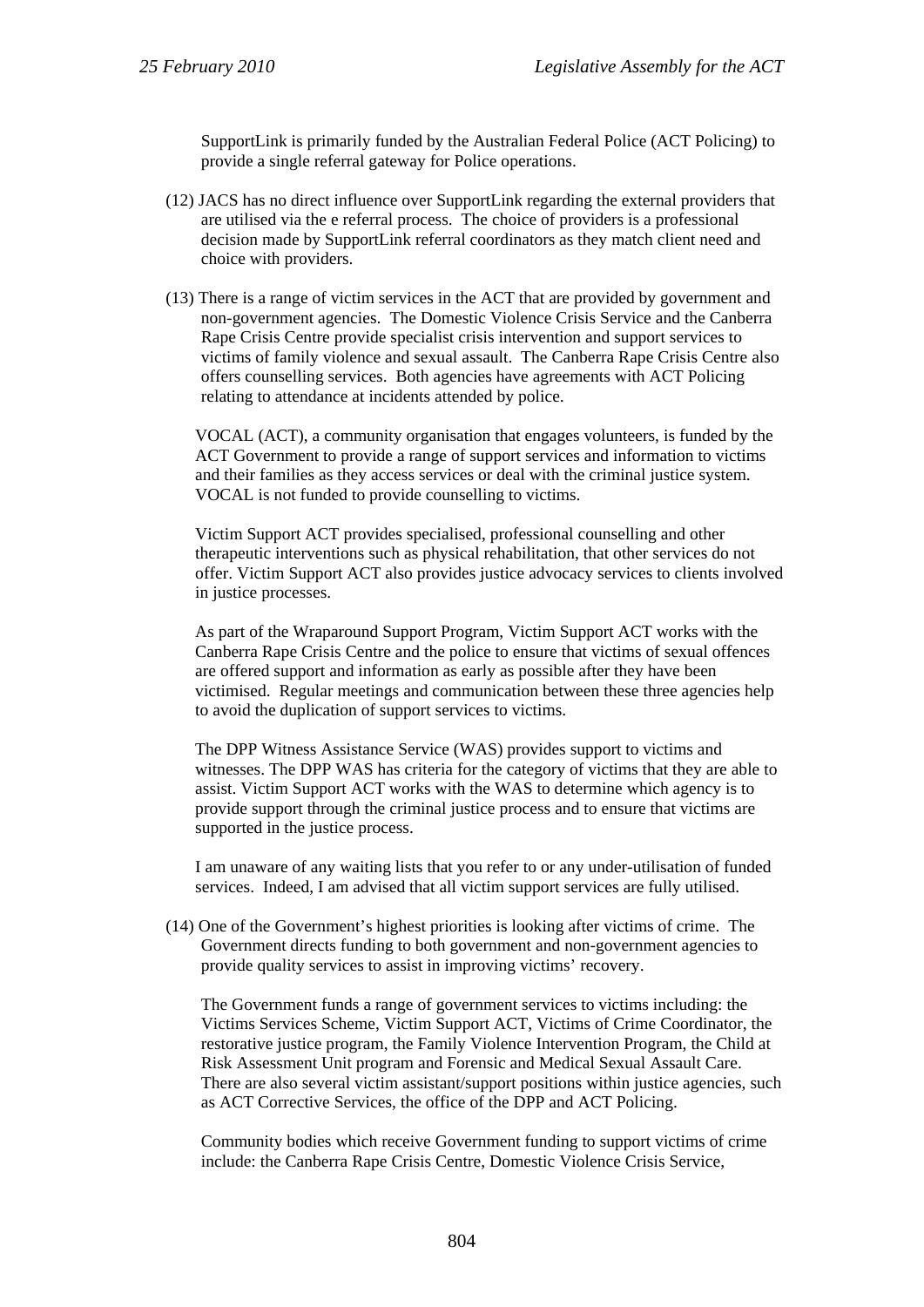SupportLink is primarily funded by the Australian Federal Police (ACT Policing) to provide a single referral gateway for Police operations.

(12) JACS has no direct influence over SupportLink regarding the external providers that are utilised via the e referral process. The choice of providers is a professional decision made by SupportLink referral coordinators as they match client need and choice with providers.

(13) There is a range of victim services in the ACT that are provided by government and non-government agencies. The Domestic Violence Crisis Service and the Canberra Rape Crisis Centre provide specialist crisis intervention and support services to victims of family violence and sexual assault. The Canberra Rape Crisis Centre also offers counselling services. Both agencies have agreements with ACT Policing relating to attendance at incidents attended by police.

VOCAL (ACT), a community organisation that engages volunteers, is funded by the ACT Government to provide a range of support services and information to victims and their families as they access services or deal with the criminal justice system. VOCAL is not funded to provide counselling to victims.

Victim Support ACT provides specialised, professional counselling and other therapeutic interventions such as physical rehabilitation, that other services do not offer. Victim Support ACT also provides justice advocacy services to clients involved in justice processes.

As part of the Wraparound Support Program, Victim Support ACT works with the Canberra Rape Crisis Centre and the police to ensure that victims of sexual offences are offered support and information as early as possible after they have been victimised. Regular meetings and communication between these three agencies help to avoid the duplication of support services to victims.

The DPP Witness Assistance Service (WAS) provides support to victims and witnesses. The DPP WAS has criteria for the category of victims that they are able to assist. Victim Support ACT works with the WAS to determine which agency is to provide support through the criminal justice process and to ensure that victims are supported in the justice process.

I am unaware of any waiting lists that you refer to or any under-utilisation of funded services. Indeed, I am advised that all victim support services are fully utilised.

(14) One of the Government's highest priorities is looking after victims of crime. The Government directs funding to both government and non-government agencies to provide quality services to assist in improving victims' recovery.

The Government funds a range of government services to victims including: the Victims Services Scheme, Victim Support ACT, Victims of Crime Coordinator, the restorative justice program, the Family Violence Intervention Program, the Child at Risk Assessment Unit program and Forensic and Medical Sexual Assault Care. There are also several victim assistant/support positions within justice agencies, such as ACT Corrective Services, the office of the DPP and ACT Policing.

Community bodies which receive Government funding to support victims of crime include: the Canberra Rape Crisis Centre, Domestic Violence Crisis Service,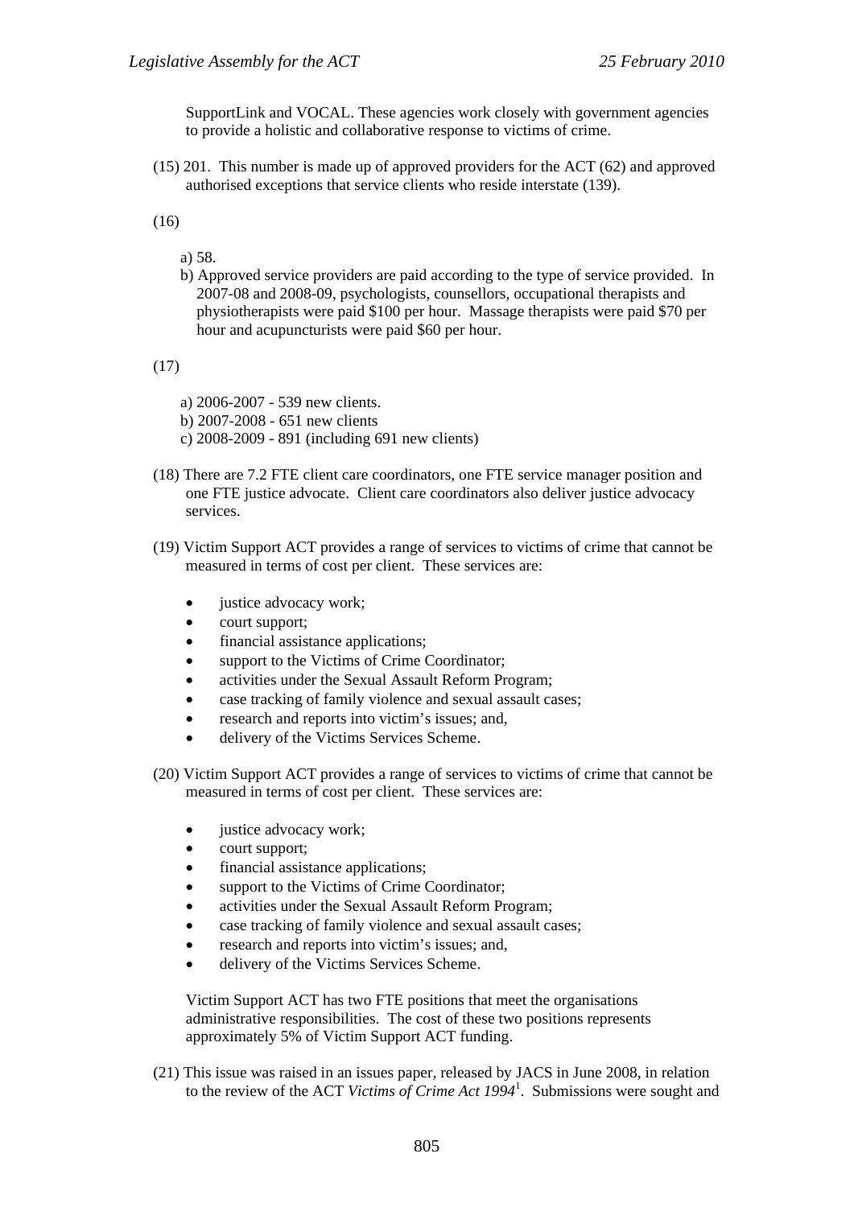SupportLink and VOCAL. These agencies work closely with government agencies to provide a holistic and collaborative response to victims of crime.

(15) 201. This number is made up of approved providers for the ACT (62) and approved authorised exceptions that service clients who reside interstate (139).

(16)

a) 58.
b) Approved service providers are paid according to the type of service provided. In 2007-08 and 2008-09, psychologists, counsellors, occupational therapists and physiotherapists were paid $100 per hour. Massage therapists were paid $70 per hour and acupuncturists were paid $60 per hour.

(17)

a) 2006-2007 - 539 new clients.
b) 2007-2008 - 651 new clients
c) 2008-2009 - 891 (including 691 new clients)

(18) There are 7.2 FTE client care coordinators, one FTE service manager position and one FTE justice advocate. Client care coordinators also deliver justice advocacy services.

(19) Victim Support ACT provides a range of services to victims of crime that cannot be measured in terms of cost per client. These services are:

- justice advocacy work;
- court support;
- financial assistance applications;
- support to the Victims of Crime Coordinator;
- activities under the Sexual Assault Reform Program;
- case tracking of family violence and sexual assault cases;
- research and reports into victim's issues; and,
- delivery of the Victims Services Scheme.

(20) Victim Support ACT provides a range of services to victims of crime that cannot be measured in terms of cost per client. These services are:

- justice advocacy work;
- court support;
- financial assistance applications;
- support to the Victims of Crime Coordinator;
- activities under the Sexual Assault Reform Program;
- case tracking of family violence and sexual assault cases;
- research and reports into victim's issues; and,
- delivery of the Victims Services Scheme.

Victim Support ACT has two FTE positions that meet the organisations administrative responsibilities. The cost of these two positions represents approximately 5% of Victim Support ACT funding.

(21) This issue was raised in an issues paper, released by JACS in June 2008, in relation to the review of the ACT *Victims of Crime Act 1994*[1]. Submissions were sought and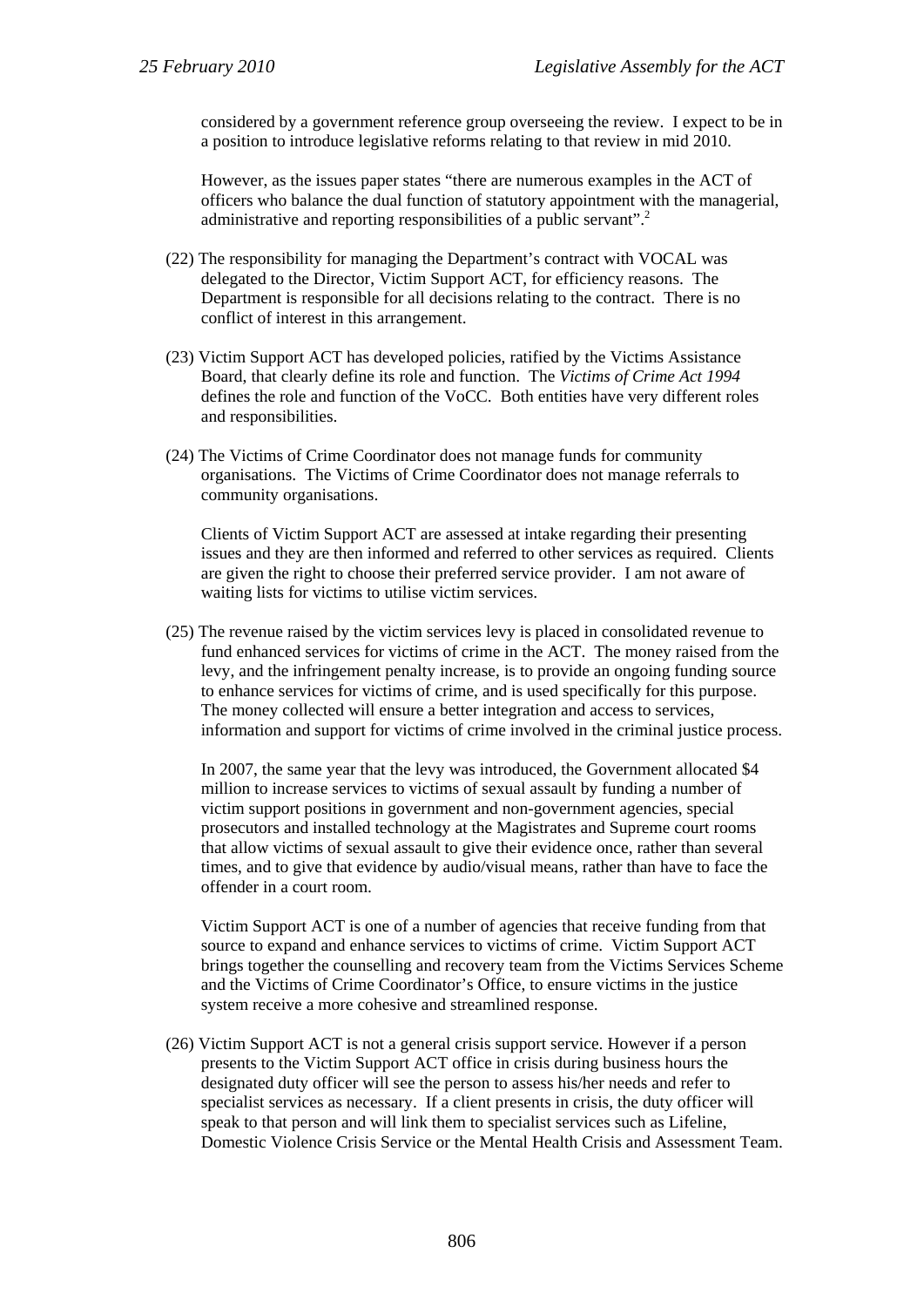considered by a government reference group overseeing the review. I expect to be in a position to introduce legislative reforms relating to that review in mid 2010.

However, as the issues paper states "there are numerous examples in the ACT of officers who balance the dual function of statutory appointment with the managerial, administrative and reporting responsibilities of a public servant".[2]

(22) The responsibility for managing the Department's contract with VOCAL was delegated to the Director, Victim Support ACT, for efficiency reasons. The Department is responsible for all decisions relating to the contract. There is no conflict of interest in this arrangement.

(23) Victim Support ACT has developed policies, ratified by the Victims Assistance Board, that clearly define its role and function. The *Victims of Crime Act 1994* defines the role and function of the VoCC. Both entities have very different roles and responsibilities.

(24) The Victims of Crime Coordinator does not manage funds for community organisations. The Victims of Crime Coordinator does not manage referrals to community organisations.

Clients of Victim Support ACT are assessed at intake regarding their presenting issues and they are then informed and referred to other services as required. Clients are given the right to choose their preferred service provider. I am not aware of waiting lists for victims to utilise victim services.

(25) The revenue raised by the victim services levy is placed in consolidated revenue to fund enhanced services for victims of crime in the ACT. The money raised from the levy, and the infringement penalty increase, is to provide an ongoing funding source to enhance services for victims of crime, and is used specifically for this purpose. The money collected will ensure a better integration and access to services, information and support for victims of crime involved in the criminal justice process.

In 2007, the same year that the levy was introduced, the Government allocated $4 million to increase services to victims of sexual assault by funding a number of victim support positions in government and non-government agencies, special prosecutors and installed technology at the Magistrates and Supreme court rooms that allow victims of sexual assault to give their evidence once, rather than several times, and to give that evidence by audio/visual means, rather than have to face the offender in a court room.

Victim Support ACT is one of a number of agencies that receive funding from that source to expand and enhance services to victims of crime. Victim Support ACT brings together the counselling and recovery team from the Victims Services Scheme and the Victims of Crime Coordinator's Office, to ensure victims in the justice system receive a more cohesive and streamlined response.

(26) Victim Support ACT is not a general crisis support service. However if a person presents to the Victim Support ACT office in crisis during business hours the designated duty officer will see the person to assess his/her needs and refer to specialist services as necessary. If a client presents in crisis, the duty officer will speak to that person and will link them to specialist services such as Lifeline, Domestic Violence Crisis Service or the Mental Health Crisis and Assessment Team.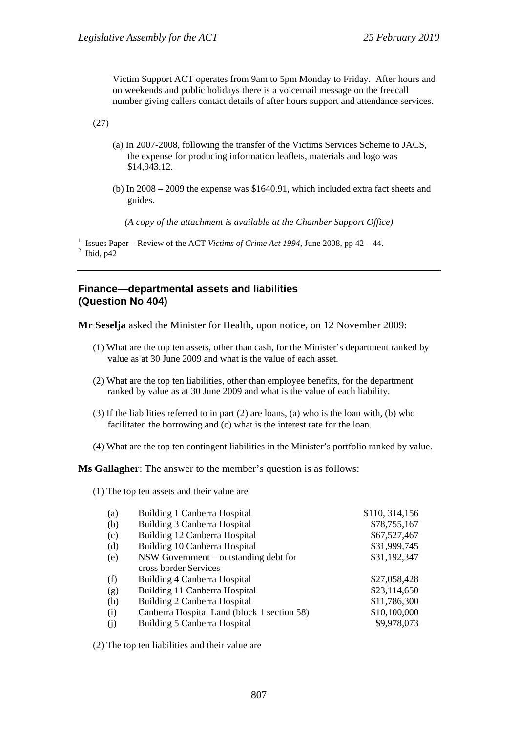Victim Support ACT operates from 9am to 5pm Monday to Friday. After hours and on weekends and public holidays there is a voicemail message on the freecall number giving callers contact details of after hours support and attendance services.

(27)

(a) In 2007-2008, following the transfer of the Victims Services Scheme to JACS, the expense for producing information leaflets, materials and logo was $14,943.12.

(b) In 2008 – 2009 the expense was $1640.91, which included extra fact sheets and guides.

*(A copy of the attachment is available at the Chamber Support Office)*

[1] Issues Paper – Review of the ACT *Victims of Crime Act 1994*, June 2008, pp 42 – 44.
[2] Ibid, p42

---

## Finance—departmental assets and liabilities (Question No 404)

**Mr Seselja** asked the Minister for Health, upon notice, on 12 November 2009:

(1) What are the top ten assets, other than cash, for the Minister's department ranked by value as at 30 June 2009 and what is the value of each asset.

(2) What are the top ten liabilities, other than employee benefits, for the department ranked by value as at 30 June 2009 and what is the value of each liability.

(3) If the liabilities referred to in part (2) are loans, (a) who is the loan with, (b) who facilitated the borrowing and (c) what is the interest rate for the loan.

(4) What are the top ten contingent liabilities in the Minister's portfolio ranked by value.

**Ms Gallagher**: The answer to the member's question is as follows:

(1) The top ten assets and their value are

| | | |
|---|---|---|
| (a) | Building 1 Canberra Hospital | $110, 314,156 |
| (b) | Building 3 Canberra Hospital | $78,755,167 |
| (c) | Building 12 Canberra Hospital | $67,527,467 |
| (d) | Building 10 Canberra Hospital | $31,999,745 |
| (e) | NSW Government – outstanding debt for cross border Services | $31,192,347 |
| (f) | Building 4 Canberra Hospital | $27,058,428 |
| (g) | Building 11 Canberra Hospital | $23,114,650 |
| (h) | Building 2 Canberra Hospital | $11,786,300 |
| (i) | Canberra Hospital Land (block 1 section 58) | $10,100,000 |
| (j) | Building 5 Canberra Hospital | $9,978,073 |

(2) The top ten liabilities and their value are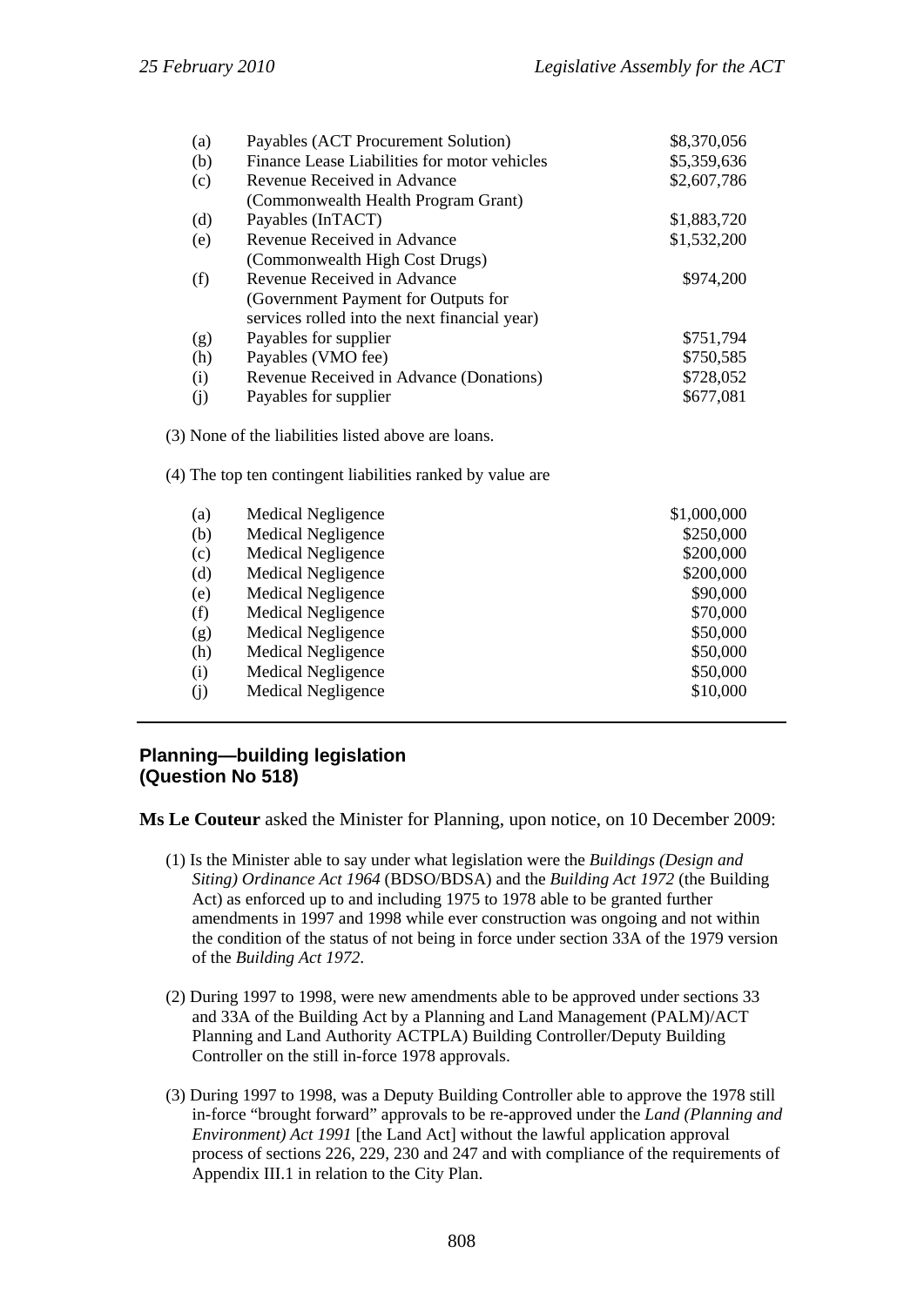| | | |
|---|---|---|
| (a) | Payables (ACT Procurement Solution) | \$8,370,056 |
| (b) | Finance Lease Liabilities for motor vehicles | \$5,359,636 |
| (c) | Revenue Received in Advance (Commonwealth Health Program Grant) | \$2,607,786 |
| (d) | Payables (InTACT) | \$1,883,720 |
| (e) | Revenue Received in Advance (Commonwealth High Cost Drugs) | \$1,532,200 |
| (f) | Revenue Received in Advance (Government Payment for Outputs for services rolled into the next financial year) | \$974,200 |
| (g) | Payables for supplier | \$751,794 |
| (h) | Payables (VMO fee) | \$750,585 |
| (i) | Revenue Received in Advance (Donations) | \$728,052 |
| (j) | Payables for supplier | \$677,081 |

(3) None of the liabilities listed above are loans.

(4) The top ten contingent liabilities ranked by value are

| | | |
|---|---|---|
| (a) | Medical Negligence | \$1,000,000 |
| (b) | Medical Negligence | \$250,000 |
| (c) | Medical Negligence | \$200,000 |
| (d) | Medical Negligence | \$200,000 |
| (e) | Medical Negligence | \$90,000 |
| (f) | Medical Negligence | \$70,000 |
| (g) | Medical Negligence | \$50,000 |
| (h) | Medical Negligence | \$50,000 |
| (i) | Medical Negligence | \$50,000 |
| (j) | Medical Negligence | \$10,000 |

---

## Planning—building legislation (Question No 518)

**Ms Le Couteur** asked the Minister for Planning, upon notice, on 10 December 2009:

(1) Is the Minister able to say under what legislation were the *Buildings (Design and Siting) Ordinance Act 1964* (BDSO/BDSA) and the *Building Act 1972* (the Building Act) as enforced up to and including 1975 to 1978 able to be granted further amendments in 1997 and 1998 while ever construction was ongoing and not within the condition of the status of not being in force under section 33A of the 1979 version of the *Building Act 1972*.

(2) During 1997 to 1998, were new amendments able to be approved under sections 33 and 33A of the Building Act by a Planning and Land Management (PALM)/ACT Planning and Land Authority ACTPLA) Building Controller/Deputy Building Controller on the still in-force 1978 approvals.

(3) During 1997 to 1998, was a Deputy Building Controller able to approve the 1978 still in-force "brought forward" approvals to be re-approved under the *Land (Planning and Environment) Act 1991* [the Land Act] without the lawful application approval process of sections 226, 229, 230 and 247 and with compliance of the requirements of Appendix III.1 in relation to the City Plan.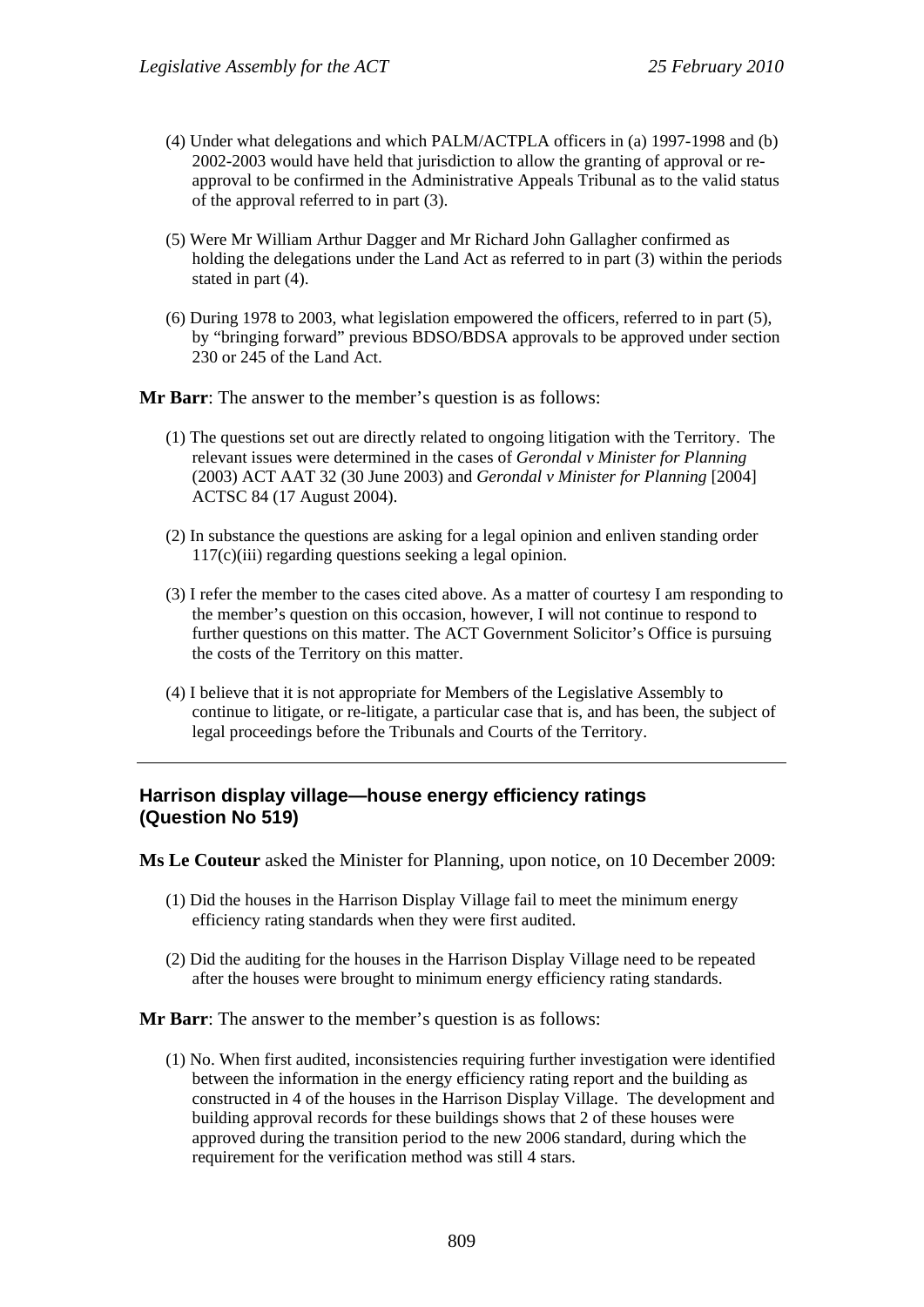(4) Under what delegations and which PALM/ACTPLA officers in (a) 1997-1998 and (b) 2002-2003 would have held that jurisdiction to allow the granting of approval or re-approval to be confirmed in the Administrative Appeals Tribunal as to the valid status of the approval referred to in part (3).

(5) Were Mr William Arthur Dagger and Mr Richard John Gallagher confirmed as holding the delegations under the Land Act as referred to in part (3) within the periods stated in part (4).

(6) During 1978 to 2003, what legislation empowered the officers, referred to in part (5), by "bringing forward" previous BDSO/BDSA approvals to be approved under section 230 or 245 of the Land Act.

**Mr Barr**: The answer to the member's question is as follows:

(1) The questions set out are directly related to ongoing litigation with the Territory. The relevant issues were determined in the cases of *Gerondal v Minister for Planning* (2003) ACT AAT 32 (30 June 2003) and *Gerondal v Minister for Planning* [2004] ACTSC 84 (17 August 2004).

(2) In substance the questions are asking for a legal opinion and enliven standing order 117(c)(iii) regarding questions seeking a legal opinion.

(3) I refer the member to the cases cited above. As a matter of courtesy I am responding to the member's question on this occasion, however, I will not continue to respond to further questions on this matter. The ACT Government Solicitor's Office is pursuing the costs of the Territory on this matter.

(4) I believe that it is not appropriate for Members of the Legislative Assembly to continue to litigate, or re-litigate, a particular case that is, and has been, the subject of legal proceedings before the Tribunals and Courts of the Territory.

---

## Harrison display village—house energy efficiency ratings (Question No 519)

**Ms Le Couteur** asked the Minister for Planning, upon notice, on 10 December 2009:

(1) Did the houses in the Harrison Display Village fail to meet the minimum energy efficiency rating standards when they were first audited.

(2) Did the auditing for the houses in the Harrison Display Village need to be repeated after the houses were brought to minimum energy efficiency rating standards.

**Mr Barr**: The answer to the member's question is as follows:

(1) No. When first audited, inconsistencies requiring further investigation were identified between the information in the energy efficiency rating report and the building as constructed in 4 of the houses in the Harrison Display Village. The development and building approval records for these buildings shows that 2 of these houses were approved during the transition period to the new 2006 standard, during which the requirement for the verification method was still 4 stars.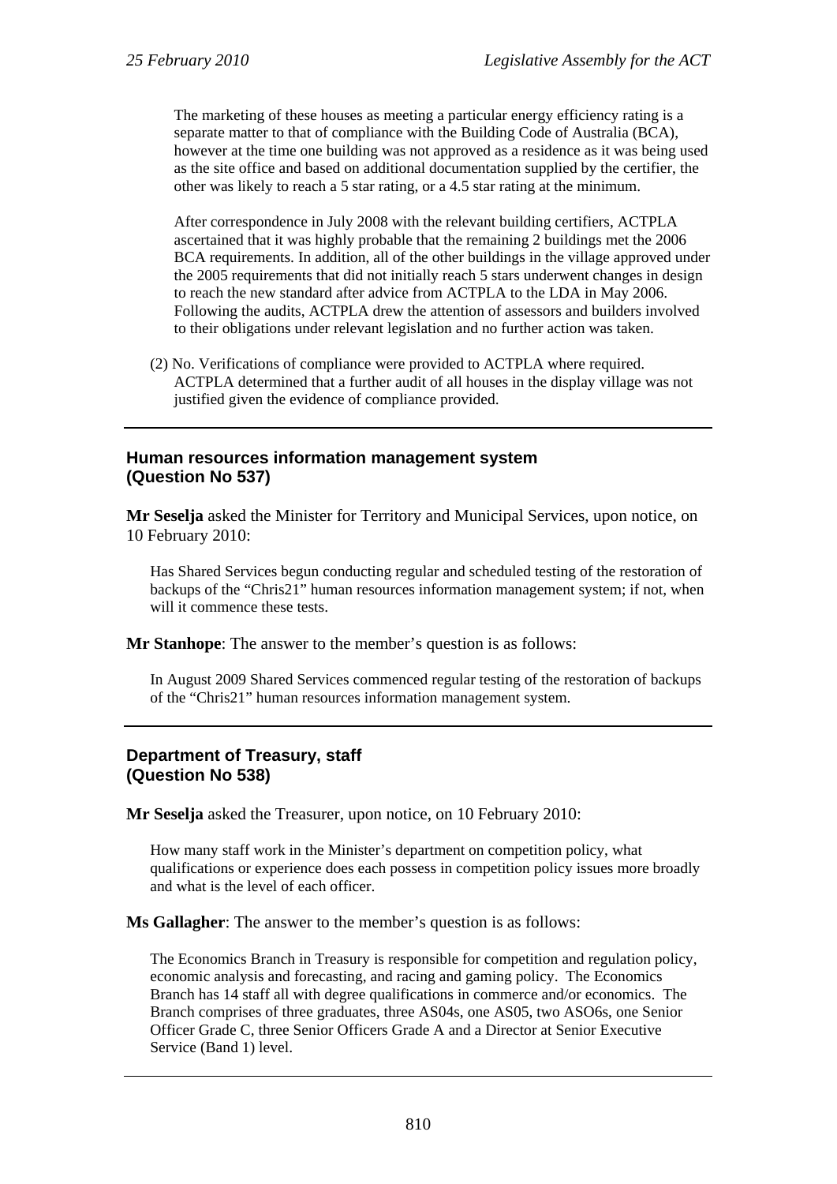The marketing of these houses as meeting a particular energy efficiency rating is a separate matter to that of compliance with the Building Code of Australia (BCA), however at the time one building was not approved as a residence as it was being used as the site office and based on additional documentation supplied by the certifier, the other was likely to reach a 5 star rating, or a 4.5 star rating at the minimum.

After correspondence in July 2008 with the relevant building certifiers, ACTPLA ascertained that it was highly probable that the remaining 2 buildings met the 2006 BCA requirements. In addition, all of the other buildings in the village approved under the 2005 requirements that did not initially reach 5 stars underwent changes in design to reach the new standard after advice from ACTPLA to the LDA in May 2006. Following the audits, ACTPLA drew the attention of assessors and builders involved to their obligations under relevant legislation and no further action was taken.

(2) No. Verifications of compliance were provided to ACTPLA where required. ACTPLA determined that a further audit of all houses in the display village was not justified given the evidence of compliance provided.

---

### Human resources information management system (Question No 537)

**Mr Seselja** asked the Minister for Territory and Municipal Services, upon notice, on 10 February 2010:

Has Shared Services begun conducting regular and scheduled testing of the restoration of backups of the "Chris21" human resources information management system; if not, when will it commence these tests.

**Mr Stanhope**: The answer to the member's question is as follows:

In August 2009 Shared Services commenced regular testing of the restoration of backups of the "Chris21" human resources information management system.

---

### Department of Treasury, staff (Question No 538)

**Mr Seselja** asked the Treasurer, upon notice, on 10 February 2010:

How many staff work in the Minister's department on competition policy, what qualifications or experience does each possess in competition policy issues more broadly and what is the level of each officer.

**Ms Gallagher**: The answer to the member's question is as follows:

The Economics Branch in Treasury is responsible for competition and regulation policy, economic analysis and forecasting, and racing and gaming policy. The Economics Branch has 14 staff all with degree qualifications in commerce and/or economics. The Branch comprises of three graduates, three AS04s, one AS05, two ASO6s, one Senior Officer Grade C, three Senior Officers Grade A and a Director at Senior Executive Service (Band 1) level.

---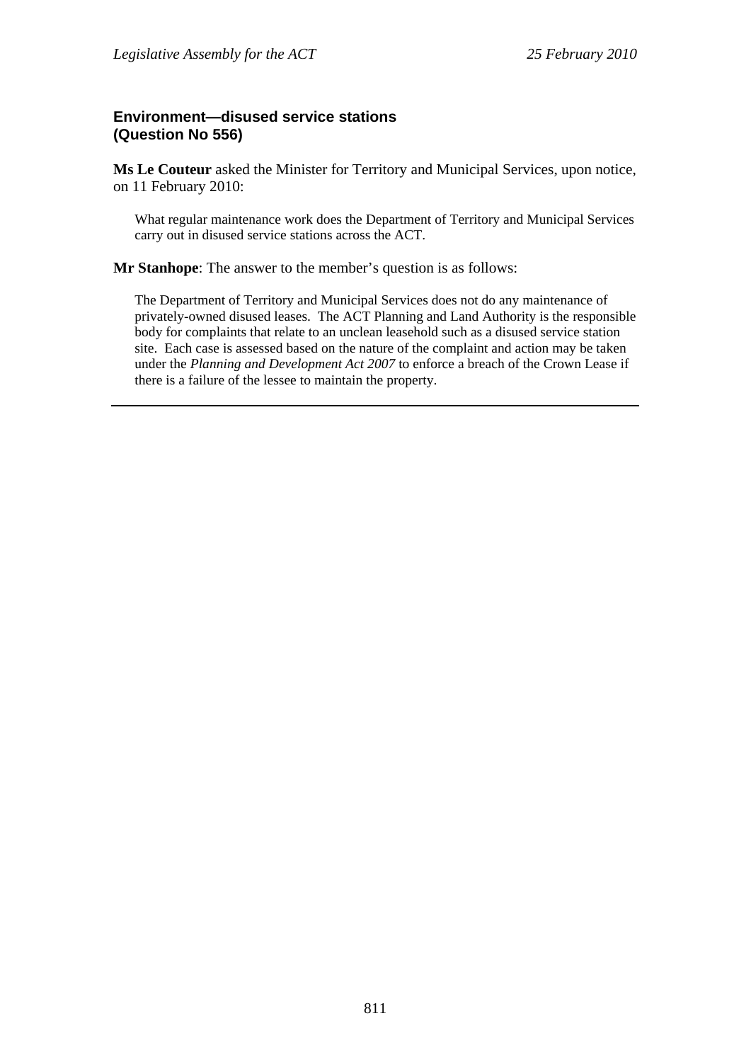**Environment—disused service stations**
**(Question No 556)**

**Ms Le Couteur** asked the Minister for Territory and Municipal Services, upon notice, on 11 February 2010:

> What regular maintenance work does the Department of Territory and Municipal Services carry out in disused service stations across the ACT.

**Mr Stanhope**: The answer to the member's question is as follows:

> The Department of Territory and Municipal Services does not do any maintenance of privately-owned disused leases. The ACT Planning and Land Authority is the responsible body for complaints that relate to an unclean leasehold such as a disused service station site. Each case is assessed based on the nature of the complaint and action may be taken under the *Planning and Development Act 2007* to enforce a breach of the Crown Lease if there is a failure of the lessee to maintain the property.